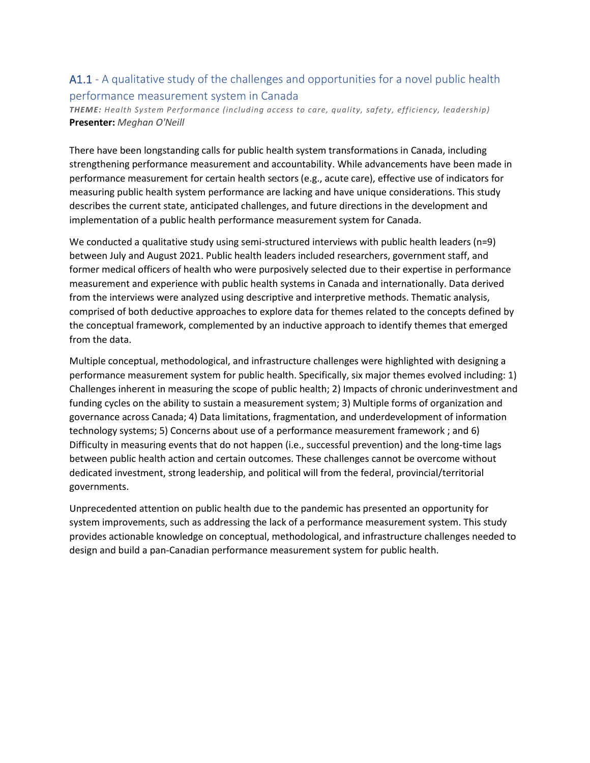## A1.1 - A qualitative study of the challenges and opportunities for a novel public health performance measurement system in Canada

***THEME:*** *Health System Performance (including access to care, quality, safety, efficiency, leadership)*
**Presenter:** *Meghan O'Neill*

There have been longstanding calls for public health system transformations in Canada, including strengthening performance measurement and accountability. While advancements have been made in performance measurement for certain health sectors (e.g., acute care), effective use of indicators for measuring public health system performance are lacking and have unique considerations. This study describes the current state, anticipated challenges, and future directions in the development and implementation of a public health performance measurement system for Canada.

We conducted a qualitative study using semi-structured interviews with public health leaders (n=9) between July and August 2021. Public health leaders included researchers, government staff, and former medical officers of health who were purposively selected due to their expertise in performance measurement and experience with public health systems in Canada and internationally. Data derived from the interviews were analyzed using descriptive and interpretive methods. Thematic analysis, comprised of both deductive approaches to explore data for themes related to the concepts defined by the conceptual framework, complemented by an inductive approach to identify themes that emerged from the data.

Multiple conceptual, methodological, and infrastructure challenges were highlighted with designing a performance measurement system for public health. Specifically, six major themes evolved including: 1) Challenges inherent in measuring the scope of public health; 2) Impacts of chronic underinvestment and funding cycles on the ability to sustain a measurement system; 3) Multiple forms of organization and governance across Canada; 4) Data limitations, fragmentation, and underdevelopment of information technology systems; 5) Concerns about use of a performance measurement framework ; and 6) Difficulty in measuring events that do not happen (i.e., successful prevention) and the long-time lags between public health action and certain outcomes. These challenges cannot be overcome without dedicated investment, strong leadership, and political will from the federal, provincial/territorial governments.

Unprecedented attention on public health due to the pandemic has presented an opportunity for system improvements, such as addressing the lack of a performance measurement system. This study provides actionable knowledge on conceptual, methodological, and infrastructure challenges needed to design and build a pan-Canadian performance measurement system for public health.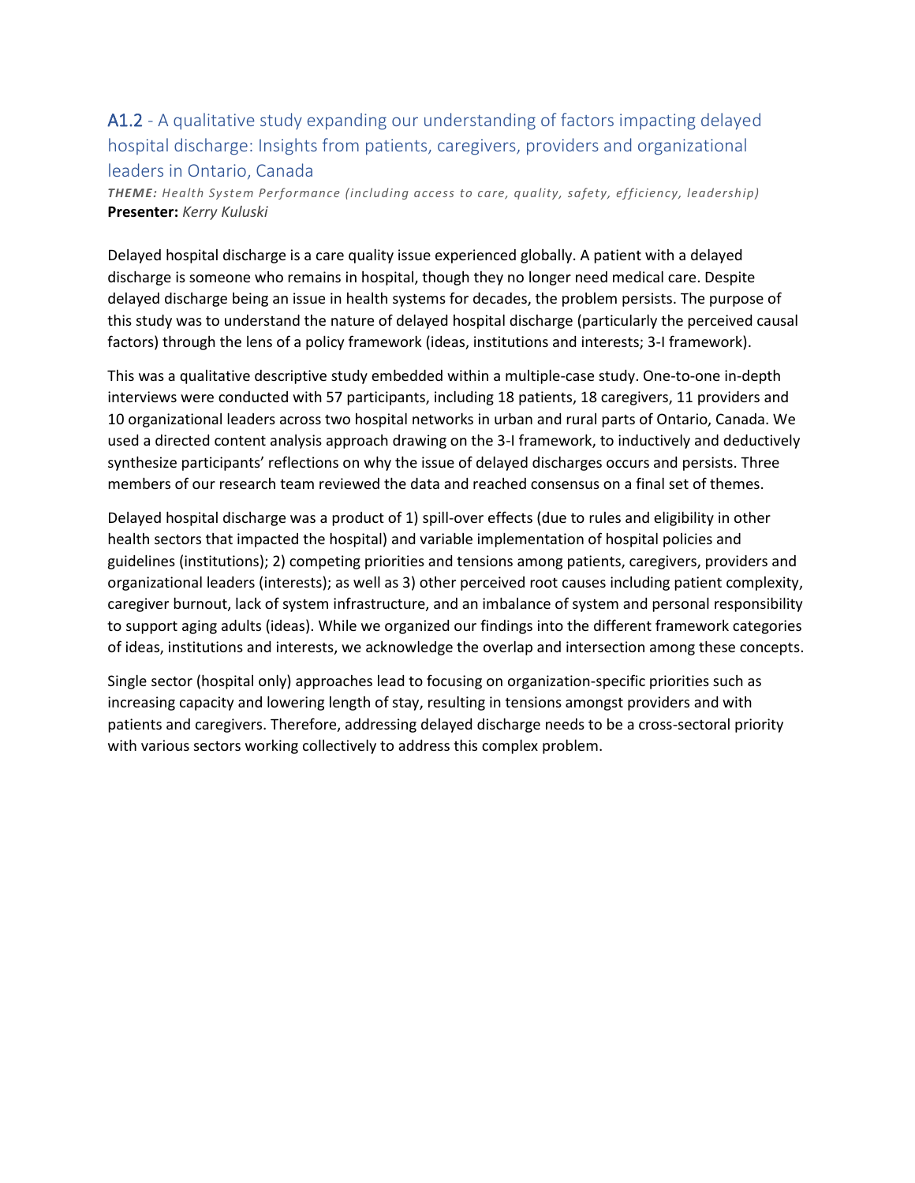## A1.2 - A qualitative study expanding our understanding of factors impacting delayed hospital discharge: Insights from patients, caregivers, providers and organizational leaders in Ontario, Canada

***THEME:*** *Health System Performance (including access to care, quality, safety, efficiency, leadership)*
**Presenter:** *Kerry Kuluski*

Delayed hospital discharge is a care quality issue experienced globally. A patient with a delayed discharge is someone who remains in hospital, though they no longer need medical care. Despite delayed discharge being an issue in health systems for decades, the problem persists. The purpose of this study was to understand the nature of delayed hospital discharge (particularly the perceived causal factors) through the lens of a policy framework (ideas, institutions and interests; 3-I framework).

This was a qualitative descriptive study embedded within a multiple-case study. One-to-one in-depth interviews were conducted with 57 participants, including 18 patients, 18 caregivers, 11 providers and 10 organizational leaders across two hospital networks in urban and rural parts of Ontario, Canada. We used a directed content analysis approach drawing on the 3-I framework, to inductively and deductively synthesize participants' reflections on why the issue of delayed discharges occurs and persists. Three members of our research team reviewed the data and reached consensus on a final set of themes.

Delayed hospital discharge was a product of 1) spill-over effects (due to rules and eligibility in other health sectors that impacted the hospital) and variable implementation of hospital policies and guidelines (institutions); 2) competing priorities and tensions among patients, caregivers, providers and organizational leaders (interests); as well as 3) other perceived root causes including patient complexity, caregiver burnout, lack of system infrastructure, and an imbalance of system and personal responsibility to support aging adults (ideas). While we organized our findings into the different framework categories of ideas, institutions and interests, we acknowledge the overlap and intersection among these concepts.

Single sector (hospital only) approaches lead to focusing on organization-specific priorities such as increasing capacity and lowering length of stay, resulting in tensions amongst providers and with patients and caregivers. Therefore, addressing delayed discharge needs to be a cross-sectoral priority with various sectors working collectively to address this complex problem.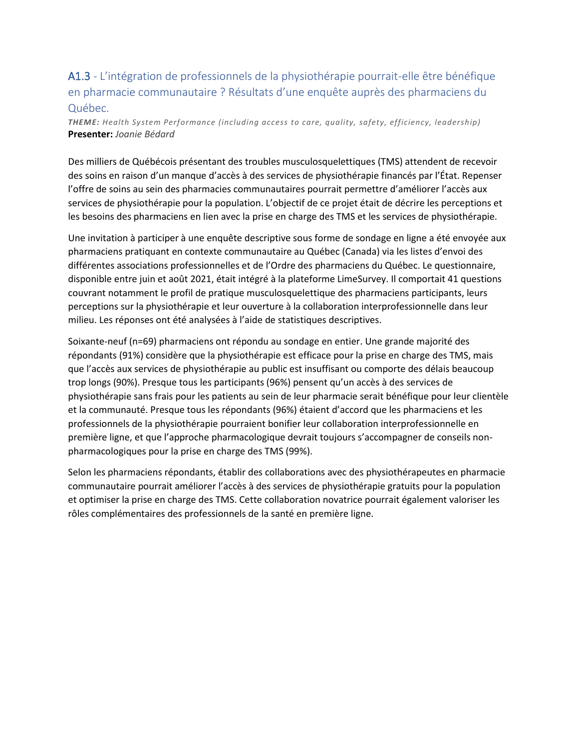## A1.3 - L'intégration de professionnels de la physiothérapie pourrait-elle être bénéfique en pharmacie communautaire ? Résultats d'une enquête auprès des pharmaciens du Québec.

***THEME:*** *Health System Performance (including access to care, quality, safety, efficiency, leadership)*
**Presenter:** *Joanie Bédard*

Des milliers de Québécois présentant des troubles musculosquelettiques (TMS) attendent de recevoir des soins en raison d'un manque d'accès à des services de physiothérapie financés par l'État. Repenser l'offre de soins au sein des pharmacies communautaires pourrait permettre d'améliorer l'accès aux services de physiothérapie pour la population. L'objectif de ce projet était de décrire les perceptions et les besoins des pharmaciens en lien avec la prise en charge des TMS et les services de physiothérapie.

Une invitation à participer à une enquête descriptive sous forme de sondage en ligne a été envoyée aux pharmaciens pratiquant en contexte communautaire au Québec (Canada) via les listes d'envoi des différentes associations professionnelles et de l'Ordre des pharmaciens du Québec. Le questionnaire, disponible entre juin et août 2021, était intégré à la plateforme LimeSurvey. Il comportait 41 questions couvrant notamment le profil de pratique musculosquelettique des pharmaciens participants, leurs perceptions sur la physiothérapie et leur ouverture à la collaboration interprofessionnelle dans leur milieu. Les réponses ont été analysées à l'aide de statistiques descriptives.

Soixante-neuf (n=69) pharmaciens ont répondu au sondage en entier. Une grande majorité des répondants (91%) considère que la physiothérapie est efficace pour la prise en charge des TMS, mais que l'accès aux services de physiothérapie au public est insuffisant ou comporte des délais beaucoup trop longs (90%). Presque tous les participants (96%) pensent qu'un accès à des services de physiothérapie sans frais pour les patients au sein de leur pharmacie serait bénéfique pour leur clientèle et la communauté. Presque tous les répondants (96%) étaient d'accord que les pharmaciens et les professionnels de la physiothérapie pourraient bonifier leur collaboration interprofessionnelle en première ligne, et que l'approche pharmacologique devrait toujours s'accompagner de conseils non-pharmacologiques pour la prise en charge des TMS (99%).

Selon les pharmaciens répondants, établir des collaborations avec des physiothérapeutes en pharmacie communautaire pourrait améliorer l'accès à des services de physiothérapie gratuits pour la population et optimiser la prise en charge des TMS. Cette collaboration novatrice pourrait également valoriser les rôles complémentaires des professionnels de la santé en première ligne.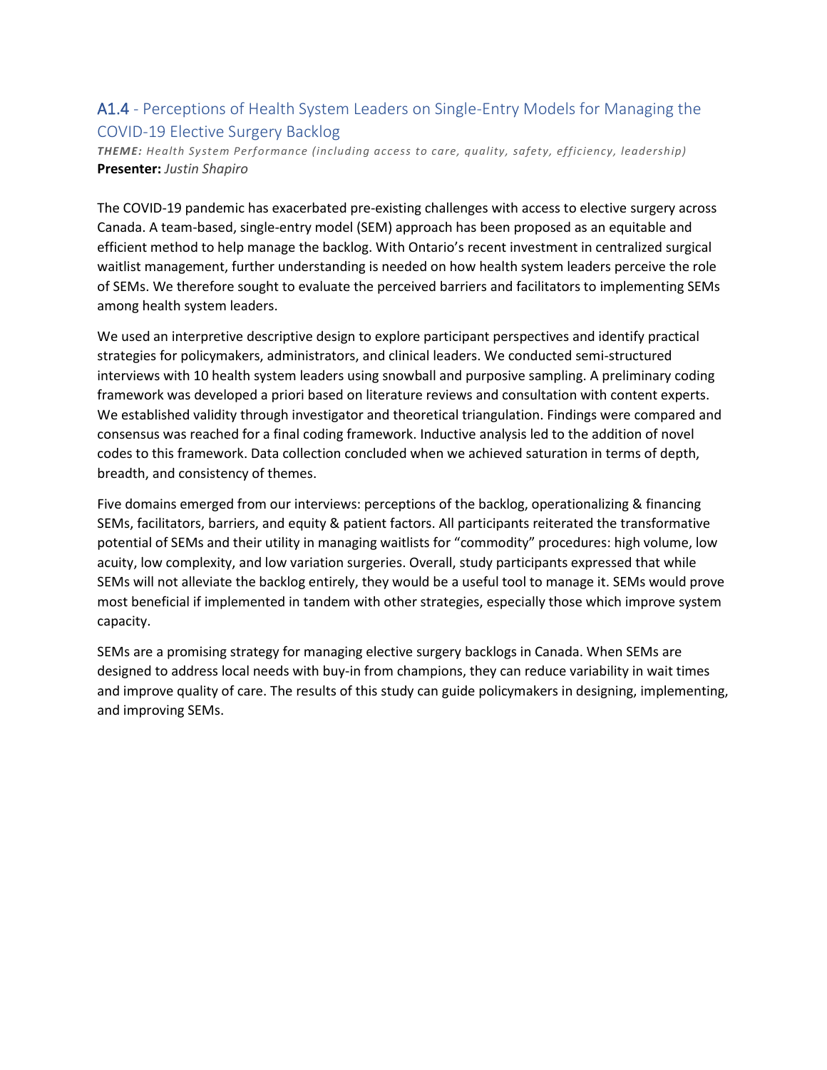## A1.4 - Perceptions of Health System Leaders on Single-Entry Models for Managing the COVID-19 Elective Surgery Backlog

***THEME:*** *Health System Performance (including access to care, quality, safety, efficiency, leadership)*
**Presenter:** *Justin Shapiro*

The COVID-19 pandemic has exacerbated pre-existing challenges with access to elective surgery across Canada. A team-based, single-entry model (SEM) approach has been proposed as an equitable and efficient method to help manage the backlog. With Ontario's recent investment in centralized surgical waitlist management, further understanding is needed on how health system leaders perceive the role of SEMs. We therefore sought to evaluate the perceived barriers and facilitators to implementing SEMs among health system leaders.

We used an interpretive descriptive design to explore participant perspectives and identify practical strategies for policymakers, administrators, and clinical leaders. We conducted semi-structured interviews with 10 health system leaders using snowball and purposive sampling. A preliminary coding framework was developed a priori based on literature reviews and consultation with content experts. We established validity through investigator and theoretical triangulation. Findings were compared and consensus was reached for a final coding framework. Inductive analysis led to the addition of novel codes to this framework. Data collection concluded when we achieved saturation in terms of depth, breadth, and consistency of themes.

Five domains emerged from our interviews: perceptions of the backlog, operationalizing & financing SEMs, facilitators, barriers, and equity & patient factors. All participants reiterated the transformative potential of SEMs and their utility in managing waitlists for "commodity" procedures: high volume, low acuity, low complexity, and low variation surgeries. Overall, study participants expressed that while SEMs will not alleviate the backlog entirely, they would be a useful tool to manage it. SEMs would prove most beneficial if implemented in tandem with other strategies, especially those which improve system capacity.

SEMs are a promising strategy for managing elective surgery backlogs in Canada. When SEMs are designed to address local needs with buy-in from champions, they can reduce variability in wait times and improve quality of care. The results of this study can guide policymakers in designing, implementing, and improving SEMs.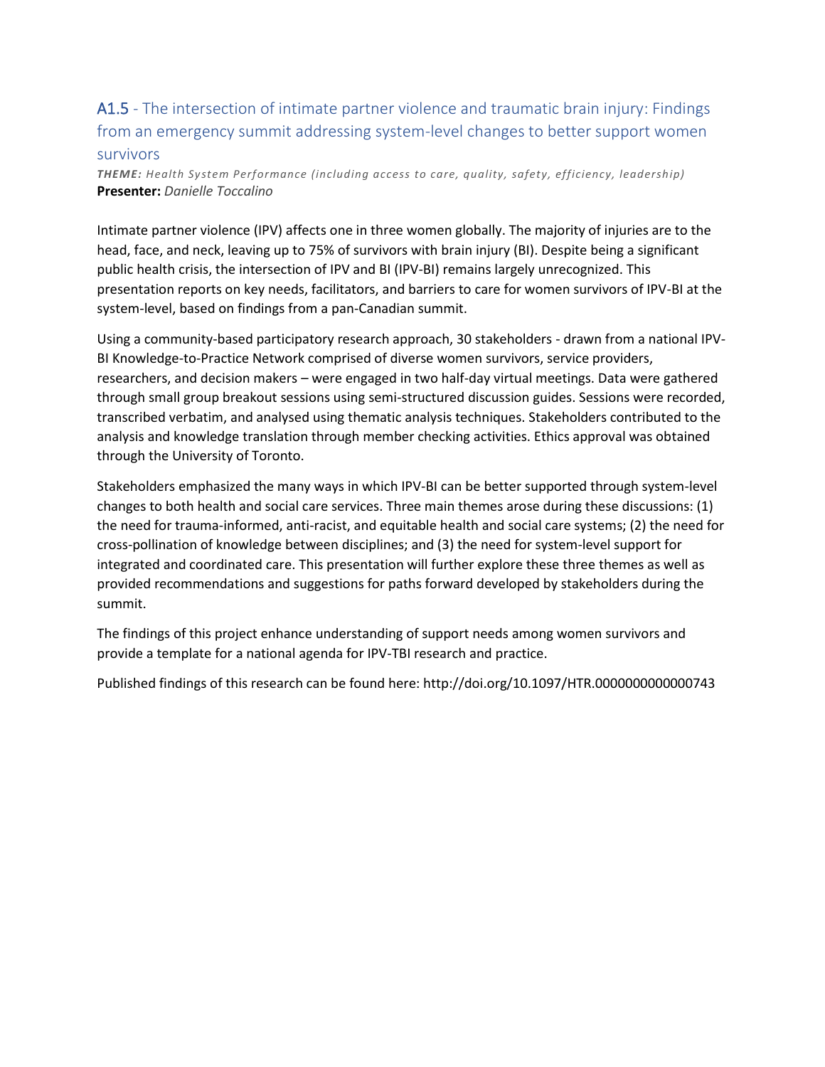## A1.5 - The intersection of intimate partner violence and traumatic brain injury: Findings from an emergency summit addressing system-level changes to better support women survivors

***THEME:*** *Health System Performance (including access to care, quality, safety, efficiency, leadership)*
**Presenter:** *Danielle Toccalino*

Intimate partner violence (IPV) affects one in three women globally. The majority of injuries are to the head, face, and neck, leaving up to 75% of survivors with brain injury (BI). Despite being a significant public health crisis, the intersection of IPV and BI (IPV-BI) remains largely unrecognized. This presentation reports on key needs, facilitators, and barriers to care for women survivors of IPV-BI at the system-level, based on findings from a pan-Canadian summit.

Using a community-based participatory research approach, 30 stakeholders - drawn from a national IPV-BI Knowledge-to-Practice Network comprised of diverse women survivors, service providers, researchers, and decision makers – were engaged in two half-day virtual meetings. Data were gathered through small group breakout sessions using semi-structured discussion guides. Sessions were recorded, transcribed verbatim, and analysed using thematic analysis techniques. Stakeholders contributed to the analysis and knowledge translation through member checking activities. Ethics approval was obtained through the University of Toronto.

Stakeholders emphasized the many ways in which IPV-BI can be better supported through system-level changes to both health and social care services. Three main themes arose during these discussions: (1) the need for trauma-informed, anti-racist, and equitable health and social care systems; (2) the need for cross-pollination of knowledge between disciplines; and (3) the need for system-level support for integrated and coordinated care. This presentation will further explore these three themes as well as provided recommendations and suggestions for paths forward developed by stakeholders during the summit.

The findings of this project enhance understanding of support needs among women survivors and provide a template for a national agenda for IPV-TBI research and practice.

Published findings of this research can be found here: http://doi.org/10.1097/HTR.0000000000000743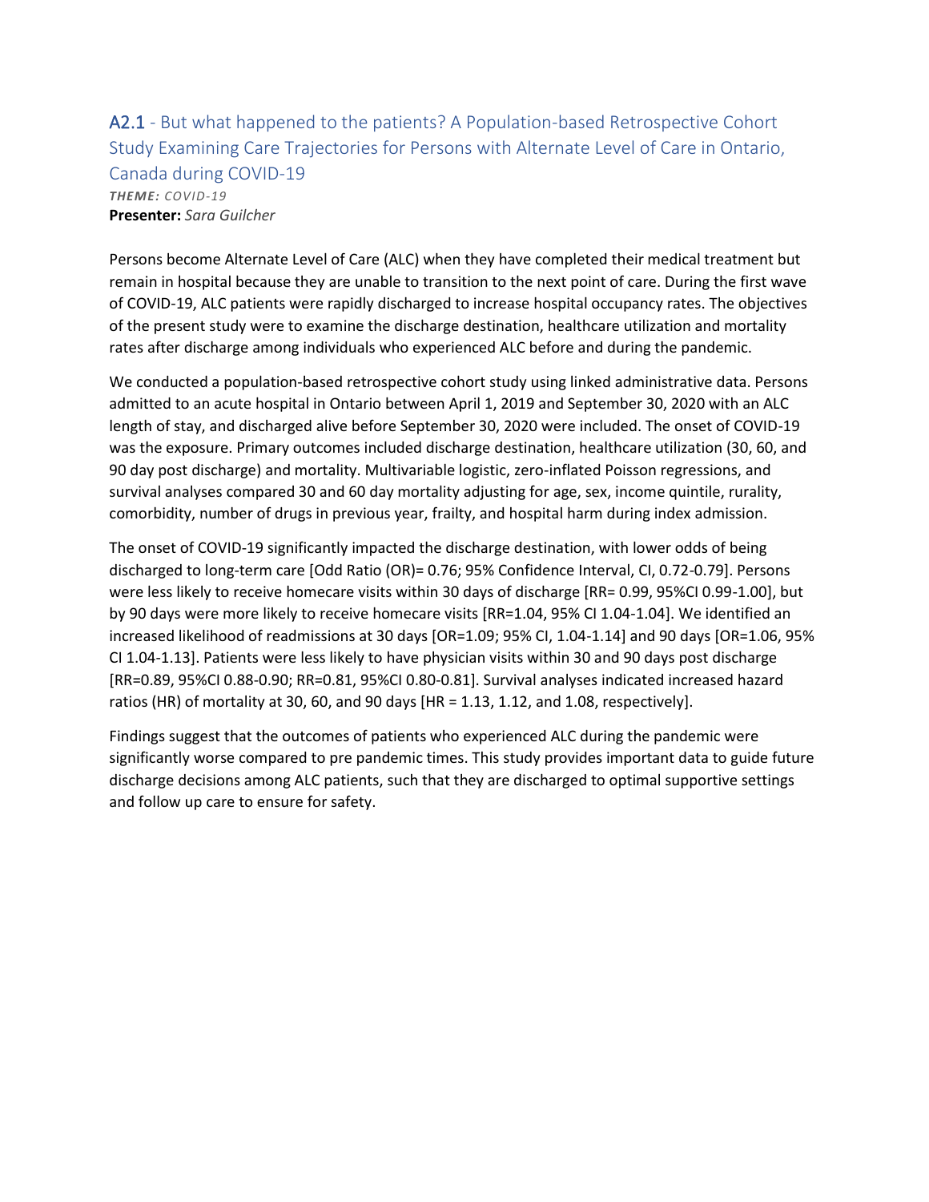## A2.1 - But what happened to the patients? A Population-based Retrospective Cohort Study Examining Care Trajectories for Persons with Alternate Level of Care in Ontario, Canada during COVID-19

***THEME:*** *COVID-19*

**Presenter:** *Sara Guilcher*

Persons become Alternate Level of Care (ALC) when they have completed their medical treatment but remain in hospital because they are unable to transition to the next point of care. During the first wave of COVID-19, ALC patients were rapidly discharged to increase hospital occupancy rates. The objectives of the present study were to examine the discharge destination, healthcare utilization and mortality rates after discharge among individuals who experienced ALC before and during the pandemic.

We conducted a population-based retrospective cohort study using linked administrative data. Persons admitted to an acute hospital in Ontario between April 1, 2019 and September 30, 2020 with an ALC length of stay, and discharged alive before September 30, 2020 were included. The onset of COVID-19 was the exposure. Primary outcomes included discharge destination, healthcare utilization (30, 60, and 90 day post discharge) and mortality. Multivariable logistic, zero-inflated Poisson regressions, and survival analyses compared 30 and 60 day mortality adjusting for age, sex, income quintile, rurality, comorbidity, number of drugs in previous year, frailty, and hospital harm during index admission.

The onset of COVID-19 significantly impacted the discharge destination, with lower odds of being discharged to long-term care [Odd Ratio (OR)= 0.76; 95% Confidence Interval, CI, 0.72-0.79]. Persons were less likely to receive homecare visits within 30 days of discharge [RR= 0.99, 95%CI 0.99-1.00], but by 90 days were more likely to receive homecare visits [RR=1.04, 95% CI 1.04-1.04]. We identified an increased likelihood of readmissions at 30 days [OR=1.09; 95% CI, 1.04-1.14] and 90 days [OR=1.06, 95% CI 1.04-1.13]. Patients were less likely to have physician visits within 30 and 90 days post discharge [RR=0.89, 95%CI 0.88-0.90; RR=0.81, 95%CI 0.80-0.81]. Survival analyses indicated increased hazard ratios (HR) of mortality at 30, 60, and 90 days [HR = 1.13, 1.12, and 1.08, respectively].

Findings suggest that the outcomes of patients who experienced ALC during the pandemic were significantly worse compared to pre pandemic times. This study provides important data to guide future discharge decisions among ALC patients, such that they are discharged to optimal supportive settings and follow up care to ensure for safety.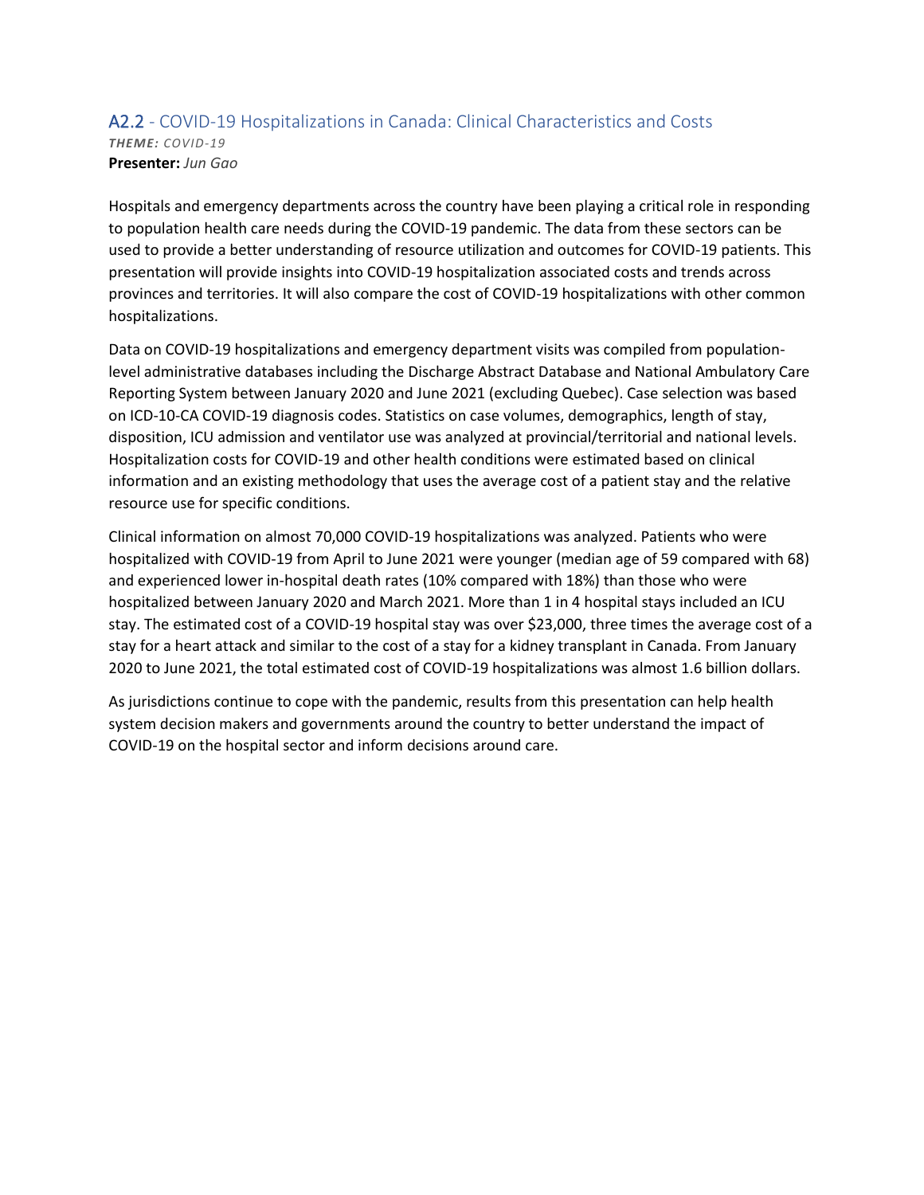## A2.2 - COVID-19 Hospitalizations in Canada: Clinical Characteristics and Costs

***THEME:*** *COVID-19*
**Presenter:** *Jun Gao*

Hospitals and emergency departments across the country have been playing a critical role in responding to population health care needs during the COVID-19 pandemic. The data from these sectors can be used to provide a better understanding of resource utilization and outcomes for COVID-19 patients. This presentation will provide insights into COVID-19 hospitalization associated costs and trends across provinces and territories. It will also compare the cost of COVID-19 hospitalizations with other common hospitalizations.

Data on COVID-19 hospitalizations and emergency department visits was compiled from population-level administrative databases including the Discharge Abstract Database and National Ambulatory Care Reporting System between January 2020 and June 2021 (excluding Quebec). Case selection was based on ICD-10-CA COVID-19 diagnosis codes. Statistics on case volumes, demographics, length of stay, disposition, ICU admission and ventilator use was analyzed at provincial/territorial and national levels. Hospitalization costs for COVID-19 and other health conditions were estimated based on clinical information and an existing methodology that uses the average cost of a patient stay and the relative resource use for specific conditions.

Clinical information on almost 70,000 COVID-19 hospitalizations was analyzed. Patients who were hospitalized with COVID-19 from April to June 2021 were younger (median age of 59 compared with 68) and experienced lower in-hospital death rates (10% compared with 18%) than those who were hospitalized between January 2020 and March 2021. More than 1 in 4 hospital stays included an ICU stay. The estimated cost of a COVID-19 hospital stay was over $23,000, three times the average cost of a stay for a heart attack and similar to the cost of a stay for a kidney transplant in Canada. From January 2020 to June 2021, the total estimated cost of COVID-19 hospitalizations was almost 1.6 billion dollars.

As jurisdictions continue to cope with the pandemic, results from this presentation can help health system decision makers and governments around the country to better understand the impact of COVID-19 on the hospital sector and inform decisions around care.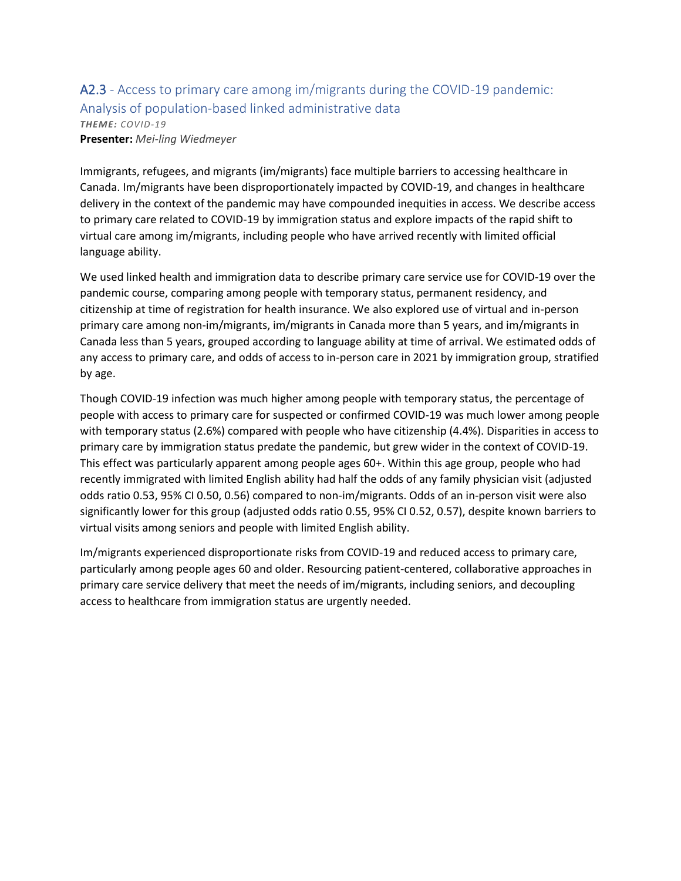## A2.3 - Access to primary care among im/migrants during the COVID-19 pandemic: Analysis of population-based linked administrative data

***THEME:** COVID-19*

**Presenter:** *Mei-ling Wiedmeyer*

Immigrants, refugees, and migrants (im/migrants) face multiple barriers to accessing healthcare in Canada. Im/migrants have been disproportionately impacted by COVID-19, and changes in healthcare delivery in the context of the pandemic may have compounded inequities in access. We describe access to primary care related to COVID-19 by immigration status and explore impacts of the rapid shift to virtual care among im/migrants, including people who have arrived recently with limited official language ability.

We used linked health and immigration data to describe primary care service use for COVID-19 over the pandemic course, comparing among people with temporary status, permanent residency, and citizenship at time of registration for health insurance. We also explored use of virtual and in-person primary care among non-im/migrants, im/migrants in Canada more than 5 years, and im/migrants in Canada less than 5 years, grouped according to language ability at time of arrival. We estimated odds of any access to primary care, and odds of access to in-person care in 2021 by immigration group, stratified by age.

Though COVID-19 infection was much higher among people with temporary status, the percentage of people with access to primary care for suspected or confirmed COVID-19 was much lower among people with temporary status (2.6%) compared with people who have citizenship (4.4%). Disparities in access to primary care by immigration status predate the pandemic, but grew wider in the context of COVID-19. This effect was particularly apparent among people ages 60+. Within this age group, people who had recently immigrated with limited English ability had half the odds of any family physician visit (adjusted odds ratio 0.53, 95% CI 0.50, 0.56) compared to non-im/migrants. Odds of an in-person visit were also significantly lower for this group (adjusted odds ratio 0.55, 95% CI 0.52, 0.57), despite known barriers to virtual visits among seniors and people with limited English ability.

Im/migrants experienced disproportionate risks from COVID-19 and reduced access to primary care, particularly among people ages 60 and older. Resourcing patient-centered, collaborative approaches in primary care service delivery that meet the needs of im/migrants, including seniors, and decoupling access to healthcare from immigration status are urgently needed.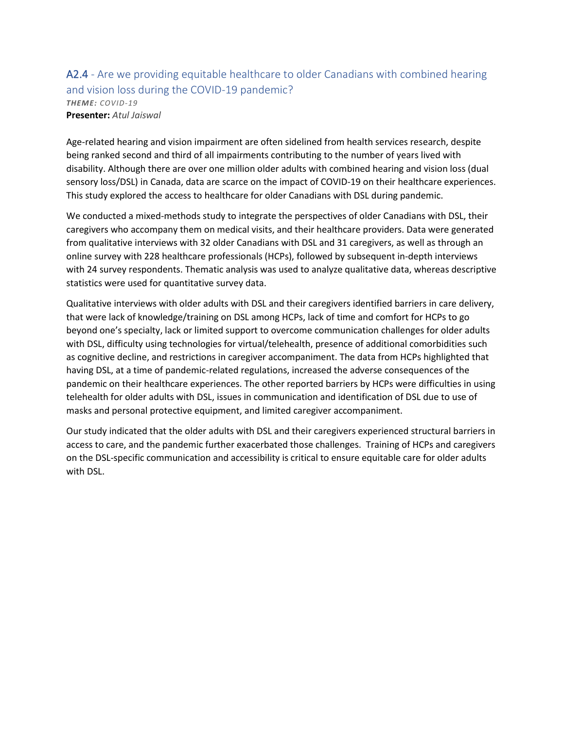## A2.4 - Are we providing equitable healthcare to older Canadians with combined hearing and vision loss during the COVID-19 pandemic?

***THEME:** COVID-19*

**Presenter:** *Atul Jaiswal*

Age-related hearing and vision impairment are often sidelined from health services research, despite being ranked second and third of all impairments contributing to the number of years lived with disability. Although there are over one million older adults with combined hearing and vision loss (dual sensory loss/DSL) in Canada, data are scarce on the impact of COVID-19 on their healthcare experiences. This study explored the access to healthcare for older Canadians with DSL during pandemic.

We conducted a mixed-methods study to integrate the perspectives of older Canadians with DSL, their caregivers who accompany them on medical visits, and their healthcare providers. Data were generated from qualitative interviews with 32 older Canadians with DSL and 31 caregivers, as well as through an online survey with 228 healthcare professionals (HCPs), followed by subsequent in-depth interviews with 24 survey respondents. Thematic analysis was used to analyze qualitative data, whereas descriptive statistics were used for quantitative survey data.

Qualitative interviews with older adults with DSL and their caregivers identified barriers in care delivery, that were lack of knowledge/training on DSL among HCPs, lack of time and comfort for HCPs to go beyond one's specialty, lack or limited support to overcome communication challenges for older adults with DSL, difficulty using technologies for virtual/telehealth, presence of additional comorbidities such as cognitive decline, and restrictions in caregiver accompaniment. The data from HCPs highlighted that having DSL, at a time of pandemic-related regulations, increased the adverse consequences of the pandemic on their healthcare experiences. The other reported barriers by HCPs were difficulties in using telehealth for older adults with DSL, issues in communication and identification of DSL due to use of masks and personal protective equipment, and limited caregiver accompaniment.

Our study indicated that the older adults with DSL and their caregivers experienced structural barriers in access to care, and the pandemic further exacerbated those challenges. Training of HCPs and caregivers on the DSL-specific communication and accessibility is critical to ensure equitable care for older adults with DSL.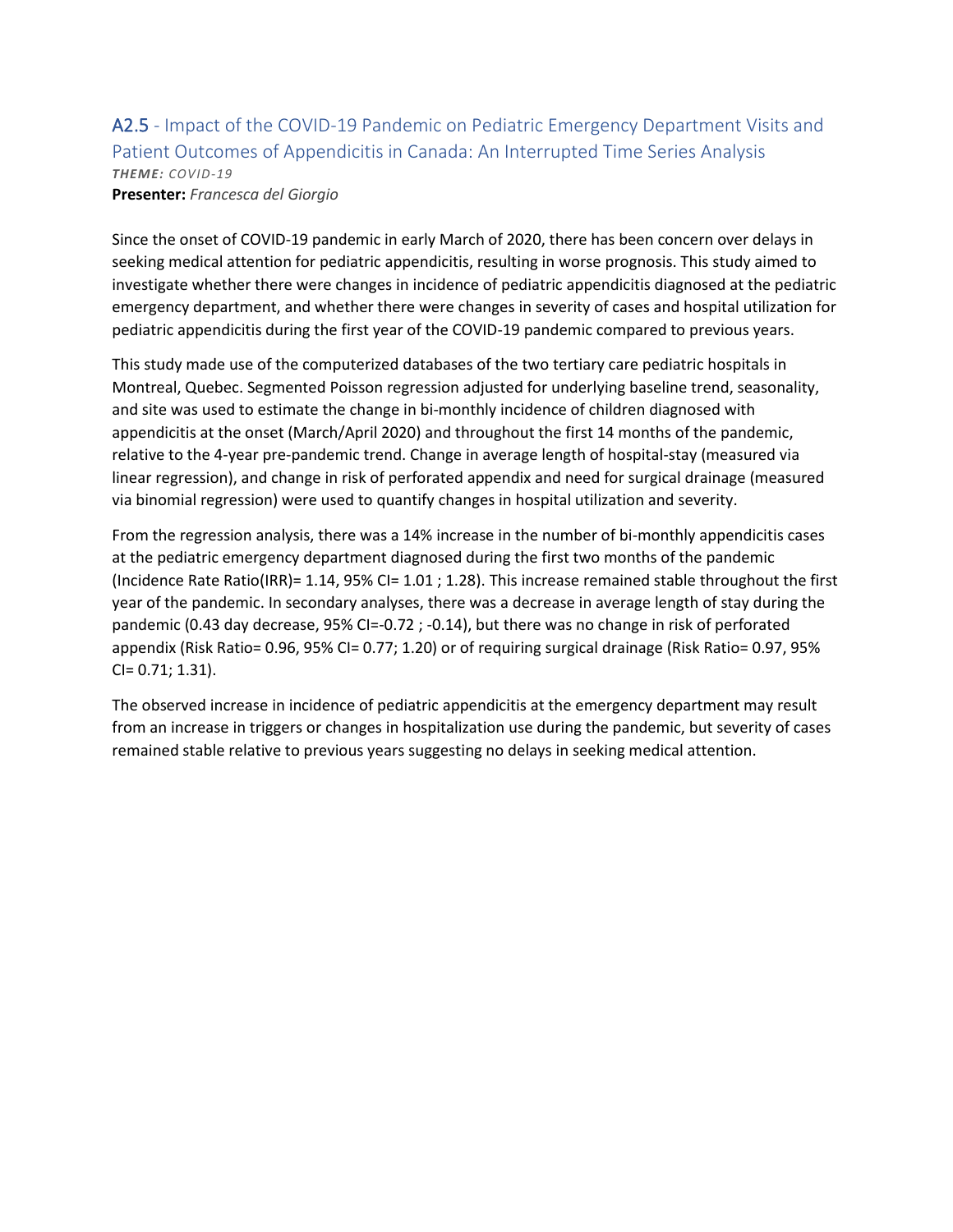## A2.5 - Impact of the COVID-19 Pandemic on Pediatric Emergency Department Visits and Patient Outcomes of Appendicitis in Canada: An Interrupted Time Series Analysis

***THEME:** COVID-19*

**Presenter:** *Francesca del Giorgio*

Since the onset of COVID-19 pandemic in early March of 2020, there has been concern over delays in seeking medical attention for pediatric appendicitis, resulting in worse prognosis. This study aimed to investigate whether there were changes in incidence of pediatric appendicitis diagnosed at the pediatric emergency department, and whether there were changes in severity of cases and hospital utilization for pediatric appendicitis during the first year of the COVID-19 pandemic compared to previous years.

This study made use of the computerized databases of the two tertiary care pediatric hospitals in Montreal, Quebec. Segmented Poisson regression adjusted for underlying baseline trend, seasonality, and site was used to estimate the change in bi-monthly incidence of children diagnosed with appendicitis at the onset (March/April 2020) and throughout the first 14 months of the pandemic, relative to the 4-year pre-pandemic trend. Change in average length of hospital-stay (measured via linear regression), and change in risk of perforated appendix and need for surgical drainage (measured via binomial regression) were used to quantify changes in hospital utilization and severity.

From the regression analysis, there was a 14% increase in the number of bi-monthly appendicitis cases at the pediatric emergency department diagnosed during the first two months of the pandemic (Incidence Rate Ratio(IRR)= 1.14, 95% CI= 1.01 ; 1.28). This increase remained stable throughout the first year of the pandemic. In secondary analyses, there was a decrease in average length of stay during the pandemic (0.43 day decrease, 95% CI=-0.72 ; -0.14), but there was no change in risk of perforated appendix (Risk Ratio= 0.96, 95% CI= 0.77; 1.20) or of requiring surgical drainage (Risk Ratio= 0.97, 95% CI= 0.71; 1.31).

The observed increase in incidence of pediatric appendicitis at the emergency department may result from an increase in triggers or changes in hospitalization use during the pandemic, but severity of cases remained stable relative to previous years suggesting no delays in seeking medical attention.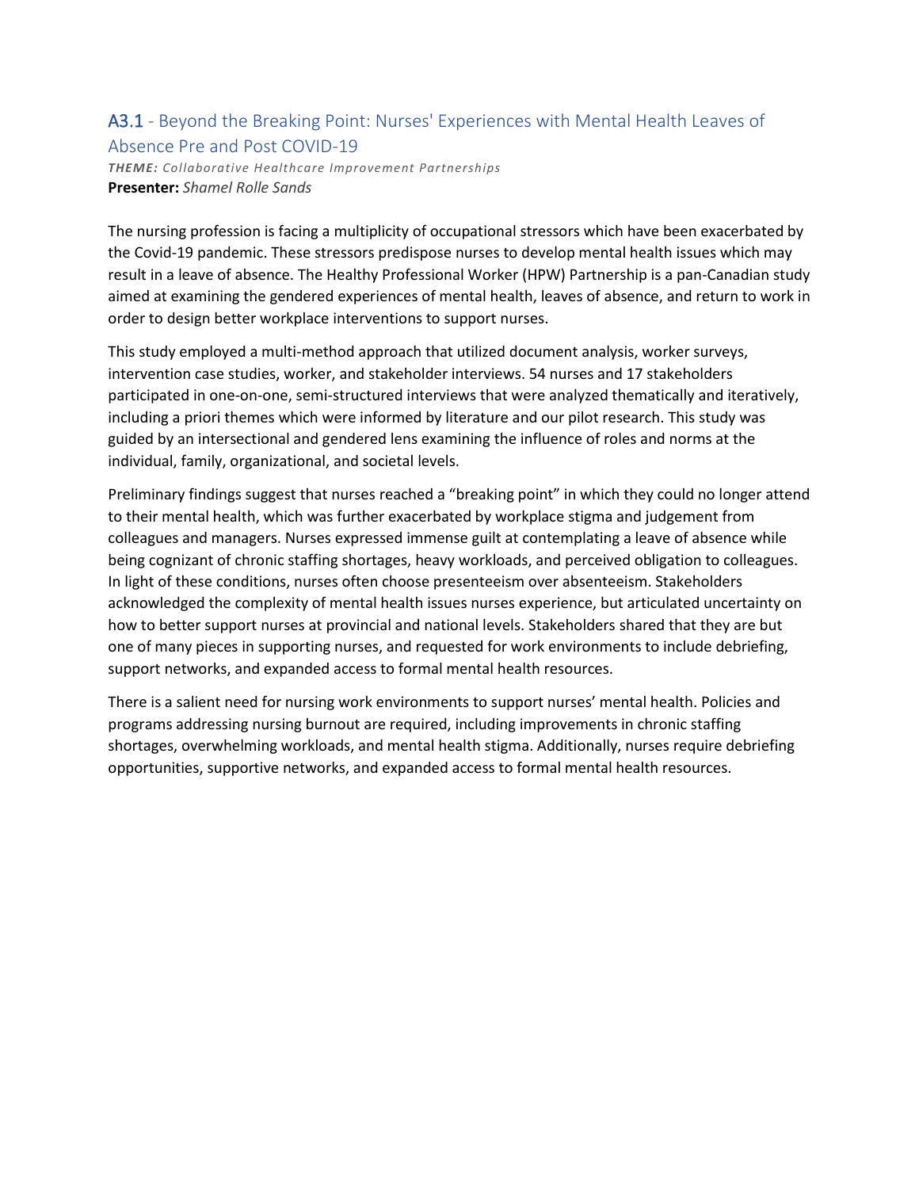## A3.1 - Beyond the Breaking Point: Nurses' Experiences with Mental Health Leaves of Absence Pre and Post COVID-19

***THEME:*** *Collaborative Healthcare Improvement Partnerships*
**Presenter:** *Shamel Rolle Sands*

The nursing profession is facing a multiplicity of occupational stressors which have been exacerbated by the Covid-19 pandemic. These stressors predispose nurses to develop mental health issues which may result in a leave of absence. The Healthy Professional Worker (HPW) Partnership is a pan-Canadian study aimed at examining the gendered experiences of mental health, leaves of absence, and return to work in order to design better workplace interventions to support nurses.

This study employed a multi-method approach that utilized document analysis, worker surveys, intervention case studies, worker, and stakeholder interviews. 54 nurses and 17 stakeholders participated in one-on-one, semi-structured interviews that were analyzed thematically and iteratively, including a priori themes which were informed by literature and our pilot research. This study was guided by an intersectional and gendered lens examining the influence of roles and norms at the individual, family, organizational, and societal levels.

Preliminary findings suggest that nurses reached a "breaking point" in which they could no longer attend to their mental health, which was further exacerbated by workplace stigma and judgement from colleagues and managers. Nurses expressed immense guilt at contemplating a leave of absence while being cognizant of chronic staffing shortages, heavy workloads, and perceived obligation to colleagues. In light of these conditions, nurses often choose presenteeism over absenteeism. Stakeholders acknowledged the complexity of mental health issues nurses experience, but articulated uncertainty on how to better support nurses at provincial and national levels. Stakeholders shared that they are but one of many pieces in supporting nurses, and requested for work environments to include debriefing, support networks, and expanded access to formal mental health resources.

There is a salient need for nursing work environments to support nurses' mental health. Policies and programs addressing nursing burnout are required, including improvements in chronic staffing shortages, overwhelming workloads, and mental health stigma. Additionally, nurses require debriefing opportunities, supportive networks, and expanded access to formal mental health resources.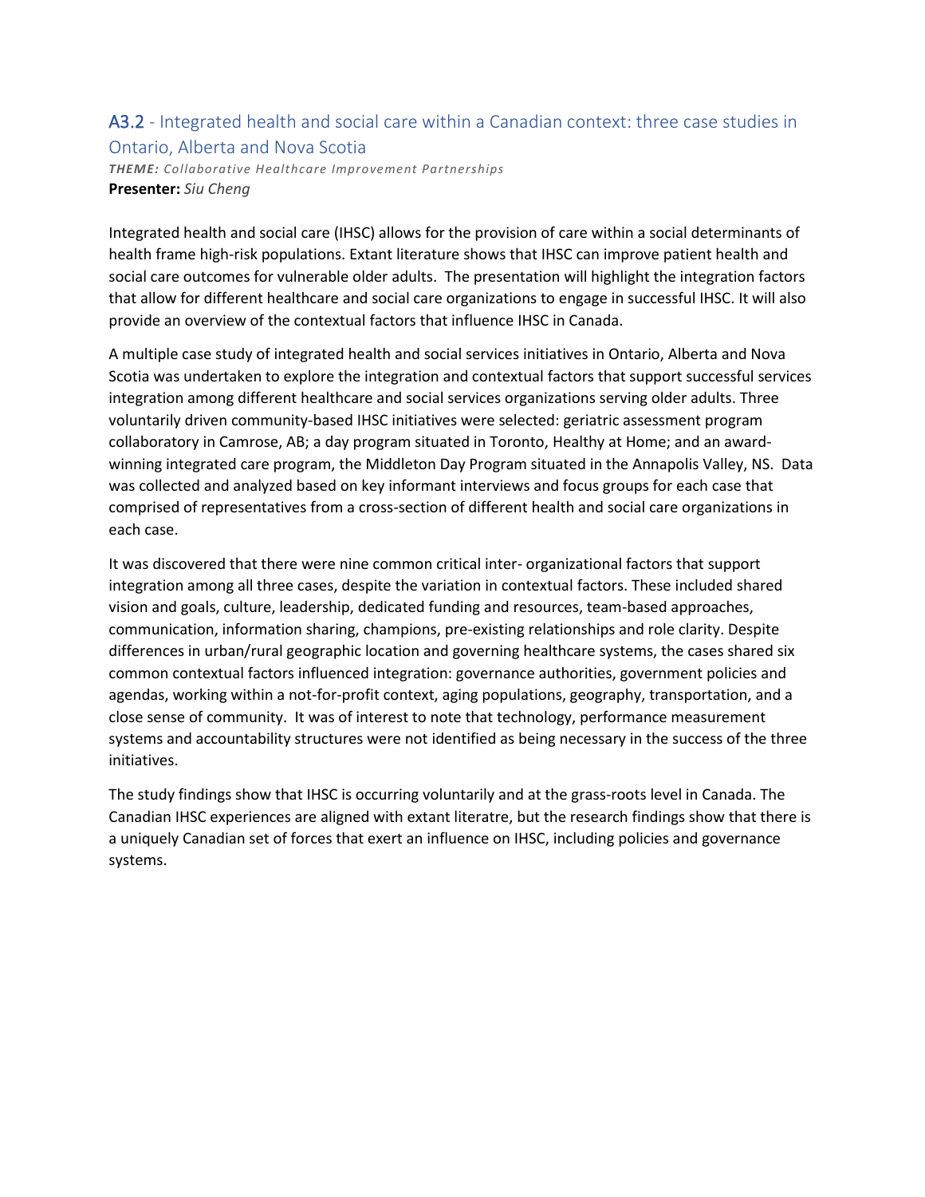## A3.2 - Integrated health and social care within a Canadian context: three case studies in Ontario, Alberta and Nova Scotia

***THEME:*** *Collaborative Healthcare Improvement Partnerships*

**Presenter:** *Siu Cheng*

Integrated health and social care (IHSC) allows for the provision of care within a social determinants of health frame high-risk populations. Extant literature shows that IHSC can improve patient health and social care outcomes for vulnerable older adults. The presentation will highlight the integration factors that allow for different healthcare and social care organizations to engage in successful IHSC. It will also provide an overview of the contextual factors that influence IHSC in Canada.

A multiple case study of integrated health and social services initiatives in Ontario, Alberta and Nova Scotia was undertaken to explore the integration and contextual factors that support successful services integration among different healthcare and social services organizations serving older adults. Three voluntarily driven community-based IHSC initiatives were selected: geriatric assessment program collaboratory in Camrose, AB; a day program situated in Toronto, Healthy at Home; and an award-winning integrated care program, the Middleton Day Program situated in the Annapolis Valley, NS. Data was collected and analyzed based on key informant interviews and focus groups for each case that comprised of representatives from a cross-section of different health and social care organizations in each case.

It was discovered that there were nine common critical inter- organizational factors that support integration among all three cases, despite the variation in contextual factors. These included shared vision and goals, culture, leadership, dedicated funding and resources, team-based approaches, communication, information sharing, champions, pre-existing relationships and role clarity. Despite differences in urban/rural geographic location and governing healthcare systems, the cases shared six common contextual factors influenced integration: governance authorities, government policies and agendas, working within a not-for-profit context, aging populations, geography, transportation, and a close sense of community. It was of interest to note that technology, performance measurement systems and accountability structures were not identified as being necessary in the success of the three initiatives.

The study findings show that IHSC is occurring voluntarily and at the grass-roots level in Canada. The Canadian IHSC experiences are aligned with extant literatre, but the research findings show that there is a uniquely Canadian set of forces that exert an influence on IHSC, including policies and governance systems.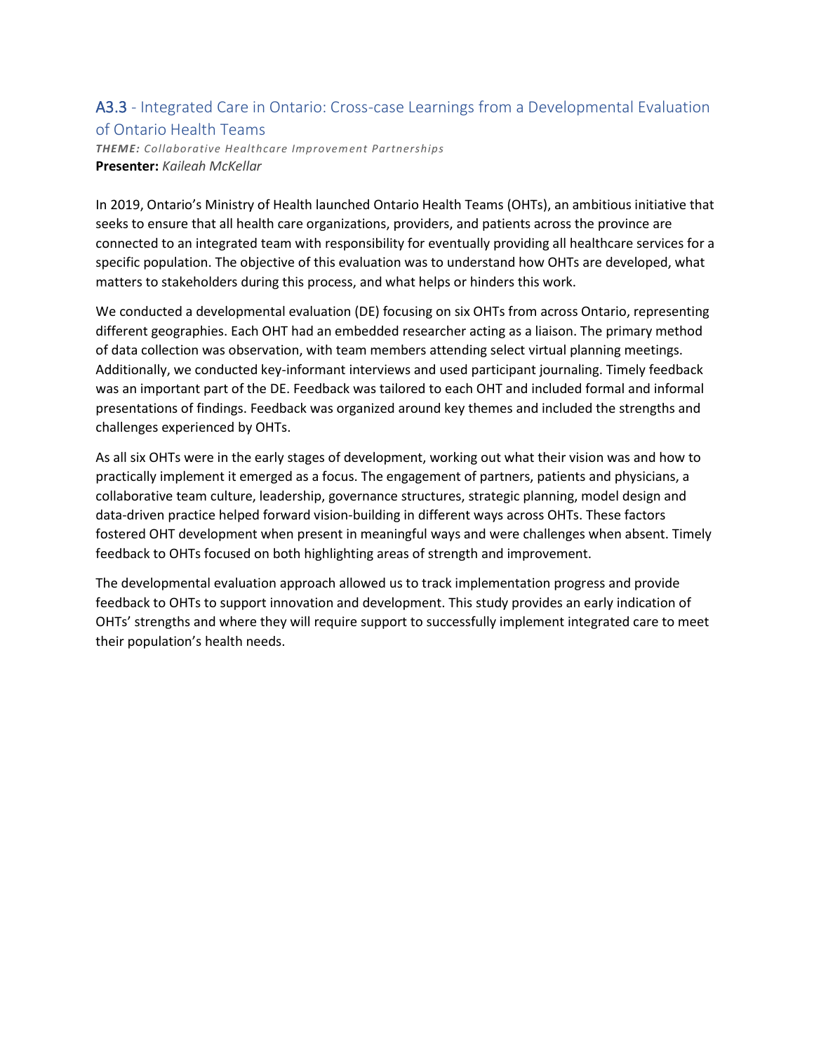## A3.3 - Integrated Care in Ontario: Cross-case Learnings from a Developmental Evaluation of Ontario Health Teams

***THEME:*** *Collaborative Healthcare Improvement Partnerships*
**Presenter:** *Kaileah McKellar*

In 2019, Ontario's Ministry of Health launched Ontario Health Teams (OHTs), an ambitious initiative that seeks to ensure that all health care organizations, providers, and patients across the province are connected to an integrated team with responsibility for eventually providing all healthcare services for a specific population. The objective of this evaluation was to understand how OHTs are developed, what matters to stakeholders during this process, and what helps or hinders this work.

We conducted a developmental evaluation (DE) focusing on six OHTs from across Ontario, representing different geographies. Each OHT had an embedded researcher acting as a liaison. The primary method of data collection was observation, with team members attending select virtual planning meetings. Additionally, we conducted key-informant interviews and used participant journaling. Timely feedback was an important part of the DE. Feedback was tailored to each OHT and included formal and informal presentations of findings. Feedback was organized around key themes and included the strengths and challenges experienced by OHTs.

As all six OHTs were in the early stages of development, working out what their vision was and how to practically implement it emerged as a focus. The engagement of partners, patients and physicians, a collaborative team culture, leadership, governance structures, strategic planning, model design and data-driven practice helped forward vision-building in different ways across OHTs. These factors fostered OHT development when present in meaningful ways and were challenges when absent. Timely feedback to OHTs focused on both highlighting areas of strength and improvement.

The developmental evaluation approach allowed us to track implementation progress and provide feedback to OHTs to support innovation and development. This study provides an early indication of OHTs' strengths and where they will require support to successfully implement integrated care to meet their population's health needs.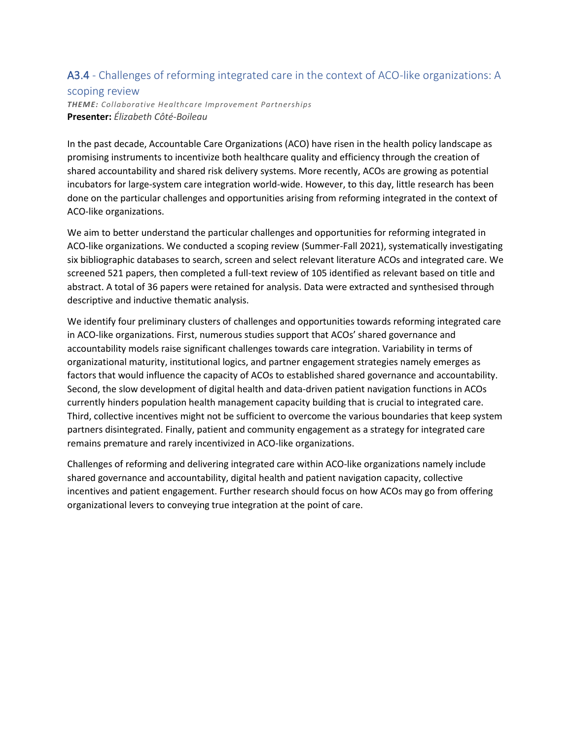## A3.4 - Challenges of reforming integrated care in the context of ACO-like organizations: A scoping review

***THEME:*** *Collaborative Healthcare Improvement Partnerships*
**Presenter:** *Élizabeth Côté-Boileau*

In the past decade, Accountable Care Organizations (ACO) have risen in the health policy landscape as promising instruments to incentivize both healthcare quality and efficiency through the creation of shared accountability and shared risk delivery systems. More recently, ACOs are growing as potential incubators for large-system care integration world-wide. However, to this day, little research has been done on the particular challenges and opportunities arising from reforming integrated in the context of ACO-like organizations.

We aim to better understand the particular challenges and opportunities for reforming integrated in ACO-like organizations. We conducted a scoping review (Summer-Fall 2021), systematically investigating six bibliographic databases to search, screen and select relevant literature ACOs and integrated care. We screened 521 papers, then completed a full-text review of 105 identified as relevant based on title and abstract. A total of 36 papers were retained for analysis. Data were extracted and synthesised through descriptive and inductive thematic analysis.

We identify four preliminary clusters of challenges and opportunities towards reforming integrated care in ACO-like organizations. First, numerous studies support that ACOs' shared governance and accountability models raise significant challenges towards care integration. Variability in terms of organizational maturity, institutional logics, and partner engagement strategies namely emerges as factors that would influence the capacity of ACOs to established shared governance and accountability. Second, the slow development of digital health and data-driven patient navigation functions in ACOs currently hinders population health management capacity building that is crucial to integrated care. Third, collective incentives might not be sufficient to overcome the various boundaries that keep system partners disintegrated. Finally, patient and community engagement as a strategy for integrated care remains premature and rarely incentivized in ACO-like organizations.

Challenges of reforming and delivering integrated care within ACO-like organizations namely include shared governance and accountability, digital health and patient navigation capacity, collective incentives and patient engagement. Further research should focus on how ACOs may go from offering organizational levers to conveying true integration at the point of care.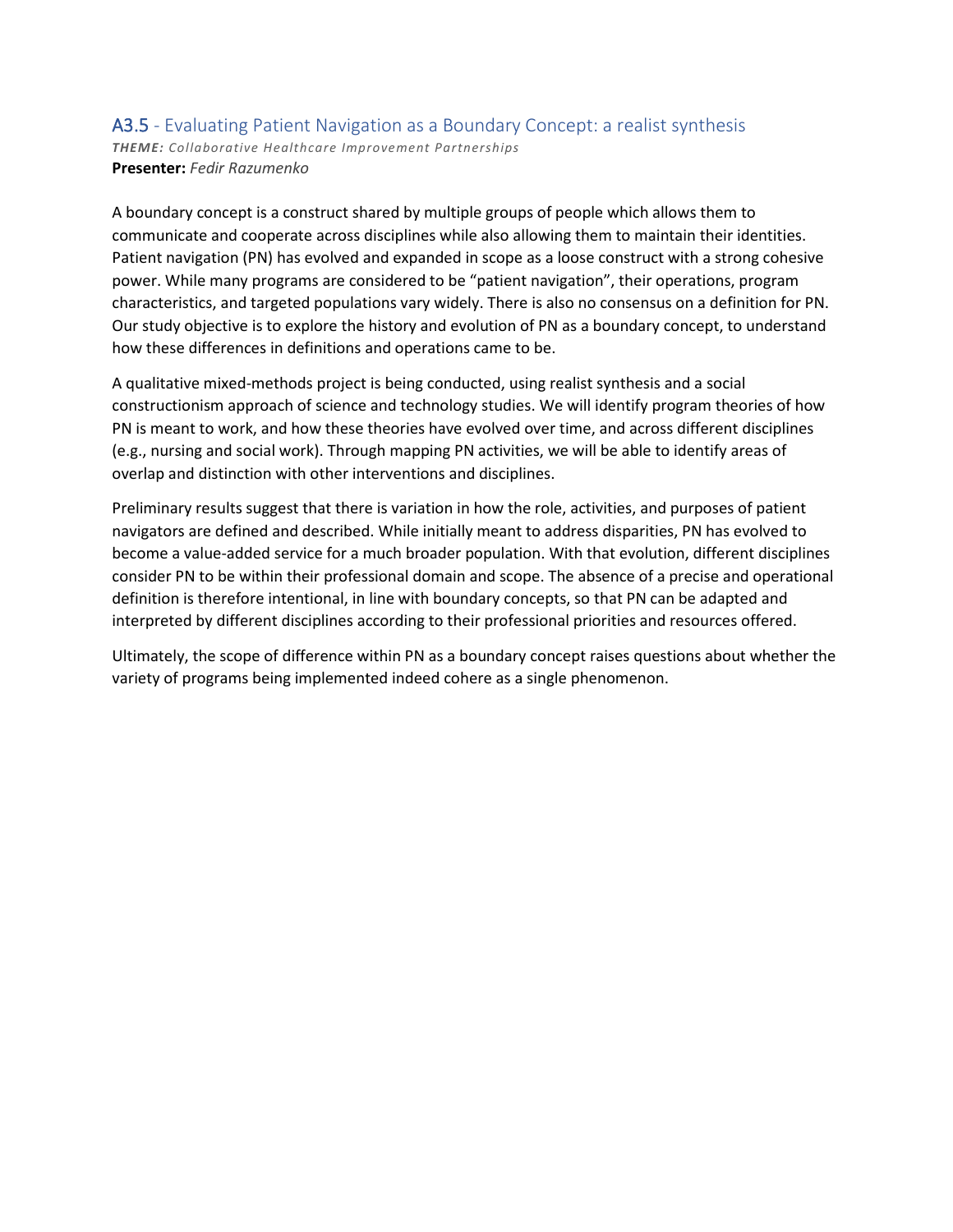## A3.5 - Evaluating Patient Navigation as a Boundary Concept: a realist synthesis

***THEME:*** *Collaborative Healthcare Improvement Partnerships*

**Presenter:** *Fedir Razumenko*

A boundary concept is a construct shared by multiple groups of people which allows them to communicate and cooperate across disciplines while also allowing them to maintain their identities. Patient navigation (PN) has evolved and expanded in scope as a loose construct with a strong cohesive power. While many programs are considered to be "patient navigation", their operations, program characteristics, and targeted populations vary widely. There is also no consensus on a definition for PN. Our study objective is to explore the history and evolution of PN as a boundary concept, to understand how these differences in definitions and operations came to be.

A qualitative mixed-methods project is being conducted, using realist synthesis and a social constructionism approach of science and technology studies. We will identify program theories of how PN is meant to work, and how these theories have evolved over time, and across different disciplines (e.g., nursing and social work). Through mapping PN activities, we will be able to identify areas of overlap and distinction with other interventions and disciplines.

Preliminary results suggest that there is variation in how the role, activities, and purposes of patient navigators are defined and described. While initially meant to address disparities, PN has evolved to become a value-added service for a much broader population. With that evolution, different disciplines consider PN to be within their professional domain and scope. The absence of a precise and operational definition is therefore intentional, in line with boundary concepts, so that PN can be adapted and interpreted by different disciplines according to their professional priorities and resources offered.

Ultimately, the scope of difference within PN as a boundary concept raises questions about whether the variety of programs being implemented indeed cohere as a single phenomenon.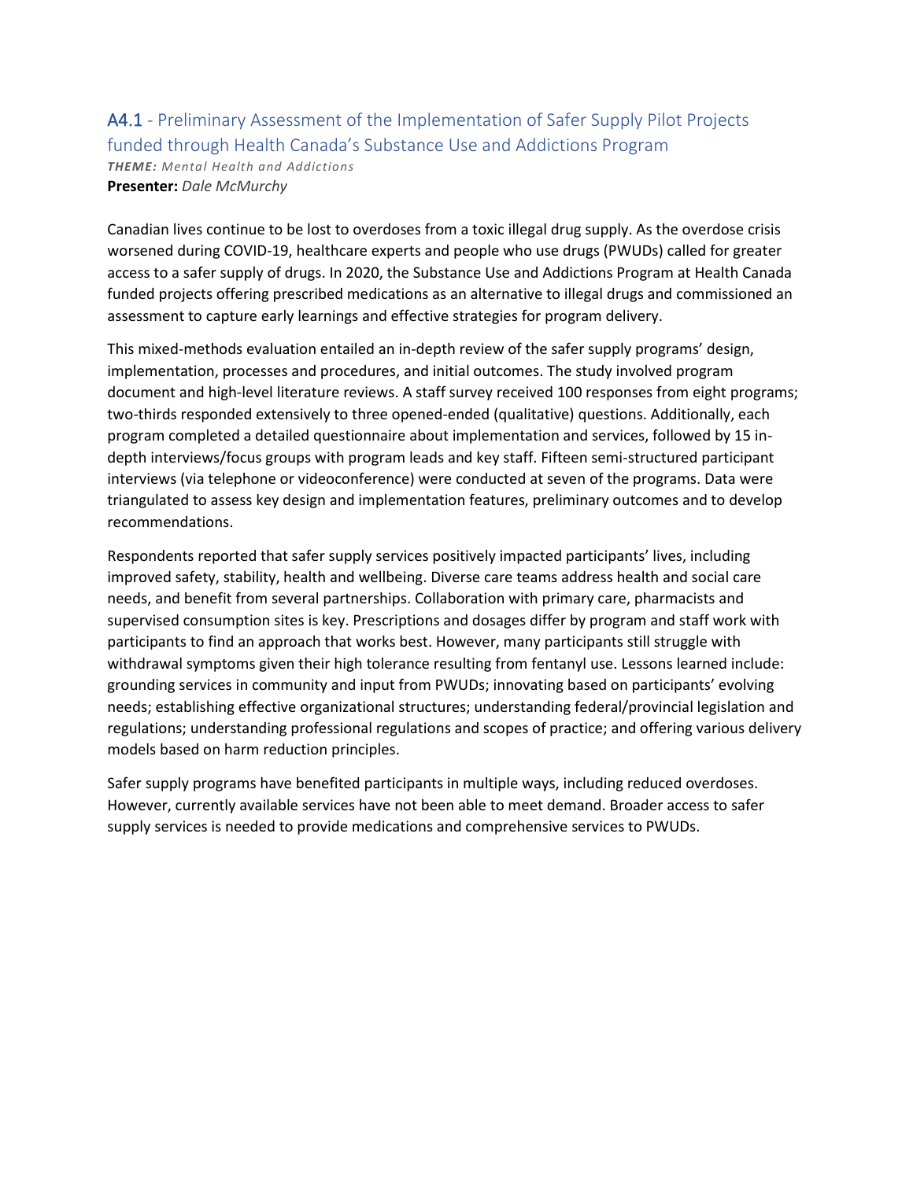## A4.1 - Preliminary Assessment of the Implementation of Safer Supply Pilot Projects funded through Health Canada's Substance Use and Addictions Program

***THEME:** Mental Health and Addictions*

**Presenter:** *Dale McMurchy*

Canadian lives continue to be lost to overdoses from a toxic illegal drug supply. As the overdose crisis worsened during COVID-19, healthcare experts and people who use drugs (PWUDs) called for greater access to a safer supply of drugs. In 2020, the Substance Use and Addictions Program at Health Canada funded projects offering prescribed medications as an alternative to illegal drugs and commissioned an assessment to capture early learnings and effective strategies for program delivery.

This mixed-methods evaluation entailed an in-depth review of the safer supply programs' design, implementation, processes and procedures, and initial outcomes. The study involved program document and high-level literature reviews. A staff survey received 100 responses from eight programs; two-thirds responded extensively to three opened-ended (qualitative) questions. Additionally, each program completed a detailed questionnaire about implementation and services, followed by 15 in-depth interviews/focus groups with program leads and key staff. Fifteen semi-structured participant interviews (via telephone or videoconference) were conducted at seven of the programs. Data were triangulated to assess key design and implementation features, preliminary outcomes and to develop recommendations.

Respondents reported that safer supply services positively impacted participants' lives, including improved safety, stability, health and wellbeing. Diverse care teams address health and social care needs, and benefit from several partnerships. Collaboration with primary care, pharmacists and supervised consumption sites is key. Prescriptions and dosages differ by program and staff work with participants to find an approach that works best. However, many participants still struggle with withdrawal symptoms given their high tolerance resulting from fentanyl use. Lessons learned include: grounding services in community and input from PWUDs; innovating based on participants' evolving needs; establishing effective organizational structures; understanding federal/provincial legislation and regulations; understanding professional regulations and scopes of practice; and offering various delivery models based on harm reduction principles.

Safer supply programs have benefited participants in multiple ways, including reduced overdoses. However, currently available services have not been able to meet demand. Broader access to safer supply services is needed to provide medications and comprehensive services to PWUDs.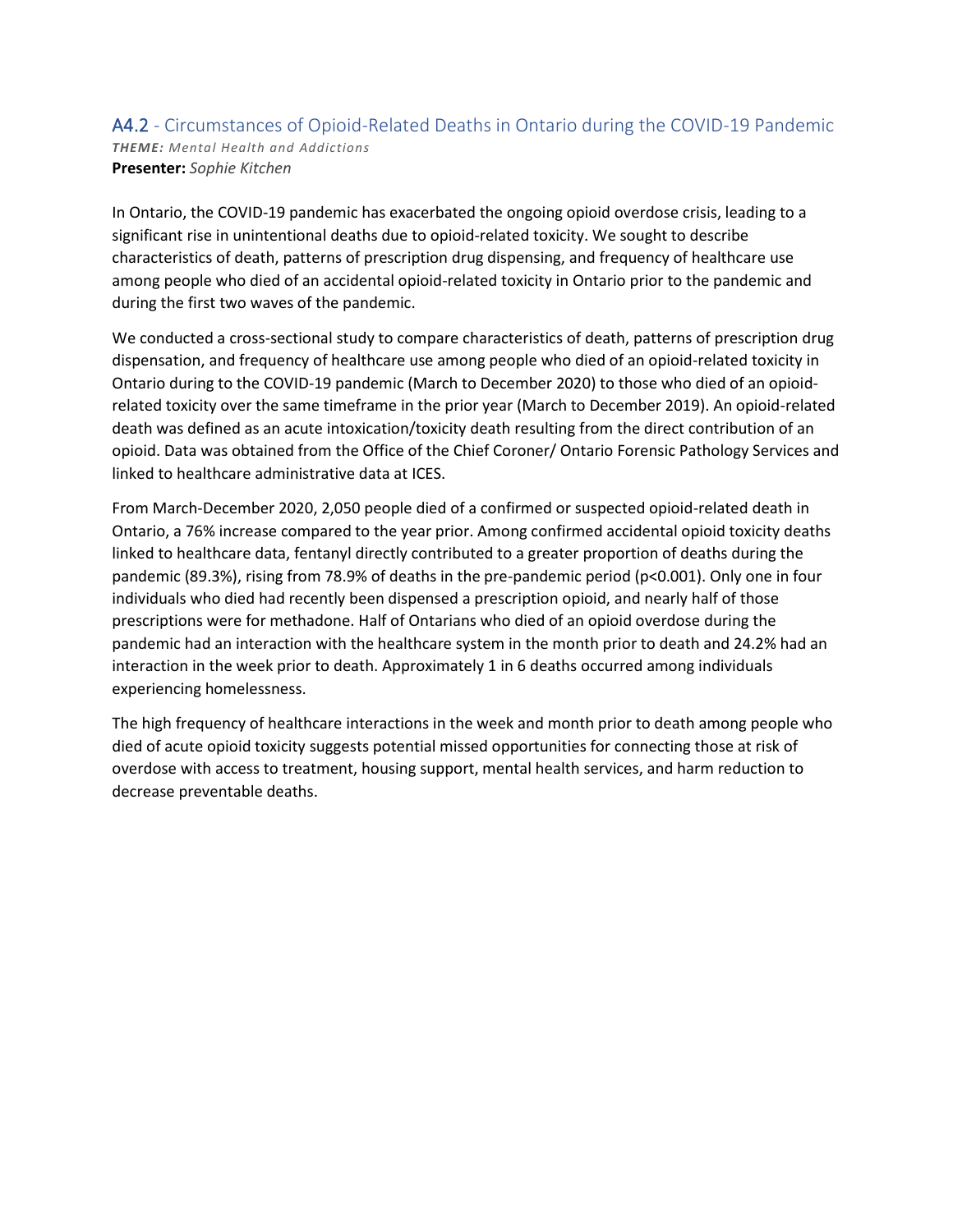## A4.2 - Circumstances of Opioid-Related Deaths in Ontario during the COVID-19 Pandemic

***THEME:*** *Mental Health and Addictions*

**Presenter:** *Sophie Kitchen*

In Ontario, the COVID-19 pandemic has exacerbated the ongoing opioid overdose crisis, leading to a significant rise in unintentional deaths due to opioid-related toxicity. We sought to describe characteristics of death, patterns of prescription drug dispensing, and frequency of healthcare use among people who died of an accidental opioid-related toxicity in Ontario prior to the pandemic and during the first two waves of the pandemic.

We conducted a cross-sectional study to compare characteristics of death, patterns of prescription drug dispensation, and frequency of healthcare use among people who died of an opioid-related toxicity in Ontario during to the COVID-19 pandemic (March to December 2020) to those who died of an opioid-related toxicity over the same timeframe in the prior year (March to December 2019). An opioid-related death was defined as an acute intoxication/toxicity death resulting from the direct contribution of an opioid. Data was obtained from the Office of the Chief Coroner/ Ontario Forensic Pathology Services and linked to healthcare administrative data at ICES.

From March-December 2020, 2,050 people died of a confirmed or suspected opioid-related death in Ontario, a 76% increase compared to the year prior. Among confirmed accidental opioid toxicity deaths linked to healthcare data, fentanyl directly contributed to a greater proportion of deaths during the pandemic (89.3%), rising from 78.9% of deaths in the pre-pandemic period ($p<0.001$). Only one in four individuals who died had recently been dispensed a prescription opioid, and nearly half of those prescriptions were for methadone. Half of Ontarians who died of an opioid overdose during the pandemic had an interaction with the healthcare system in the month prior to death and 24.2% had an interaction in the week prior to death. Approximately 1 in 6 deaths occurred among individuals experiencing homelessness.

The high frequency of healthcare interactions in the week and month prior to death among people who died of acute opioid toxicity suggests potential missed opportunities for connecting those at risk of overdose with access to treatment, housing support, mental health services, and harm reduction to decrease preventable deaths.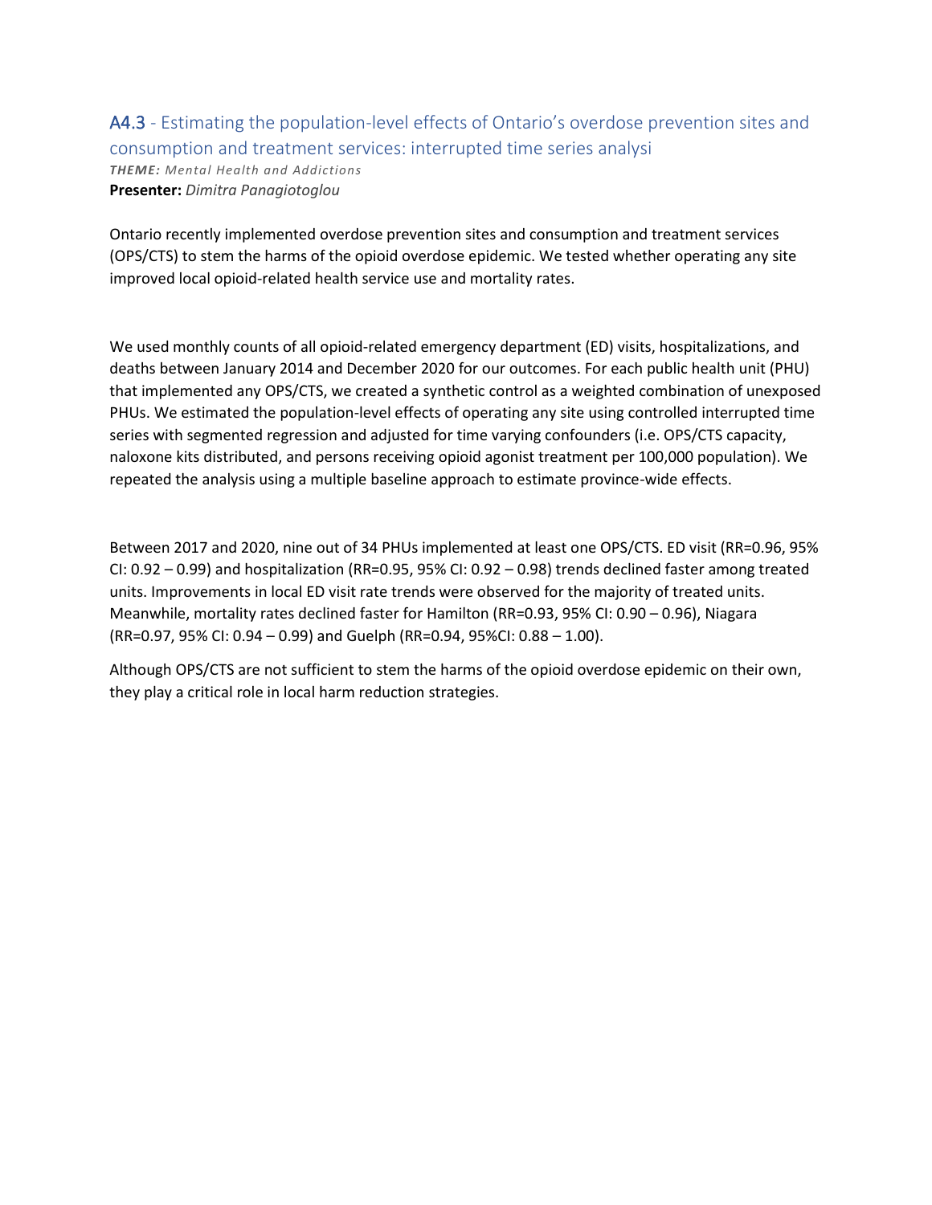## A4.3 - Estimating the population-level effects of Ontario's overdose prevention sites and consumption and treatment services: interrupted time series analysi

***THEME:*** *Mental Health and Addictions*

**Presenter:** *Dimitra Panagiotoglou*

Ontario recently implemented overdose prevention sites and consumption and treatment services (OPS/CTS) to stem the harms of the opioid overdose epidemic. We tested whether operating any site improved local opioid-related health service use and mortality rates.

We used monthly counts of all opioid-related emergency department (ED) visits, hospitalizations, and deaths between January 2014 and December 2020 for our outcomes. For each public health unit (PHU) that implemented any OPS/CTS, we created a synthetic control as a weighted combination of unexposed PHUs. We estimated the population-level effects of operating any site using controlled interrupted time series with segmented regression and adjusted for time varying confounders (i.e. OPS/CTS capacity, naloxone kits distributed, and persons receiving opioid agonist treatment per 100,000 population). We repeated the analysis using a multiple baseline approach to estimate province-wide effects.

Between 2017 and 2020, nine out of 34 PHUs implemented at least one OPS/CTS. ED visit (RR=0.96, 95% CI: 0.92 – 0.99) and hospitalization (RR=0.95, 95% CI: 0.92 – 0.98) trends declined faster among treated units. Improvements in local ED visit rate trends were observed for the majority of treated units. Meanwhile, mortality rates declined faster for Hamilton (RR=0.93, 95% CI: 0.90 – 0.96), Niagara (RR=0.97, 95% CI: 0.94 – 0.99) and Guelph (RR=0.94, 95%CI: 0.88 – 1.00).

Although OPS/CTS are not sufficient to stem the harms of the opioid overdose epidemic on their own, they play a critical role in local harm reduction strategies.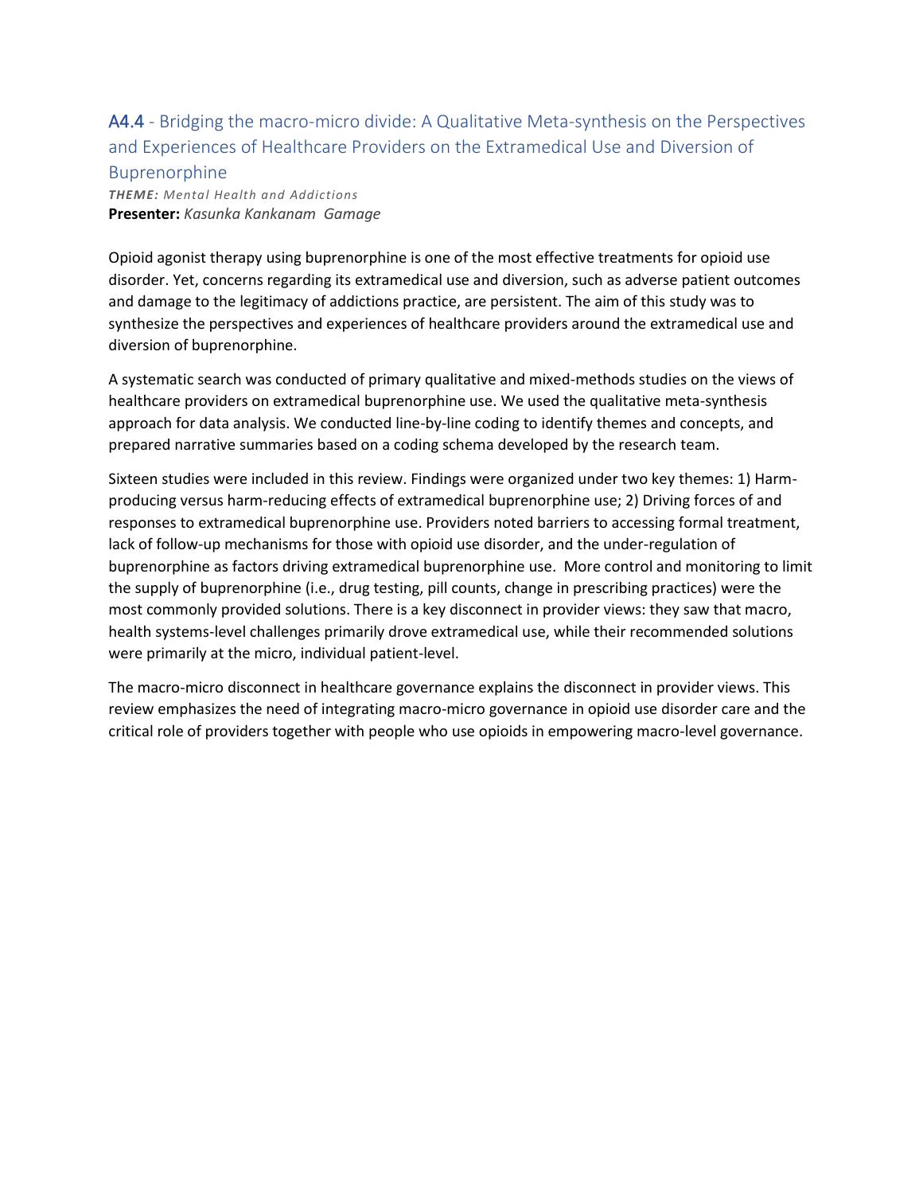## A4.4 - Bridging the macro-micro divide: A Qualitative Meta-synthesis on the Perspectives and Experiences of Healthcare Providers on the Extramedical Use and Diversion of Buprenorphine

***THEME:*** *Mental Health and Addictions*
**Presenter:** *Kasunka Kankanam Gamage*

Opioid agonist therapy using buprenorphine is one of the most effective treatments for opioid use disorder. Yet, concerns regarding its extramedical use and diversion, such as adverse patient outcomes and damage to the legitimacy of addictions practice, are persistent. The aim of this study was to synthesize the perspectives and experiences of healthcare providers around the extramedical use and diversion of buprenorphine.

A systematic search was conducted of primary qualitative and mixed-methods studies on the views of healthcare providers on extramedical buprenorphine use. We used the qualitative meta-synthesis approach for data analysis. We conducted line-by-line coding to identify themes and concepts, and prepared narrative summaries based on a coding schema developed by the research team.

Sixteen studies were included in this review. Findings were organized under two key themes: 1) Harm-producing versus harm-reducing effects of extramedical buprenorphine use; 2) Driving forces of and responses to extramedical buprenorphine use. Providers noted barriers to accessing formal treatment, lack of follow-up mechanisms for those with opioid use disorder, and the under-regulation of buprenorphine as factors driving extramedical buprenorphine use. More control and monitoring to limit the supply of buprenorphine (i.e., drug testing, pill counts, change in prescribing practices) were the most commonly provided solutions. There is a key disconnect in provider views: they saw that macro, health systems-level challenges primarily drove extramedical use, while their recommended solutions were primarily at the micro, individual patient-level.

The macro-micro disconnect in healthcare governance explains the disconnect in provider views. This review emphasizes the need of integrating macro-micro governance in opioid use disorder care and the critical role of providers together with people who use opioids in empowering macro-level governance.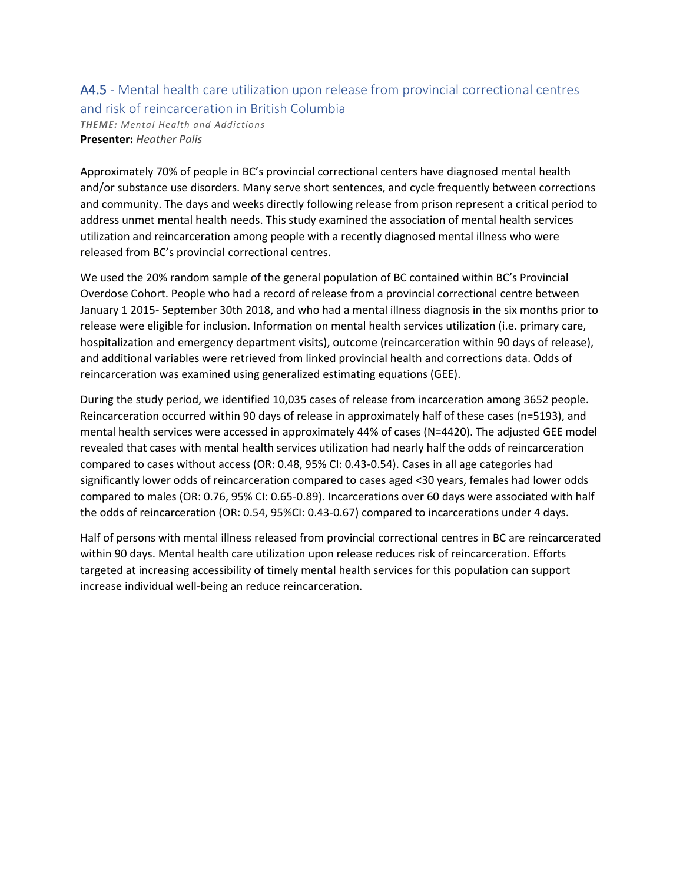## A4.5 - Mental health care utilization upon release from provincial correctional centres and risk of reincarceration in British Columbia

***THEME:*** *Mental Health and Addictions*

**Presenter:** *Heather Palis*

Approximately 70% of people in BC's provincial correctional centers have diagnosed mental health and/or substance use disorders. Many serve short sentences, and cycle frequently between corrections and community. The days and weeks directly following release from prison represent a critical period to address unmet mental health needs. This study examined the association of mental health services utilization and reincarceration among people with a recently diagnosed mental illness who were released from BC's provincial correctional centres.

We used the 20% random sample of the general population of BC contained within BC's Provincial Overdose Cohort. People who had a record of release from a provincial correctional centre between January 1 2015- September 30th 2018, and who had a mental illness diagnosis in the six months prior to release were eligible for inclusion. Information on mental health services utilization (i.e. primary care, hospitalization and emergency department visits), outcome (reincarceration within 90 days of release), and additional variables were retrieved from linked provincial health and corrections data. Odds of reincarceration was examined using generalized estimating equations (GEE).

During the study period, we identified 10,035 cases of release from incarceration among 3652 people. Reincarceration occurred within 90 days of release in approximately half of these cases (n=5193), and mental health services were accessed in approximately 44% of cases (N=4420). The adjusted GEE model revealed that cases with mental health services utilization had nearly half the odds of reincarceration compared to cases without access (OR: 0.48, 95% CI: 0.43-0.54). Cases in all age categories had significantly lower odds of reincarceration compared to cases aged <30 years, females had lower odds compared to males (OR: 0.76, 95% CI: 0.65-0.89). Incarcerations over 60 days were associated with half the odds of reincarceration (OR: 0.54, 95%CI: 0.43-0.67) compared to incarcerations under 4 days.

Half of persons with mental illness released from provincial correctional centres in BC are reincarcerated within 90 days. Mental health care utilization upon release reduces risk of reincarceration. Efforts targeted at increasing accessibility of timely mental health services for this population can support increase individual well-being an reduce reincarceration.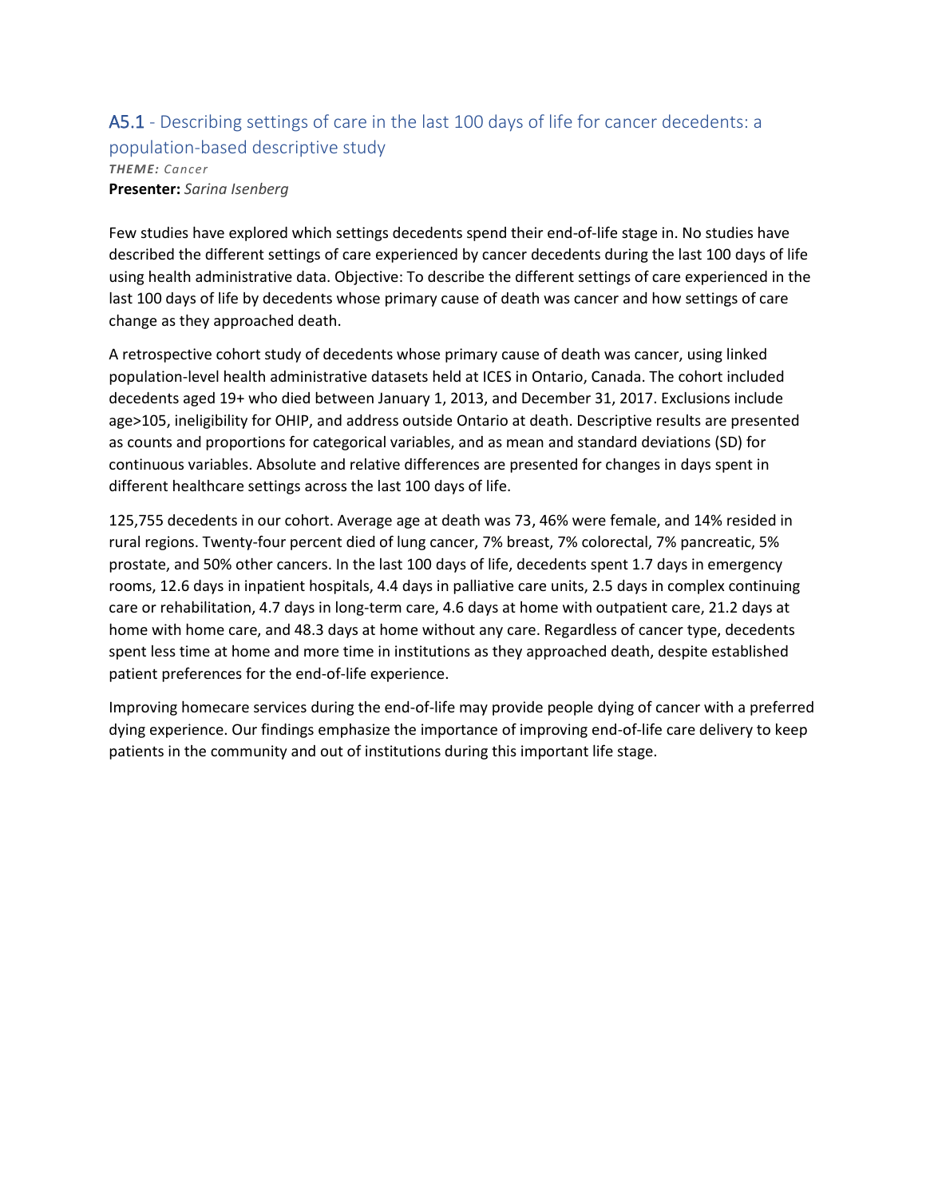## A5.1 - Describing settings of care in the last 100 days of life for cancer decedents: a population-based descriptive study

***THEME:*** *Cancer*

**Presenter:** *Sarina Isenberg*

Few studies have explored which settings decedents spend their end-of-life stage in. No studies have described the different settings of care experienced by cancer decedents during the last 100 days of life using health administrative data. Objective: To describe the different settings of care experienced in the last 100 days of life by decedents whose primary cause of death was cancer and how settings of care change as they approached death.

A retrospective cohort study of decedents whose primary cause of death was cancer, using linked population-level health administrative datasets held at ICES in Ontario, Canada. The cohort included decedents aged 19+ who died between January 1, 2013, and December 31, 2017. Exclusions include age>105, ineligibility for OHIP, and address outside Ontario at death. Descriptive results are presented as counts and proportions for categorical variables, and as mean and standard deviations (SD) for continuous variables. Absolute and relative differences are presented for changes in days spent in different healthcare settings across the last 100 days of life.

125,755 decedents in our cohort. Average age at death was 73, 46% were female, and 14% resided in rural regions. Twenty-four percent died of lung cancer, 7% breast, 7% colorectal, 7% pancreatic, 5% prostate, and 50% other cancers. In the last 100 days of life, decedents spent 1.7 days in emergency rooms, 12.6 days in inpatient hospitals, 4.4 days in palliative care units, 2.5 days in complex continuing care or rehabilitation, 4.7 days in long-term care, 4.6 days at home with outpatient care, 21.2 days at home with home care, and 48.3 days at home without any care. Regardless of cancer type, decedents spent less time at home and more time in institutions as they approached death, despite established patient preferences for the end-of-life experience.

Improving homecare services during the end-of-life may provide people dying of cancer with a preferred dying experience. Our findings emphasize the importance of improving end-of-life care delivery to keep patients in the community and out of institutions during this important life stage.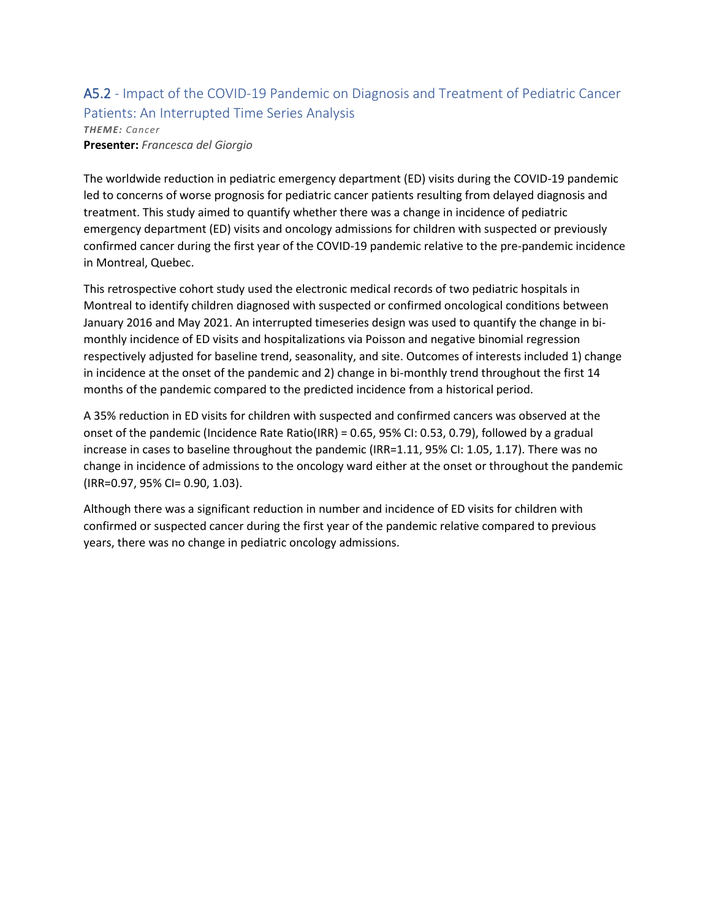## A5.2 - Impact of the COVID-19 Pandemic on Diagnosis and Treatment of Pediatric Cancer Patients: An Interrupted Time Series Analysis

***THEME:** Cancer*

**Presenter:** *Francesca del Giorgio*

The worldwide reduction in pediatric emergency department (ED) visits during the COVID-19 pandemic led to concerns of worse prognosis for pediatric cancer patients resulting from delayed diagnosis and treatment. This study aimed to quantify whether there was a change in incidence of pediatric emergency department (ED) visits and oncology admissions for children with suspected or previously confirmed cancer during the first year of the COVID-19 pandemic relative to the pre-pandemic incidence in Montreal, Quebec.

This retrospective cohort study used the electronic medical records of two pediatric hospitals in Montreal to identify children diagnosed with suspected or confirmed oncological conditions between January 2016 and May 2021. An interrupted timeseries design was used to quantify the change in bi-monthly incidence of ED visits and hospitalizations via Poisson and negative binomial regression respectively adjusted for baseline trend, seasonality, and site. Outcomes of interests included 1) change in incidence at the onset of the pandemic and 2) change in bi-monthly trend throughout the first 14 months of the pandemic compared to the predicted incidence from a historical period.

A 35% reduction in ED visits for children with suspected and confirmed cancers was observed at the onset of the pandemic (Incidence Rate Ratio(IRR) = 0.65, 95% CI: 0.53, 0.79), followed by a gradual increase in cases to baseline throughout the pandemic (IRR=1.11, 95% CI: 1.05, 1.17). There was no change in incidence of admissions to the oncology ward either at the onset or throughout the pandemic (IRR=0.97, 95% CI= 0.90, 1.03).

Although there was a significant reduction in number and incidence of ED visits for children with confirmed or suspected cancer during the first year of the pandemic relative compared to previous years, there was no change in pediatric oncology admissions.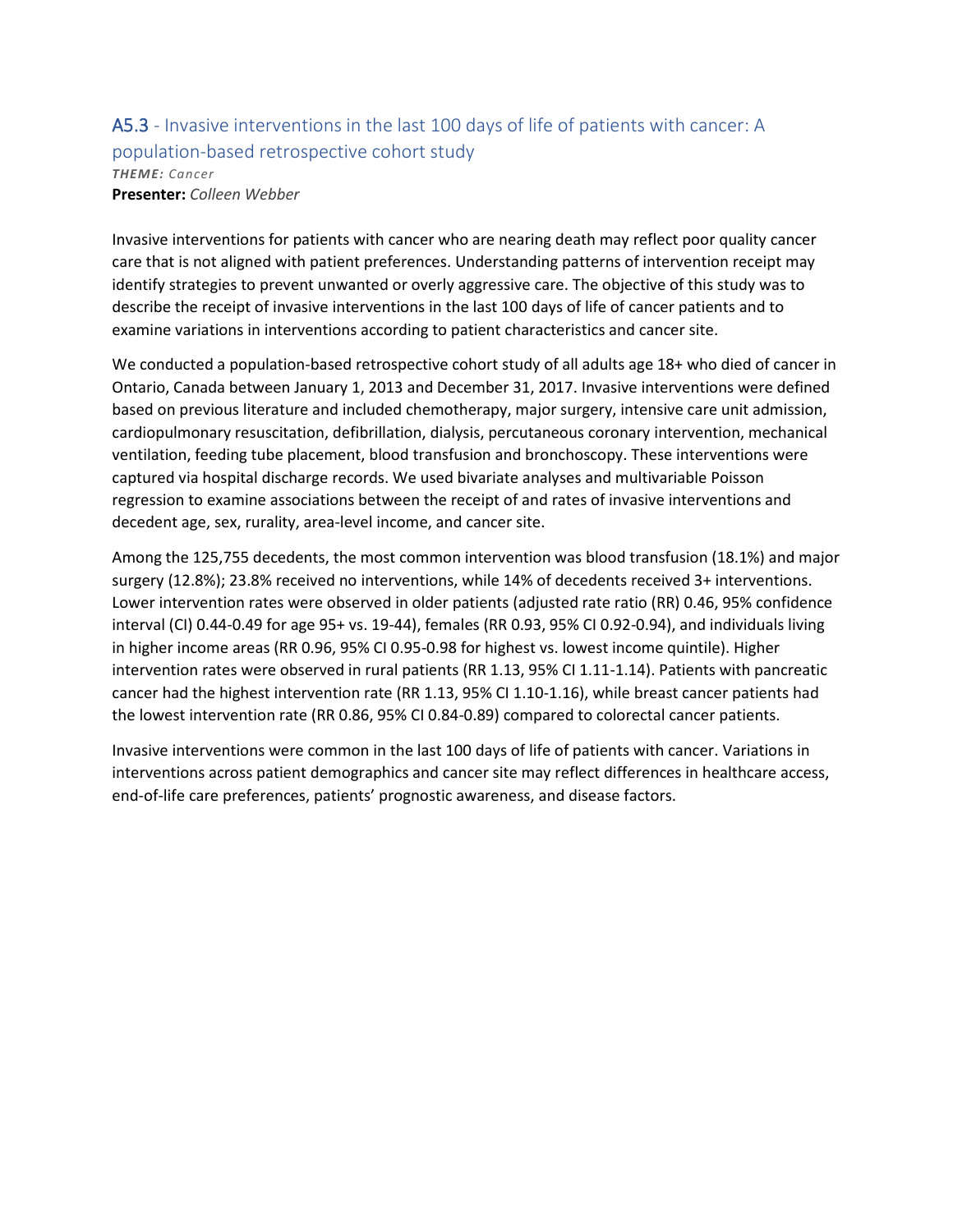## A5.3 - Invasive interventions in the last 100 days of life of patients with cancer: A population-based retrospective cohort study

***THEME:** Cancer*
**Presenter:** *Colleen Webber*

Invasive interventions for patients with cancer who are nearing death may reflect poor quality cancer care that is not aligned with patient preferences. Understanding patterns of intervention receipt may identify strategies to prevent unwanted or overly aggressive care. The objective of this study was to describe the receipt of invasive interventions in the last 100 days of life of cancer patients and to examine variations in interventions according to patient characteristics and cancer site.

We conducted a population-based retrospective cohort study of all adults age 18+ who died of cancer in Ontario, Canada between January 1, 2013 and December 31, 2017. Invasive interventions were defined based on previous literature and included chemotherapy, major surgery, intensive care unit admission, cardiopulmonary resuscitation, defibrillation, dialysis, percutaneous coronary intervention, mechanical ventilation, feeding tube placement, blood transfusion and bronchoscopy. These interventions were captured via hospital discharge records. We used bivariate analyses and multivariable Poisson regression to examine associations between the receipt of and rates of invasive interventions and decedent age, sex, rurality, area-level income, and cancer site.

Among the 125,755 decedents, the most common intervention was blood transfusion (18.1%) and major surgery (12.8%); 23.8% received no interventions, while 14% of decedents received 3+ interventions. Lower intervention rates were observed in older patients (adjusted rate ratio (RR) 0.46, 95% confidence interval (CI) 0.44-0.49 for age 95+ vs. 19-44), females (RR 0.93, 95% CI 0.92-0.94), and individuals living in higher income areas (RR 0.96, 95% CI 0.95-0.98 for highest vs. lowest income quintile). Higher intervention rates were observed in rural patients (RR 1.13, 95% CI 1.11-1.14). Patients with pancreatic cancer had the highest intervention rate (RR 1.13, 95% CI 1.10-1.16), while breast cancer patients had the lowest intervention rate (RR 0.86, 95% CI 0.84-0.89) compared to colorectal cancer patients.

Invasive interventions were common in the last 100 days of life of patients with cancer. Variations in interventions across patient demographics and cancer site may reflect differences in healthcare access, end-of-life care preferences, patients' prognostic awareness, and disease factors.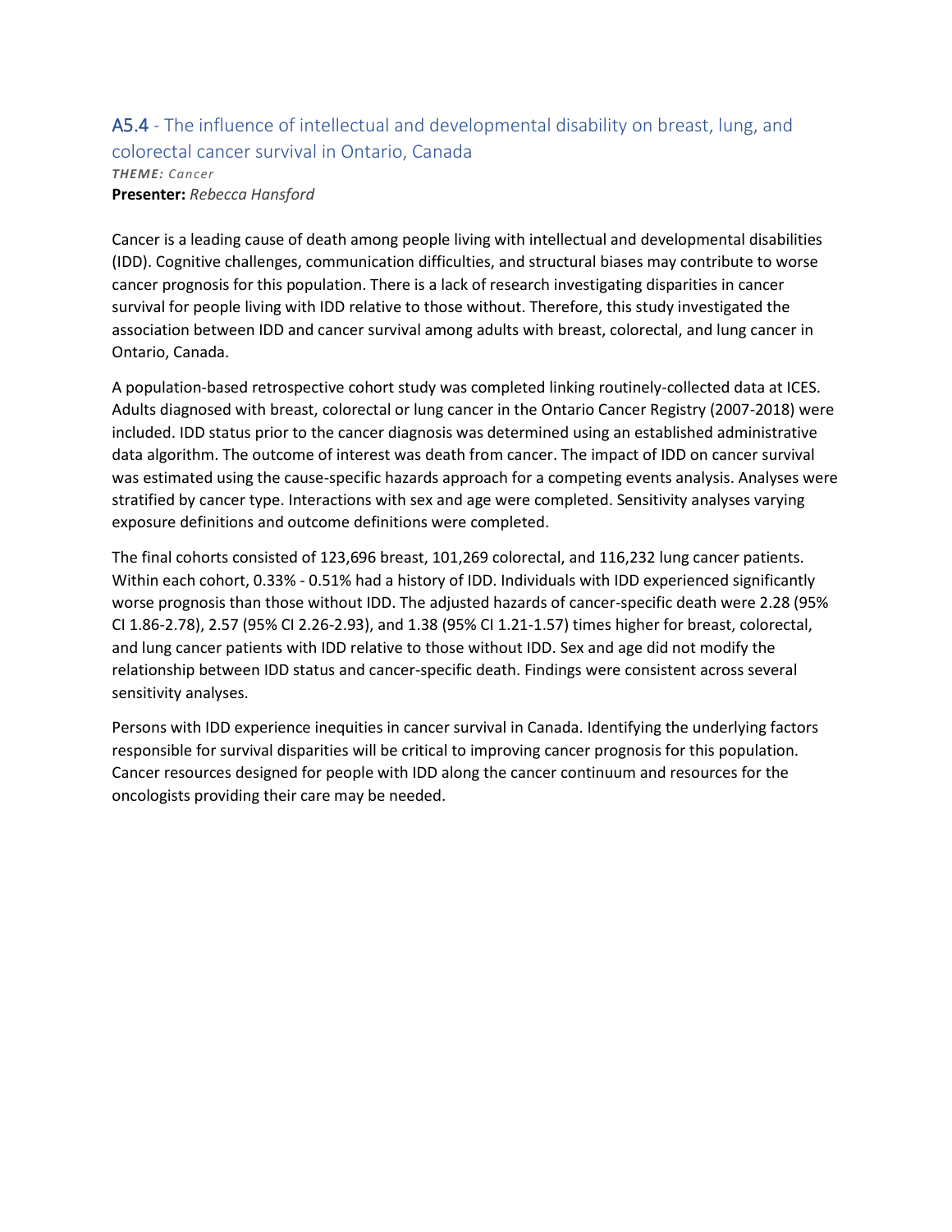## A5.4 - The influence of intellectual and developmental disability on breast, lung, and colorectal cancer survival in Ontario, Canada

***THEME:*** *Cancer*

**Presenter:** *Rebecca Hansford*

Cancer is a leading cause of death among people living with intellectual and developmental disabilities (IDD). Cognitive challenges, communication difficulties, and structural biases may contribute to worse cancer prognosis for this population. There is a lack of research investigating disparities in cancer survival for people living with IDD relative to those without. Therefore, this study investigated the association between IDD and cancer survival among adults with breast, colorectal, and lung cancer in Ontario, Canada.

A population-based retrospective cohort study was completed linking routinely-collected data at ICES. Adults diagnosed with breast, colorectal or lung cancer in the Ontario Cancer Registry (2007-2018) were included. IDD status prior to the cancer diagnosis was determined using an established administrative data algorithm. The outcome of interest was death from cancer. The impact of IDD on cancer survival was estimated using the cause-specific hazards approach for a competing events analysis. Analyses were stratified by cancer type. Interactions with sex and age were completed. Sensitivity analyses varying exposure definitions and outcome definitions were completed.

The final cohorts consisted of 123,696 breast, 101,269 colorectal, and 116,232 lung cancer patients. Within each cohort, 0.33% - 0.51% had a history of IDD. Individuals with IDD experienced significantly worse prognosis than those without IDD. The adjusted hazards of cancer-specific death were 2.28 (95% CI 1.86-2.78), 2.57 (95% CI 2.26-2.93), and 1.38 (95% CI 1.21-1.57) times higher for breast, colorectal, and lung cancer patients with IDD relative to those without IDD. Sex and age did not modify the relationship between IDD status and cancer-specific death. Findings were consistent across several sensitivity analyses.

Persons with IDD experience inequities in cancer survival in Canada. Identifying the underlying factors responsible for survival disparities will be critical to improving cancer prognosis for this population. Cancer resources designed for people with IDD along the cancer continuum and resources for the oncologists providing their care may be needed.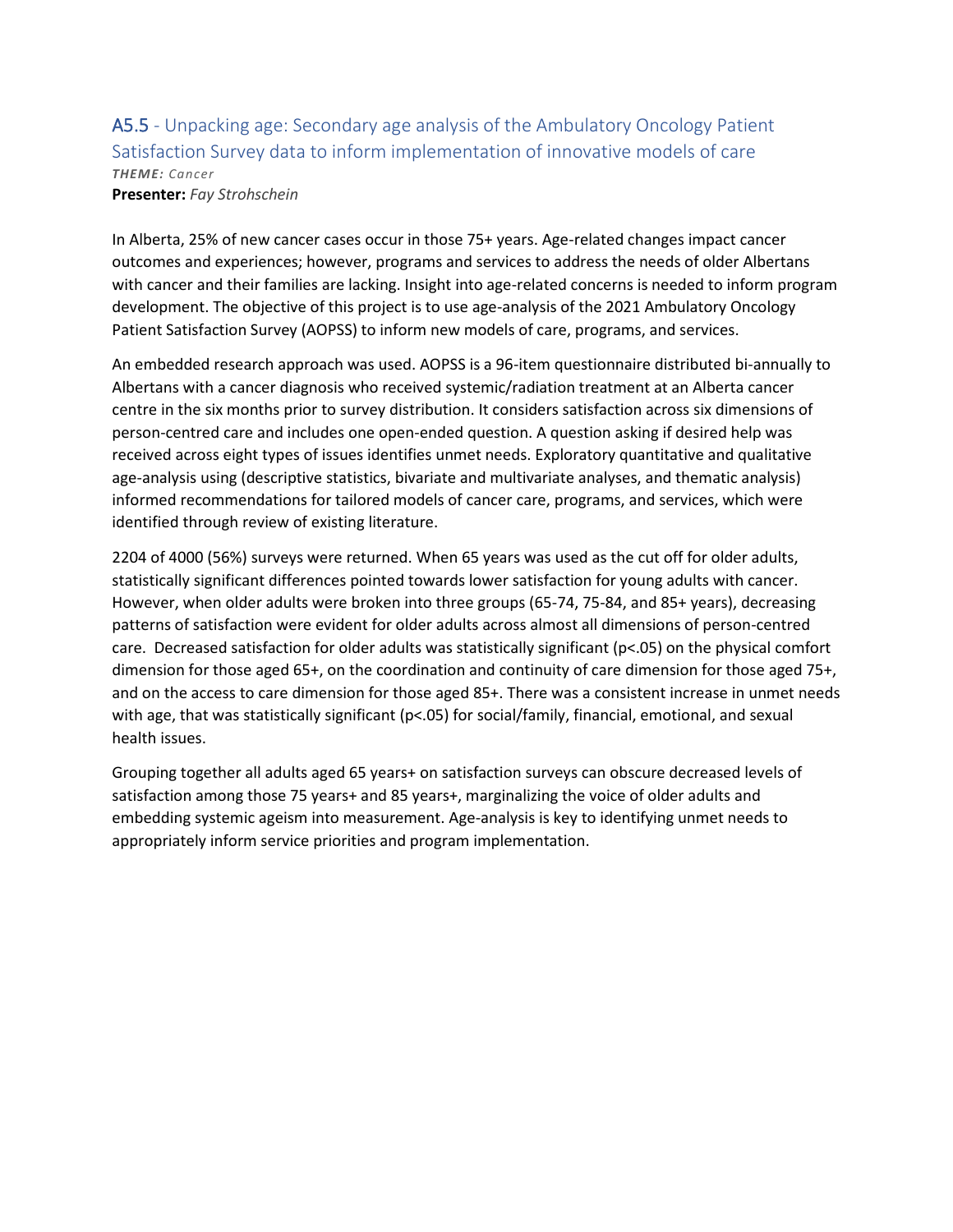## A5.5 - Unpacking age: Secondary age analysis of the Ambulatory Oncology Patient Satisfaction Survey data to inform implementation of innovative models of care

***THEME:*** *Cancer*

**Presenter:** *Fay Strohschein*

In Alberta, 25% of new cancer cases occur in those 75+ years. Age-related changes impact cancer outcomes and experiences; however, programs and services to address the needs of older Albertans with cancer and their families are lacking. Insight into age-related concerns is needed to inform program development. The objective of this project is to use age-analysis of the 2021 Ambulatory Oncology Patient Satisfaction Survey (AOPSS) to inform new models of care, programs, and services.

An embedded research approach was used. AOPSS is a 96-item questionnaire distributed bi-annually to Albertans with a cancer diagnosis who received systemic/radiation treatment at an Alberta cancer centre in the six months prior to survey distribution. It considers satisfaction across six dimensions of person-centred care and includes one open-ended question. A question asking if desired help was received across eight types of issues identifies unmet needs. Exploratory quantitative and qualitative age-analysis using (descriptive statistics, bivariate and multivariate analyses, and thematic analysis) informed recommendations for tailored models of cancer care, programs, and services, which were identified through review of existing literature.

2204 of 4000 (56%) surveys were returned. When 65 years was used as the cut off for older adults, statistically significant differences pointed towards lower satisfaction for young adults with cancer. However, when older adults were broken into three groups (65-74, 75-84, and 85+ years), decreasing patterns of satisfaction were evident for older adults across almost all dimensions of person-centred care. Decreased satisfaction for older adults was statistically significant ($p<.05$) on the physical comfort dimension for those aged 65+, on the coordination and continuity of care dimension for those aged 75+, and on the access to care dimension for those aged 85+. There was a consistent increase in unmet needs with age, that was statistically significant ($p<.05$) for social/family, financial, emotional, and sexual health issues.

Grouping together all adults aged 65 years+ on satisfaction surveys can obscure decreased levels of satisfaction among those 75 years+ and 85 years+, marginalizing the voice of older adults and embedding systemic ageism into measurement. Age-analysis is key to identifying unmet needs to appropriately inform service priorities and program implementation.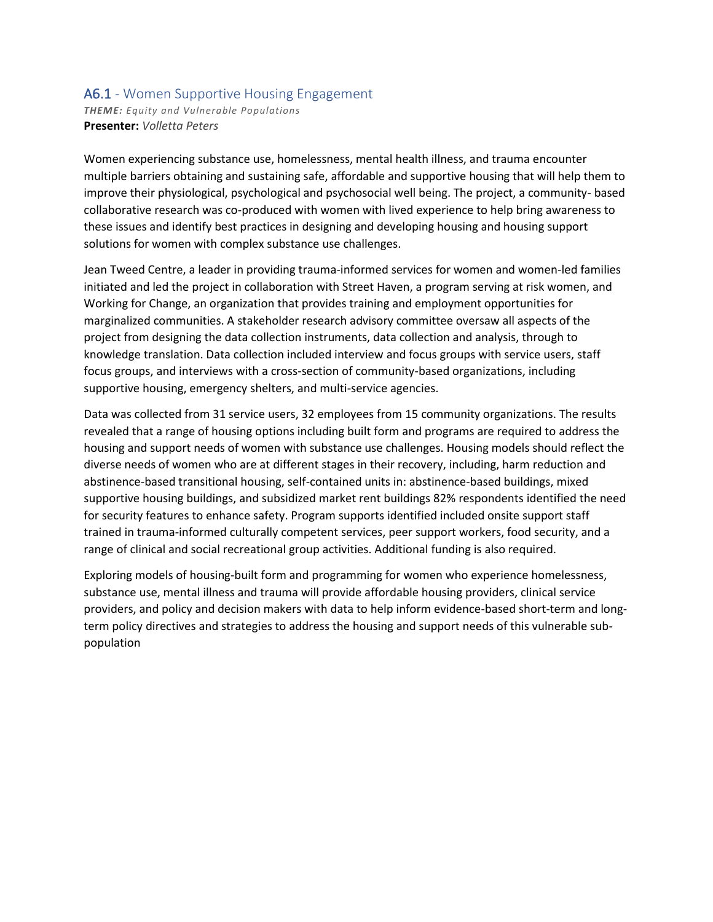## A6.1 - Women Supportive Housing Engagement

***THEME:*** *Equity and Vulnerable Populations*
**Presenter:** *Volletta Peters*

Women experiencing substance use, homelessness, mental health illness, and trauma encounter multiple barriers obtaining and sustaining safe, affordable and supportive housing that will help them to improve their physiological, psychological and psychosocial well being. The project, a community- based collaborative research was co-produced with women with lived experience to help bring awareness to these issues and identify best practices in designing and developing housing and housing support solutions for women with complex substance use challenges.

Jean Tweed Centre, a leader in providing trauma-informed services for women and women-led families initiated and led the project in collaboration with Street Haven, a program serving at risk women, and Working for Change, an organization that provides training and employment opportunities for marginalized communities. A stakeholder research advisory committee oversaw all aspects of the project from designing the data collection instruments, data collection and analysis, through to knowledge translation. Data collection included interview and focus groups with service users, staff focus groups, and interviews with a cross-section of community-based organizations, including supportive housing, emergency shelters, and multi-service agencies.

Data was collected from 31 service users, 32 employees from 15 community organizations. The results revealed that a range of housing options including built form and programs are required to address the housing and support needs of women with substance use challenges. Housing models should reflect the diverse needs of women who are at different stages in their recovery, including, harm reduction and abstinence-based transitional housing, self-contained units in: abstinence-based buildings, mixed supportive housing buildings, and subsidized market rent buildings 82% respondents identified the need for security features to enhance safety. Program supports identified included onsite support staff trained in trauma-informed culturally competent services, peer support workers, food security, and a range of clinical and social recreational group activities. Additional funding is also required.

Exploring models of housing-built form and programming for women who experience homelessness, substance use, mental illness and trauma will provide affordable housing providers, clinical service providers, and policy and decision makers with data to help inform evidence-based short-term and long-term policy directives and strategies to address the housing and support needs of this vulnerable sub-population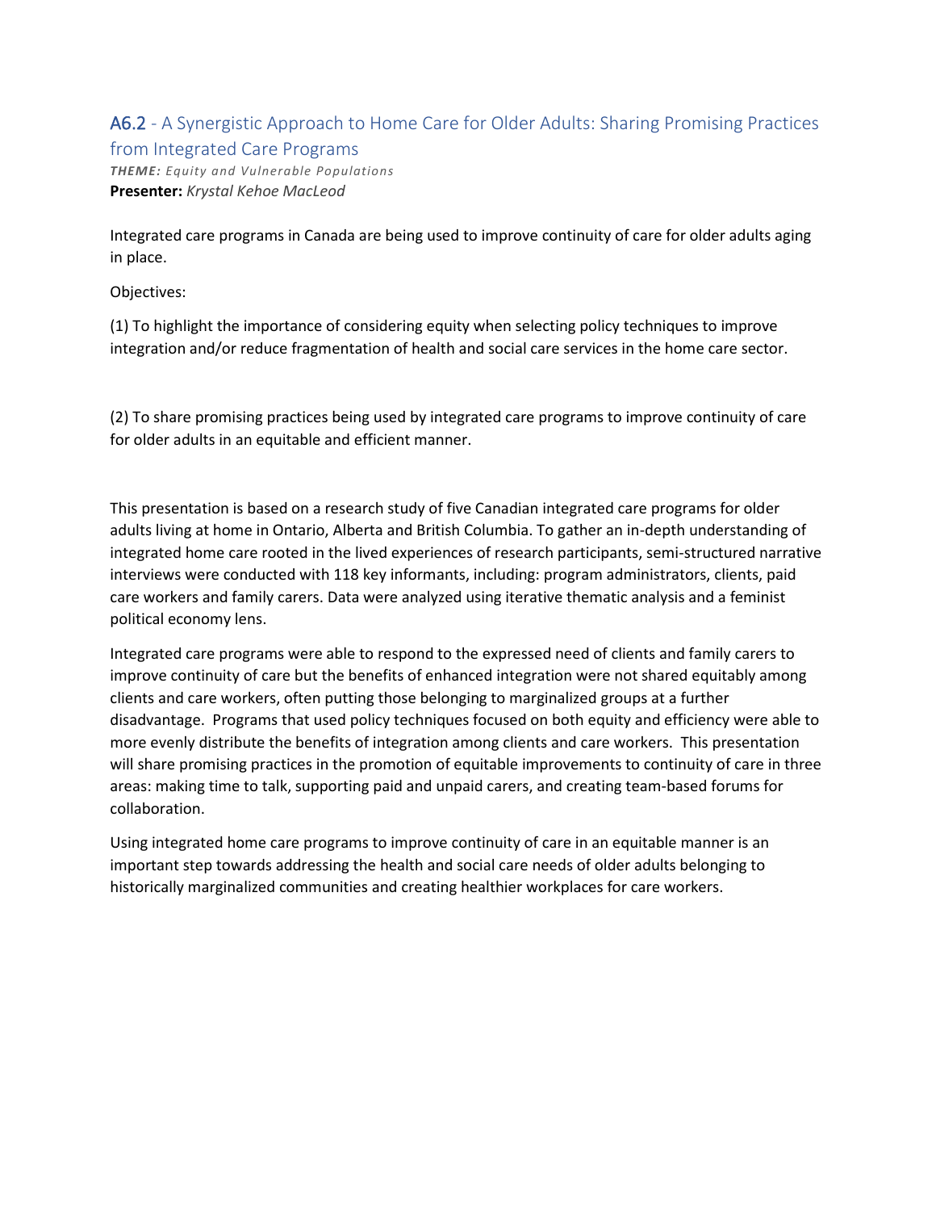## A6.2 - A Synergistic Approach to Home Care for Older Adults: Sharing Promising Practices from Integrated Care Programs

***THEME:*** *Equity and Vulnerable Populations*
**Presenter:** *Krystal Kehoe MacLeod*

Integrated care programs in Canada are being used to improve continuity of care for older adults aging in place.

Objectives:

(1) To highlight the importance of considering equity when selecting policy techniques to improve integration and/or reduce fragmentation of health and social care services in the home care sector.

(2) To share promising practices being used by integrated care programs to improve continuity of care for older adults in an equitable and efficient manner.

This presentation is based on a research study of five Canadian integrated care programs for older adults living at home in Ontario, Alberta and British Columbia. To gather an in-depth understanding of integrated home care rooted in the lived experiences of research participants, semi-structured narrative interviews were conducted with 118 key informants, including: program administrators, clients, paid care workers and family carers. Data were analyzed using iterative thematic analysis and a feminist political economy lens.

Integrated care programs were able to respond to the expressed need of clients and family carers to improve continuity of care but the benefits of enhanced integration were not shared equitably among clients and care workers, often putting those belonging to marginalized groups at a further disadvantage. Programs that used policy techniques focused on both equity and efficiency were able to more evenly distribute the benefits of integration among clients and care workers. This presentation will share promising practices in the promotion of equitable improvements to continuity of care in three areas: making time to talk, supporting paid and unpaid carers, and creating team-based forums for collaboration.

Using integrated home care programs to improve continuity of care in an equitable manner is an important step towards addressing the health and social care needs of older adults belonging to historically marginalized communities and creating healthier workplaces for care workers.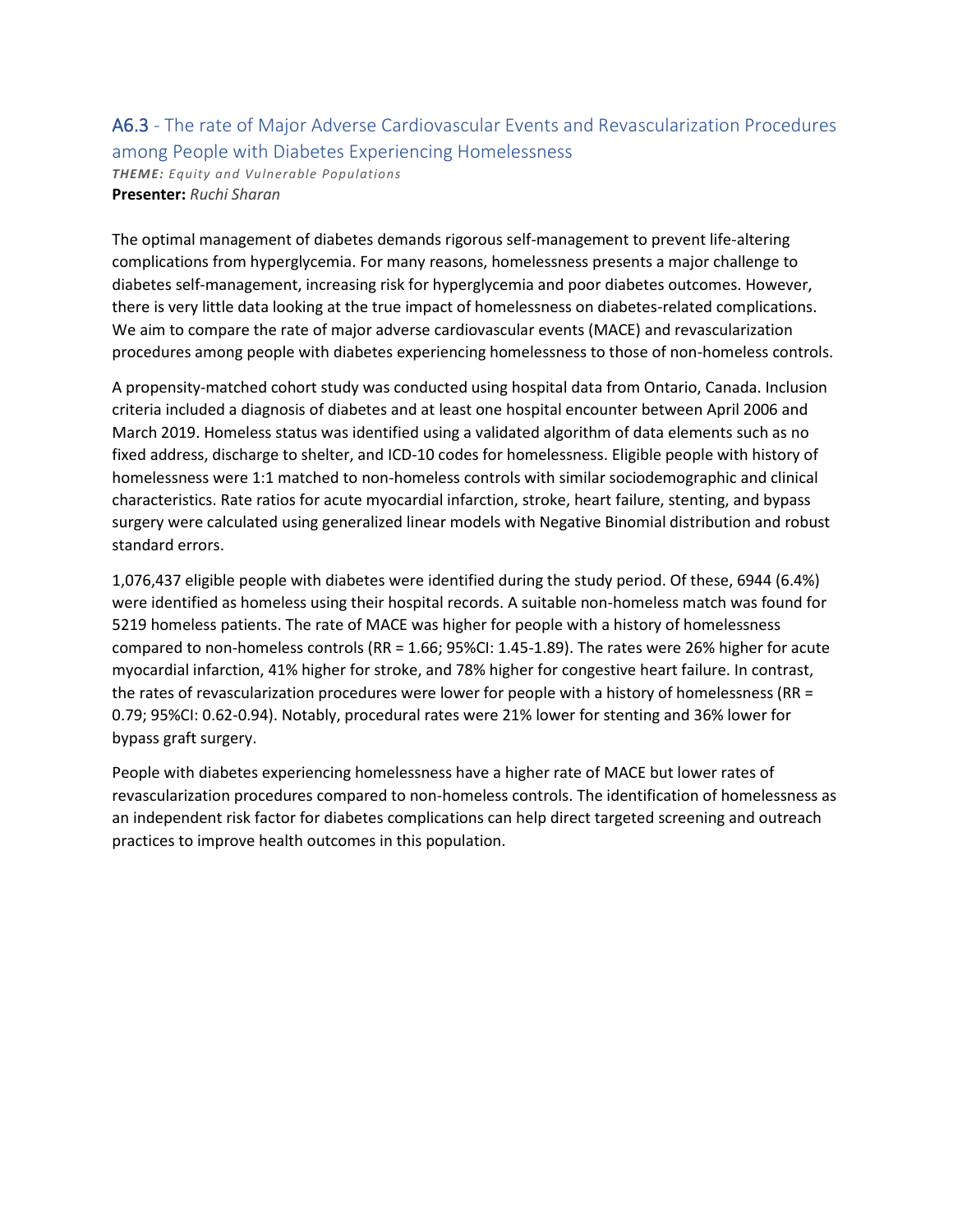## A6.3 - The rate of Major Adverse Cardiovascular Events and Revascularization Procedures among People with Diabetes Experiencing Homelessness

***THEME:*** *Equity and Vulnerable Populations*

**Presenter:** *Ruchi Sharan*

The optimal management of diabetes demands rigorous self-management to prevent life-altering complications from hyperglycemia. For many reasons, homelessness presents a major challenge to diabetes self-management, increasing risk for hyperglycemia and poor diabetes outcomes. However, there is very little data looking at the true impact of homelessness on diabetes-related complications. We aim to compare the rate of major adverse cardiovascular events (MACE) and revascularization procedures among people with diabetes experiencing homelessness to those of non-homeless controls.

A propensity-matched cohort study was conducted using hospital data from Ontario, Canada. Inclusion criteria included a diagnosis of diabetes and at least one hospital encounter between April 2006 and March 2019. Homeless status was identified using a validated algorithm of data elements such as no fixed address, discharge to shelter, and ICD-10 codes for homelessness. Eligible people with history of homelessness were 1:1 matched to non-homeless controls with similar sociodemographic and clinical characteristics. Rate ratios for acute myocardial infarction, stroke, heart failure, stenting, and bypass surgery were calculated using generalized linear models with Negative Binomial distribution and robust standard errors.

1,076,437 eligible people with diabetes were identified during the study period. Of these, 6944 (6.4%) were identified as homeless using their hospital records. A suitable non-homeless match was found for 5219 homeless patients. The rate of MACE was higher for people with a history of homelessness compared to non-homeless controls (RR = 1.66; 95%CI: 1.45-1.89). The rates were 26% higher for acute myocardial infarction, 41% higher for stroke, and 78% higher for congestive heart failure. In contrast, the rates of revascularization procedures were lower for people with a history of homelessness (RR = 0.79; 95%CI: 0.62-0.94). Notably, procedural rates were 21% lower for stenting and 36% lower for bypass graft surgery.

People with diabetes experiencing homelessness have a higher rate of MACE but lower rates of revascularization procedures compared to non-homeless controls. The identification of homelessness as an independent risk factor for diabetes complications can help direct targeted screening and outreach practices to improve health outcomes in this population.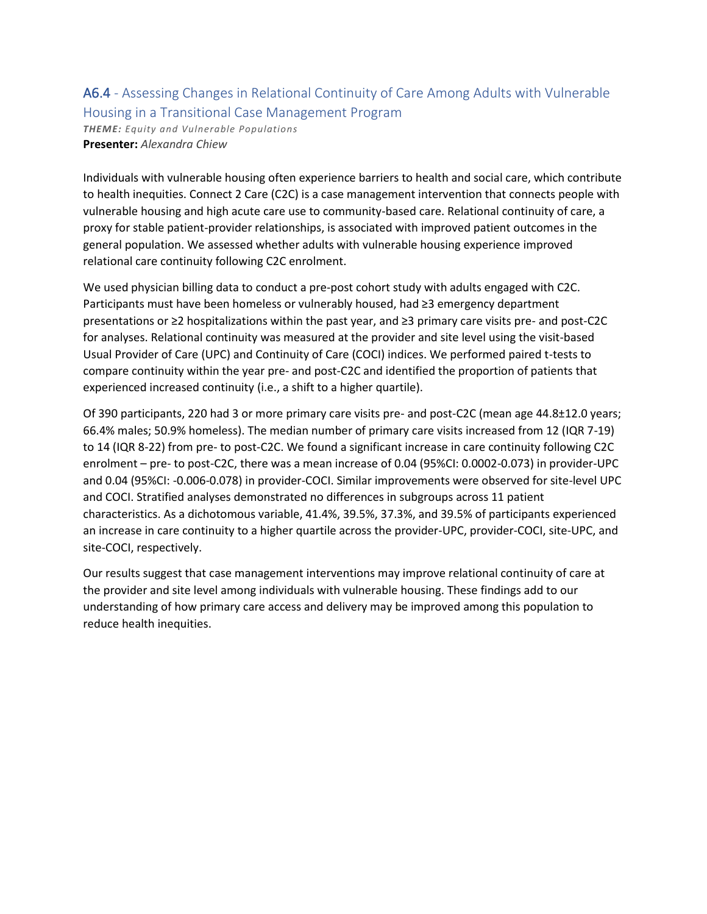## A6.4 - Assessing Changes in Relational Continuity of Care Among Adults with Vulnerable Housing in a Transitional Case Management Program

***THEME:*** *Equity and Vulnerable Populations*
**Presenter:** *Alexandra Chiew*

Individuals with vulnerable housing often experience barriers to health and social care, which contribute to health inequities. Connect 2 Care (C2C) is a case management intervention that connects people with vulnerable housing and high acute care use to community-based care. Relational continuity of care, a proxy for stable patient-provider relationships, is associated with improved patient outcomes in the general population. We assessed whether adults with vulnerable housing experience improved relational care continuity following C2C enrolment.

We used physician billing data to conduct a pre-post cohort study with adults engaged with C2C. Participants must have been homeless or vulnerably housed, had ≥3 emergency department presentations or ≥2 hospitalizations within the past year, and ≥3 primary care visits pre- and post-C2C for analyses. Relational continuity was measured at the provider and site level using the visit-based Usual Provider of Care (UPC) and Continuity of Care (COCI) indices. We performed paired t-tests to compare continuity within the year pre- and post-C2C and identified the proportion of patients that experienced increased continuity (i.e., a shift to a higher quartile).

Of 390 participants, 220 had 3 or more primary care visits pre- and post-C2C (mean age 44.8±12.0 years; 66.4% males; 50.9% homeless). The median number of primary care visits increased from 12 (IQR 7-19) to 14 (IQR 8-22) from pre- to post-C2C. We found a significant increase in care continuity following C2C enrolment – pre- to post-C2C, there was a mean increase of 0.04 (95%CI: 0.0002-0.073) in provider-UPC and 0.04 (95%CI: -0.006-0.078) in provider-COCI. Similar improvements were observed for site-level UPC and COCI. Stratified analyses demonstrated no differences in subgroups across 11 patient characteristics. As a dichotomous variable, 41.4%, 39.5%, 37.3%, and 39.5% of participants experienced an increase in care continuity to a higher quartile across the provider-UPC, provider-COCI, site-UPC, and site-COCI, respectively.

Our results suggest that case management interventions may improve relational continuity of care at the provider and site level among individuals with vulnerable housing. These findings add to our understanding of how primary care access and delivery may be improved among this population to reduce health inequities.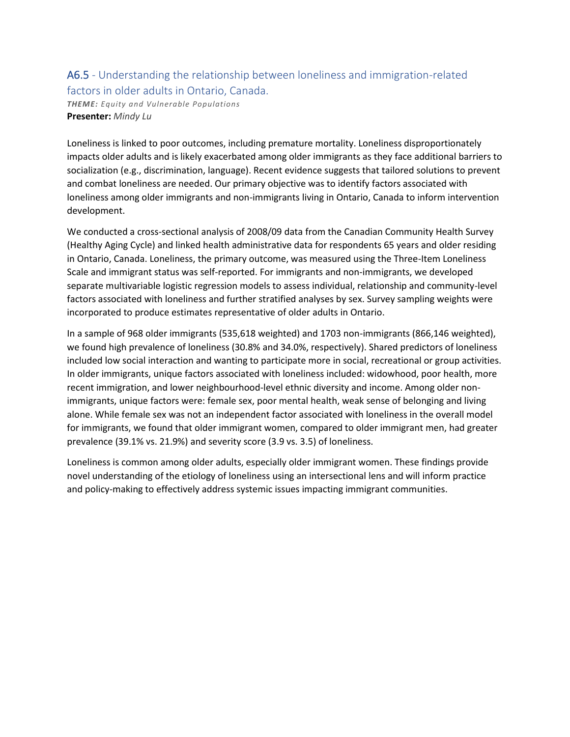## A6.5 - Understanding the relationship between loneliness and immigration-related factors in older adults in Ontario, Canada.

***THEME:** Equity and Vulnerable Populations*

**Presenter:** *Mindy Lu*

Loneliness is linked to poor outcomes, including premature mortality. Loneliness disproportionately impacts older adults and is likely exacerbated among older immigrants as they face additional barriers to socialization (e.g., discrimination, language). Recent evidence suggests that tailored solutions to prevent and combat loneliness are needed. Our primary objective was to identify factors associated with loneliness among older immigrants and non-immigrants living in Ontario, Canada to inform intervention development.

We conducted a cross-sectional analysis of 2008/09 data from the Canadian Community Health Survey (Healthy Aging Cycle) and linked health administrative data for respondents 65 years and older residing in Ontario, Canada. Loneliness, the primary outcome, was measured using the Three-Item Loneliness Scale and immigrant status was self-reported. For immigrants and non-immigrants, we developed separate multivariable logistic regression models to assess individual, relationship and community-level factors associated with loneliness and further stratified analyses by sex. Survey sampling weights were incorporated to produce estimates representative of older adults in Ontario.

In a sample of 968 older immigrants (535,618 weighted) and 1703 non-immigrants (866,146 weighted), we found high prevalence of loneliness (30.8% and 34.0%, respectively). Shared predictors of loneliness included low social interaction and wanting to participate more in social, recreational or group activities. In older immigrants, unique factors associated with loneliness included: widowhood, poor health, more recent immigration, and lower neighbourhood-level ethnic diversity and income. Among older non-immigrants, unique factors were: female sex, poor mental health, weak sense of belonging and living alone. While female sex was not an independent factor associated with loneliness in the overall model for immigrants, we found that older immigrant women, compared to older immigrant men, had greater prevalence (39.1% vs. 21.9%) and severity score (3.9 vs. 3.5) of loneliness.

Loneliness is common among older adults, especially older immigrant women. These findings provide novel understanding of the etiology of loneliness using an intersectional lens and will inform practice and policy-making to effectively address systemic issues impacting immigrant communities.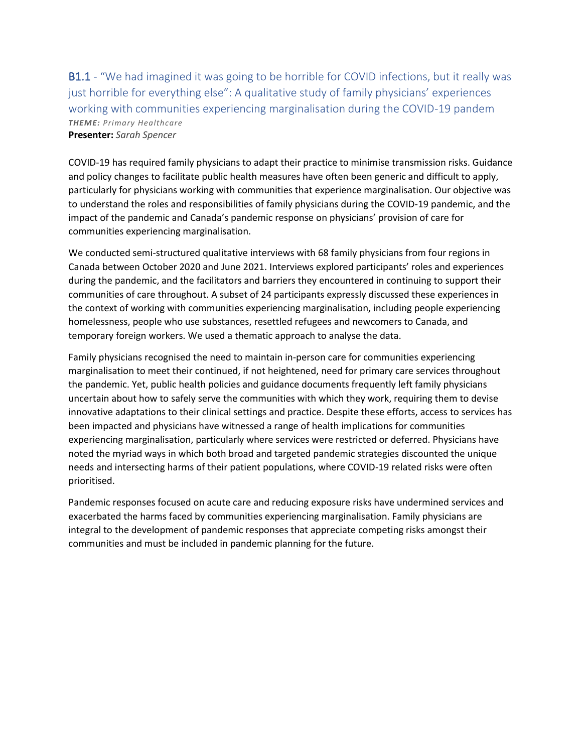## B1.1 - "We had imagined it was going to be horrible for COVID infections, but it really was just horrible for everything else": A qualitative study of family physicians' experiences working with communities experiencing marginalisation during the COVID-19 pandem

***THEME:*** *Primary Healthcare*

**Presenter:** *Sarah Spencer*

COVID-19 has required family physicians to adapt their practice to minimise transmission risks. Guidance and policy changes to facilitate public health measures have often been generic and difficult to apply, particularly for physicians working with communities that experience marginalisation. Our objective was to understand the roles and responsibilities of family physicians during the COVID-19 pandemic, and the impact of the pandemic and Canada's pandemic response on physicians' provision of care for communities experiencing marginalisation.

We conducted semi-structured qualitative interviews with 68 family physicians from four regions in Canada between October 2020 and June 2021. Interviews explored participants' roles and experiences during the pandemic, and the facilitators and barriers they encountered in continuing to support their communities of care throughout. A subset of 24 participants expressly discussed these experiences in the context of working with communities experiencing marginalisation, including people experiencing homelessness, people who use substances, resettled refugees and newcomers to Canada, and temporary foreign workers. We used a thematic approach to analyse the data.

Family physicians recognised the need to maintain in-person care for communities experiencing marginalisation to meet their continued, if not heightened, need for primary care services throughout the pandemic. Yet, public health policies and guidance documents frequently left family physicians uncertain about how to safely serve the communities with which they work, requiring them to devise innovative adaptations to their clinical settings and practice. Despite these efforts, access to services has been impacted and physicians have witnessed a range of health implications for communities experiencing marginalisation, particularly where services were restricted or deferred. Physicians have noted the myriad ways in which both broad and targeted pandemic strategies discounted the unique needs and intersecting harms of their patient populations, where COVID-19 related risks were often prioritised.

Pandemic responses focused on acute care and reducing exposure risks have undermined services and exacerbated the harms faced by communities experiencing marginalisation. Family physicians are integral to the development of pandemic responses that appreciate competing risks amongst their communities and must be included in pandemic planning for the future.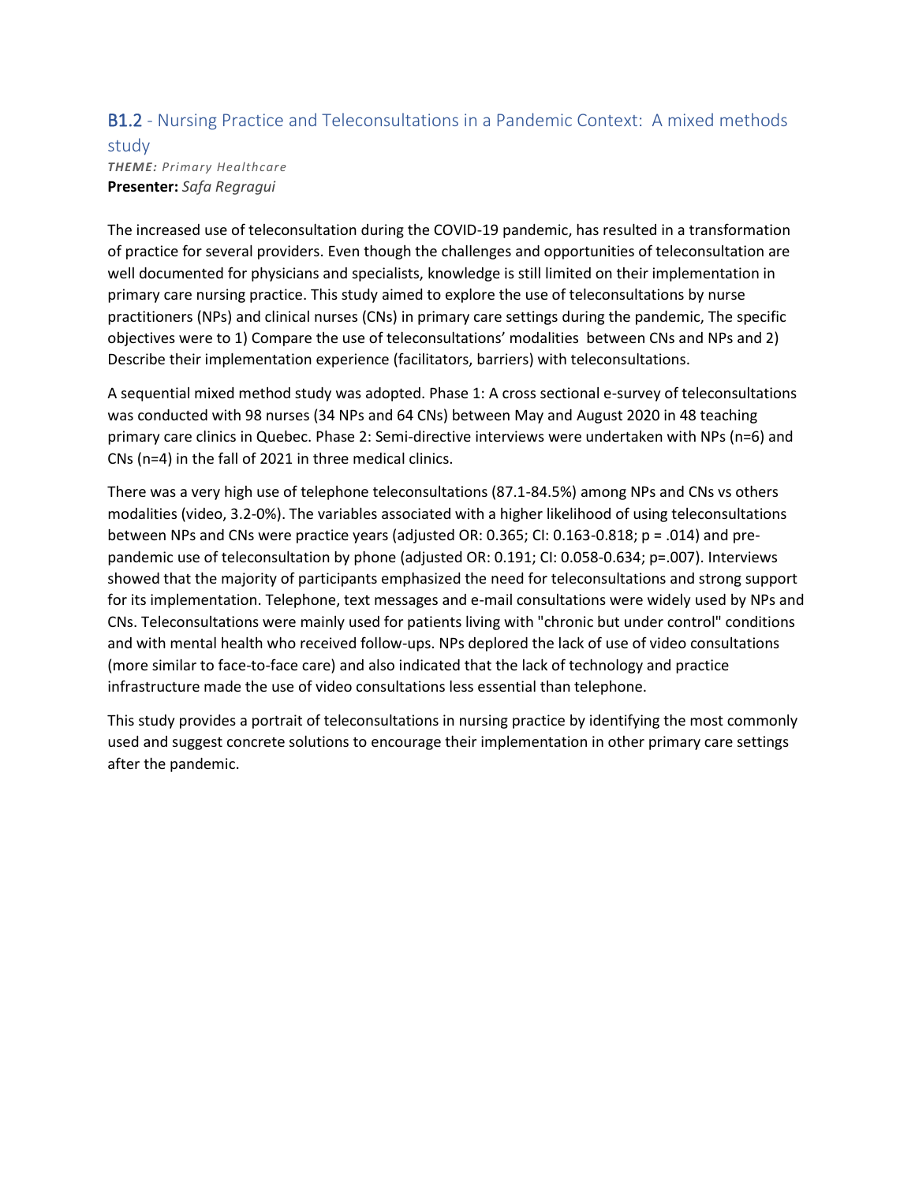## B1.2 - Nursing Practice and Teleconsultations in a Pandemic Context: A mixed methods study

***THEME:** Primary Healthcare*

**Presenter:** *Safa Regragui*

The increased use of teleconsultation during the COVID-19 pandemic, has resulted in a transformation of practice for several providers. Even though the challenges and opportunities of teleconsultation are well documented for physicians and specialists, knowledge is still limited on their implementation in primary care nursing practice. This study aimed to explore the use of teleconsultations by nurse practitioners (NPs) and clinical nurses (CNs) in primary care settings during the pandemic, The specific objectives were to 1) Compare the use of teleconsultations' modalities between CNs and NPs and 2) Describe their implementation experience (facilitators, barriers) with teleconsultations.

A sequential mixed method study was adopted. Phase 1: A cross sectional e-survey of teleconsultations was conducted with 98 nurses (34 NPs and 64 CNs) between May and August 2020 in 48 teaching primary care clinics in Quebec. Phase 2: Semi-directive interviews were undertaken with NPs (n=6) and CNs (n=4) in the fall of 2021 in three medical clinics.

There was a very high use of telephone teleconsultations (87.1-84.5%) among NPs and CNs vs others modalities (video, 3.2-0%). The variables associated with a higher likelihood of using teleconsultations between NPs and CNs were practice years (adjusted OR: 0.365; CI: 0.163-0.818; $p = .014$) and pre-pandemic use of teleconsultation by phone (adjusted OR: 0.191; CI: 0.058-0.634; $p=.007$). Interviews showed that the majority of participants emphasized the need for teleconsultations and strong support for its implementation. Telephone, text messages and e-mail consultations were widely used by NPs and CNs. Teleconsultations were mainly used for patients living with "chronic but under control" conditions and with mental health who received follow-ups. NPs deplored the lack of use of video consultations (more similar to face-to-face care) and also indicated that the lack of technology and practice infrastructure made the use of video consultations less essential than telephone.

This study provides a portrait of teleconsultations in nursing practice by identifying the most commonly used and suggest concrete solutions to encourage their implementation in other primary care settings after the pandemic.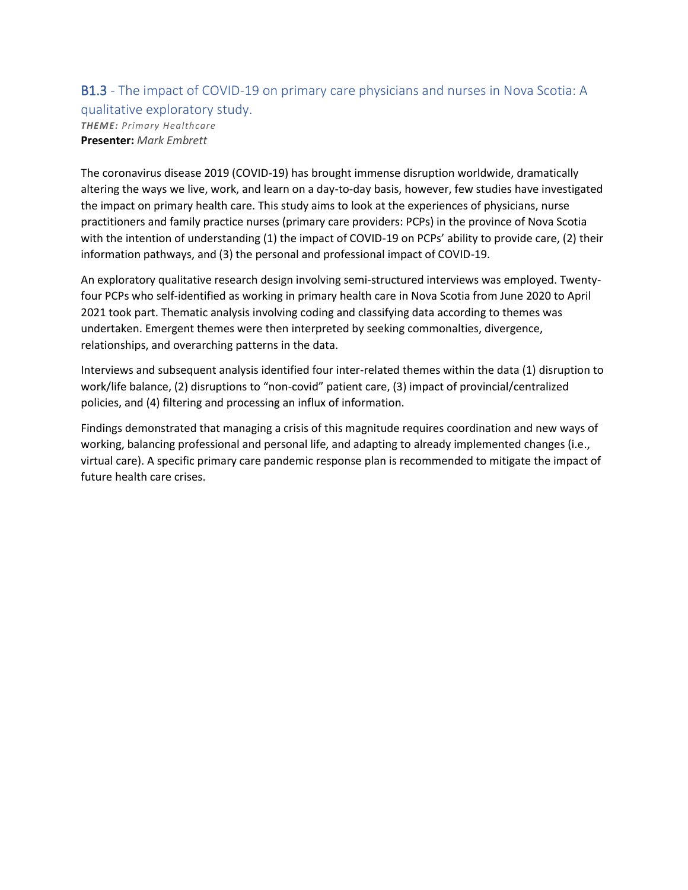## B1.3 - The impact of COVID-19 on primary care physicians and nurses in Nova Scotia: A qualitative exploratory study.

***THEME:*** *Primary Healthcare*

**Presenter:** *Mark Embrett*

The coronavirus disease 2019 (COVID-19) has brought immense disruption worldwide, dramatically altering the ways we live, work, and learn on a day-to-day basis, however, few studies have investigated the impact on primary health care. This study aims to look at the experiences of physicians, nurse practitioners and family practice nurses (primary care providers: PCPs) in the province of Nova Scotia with the intention of understanding (1) the impact of COVID-19 on PCPs' ability to provide care, (2) their information pathways, and (3) the personal and professional impact of COVID-19.

An exploratory qualitative research design involving semi-structured interviews was employed. Twenty-four PCPs who self-identified as working in primary health care in Nova Scotia from June 2020 to April 2021 took part. Thematic analysis involving coding and classifying data according to themes was undertaken. Emergent themes were then interpreted by seeking commonalties, divergence, relationships, and overarching patterns in the data.

Interviews and subsequent analysis identified four inter-related themes within the data (1) disruption to work/life balance, (2) disruptions to "non-covid" patient care, (3) impact of provincial/centralized policies, and (4) filtering and processing an influx of information.

Findings demonstrated that managing a crisis of this magnitude requires coordination and new ways of working, balancing professional and personal life, and adapting to already implemented changes (i.e., virtual care). A specific primary care pandemic response plan is recommended to mitigate the impact of future health care crises.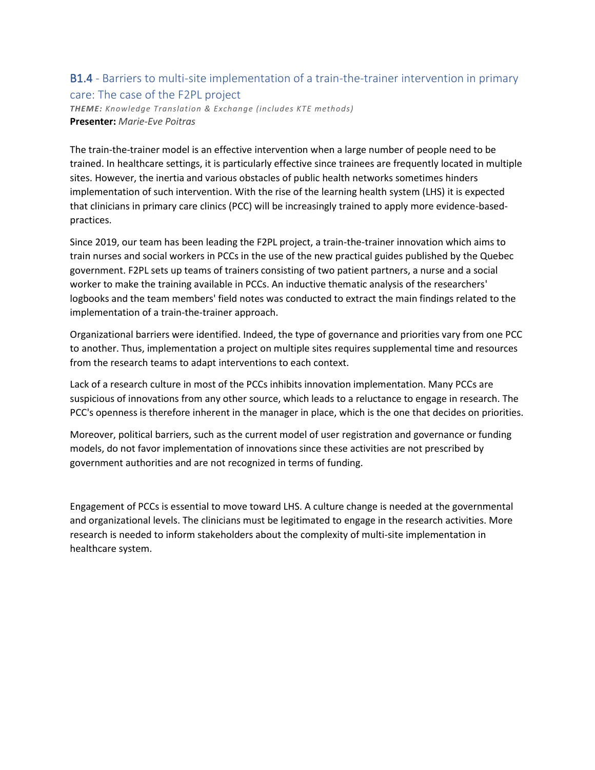## B1.4 - Barriers to multi-site implementation of a train-the-trainer intervention in primary care: The case of the F2PL project

***THEME:*** *Knowledge Translation & Exchange (includes KTE methods)*
**Presenter:** *Marie-Eve Poitras*

The train-the-trainer model is an effective intervention when a large number of people need to be trained. In healthcare settings, it is particularly effective since trainees are frequently located in multiple sites. However, the inertia and various obstacles of public health networks sometimes hinders implementation of such intervention. With the rise of the learning health system (LHS) it is expected that clinicians in primary care clinics (PCC) will be increasingly trained to apply more evidence-based-practices.

Since 2019, our team has been leading the F2PL project, a train-the-trainer innovation which aims to train nurses and social workers in PCCs in the use of the new practical guides published by the Quebec government. F2PL sets up teams of trainers consisting of two patient partners, a nurse and a social worker to make the training available in PCCs. An inductive thematic analysis of the researchers' logbooks and the team members' field notes was conducted to extract the main findings related to the implementation of a train-the-trainer approach.

Organizational barriers were identified. Indeed, the type of governance and priorities vary from one PCC to another. Thus, implementation a project on multiple sites requires supplemental time and resources from the research teams to adapt interventions to each context.

Lack of a research culture in most of the PCCs inhibits innovation implementation. Many PCCs are suspicious of innovations from any other source, which leads to a reluctance to engage in research. The PCC's openness is therefore inherent in the manager in place, which is the one that decides on priorities.

Moreover, political barriers, such as the current model of user registration and governance or funding models, do not favor implementation of innovations since these activities are not prescribed by government authorities and are not recognized in terms of funding.

Engagement of PCCs is essential to move toward LHS. A culture change is needed at the governmental and organizational levels. The clinicians must be legitimated to engage in the research activities. More research is needed to inform stakeholders about the complexity of multi-site implementation in healthcare system.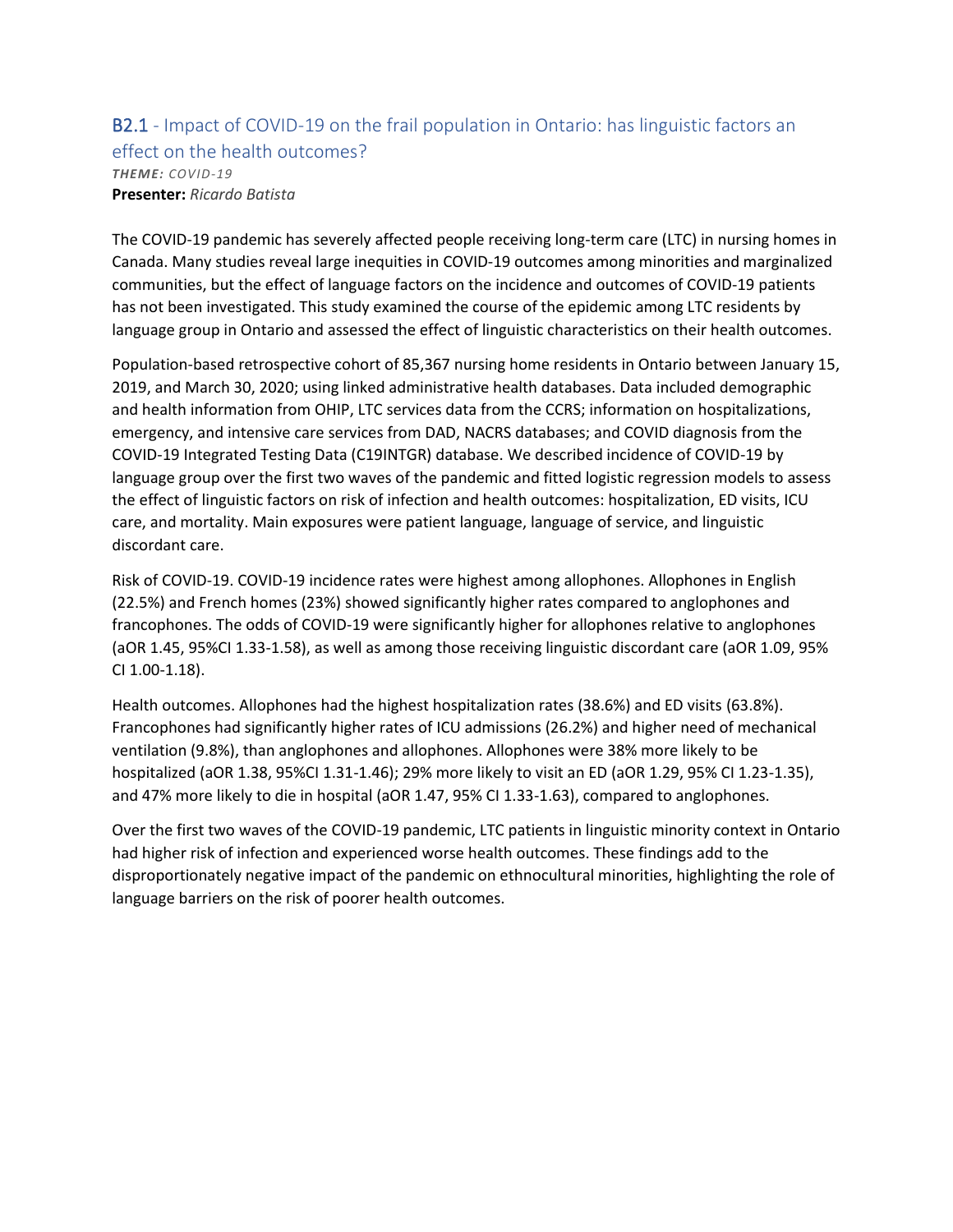## B2.1 - Impact of COVID-19 on the frail population in Ontario: has linguistic factors an effect on the health outcomes?

***THEME:** COVID-19*

**Presenter:** *Ricardo Batista*

The COVID-19 pandemic has severely affected people receiving long-term care (LTC) in nursing homes in Canada. Many studies reveal large inequities in COVID-19 outcomes among minorities and marginalized communities, but the effect of language factors on the incidence and outcomes of COVID-19 patients has not been investigated. This study examined the course of the epidemic among LTC residents by language group in Ontario and assessed the effect of linguistic characteristics on their health outcomes.

Population-based retrospective cohort of 85,367 nursing home residents in Ontario between January 15, 2019, and March 30, 2020; using linked administrative health databases. Data included demographic and health information from OHIP, LTC services data from the CCRS; information on hospitalizations, emergency, and intensive care services from DAD, NACRS databases; and COVID diagnosis from the COVID-19 Integrated Testing Data (C19INTGR) database. We described incidence of COVID-19 by language group over the first two waves of the pandemic and fitted logistic regression models to assess the effect of linguistic factors on risk of infection and health outcomes: hospitalization, ED visits, ICU care, and mortality. Main exposures were patient language, language of service, and linguistic discordant care.

Risk of COVID-19. COVID-19 incidence rates were highest among allophones. Allophones in English (22.5%) and French homes (23%) showed significantly higher rates compared to anglophones and francophones. The odds of COVID-19 were significantly higher for allophones relative to anglophones (aOR 1.45, 95%CI 1.33-1.58), as well as among those receiving linguistic discordant care (aOR 1.09, 95% CI 1.00-1.18).

Health outcomes. Allophones had the highest hospitalization rates (38.6%) and ED visits (63.8%). Francophones had significantly higher rates of ICU admissions (26.2%) and higher need of mechanical ventilation (9.8%), than anglophones and allophones. Allophones were 38% more likely to be hospitalized (aOR 1.38, 95%CI 1.31-1.46); 29% more likely to visit an ED (aOR 1.29, 95% CI 1.23-1.35), and 47% more likely to die in hospital (aOR 1.47, 95% CI 1.33-1.63), compared to anglophones.

Over the first two waves of the COVID-19 pandemic, LTC patients in linguistic minority context in Ontario had higher risk of infection and experienced worse health outcomes. These findings add to the disproportionately negative impact of the pandemic on ethnocultural minorities, highlighting the role of language barriers on the risk of poorer health outcomes.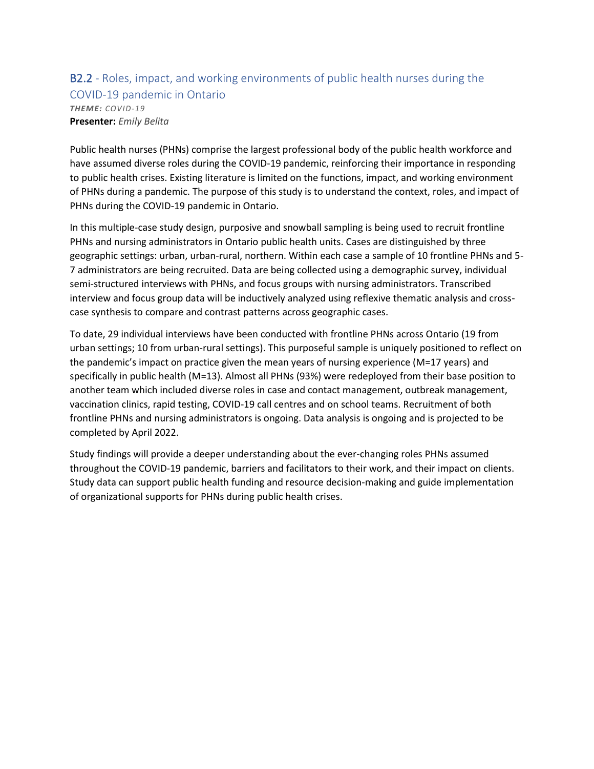## B2.2 - Roles, impact, and working environments of public health nurses during the COVID-19 pandemic in Ontario

***THEME:** COVID-19*

**Presenter:** *Emily Belita*

Public health nurses (PHNs) comprise the largest professional body of the public health workforce and have assumed diverse roles during the COVID-19 pandemic, reinforcing their importance in responding to public health crises. Existing literature is limited on the functions, impact, and working environment of PHNs during a pandemic. The purpose of this study is to understand the context, roles, and impact of PHNs during the COVID-19 pandemic in Ontario.

In this multiple-case study design, purposive and snowball sampling is being used to recruit frontline PHNs and nursing administrators in Ontario public health units. Cases are distinguished by three geographic settings: urban, urban-rural, northern. Within each case a sample of 10 frontline PHNs and 5-7 administrators are being recruited. Data are being collected using a demographic survey, individual semi-structured interviews with PHNs, and focus groups with nursing administrators. Transcribed interview and focus group data will be inductively analyzed using reflexive thematic analysis and cross-case synthesis to compare and contrast patterns across geographic cases.

To date, 29 individual interviews have been conducted with frontline PHNs across Ontario (19 from urban settings; 10 from urban-rural settings). This purposeful sample is uniquely positioned to reflect on the pandemic's impact on practice given the mean years of nursing experience (M=17 years) and specifically in public health (M=13). Almost all PHNs (93%) were redeployed from their base position to another team which included diverse roles in case and contact management, outbreak management, vaccination clinics, rapid testing, COVID-19 call centres and on school teams. Recruitment of both frontline PHNs and nursing administrators is ongoing. Data analysis is ongoing and is projected to be completed by April 2022.

Study findings will provide a deeper understanding about the ever-changing roles PHNs assumed throughout the COVID-19 pandemic, barriers and facilitators to their work, and their impact on clients. Study data can support public health funding and resource decision-making and guide implementation of organizational supports for PHNs during public health crises.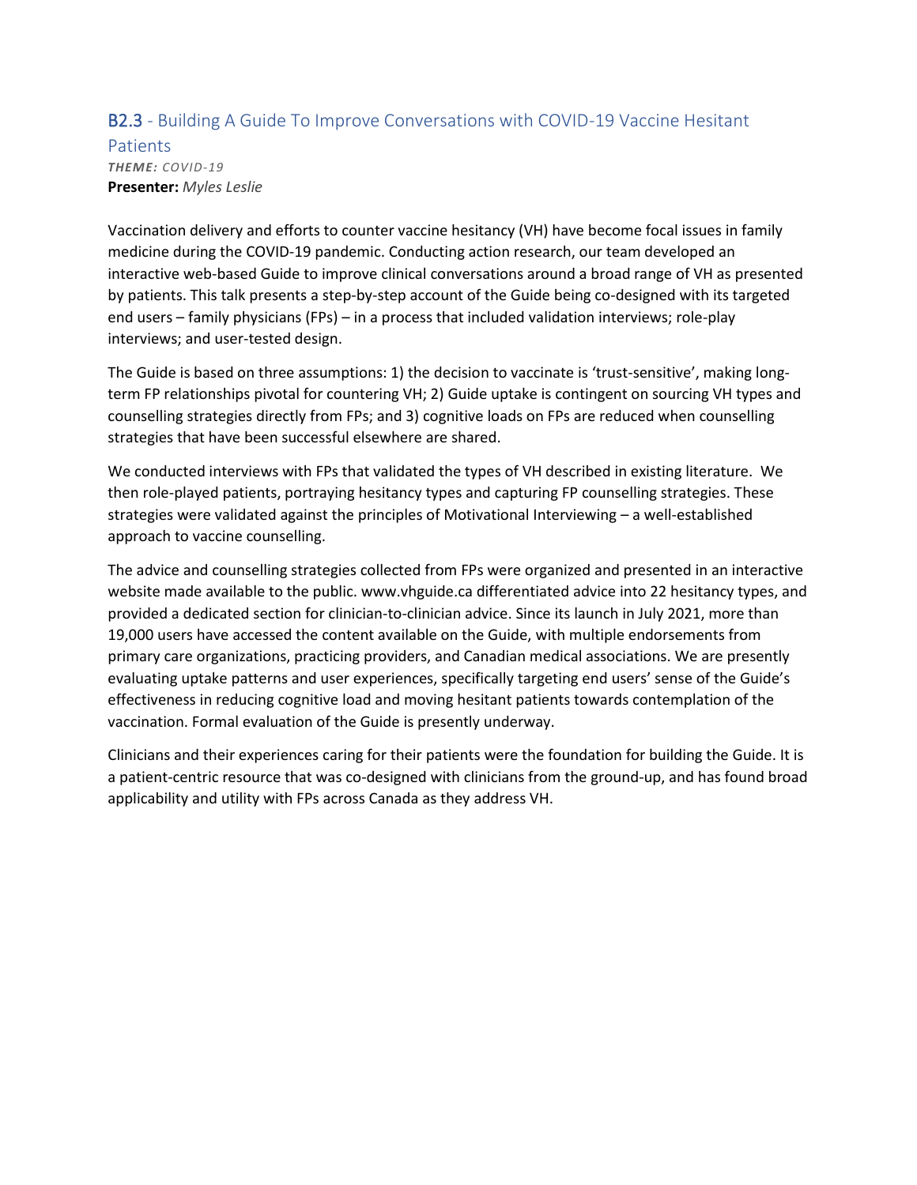## B2.3 - Building A Guide To Improve Conversations with COVID-19 Vaccine Hesitant Patients

***THEME:** COVID-19*

**Presenter:** *Myles Leslie*

Vaccination delivery and efforts to counter vaccine hesitancy (VH) have become focal issues in family medicine during the COVID-19 pandemic. Conducting action research, our team developed an interactive web-based Guide to improve clinical conversations around a broad range of VH as presented by patients. This talk presents a step-by-step account of the Guide being co-designed with its targeted end users – family physicians (FPs) – in a process that included validation interviews; role-play interviews; and user-tested design.

The Guide is based on three assumptions: 1) the decision to vaccinate is 'trust-sensitive', making long-term FP relationships pivotal for countering VH; 2) Guide uptake is contingent on sourcing VH types and counselling strategies directly from FPs; and 3) cognitive loads on FPs are reduced when counselling strategies that have been successful elsewhere are shared.

We conducted interviews with FPs that validated the types of VH described in existing literature. We then role-played patients, portraying hesitancy types and capturing FP counselling strategies. These strategies were validated against the principles of Motivational Interviewing – a well-established approach to vaccine counselling.

The advice and counselling strategies collected from FPs were organized and presented in an interactive website made available to the public. www.vhguide.ca differentiated advice into 22 hesitancy types, and provided a dedicated section for clinician-to-clinician advice. Since its launch in July 2021, more than 19,000 users have accessed the content available on the Guide, with multiple endorsements from primary care organizations, practicing providers, and Canadian medical associations. We are presently evaluating uptake patterns and user experiences, specifically targeting end users' sense of the Guide's effectiveness in reducing cognitive load and moving hesitant patients towards contemplation of the vaccination. Formal evaluation of the Guide is presently underway.

Clinicians and their experiences caring for their patients were the foundation for building the Guide. It is a patient-centric resource that was co-designed with clinicians from the ground-up, and has found broad applicability and utility with FPs across Canada as they address VH.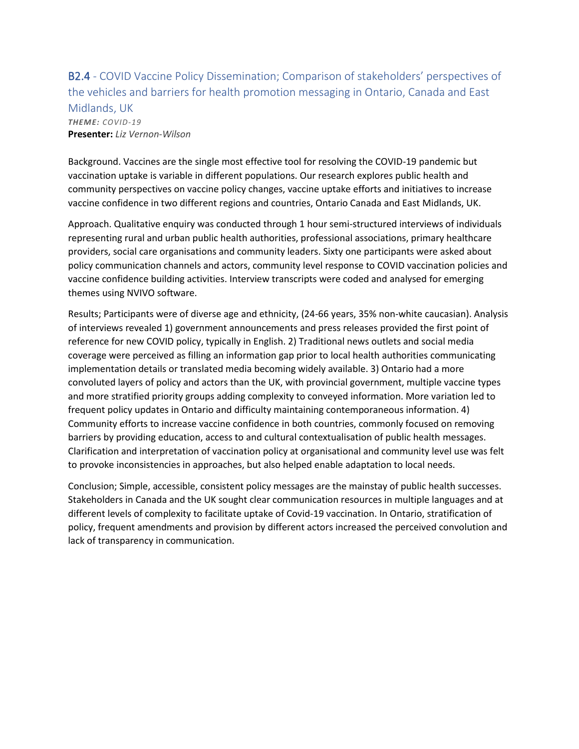## B2.4 - COVID Vaccine Policy Dissemination; Comparison of stakeholders' perspectives of the vehicles and barriers for health promotion messaging in Ontario, Canada and East Midlands, UK

***THEME:** COVID-19*

**Presenter:** *Liz Vernon-Wilson*

Background. Vaccines are the single most effective tool for resolving the COVID-19 pandemic but vaccination uptake is variable in different populations. Our research explores public health and community perspectives on vaccine policy changes, vaccine uptake efforts and initiatives to increase vaccine confidence in two different regions and countries, Ontario Canada and East Midlands, UK.

Approach. Qualitative enquiry was conducted through 1 hour semi-structured interviews of individuals representing rural and urban public health authorities, professional associations, primary healthcare providers, social care organisations and community leaders. Sixty one participants were asked about policy communication channels and actors, community level response to COVID vaccination policies and vaccine confidence building activities. Interview transcripts were coded and analysed for emerging themes using NVIVO software.

Results; Participants were of diverse age and ethnicity, (24-66 years, 35% non-white caucasian). Analysis of interviews revealed 1) government announcements and press releases provided the first point of reference for new COVID policy, typically in English. 2) Traditional news outlets and social media coverage were perceived as filling an information gap prior to local health authorities communicating implementation details or translated media becoming widely available. 3) Ontario had a more convoluted layers of policy and actors than the UK, with provincial government, multiple vaccine types and more stratified priority groups adding complexity to conveyed information. More variation led to frequent policy updates in Ontario and difficulty maintaining contemporaneous information. 4) Community efforts to increase vaccine confidence in both countries, commonly focused on removing barriers by providing education, access to and cultural contextualisation of public health messages. Clarification and interpretation of vaccination policy at organisational and community level use was felt to provoke inconsistencies in approaches, but also helped enable adaptation to local needs.

Conclusion; Simple, accessible, consistent policy messages are the mainstay of public health successes. Stakeholders in Canada and the UK sought clear communication resources in multiple languages and at different levels of complexity to facilitate uptake of Covid-19 vaccination. In Ontario, stratification of policy, frequent amendments and provision by different actors increased the perceived convolution and lack of transparency in communication.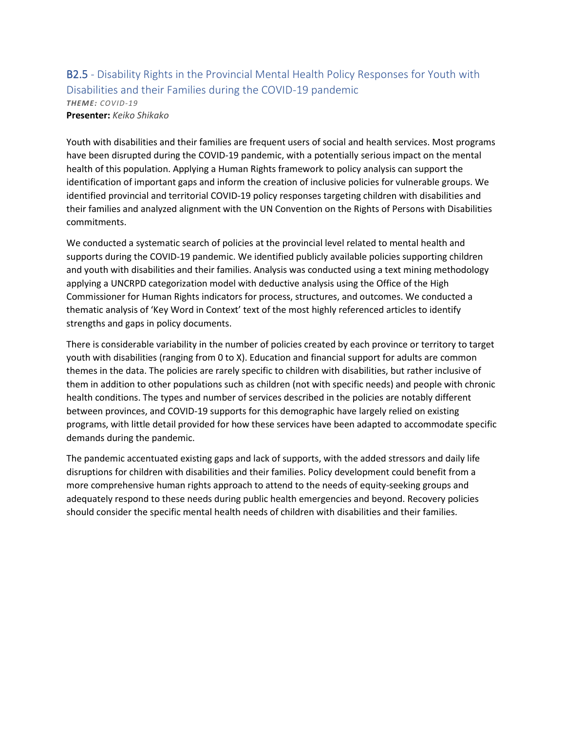## B2.5 - Disability Rights in the Provincial Mental Health Policy Responses for Youth with Disabilities and their Families during the COVID-19 pandemic

***THEME:** COVID-19*

**Presenter:** *Keiko Shikako*

Youth with disabilities and their families are frequent users of social and health services. Most programs have been disrupted during the COVID-19 pandemic, with a potentially serious impact on the mental health of this population. Applying a Human Rights framework to policy analysis can support the identification of important gaps and inform the creation of inclusive policies for vulnerable groups. We identified provincial and territorial COVID-19 policy responses targeting children with disabilities and their families and analyzed alignment with the UN Convention on the Rights of Persons with Disabilities commitments.

We conducted a systematic search of policies at the provincial level related to mental health and supports during the COVID-19 pandemic. We identified publicly available policies supporting children and youth with disabilities and their families. Analysis was conducted using a text mining methodology applying a UNCRPD categorization model with deductive analysis using the Office of the High Commissioner for Human Rights indicators for process, structures, and outcomes. We conducted a thematic analysis of 'Key Word in Context' text of the most highly referenced articles to identify strengths and gaps in policy documents.

There is considerable variability in the number of policies created by each province or territory to target youth with disabilities (ranging from 0 to X). Education and financial support for adults are common themes in the data. The policies are rarely specific to children with disabilities, but rather inclusive of them in addition to other populations such as children (not with specific needs) and people with chronic health conditions. The types and number of services described in the policies are notably different between provinces, and COVID-19 supports for this demographic have largely relied on existing programs, with little detail provided for how these services have been adapted to accommodate specific demands during the pandemic.

The pandemic accentuated existing gaps and lack of supports, with the added stressors and daily life disruptions for children with disabilities and their families. Policy development could benefit from a more comprehensive human rights approach to attend to the needs of equity-seeking groups and adequately respond to these needs during public health emergencies and beyond. Recovery policies should consider the specific mental health needs of children with disabilities and their families.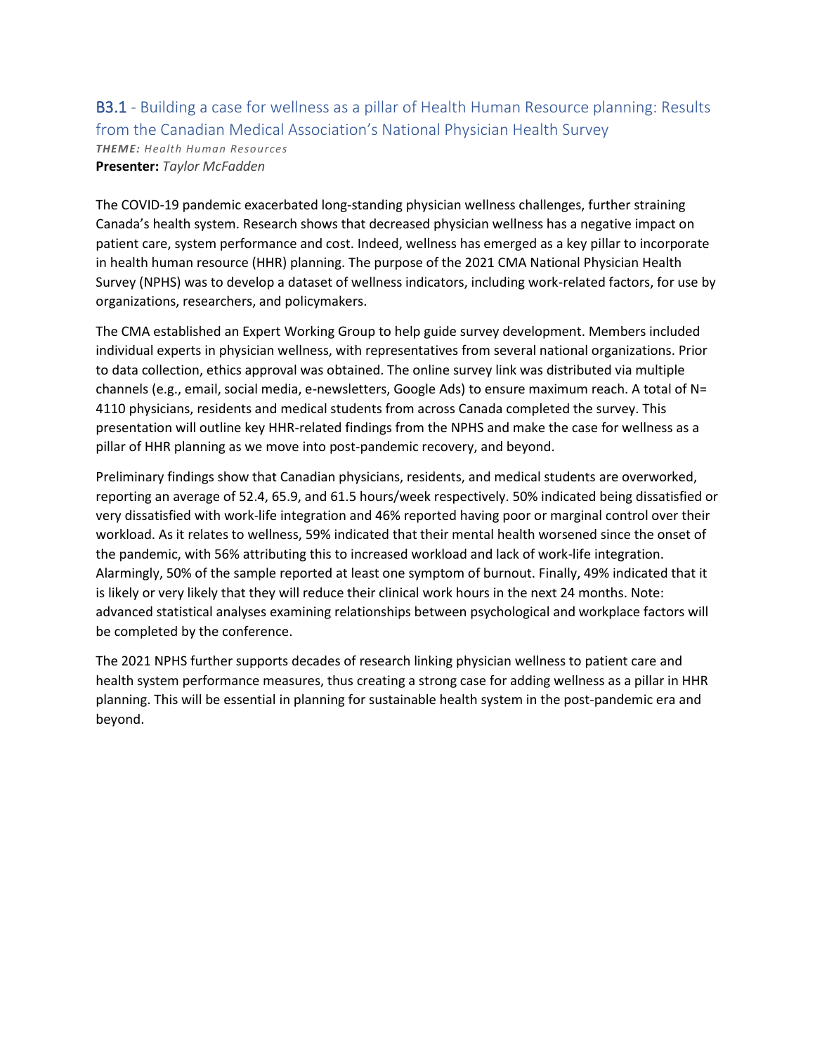## B3.1 - Building a case for wellness as a pillar of Health Human Resource planning: Results from the Canadian Medical Association's National Physician Health Survey

***THEME:** Health Human Resources*

**Presenter:** *Taylor McFadden*

The COVID-19 pandemic exacerbated long-standing physician wellness challenges, further straining Canada's health system. Research shows that decreased physician wellness has a negative impact on patient care, system performance and cost. Indeed, wellness has emerged as a key pillar to incorporate in health human resource (HHR) planning. The purpose of the 2021 CMA National Physician Health Survey (NPHS) was to develop a dataset of wellness indicators, including work-related factors, for use by organizations, researchers, and policymakers.

The CMA established an Expert Working Group to help guide survey development. Members included individual experts in physician wellness, with representatives from several national organizations. Prior to data collection, ethics approval was obtained. The online survey link was distributed via multiple channels (e.g., email, social media, e-newsletters, Google Ads) to ensure maximum reach. A total of N= 4110 physicians, residents and medical students from across Canada completed the survey. This presentation will outline key HHR-related findings from the NPHS and make the case for wellness as a pillar of HHR planning as we move into post-pandemic recovery, and beyond.

Preliminary findings show that Canadian physicians, residents, and medical students are overworked, reporting an average of 52.4, 65.9, and 61.5 hours/week respectively. 50% indicated being dissatisfied or very dissatisfied with work-life integration and 46% reported having poor or marginal control over their workload. As it relates to wellness, 59% indicated that their mental health worsened since the onset of the pandemic, with 56% attributing this to increased workload and lack of work-life integration. Alarmingly, 50% of the sample reported at least one symptom of burnout. Finally, 49% indicated that it is likely or very likely that they will reduce their clinical work hours in the next 24 months. Note: advanced statistical analyses examining relationships between psychological and workplace factors will be completed by the conference.

The 2021 NPHS further supports decades of research linking physician wellness to patient care and health system performance measures, thus creating a strong case for adding wellness as a pillar in HHR planning. This will be essential in planning for sustainable health system in the post-pandemic era and beyond.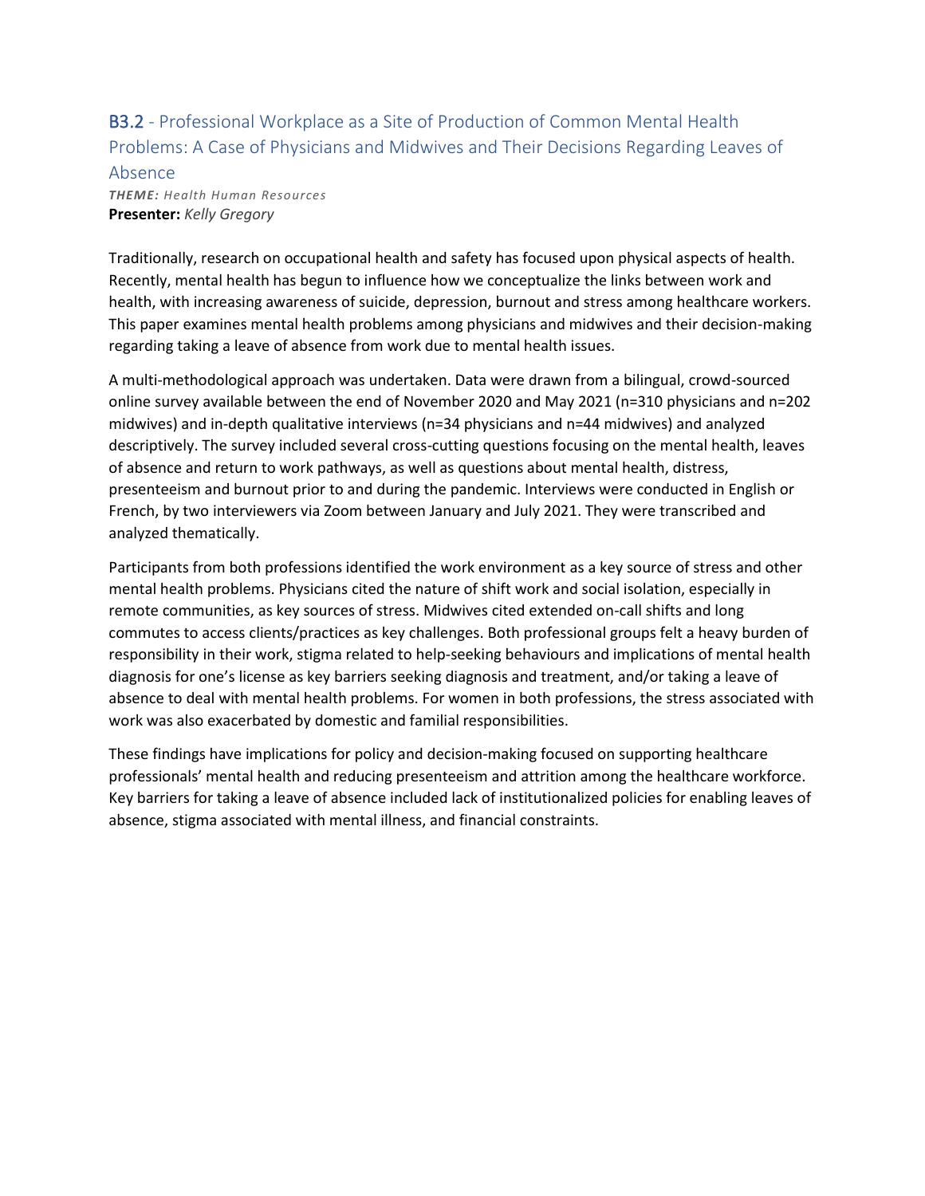## B3.2 - Professional Workplace as a Site of Production of Common Mental Health Problems: A Case of Physicians and Midwives and Their Decisions Regarding Leaves of Absence

***THEME:*** *Health Human Resources*
**Presenter:** *Kelly Gregory*

Traditionally, research on occupational health and safety has focused upon physical aspects of health. Recently, mental health has begun to influence how we conceptualize the links between work and health, with increasing awareness of suicide, depression, burnout and stress among healthcare workers. This paper examines mental health problems among physicians and midwives and their decision-making regarding taking a leave of absence from work due to mental health issues.

A multi-methodological approach was undertaken. Data were drawn from a bilingual, crowd-sourced online survey available between the end of November 2020 and May 2021 (n=310 physicians and n=202 midwives) and in-depth qualitative interviews (n=34 physicians and n=44 midwives) and analyzed descriptively. The survey included several cross-cutting questions focusing on the mental health, leaves of absence and return to work pathways, as well as questions about mental health, distress, presenteeism and burnout prior to and during the pandemic. Interviews were conducted in English or French, by two interviewers via Zoom between January and July 2021. They were transcribed and analyzed thematically.

Participants from both professions identified the work environment as a key source of stress and other mental health problems. Physicians cited the nature of shift work and social isolation, especially in remote communities, as key sources of stress. Midwives cited extended on-call shifts and long commutes to access clients/practices as key challenges. Both professional groups felt a heavy burden of responsibility in their work, stigma related to help-seeking behaviours and implications of mental health diagnosis for one's license as key barriers seeking diagnosis and treatment, and/or taking a leave of absence to deal with mental health problems. For women in both professions, the stress associated with work was also exacerbated by domestic and familial responsibilities.

These findings have implications for policy and decision-making focused on supporting healthcare professionals' mental health and reducing presenteeism and attrition among the healthcare workforce. Key barriers for taking a leave of absence included lack of institutionalized policies for enabling leaves of absence, stigma associated with mental illness, and financial constraints.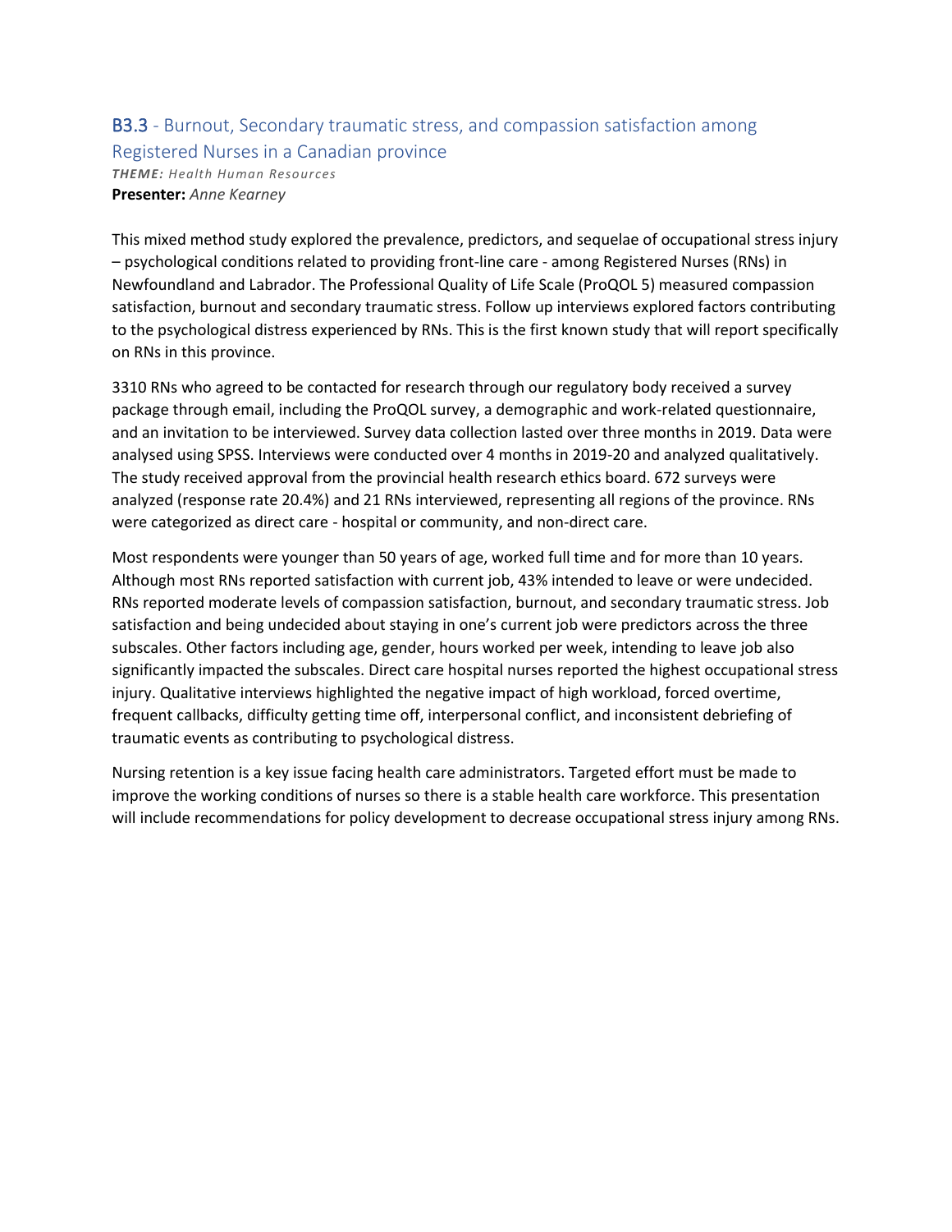## B3.3 - Burnout, Secondary traumatic stress, and compassion satisfaction among Registered Nurses in a Canadian province

***THEME:*** *Health Human Resources*

**Presenter:** *Anne Kearney*

This mixed method study explored the prevalence, predictors, and sequelae of occupational stress injury – psychological conditions related to providing front-line care - among Registered Nurses (RNs) in Newfoundland and Labrador. The Professional Quality of Life Scale (ProQOL 5) measured compassion satisfaction, burnout and secondary traumatic stress. Follow up interviews explored factors contributing to the psychological distress experienced by RNs. This is the first known study that will report specifically on RNs in this province.

3310 RNs who agreed to be contacted for research through our regulatory body received a survey package through email, including the ProQOL survey, a demographic and work-related questionnaire, and an invitation to be interviewed. Survey data collection lasted over three months in 2019. Data were analysed using SPSS. Interviews were conducted over 4 months in 2019-20 and analyzed qualitatively. The study received approval from the provincial health research ethics board. 672 surveys were analyzed (response rate 20.4%) and 21 RNs interviewed, representing all regions of the province. RNs were categorized as direct care - hospital or community, and non-direct care.

Most respondents were younger than 50 years of age, worked full time and for more than 10 years. Although most RNs reported satisfaction with current job, 43% intended to leave or were undecided. RNs reported moderate levels of compassion satisfaction, burnout, and secondary traumatic stress. Job satisfaction and being undecided about staying in one's current job were predictors across the three subscales. Other factors including age, gender, hours worked per week, intending to leave job also significantly impacted the subscales. Direct care hospital nurses reported the highest occupational stress injury. Qualitative interviews highlighted the negative impact of high workload, forced overtime, frequent callbacks, difficulty getting time off, interpersonal conflict, and inconsistent debriefing of traumatic events as contributing to psychological distress.

Nursing retention is a key issue facing health care administrators. Targeted effort must be made to improve the working conditions of nurses so there is a stable health care workforce. This presentation will include recommendations for policy development to decrease occupational stress injury among RNs.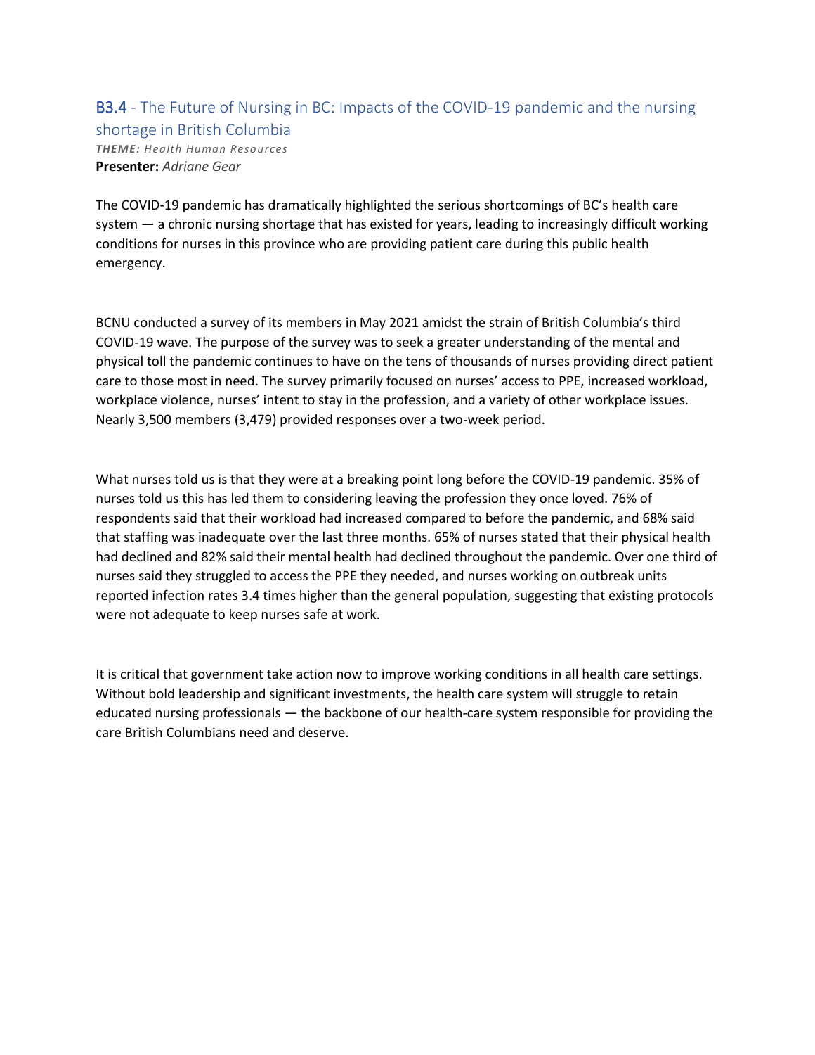## B3.4 - The Future of Nursing in BC: Impacts of the COVID-19 pandemic and the nursing shortage in British Columbia

***THEME:*** *Health Human Resources*

**Presenter:** *Adriane Gear*

The COVID-19 pandemic has dramatically highlighted the serious shortcomings of BC's health care system — a chronic nursing shortage that has existed for years, leading to increasingly difficult working conditions for nurses in this province who are providing patient care during this public health emergency.

BCNU conducted a survey of its members in May 2021 amidst the strain of British Columbia's third COVID-19 wave. The purpose of the survey was to seek a greater understanding of the mental and physical toll the pandemic continues to have on the tens of thousands of nurses providing direct patient care to those most in need. The survey primarily focused on nurses' access to PPE, increased workload, workplace violence, nurses' intent to stay in the profession, and a variety of other workplace issues. Nearly 3,500 members (3,479) provided responses over a two-week period.

What nurses told us is that they were at a breaking point long before the COVID-19 pandemic. 35% of nurses told us this has led them to considering leaving the profession they once loved. 76% of respondents said that their workload had increased compared to before the pandemic, and 68% said that staffing was inadequate over the last three months. 65% of nurses stated that their physical health had declined and 82% said their mental health had declined throughout the pandemic. Over one third of nurses said they struggled to access the PPE they needed, and nurses working on outbreak units reported infection rates 3.4 times higher than the general population, suggesting that existing protocols were not adequate to keep nurses safe at work.

It is critical that government take action now to improve working conditions in all health care settings. Without bold leadership and significant investments, the health care system will struggle to retain educated nursing professionals — the backbone of our health-care system responsible for providing the care British Columbians need and deserve.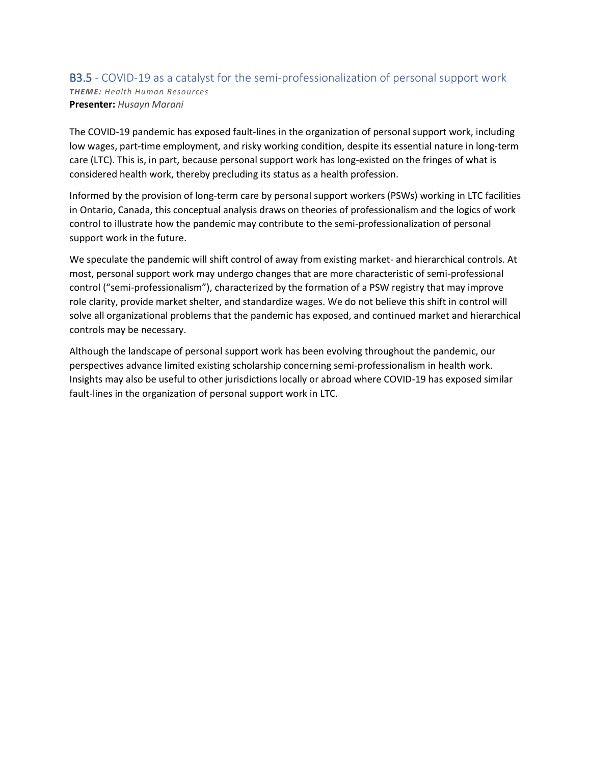## B3.5 - COVID-19 as a catalyst for the semi-professionalization of personal support work

***THEME:*** *Health Human Resources*

**Presenter:** *Husayn Marani*

The COVID-19 pandemic has exposed fault-lines in the organization of personal support work, including low wages, part-time employment, and risky working condition, despite its essential nature in long-term care (LTC). This is, in part, because personal support work has long-existed on the fringes of what is considered health work, thereby precluding its status as a health profession.

Informed by the provision of long-term care by personal support workers (PSWs) working in LTC facilities in Ontario, Canada, this conceptual analysis draws on theories of professionalism and the logics of work control to illustrate how the pandemic may contribute to the semi-professionalization of personal support work in the future.

We speculate the pandemic will shift control of away from existing market- and hierarchical controls. At most, personal support work may undergo changes that are more characteristic of semi-professional control ("semi-professionalism"), characterized by the formation of a PSW registry that may improve role clarity, provide market shelter, and standardize wages. We do not believe this shift in control will solve all organizational problems that the pandemic has exposed, and continued market and hierarchical controls may be necessary.

Although the landscape of personal support work has been evolving throughout the pandemic, our perspectives advance limited existing scholarship concerning semi-professionalism in health work. Insights may also be useful to other jurisdictions locally or abroad where COVID-19 has exposed similar fault-lines in the organization of personal support work in LTC.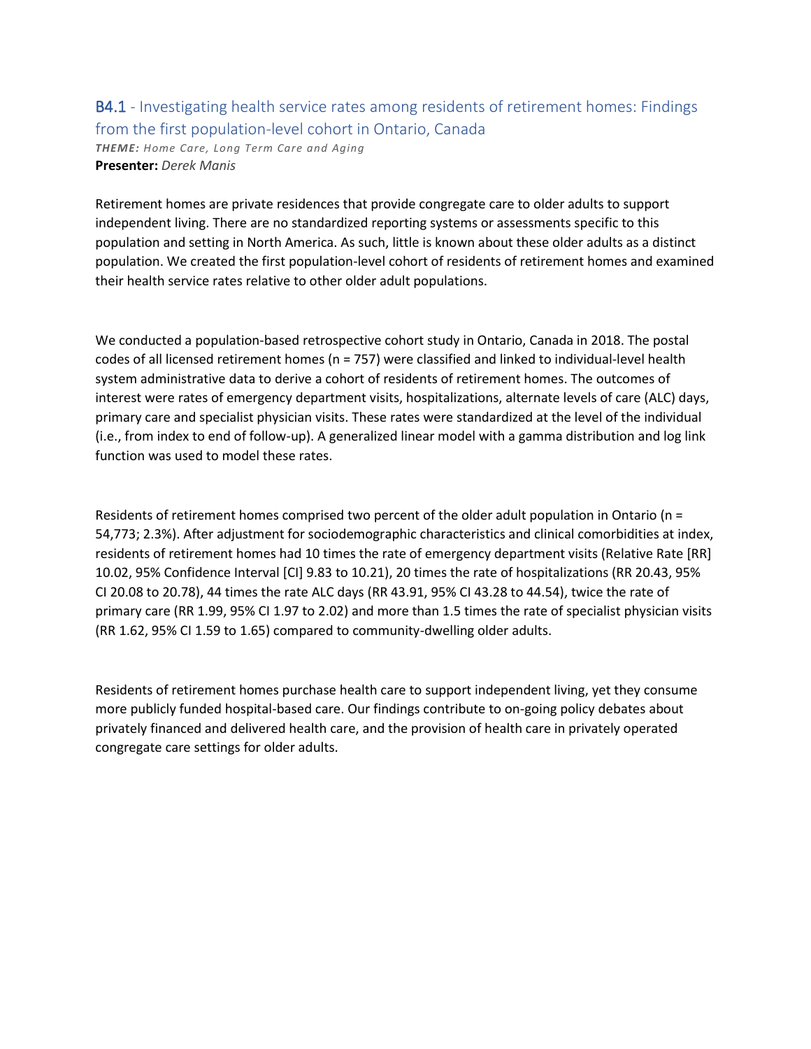## B4.1 - Investigating health service rates among residents of retirement homes: Findings from the first population-level cohort in Ontario, Canada

***THEME:*** *Home Care, Long Term Care and Aging*
**Presenter:** *Derek Manis*

Retirement homes are private residences that provide congregate care to older adults to support independent living. There are no standardized reporting systems or assessments specific to this population and setting in North America. As such, little is known about these older adults as a distinct population. We created the first population-level cohort of residents of retirement homes and examined their health service rates relative to other older adult populations.

We conducted a population-based retrospective cohort study in Ontario, Canada in 2018. The postal codes of all licensed retirement homes (n = 757) were classified and linked to individual-level health system administrative data to derive a cohort of residents of retirement homes. The outcomes of interest were rates of emergency department visits, hospitalizations, alternate levels of care (ALC) days, primary care and specialist physician visits. These rates were standardized at the level of the individual (i.e., from index to end of follow-up). A generalized linear model with a gamma distribution and log link function was used to model these rates.

Residents of retirement homes comprised two percent of the older adult population in Ontario (n = 54,773; 2.3%). After adjustment for sociodemographic characteristics and clinical comorbidities at index, residents of retirement homes had 10 times the rate of emergency department visits (Relative Rate [RR] 10.02, 95% Confidence Interval [CI] 9.83 to 10.21), 20 times the rate of hospitalizations (RR 20.43, 95% CI 20.08 to 20.78), 44 times the rate ALC days (RR 43.91, 95% CI 43.28 to 44.54), twice the rate of primary care (RR 1.99, 95% CI 1.97 to 2.02) and more than 1.5 times the rate of specialist physician visits (RR 1.62, 95% CI 1.59 to 1.65) compared to community-dwelling older adults.

Residents of retirement homes purchase health care to support independent living, yet they consume more publicly funded hospital-based care. Our findings contribute to on-going policy debates about privately financed and delivered health care, and the provision of health care in privately operated congregate care settings for older adults.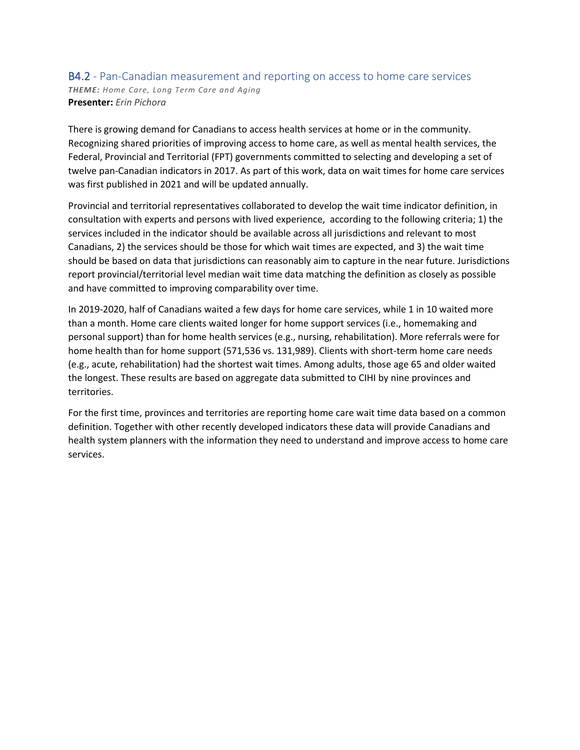## B4.2 - Pan-Canadian measurement and reporting on access to home care services

***THEME:*** *Home Care, Long Term Care and Aging*
**Presenter:** *Erin Pichora*

There is growing demand for Canadians to access health services at home or in the community. Recognizing shared priorities of improving access to home care, as well as mental health services, the Federal, Provincial and Territorial (FPT) governments committed to selecting and developing a set of twelve pan-Canadian indicators in 2017. As part of this work, data on wait times for home care services was first published in 2021 and will be updated annually.

Provincial and territorial representatives collaborated to develop the wait time indicator definition, in consultation with experts and persons with lived experience, according to the following criteria; 1) the services included in the indicator should be available across all jurisdictions and relevant to most Canadians, 2) the services should be those for which wait times are expected, and 3) the wait time should be based on data that jurisdictions can reasonably aim to capture in the near future. Jurisdictions report provincial/territorial level median wait time data matching the definition as closely as possible and have committed to improving comparability over time.

In 2019-2020, half of Canadians waited a few days for home care services, while 1 in 10 waited more than a month. Home care clients waited longer for home support services (i.e., homemaking and personal support) than for home health services (e.g., nursing, rehabilitation). More referrals were for home health than for home support (571,536 vs. 131,989). Clients with short-term home care needs (e.g., acute, rehabilitation) had the shortest wait times. Among adults, those age 65 and older waited the longest. These results are based on aggregate data submitted to CIHI by nine provinces and territories.

For the first time, provinces and territories are reporting home care wait time data based on a common definition. Together with other recently developed indicators these data will provide Canadians and health system planners with the information they need to understand and improve access to home care services.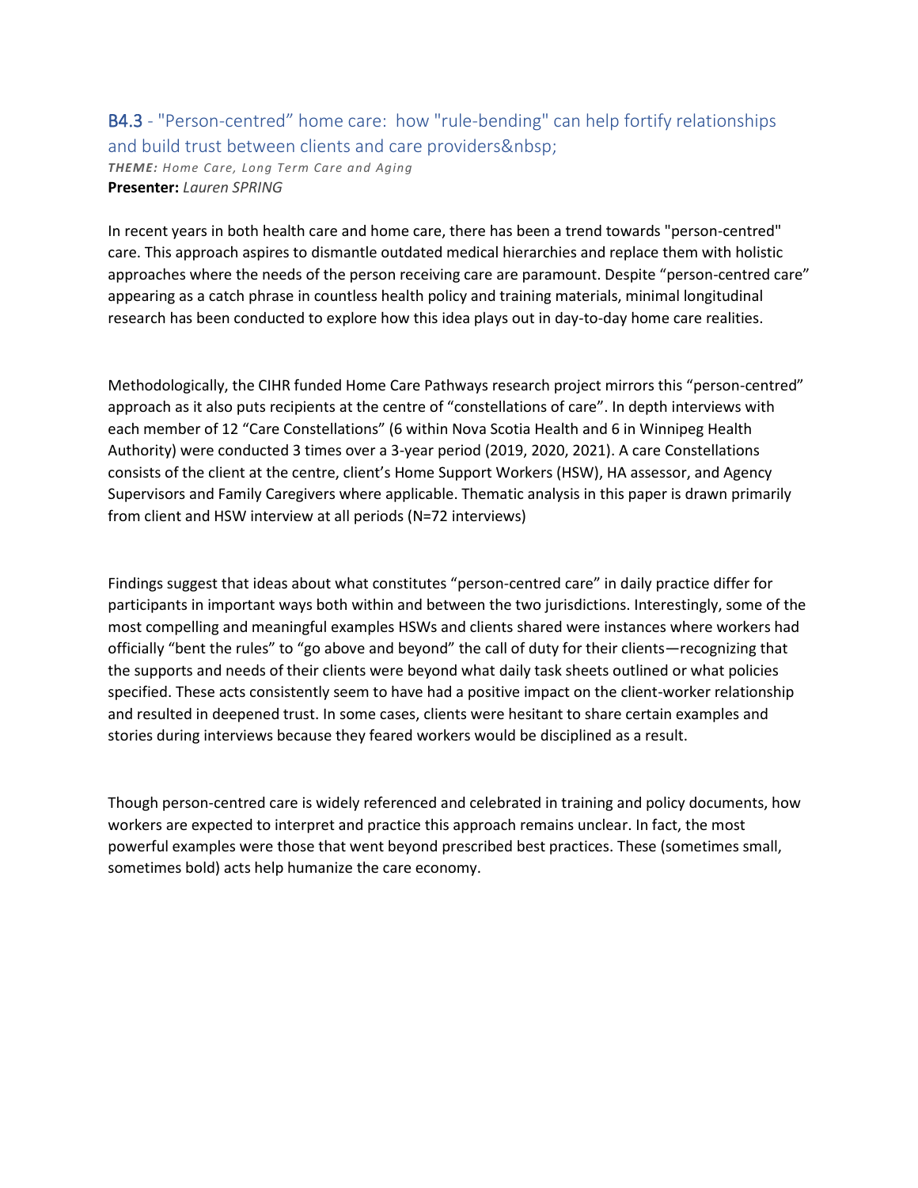## B4.3 - "Person-centred" home care: how "rule-bending" can help fortify relationships and build trust between clients and care providers&nbsp;

***THEME:*** *Home Care, Long Term Care and Aging*
**Presenter:** *Lauren SPRING*

In recent years in both health care and home care, there has been a trend towards "person-centred" care. This approach aspires to dismantle outdated medical hierarchies and replace them with holistic approaches where the needs of the person receiving care are paramount. Despite "person-centred care" appearing as a catch phrase in countless health policy and training materials, minimal longitudinal research has been conducted to explore how this idea plays out in day-to-day home care realities.

Methodologically, the CIHR funded Home Care Pathways research project mirrors this "person-centred" approach as it also puts recipients at the centre of "constellations of care". In depth interviews with each member of 12 "Care Constellations" (6 within Nova Scotia Health and 6 in Winnipeg Health Authority) were conducted 3 times over a 3-year period (2019, 2020, 2021). A care Constellations consists of the client at the centre, client's Home Support Workers (HSW), HA assessor, and Agency Supervisors and Family Caregivers where applicable. Thematic analysis in this paper is drawn primarily from client and HSW interview at all periods (N=72 interviews)

Findings suggest that ideas about what constitutes "person-centred care" in daily practice differ for participants in important ways both within and between the two jurisdictions. Interestingly, some of the most compelling and meaningful examples HSWs and clients shared were instances where workers had officially "bent the rules" to "go above and beyond" the call of duty for their clients—recognizing that the supports and needs of their clients were beyond what daily task sheets outlined or what policies specified. These acts consistently seem to have had a positive impact on the client-worker relationship and resulted in deepened trust. In some cases, clients were hesitant to share certain examples and stories during interviews because they feared workers would be disciplined as a result.

Though person-centred care is widely referenced and celebrated in training and policy documents, how workers are expected to interpret and practice this approach remains unclear. In fact, the most powerful examples were those that went beyond prescribed best practices. These (sometimes small, sometimes bold) acts help humanize the care economy.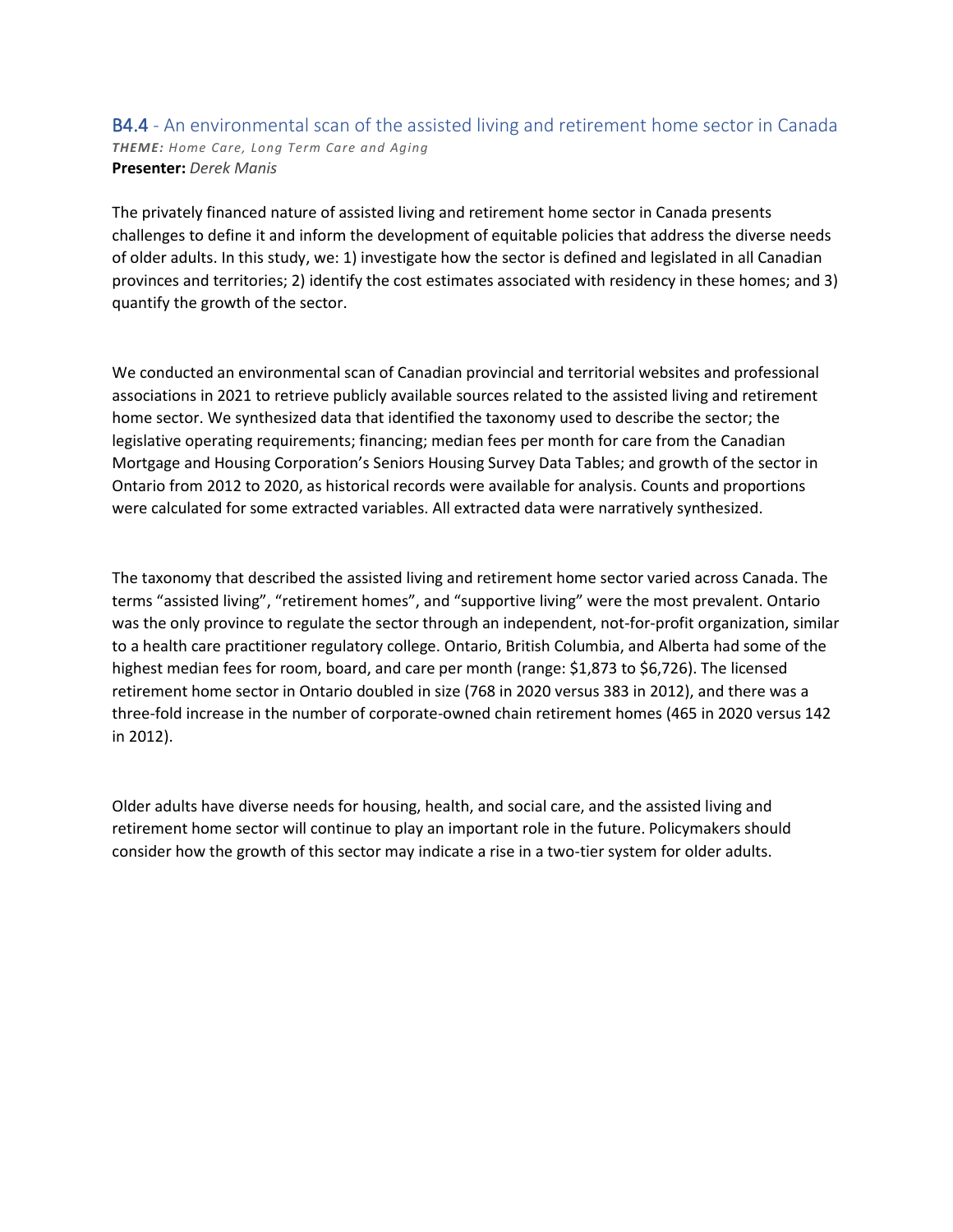## B4.4 - An environmental scan of the assisted living and retirement home sector in Canada

***THEME:*** *Home Care, Long Term Care and Aging*
**Presenter:** *Derek Manis*

The privately financed nature of assisted living and retirement home sector in Canada presents challenges to define it and inform the development of equitable policies that address the diverse needs of older adults. In this study, we: 1) investigate how the sector is defined and legislated in all Canadian provinces and territories; 2) identify the cost estimates associated with residency in these homes; and 3) quantify the growth of the sector.

We conducted an environmental scan of Canadian provincial and territorial websites and professional associations in 2021 to retrieve publicly available sources related to the assisted living and retirement home sector. We synthesized data that identified the taxonomy used to describe the sector; the legislative operating requirements; financing; median fees per month for care from the Canadian Mortgage and Housing Corporation's Seniors Housing Survey Data Tables; and growth of the sector in Ontario from 2012 to 2020, as historical records were available for analysis. Counts and proportions were calculated for some extracted variables. All extracted data were narratively synthesized.

The taxonomy that described the assisted living and retirement home sector varied across Canada. The terms "assisted living", "retirement homes", and "supportive living" were the most prevalent. Ontario was the only province to regulate the sector through an independent, not-for-profit organization, similar to a health care practitioner regulatory college. Ontario, British Columbia, and Alberta had some of the highest median fees for room, board, and care per month (range: $1,873 to $6,726). The licensed retirement home sector in Ontario doubled in size (768 in 2020 versus 383 in 2012), and there was a three-fold increase in the number of corporate-owned chain retirement homes (465 in 2020 versus 142 in 2012).

Older adults have diverse needs for housing, health, and social care, and the assisted living and retirement home sector will continue to play an important role in the future. Policymakers should consider how the growth of this sector may indicate a rise in a two-tier system for older adults.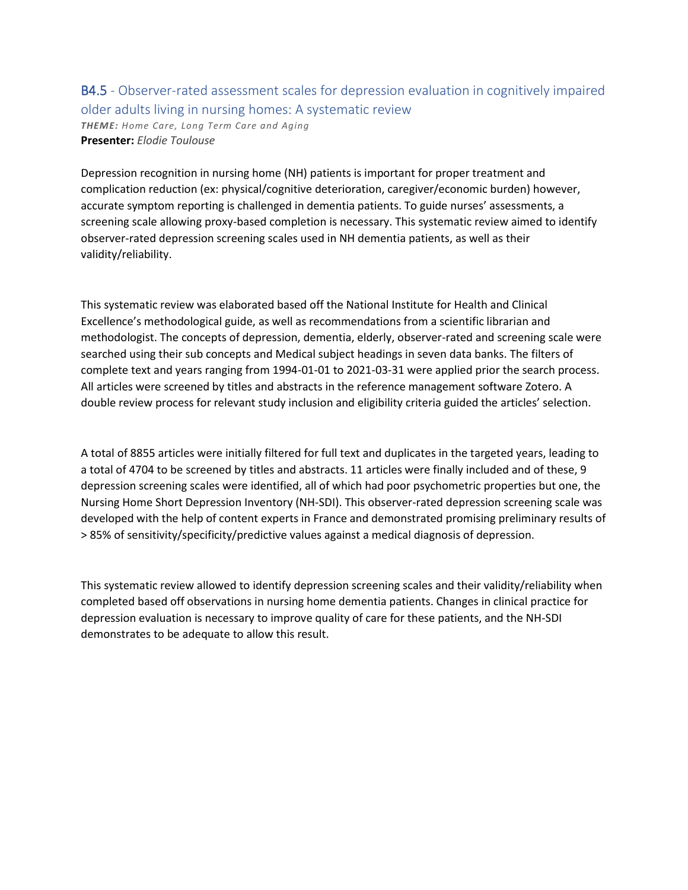## B4.5 - Observer-rated assessment scales for depression evaluation in cognitively impaired older adults living in nursing homes: A systematic review

***THEME:*** *Home Care, Long Term Care and Aging*
**Presenter:** *Elodie Toulouse*

Depression recognition in nursing home (NH) patients is important for proper treatment and complication reduction (ex: physical/cognitive deterioration, caregiver/economic burden) however, accurate symptom reporting is challenged in dementia patients. To guide nurses' assessments, a screening scale allowing proxy-based completion is necessary. This systematic review aimed to identify observer-rated depression screening scales used in NH dementia patients, as well as their validity/reliability.

This systematic review was elaborated based off the National Institute for Health and Clinical Excellence's methodological guide, as well as recommendations from a scientific librarian and methodologist. The concepts of depression, dementia, elderly, observer-rated and screening scale were searched using their sub concepts and Medical subject headings in seven data banks. The filters of complete text and years ranging from 1994-01-01 to 2021-03-31 were applied prior the search process. All articles were screened by titles and abstracts in the reference management software Zotero. A double review process for relevant study inclusion and eligibility criteria guided the articles' selection.

A total of 8855 articles were initially filtered for full text and duplicates in the targeted years, leading to a total of 4704 to be screened by titles and abstracts. 11 articles were finally included and of these, 9 depression screening scales were identified, all of which had poor psychometric properties but one, the Nursing Home Short Depression Inventory (NH-SDI). This observer-rated depression screening scale was developed with the help of content experts in France and demonstrated promising preliminary results of > 85% of sensitivity/specificity/predictive values against a medical diagnosis of depression.

This systematic review allowed to identify depression screening scales and their validity/reliability when completed based off observations in nursing home dementia patients. Changes in clinical practice for depression evaluation is necessary to improve quality of care for these patients, and the NH-SDI demonstrates to be adequate to allow this result.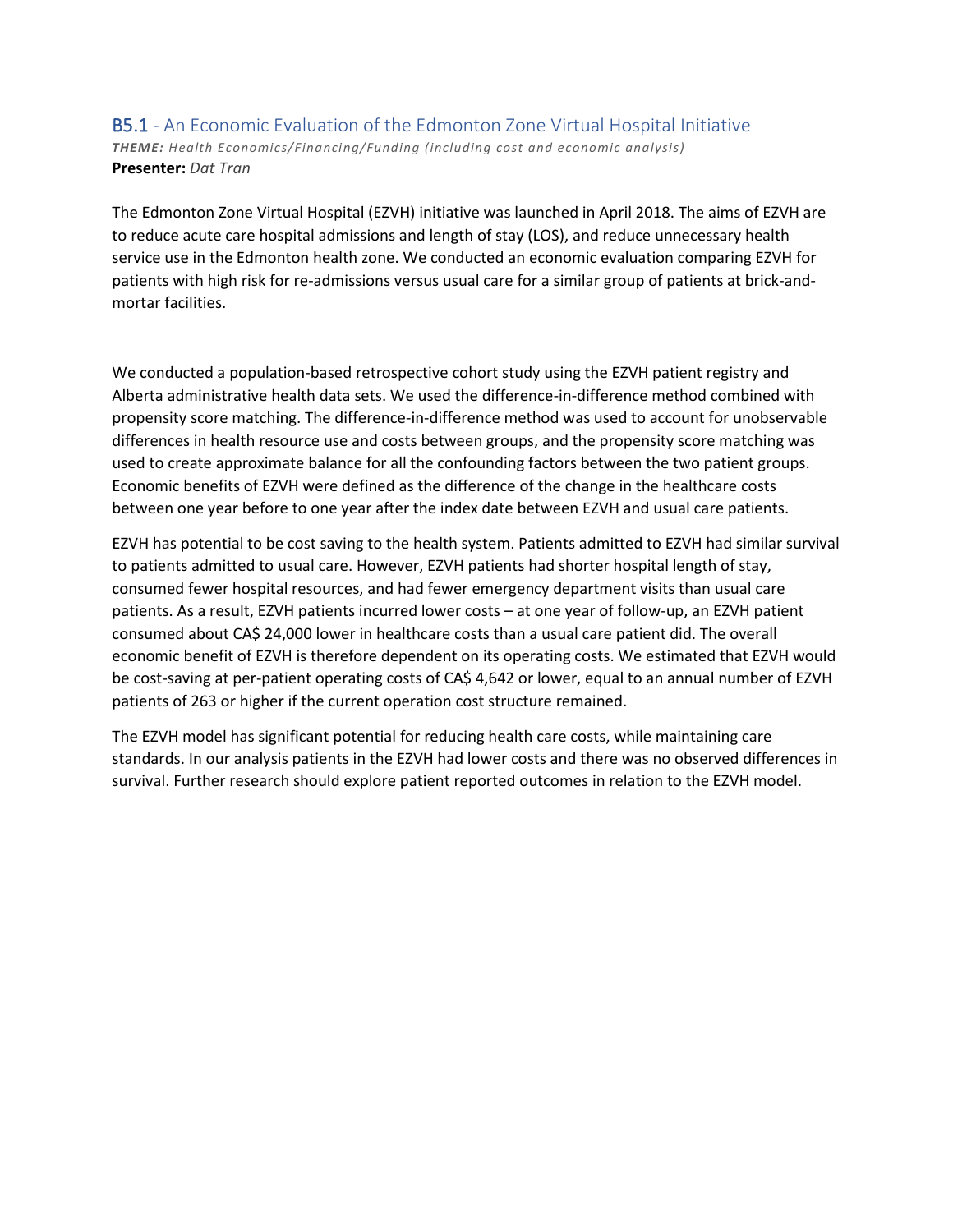## B5.1 - An Economic Evaluation of the Edmonton Zone Virtual Hospital Initiative

***THEME:*** *Health Economics/Financing/Funding (including cost and economic analysis)*
**Presenter:** *Dat Tran*

The Edmonton Zone Virtual Hospital (EZVH) initiative was launched in April 2018. The aims of EZVH are to reduce acute care hospital admissions and length of stay (LOS), and reduce unnecessary health service use in the Edmonton health zone. We conducted an economic evaluation comparing EZVH for patients with high risk for re-admissions versus usual care for a similar group of patients at brick-and-mortar facilities.

We conducted a population-based retrospective cohort study using the EZVH patient registry and Alberta administrative health data sets. We used the difference-in-difference method combined with propensity score matching. The difference-in-difference method was used to account for unobservable differences in health resource use and costs between groups, and the propensity score matching was used to create approximate balance for all the confounding factors between the two patient groups. Economic benefits of EZVH were defined as the difference of the change in the healthcare costs between one year before to one year after the index date between EZVH and usual care patients.

EZVH has potential to be cost saving to the health system. Patients admitted to EZVH had similar survival to patients admitted to usual care. However, EZVH patients had shorter hospital length of stay, consumed fewer hospital resources, and had fewer emergency department visits than usual care patients. As a result, EZVH patients incurred lower costs – at one year of follow-up, an EZVH patient consumed about CA$ 24,000 lower in healthcare costs than a usual care patient did. The overall economic benefit of EZVH is therefore dependent on its operating costs. We estimated that EZVH would be cost-saving at per-patient operating costs of CA$ 4,642 or lower, equal to an annual number of EZVH patients of 263 or higher if the current operation cost structure remained.

The EZVH model has significant potential for reducing health care costs, while maintaining care standards. In our analysis patients in the EZVH had lower costs and there was no observed differences in survival. Further research should explore patient reported outcomes in relation to the EZVH model.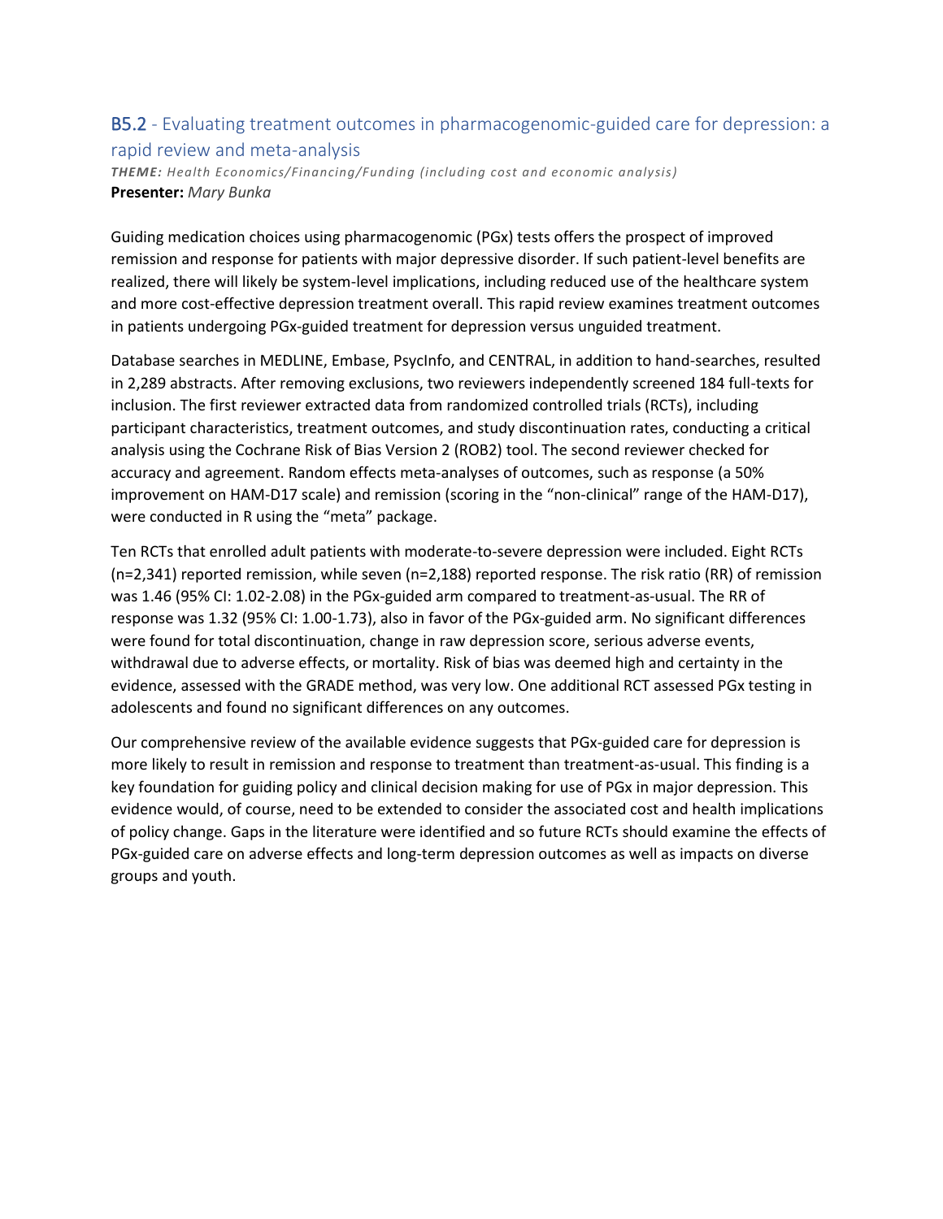## B5.2 - Evaluating treatment outcomes in pharmacogenomic-guided care for depression: a rapid review and meta-analysis

***THEME:*** *Health Economics/Financing/Funding (including cost and economic analysis)*
**Presenter:** *Mary Bunka*

Guiding medication choices using pharmacogenomic (PGx) tests offers the prospect of improved remission and response for patients with major depressive disorder. If such patient-level benefits are realized, there will likely be system-level implications, including reduced use of the healthcare system and more cost-effective depression treatment overall. This rapid review examines treatment outcomes in patients undergoing PGx-guided treatment for depression versus unguided treatment.

Database searches in MEDLINE, Embase, PsycInfo, and CENTRAL, in addition to hand-searches, resulted in 2,289 abstracts. After removing exclusions, two reviewers independently screened 184 full-texts for inclusion. The first reviewer extracted data from randomized controlled trials (RCTs), including participant characteristics, treatment outcomes, and study discontinuation rates, conducting a critical analysis using the Cochrane Risk of Bias Version 2 (ROB2) tool. The second reviewer checked for accuracy and agreement. Random effects meta-analyses of outcomes, such as response (a 50% improvement on HAM-D17 scale) and remission (scoring in the "non-clinical" range of the HAM-D17), were conducted in R using the "meta" package.

Ten RCTs that enrolled adult patients with moderate-to-severe depression were included. Eight RCTs (n=2,341) reported remission, while seven (n=2,188) reported response. The risk ratio (RR) of remission was 1.46 (95% CI: 1.02-2.08) in the PGx-guided arm compared to treatment-as-usual. The RR of response was 1.32 (95% CI: 1.00-1.73), also in favor of the PGx-guided arm. No significant differences were found for total discontinuation, change in raw depression score, serious adverse events, withdrawal due to adverse effects, or mortality. Risk of bias was deemed high and certainty in the evidence, assessed with the GRADE method, was very low. One additional RCT assessed PGx testing in adolescents and found no significant differences on any outcomes.

Our comprehensive review of the available evidence suggests that PGx-guided care for depression is more likely to result in remission and response to treatment than treatment-as-usual. This finding is a key foundation for guiding policy and clinical decision making for use of PGx in major depression. This evidence would, of course, need to be extended to consider the associated cost and health implications of policy change. Gaps in the literature were identified and so future RCTs should examine the effects of PGx-guided care on adverse effects and long-term depression outcomes as well as impacts on diverse groups and youth.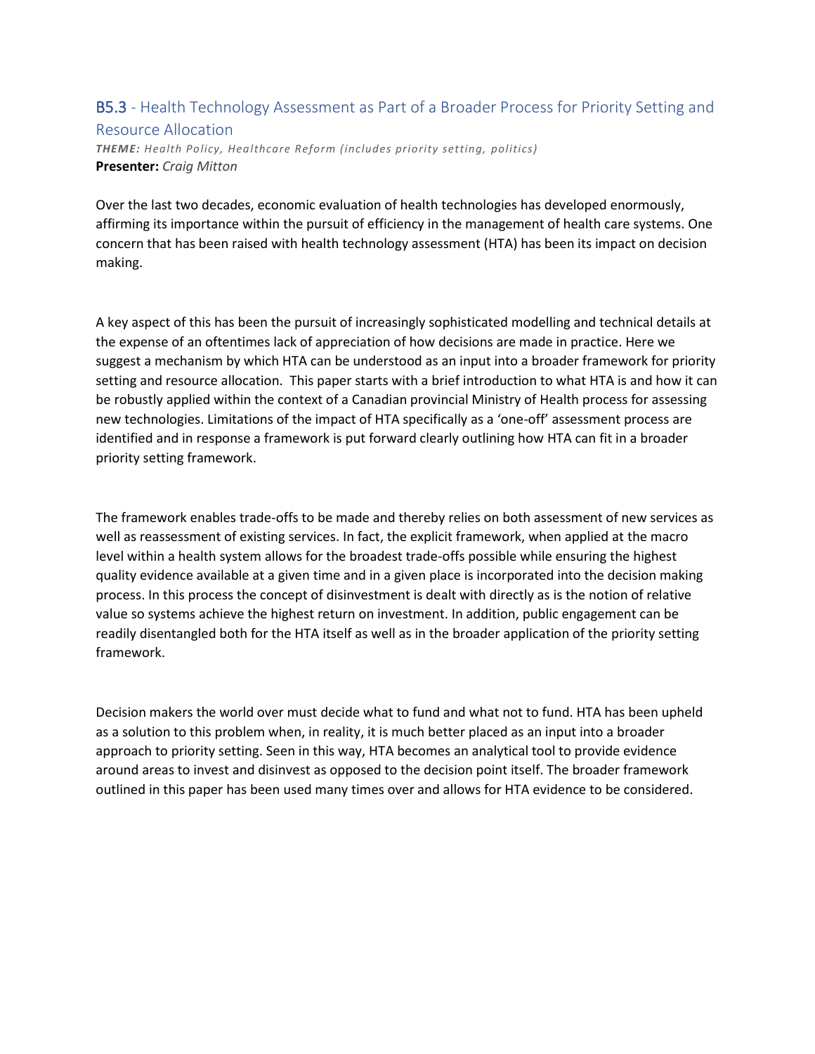## B5.3 - Health Technology Assessment as Part of a Broader Process for Priority Setting and Resource Allocation

***THEME:*** *Health Policy, Healthcare Reform (includes priority setting, politics)*
**Presenter:** *Craig Mitton*

Over the last two decades, economic evaluation of health technologies has developed enormously, affirming its importance within the pursuit of efficiency in the management of health care systems. One concern that has been raised with health technology assessment (HTA) has been its impact on decision making.

A key aspect of this has been the pursuit of increasingly sophisticated modelling and technical details at the expense of an oftentimes lack of appreciation of how decisions are made in practice. Here we suggest a mechanism by which HTA can be understood as an input into a broader framework for priority setting and resource allocation. This paper starts with a brief introduction to what HTA is and how it can be robustly applied within the context of a Canadian provincial Ministry of Health process for assessing new technologies. Limitations of the impact of HTA specifically as a 'one-off' assessment process are identified and in response a framework is put forward clearly outlining how HTA can fit in a broader priority setting framework.

The framework enables trade-offs to be made and thereby relies on both assessment of new services as well as reassessment of existing services. In fact, the explicit framework, when applied at the macro level within a health system allows for the broadest trade-offs possible while ensuring the highest quality evidence available at a given time and in a given place is incorporated into the decision making process. In this process the concept of disinvestment is dealt with directly as is the notion of relative value so systems achieve the highest return on investment. In addition, public engagement can be readily disentangled both for the HTA itself as well as in the broader application of the priority setting framework.

Decision makers the world over must decide what to fund and what not to fund. HTA has been upheld as a solution to this problem when, in reality, it is much better placed as an input into a broader approach to priority setting. Seen in this way, HTA becomes an analytical tool to provide evidence around areas to invest and disinvest as opposed to the decision point itself. The broader framework outlined in this paper has been used many times over and allows for HTA evidence to be considered.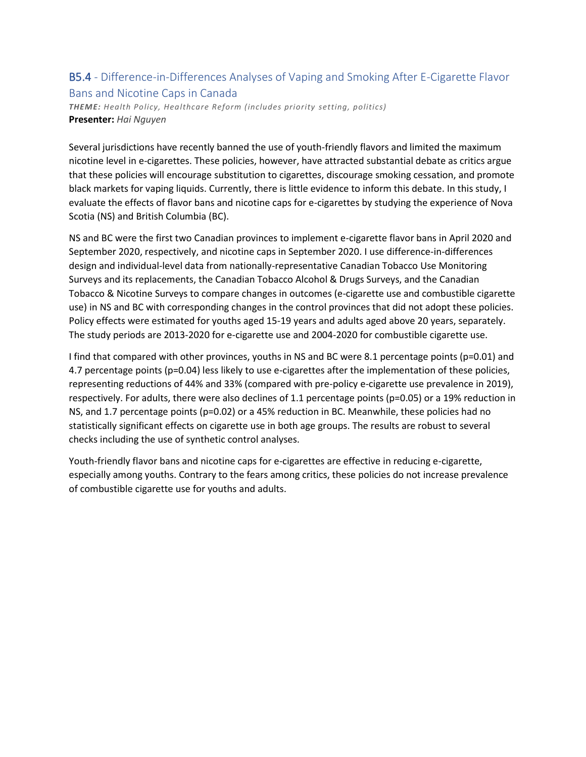## B5.4 - Difference-in-Differences Analyses of Vaping and Smoking After E-Cigarette Flavor Bans and Nicotine Caps in Canada

***THEME:*** *Health Policy, Healthcare Reform (includes priority setting, politics)*
**Presenter:** *Hai Nguyen*

Several jurisdictions have recently banned the use of youth-friendly flavors and limited the maximum nicotine level in e-cigarettes. These policies, however, have attracted substantial debate as critics argue that these policies will encourage substitution to cigarettes, discourage smoking cessation, and promote black markets for vaping liquids. Currently, there is little evidence to inform this debate. In this study, I evaluate the effects of flavor bans and nicotine caps for e-cigarettes by studying the experience of Nova Scotia (NS) and British Columbia (BC).

NS and BC were the first two Canadian provinces to implement e-cigarette flavor bans in April 2020 and September 2020, respectively, and nicotine caps in September 2020. I use difference-in-differences design and individual-level data from nationally-representative Canadian Tobacco Use Monitoring Surveys and its replacements, the Canadian Tobacco Alcohol & Drugs Surveys, and the Canadian Tobacco & Nicotine Surveys to compare changes in outcomes (e-cigarette use and combustible cigarette use) in NS and BC with corresponding changes in the control provinces that did not adopt these policies. Policy effects were estimated for youths aged 15-19 years and adults aged above 20 years, separately. The study periods are 2013-2020 for e-cigarette use and 2004-2020 for combustible cigarette use.

I find that compared with other provinces, youths in NS and BC were 8.1 percentage points ($p=0.01$) and 4.7 percentage points ($p=0.04$) less likely to use e-cigarettes after the implementation of these policies, representing reductions of 44% and 33% (compared with pre-policy e-cigarette use prevalence in 2019), respectively. For adults, there were also declines of 1.1 percentage points ($p=0.05$) or a 19% reduction in NS, and 1.7 percentage points ($p=0.02$) or a 45% reduction in BC. Meanwhile, these policies had no statistically significant effects on cigarette use in both age groups. The results are robust to several checks including the use of synthetic control analyses.

Youth-friendly flavor bans and nicotine caps for e-cigarettes are effective in reducing e-cigarette, especially among youths. Contrary to the fears among critics, these policies do not increase prevalence of combustible cigarette use for youths and adults.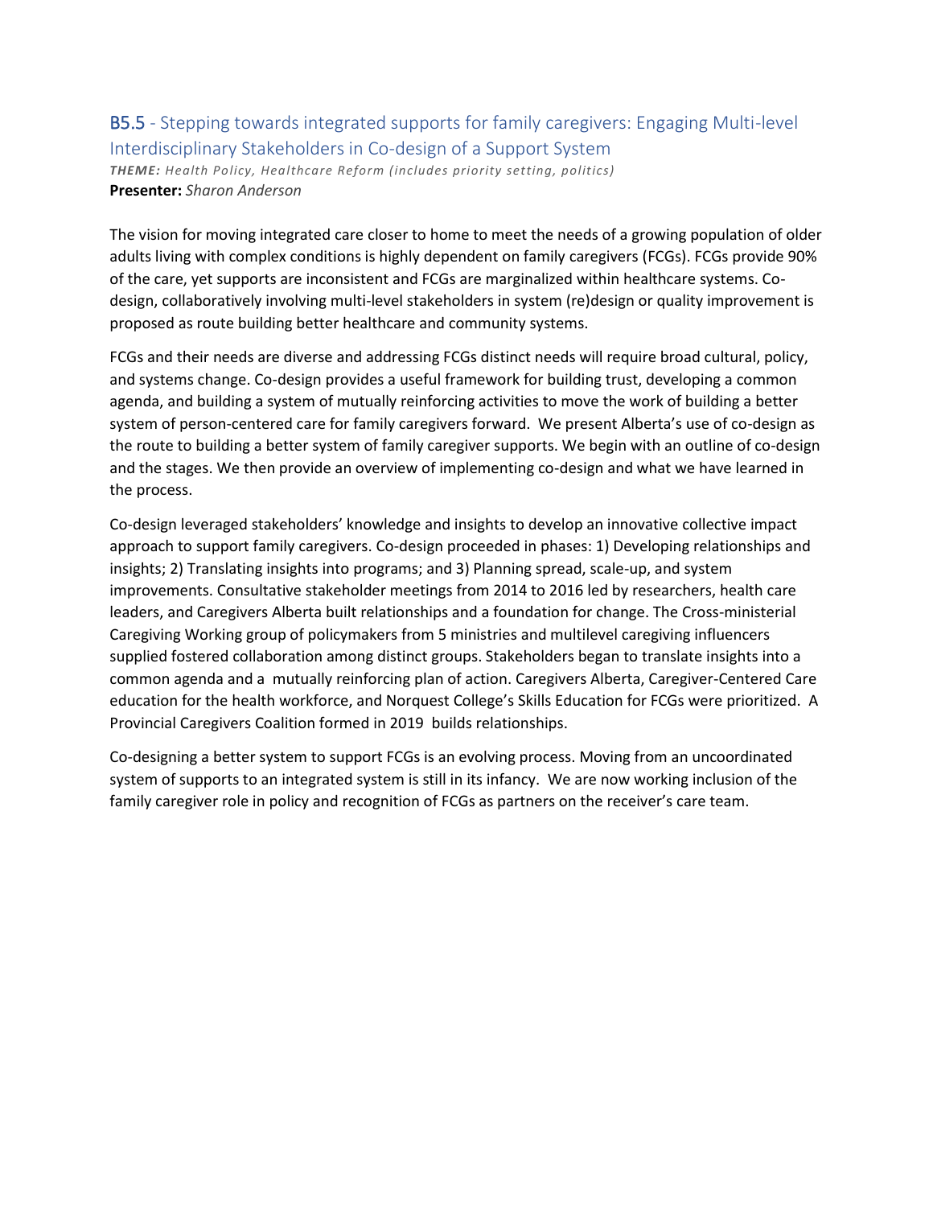## B5.5 - Stepping towards integrated supports for family caregivers: Engaging Multi-level Interdisciplinary Stakeholders in Co-design of a Support System

***THEME:*** *Health Policy, Healthcare Reform (includes priority setting, politics)*

**Presenter:** *Sharon Anderson*

The vision for moving integrated care closer to home to meet the needs of a growing population of older adults living with complex conditions is highly dependent on family caregivers (FCGs). FCGs provide 90% of the care, yet supports are inconsistent and FCGs are marginalized within healthcare systems. Co-design, collaboratively involving multi-level stakeholders in system (re)design or quality improvement is proposed as route building better healthcare and community systems.

FCGs and their needs are diverse and addressing FCGs distinct needs will require broad cultural, policy, and systems change. Co-design provides a useful framework for building trust, developing a common agenda, and building a system of mutually reinforcing activities to move the work of building a better system of person-centered care for family caregivers forward. We present Alberta's use of co-design as the route to building a better system of family caregiver supports. We begin with an outline of co-design and the stages. We then provide an overview of implementing co-design and what we have learned in the process.

Co-design leveraged stakeholders' knowledge and insights to develop an innovative collective impact approach to support family caregivers. Co-design proceeded in phases: 1) Developing relationships and insights; 2) Translating insights into programs; and 3) Planning spread, scale-up, and system improvements. Consultative stakeholder meetings from 2014 to 2016 led by researchers, health care leaders, and Caregivers Alberta built relationships and a foundation for change. The Cross-ministerial Caregiving Working group of policymakers from 5 ministries and multilevel caregiving influencers supplied fostered collaboration among distinct groups. Stakeholders began to translate insights into a common agenda and a mutually reinforcing plan of action. Caregivers Alberta, Caregiver-Centered Care education for the health workforce, and Norquest College's Skills Education for FCGs were prioritized. A Provincial Caregivers Coalition formed in 2019 builds relationships.

Co-designing a better system to support FCGs is an evolving process. Moving from an uncoordinated system of supports to an integrated system is still in its infancy. We are now working inclusion of the family caregiver role in policy and recognition of FCGs as partners on the receiver's care team.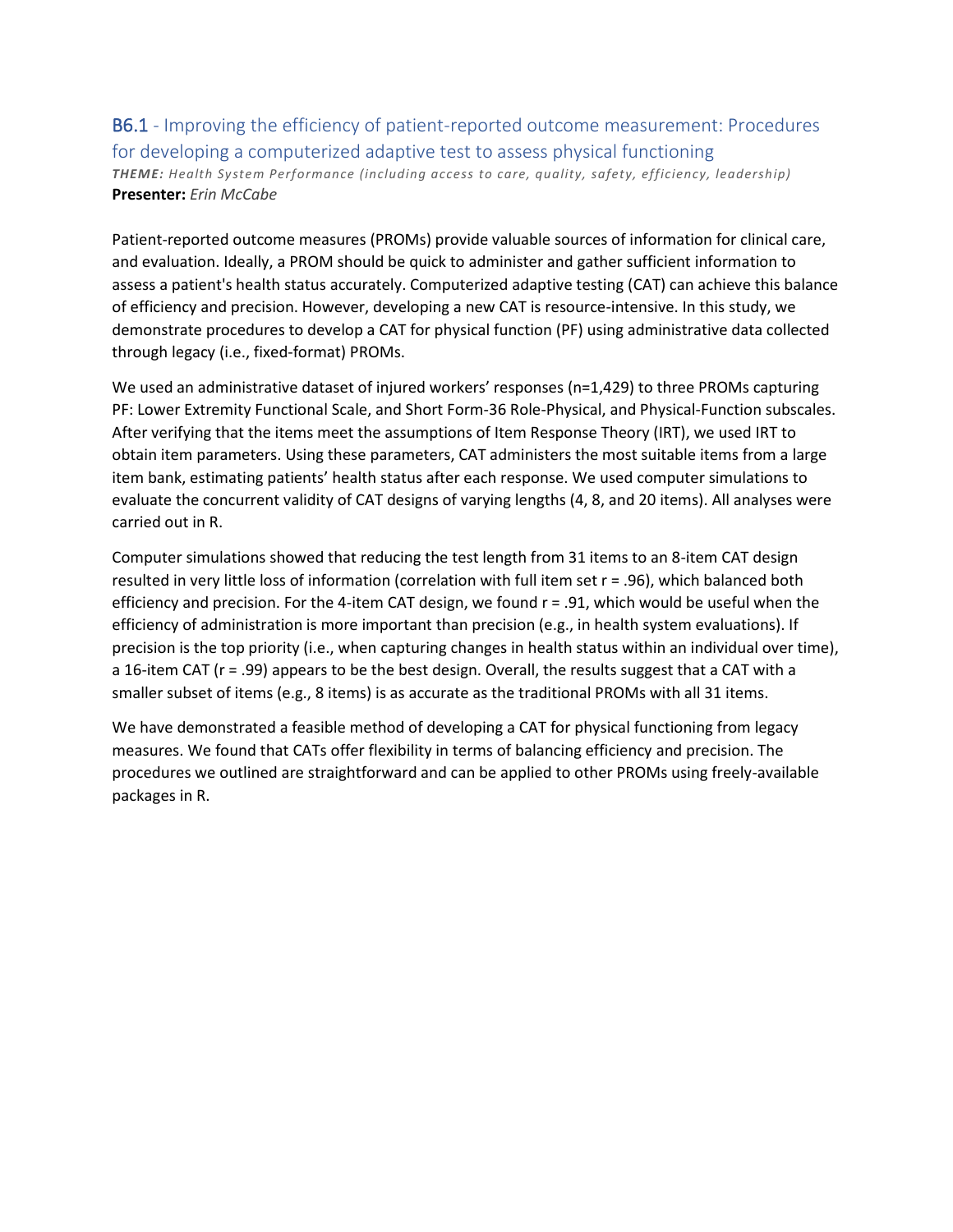## B6.1 - Improving the efficiency of patient-reported outcome measurement: Procedures for developing a computerized adaptive test to assess physical functioning

***THEME:*** *Health System Performance (including access to care, quality, safety, efficiency, leadership)*
**Presenter:** *Erin McCabe*

Patient-reported outcome measures (PROMs) provide valuable sources of information for clinical care, and evaluation. Ideally, a PROM should be quick to administer and gather sufficient information to assess a patient's health status accurately. Computerized adaptive testing (CAT) can achieve this balance of efficiency and precision. However, developing a new CAT is resource-intensive. In this study, we demonstrate procedures to develop a CAT for physical function (PF) using administrative data collected through legacy (i.e., fixed-format) PROMs.

We used an administrative dataset of injured workers' responses (n=1,429) to three PROMs capturing PF: Lower Extremity Functional Scale, and Short Form-36 Role-Physical, and Physical-Function subscales. After verifying that the items meet the assumptions of Item Response Theory (IRT), we used IRT to obtain item parameters. Using these parameters, CAT administers the most suitable items from a large item bank, estimating patients' health status after each response. We used computer simulations to evaluate the concurrent validity of CAT designs of varying lengths (4, 8, and 20 items). All analyses were carried out in R.

Computer simulations showed that reducing the test length from 31 items to an 8-item CAT design resulted in very little loss of information (correlation with full item set r = .96), which balanced both efficiency and precision. For the 4-item CAT design, we found r = .91, which would be useful when the efficiency of administration is more important than precision (e.g., in health system evaluations). If precision is the top priority (i.e., when capturing changes in health status within an individual over time), a 16-item CAT (r = .99) appears to be the best design. Overall, the results suggest that a CAT with a smaller subset of items (e.g., 8 items) is as accurate as the traditional PROMs with all 31 items.

We have demonstrated a feasible method of developing a CAT for physical functioning from legacy measures. We found that CATs offer flexibility in terms of balancing efficiency and precision. The procedures we outlined are straightforward and can be applied to other PROMs using freely-available packages in R.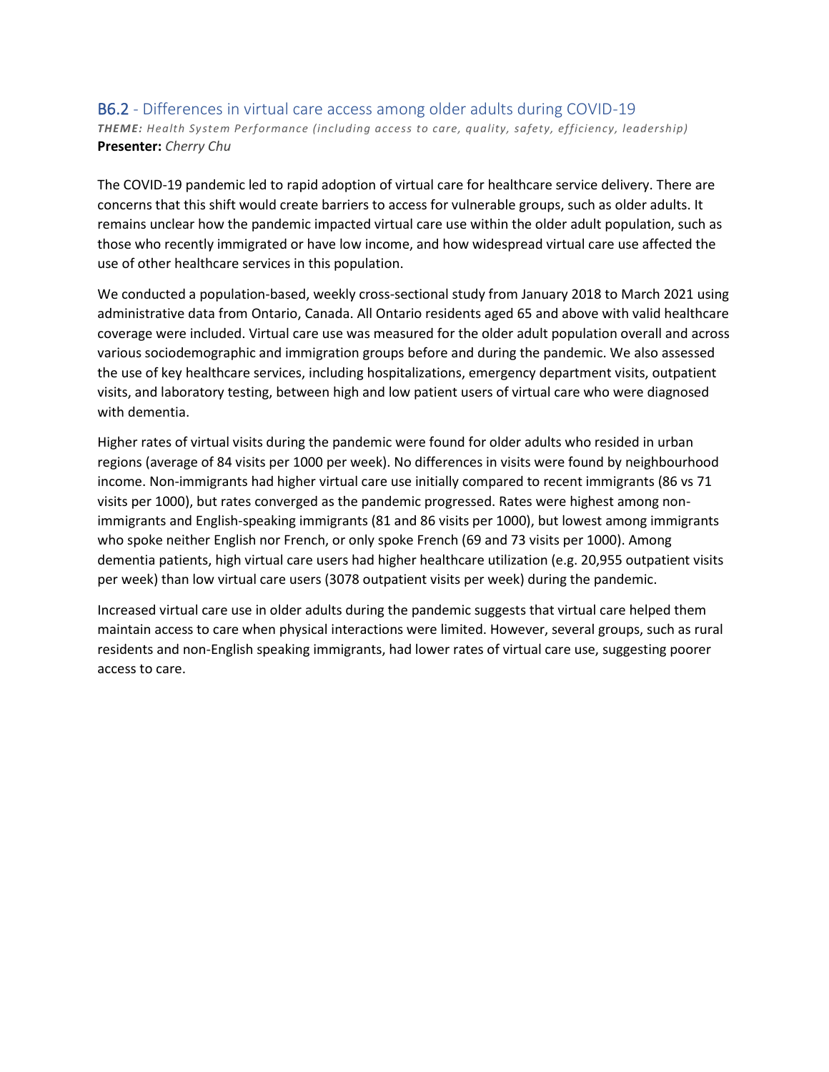## B6.2 - Differences in virtual care access among older adults during COVID-19

***THEME:** Health System Performance (including access to care, quality, safety, efficiency, leadership)*
**Presenter:** *Cherry Chu*

The COVID-19 pandemic led to rapid adoption of virtual care for healthcare service delivery. There are concerns that this shift would create barriers to access for vulnerable groups, such as older adults. It remains unclear how the pandemic impacted virtual care use within the older adult population, such as those who recently immigrated or have low income, and how widespread virtual care use affected the use of other healthcare services in this population.

We conducted a population-based, weekly cross-sectional study from January 2018 to March 2021 using administrative data from Ontario, Canada. All Ontario residents aged 65 and above with valid healthcare coverage were included. Virtual care use was measured for the older adult population overall and across various sociodemographic and immigration groups before and during the pandemic. We also assessed the use of key healthcare services, including hospitalizations, emergency department visits, outpatient visits, and laboratory testing, between high and low patient users of virtual care who were diagnosed with dementia.

Higher rates of virtual visits during the pandemic were found for older adults who resided in urban regions (average of 84 visits per 1000 per week). No differences in visits were found by neighbourhood income. Non-immigrants had higher virtual care use initially compared to recent immigrants (86 vs 71 visits per 1000), but rates converged as the pandemic progressed. Rates were highest among non-immigrants and English-speaking immigrants (81 and 86 visits per 1000), but lowest among immigrants who spoke neither English nor French, or only spoke French (69 and 73 visits per 1000). Among dementia patients, high virtual care users had higher healthcare utilization (e.g. 20,955 outpatient visits per week) than low virtual care users (3078 outpatient visits per week) during the pandemic.

Increased virtual care use in older adults during the pandemic suggests that virtual care helped them maintain access to care when physical interactions were limited. However, several groups, such as rural residents and non-English speaking immigrants, had lower rates of virtual care use, suggesting poorer access to care.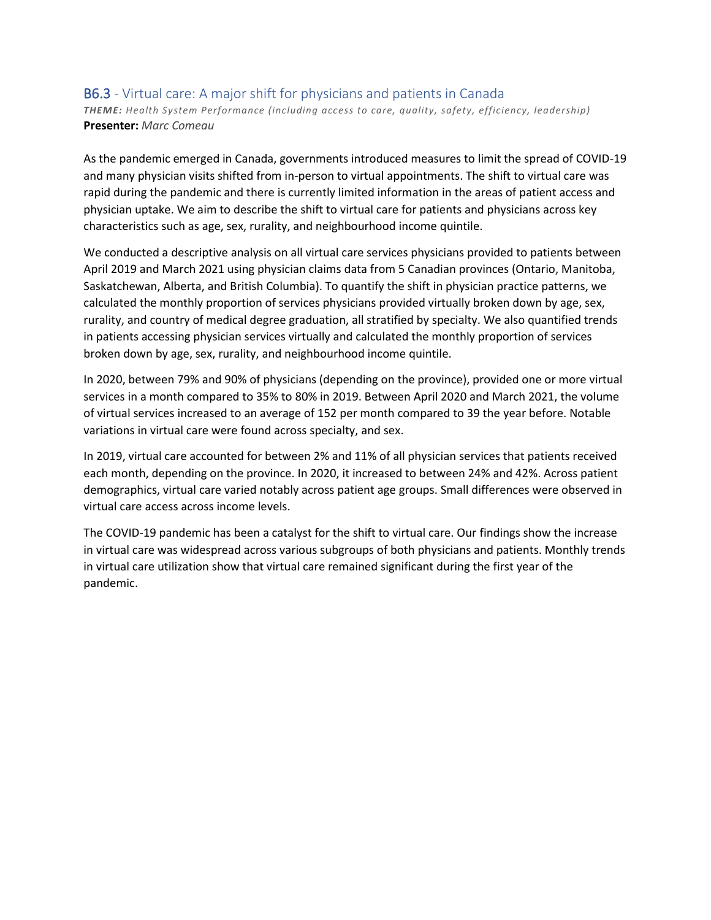## B6.3 - Virtual care: A major shift for physicians and patients in Canada

***THEME:*** *Health System Performance (including access to care, quality, safety, efficiency, leadership)*
**Presenter:** *Marc Comeau*

As the pandemic emerged in Canada, governments introduced measures to limit the spread of COVID-19 and many physician visits shifted from in-person to virtual appointments. The shift to virtual care was rapid during the pandemic and there is currently limited information in the areas of patient access and physician uptake. We aim to describe the shift to virtual care for patients and physicians across key characteristics such as age, sex, rurality, and neighbourhood income quintile.

We conducted a descriptive analysis on all virtual care services physicians provided to patients between April 2019 and March 2021 using physician claims data from 5 Canadian provinces (Ontario, Manitoba, Saskatchewan, Alberta, and British Columbia). To quantify the shift in physician practice patterns, we calculated the monthly proportion of services physicians provided virtually broken down by age, sex, rurality, and country of medical degree graduation, all stratified by specialty. We also quantified trends in patients accessing physician services virtually and calculated the monthly proportion of services broken down by age, sex, rurality, and neighbourhood income quintile.

In 2020, between 79% and 90% of physicians (depending on the province), provided one or more virtual services in a month compared to 35% to 80% in 2019. Between April 2020 and March 2021, the volume of virtual services increased to an average of 152 per month compared to 39 the year before. Notable variations in virtual care were found across specialty, and sex.

In 2019, virtual care accounted for between 2% and 11% of all physician services that patients received each month, depending on the province. In 2020, it increased to between 24% and 42%. Across patient demographics, virtual care varied notably across patient age groups. Small differences were observed in virtual care access across income levels.

The COVID-19 pandemic has been a catalyst for the shift to virtual care. Our findings show the increase in virtual care was widespread across various subgroups of both physicians and patients. Monthly trends in virtual care utilization show that virtual care remained significant during the first year of the pandemic.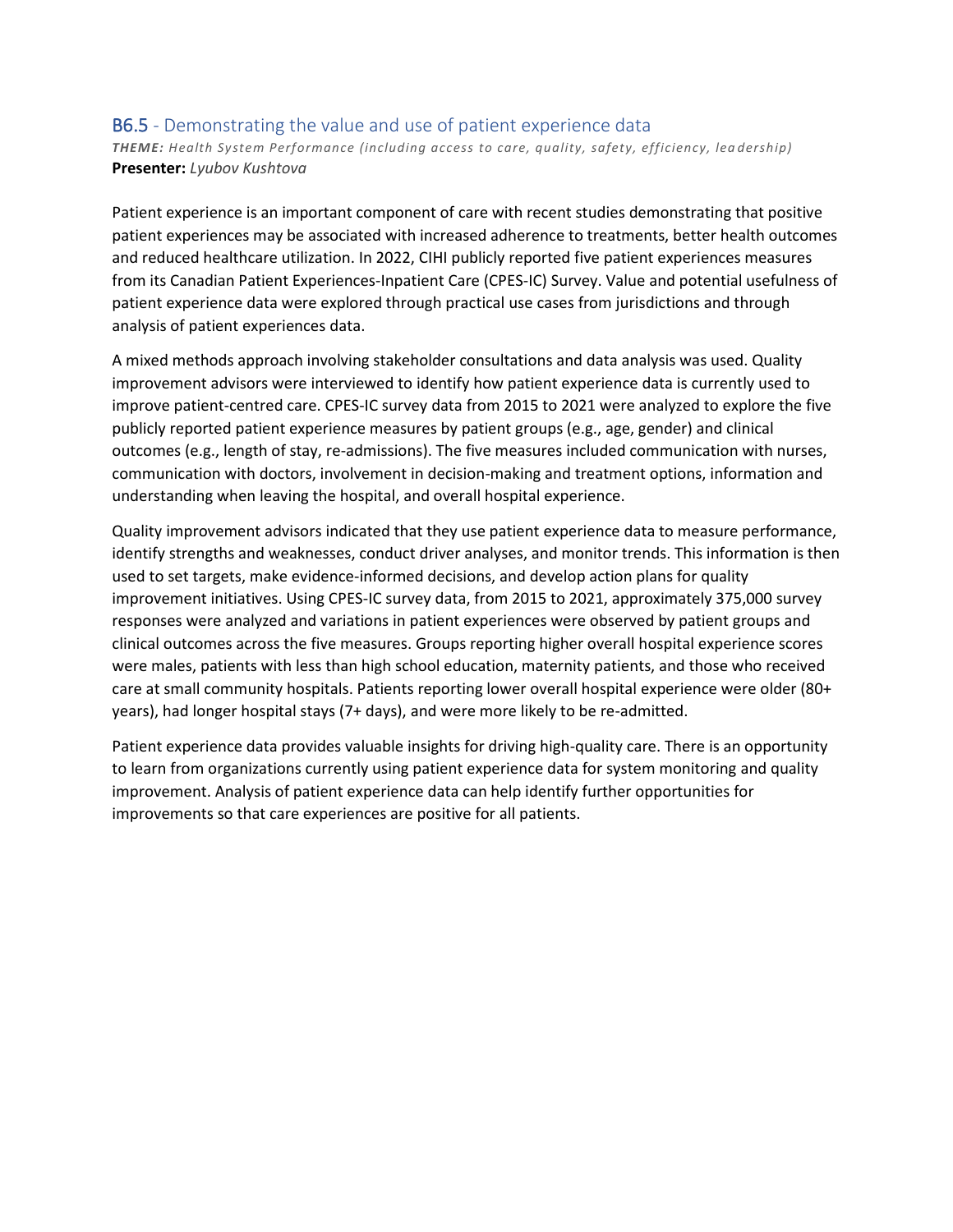## B6.5 - Demonstrating the value and use of patient experience data

***THEME:** Health System Performance (including access to care, quality, safety, efficiency, leadership)*
**Presenter:** *Lyubov Kushtova*

Patient experience is an important component of care with recent studies demonstrating that positive patient experiences may be associated with increased adherence to treatments, better health outcomes and reduced healthcare utilization. In 2022, CIHI publicly reported five patient experiences measures from its Canadian Patient Experiences-Inpatient Care (CPES-IC) Survey. Value and potential usefulness of patient experience data were explored through practical use cases from jurisdictions and through analysis of patient experiences data.

A mixed methods approach involving stakeholder consultations and data analysis was used. Quality improvement advisors were interviewed to identify how patient experience data is currently used to improve patient-centred care. CPES-IC survey data from 2015 to 2021 were analyzed to explore the five publicly reported patient experience measures by patient groups (e.g., age, gender) and clinical outcomes (e.g., length of stay, re-admissions). The five measures included communication with nurses, communication with doctors, involvement in decision-making and treatment options, information and understanding when leaving the hospital, and overall hospital experience.

Quality improvement advisors indicated that they use patient experience data to measure performance, identify strengths and weaknesses, conduct driver analyses, and monitor trends. This information is then used to set targets, make evidence-informed decisions, and develop action plans for quality improvement initiatives. Using CPES-IC survey data, from 2015 to 2021, approximately 375,000 survey responses were analyzed and variations in patient experiences were observed by patient groups and clinical outcomes across the five measures. Groups reporting higher overall hospital experience scores were males, patients with less than high school education, maternity patients, and those who received care at small community hospitals. Patients reporting lower overall hospital experience were older (80+ years), had longer hospital stays (7+ days), and were more likely to be re-admitted.

Patient experience data provides valuable insights for driving high-quality care. There is an opportunity to learn from organizations currently using patient experience data for system monitoring and quality improvement. Analysis of patient experience data can help identify further opportunities for improvements so that care experiences are positive for all patients.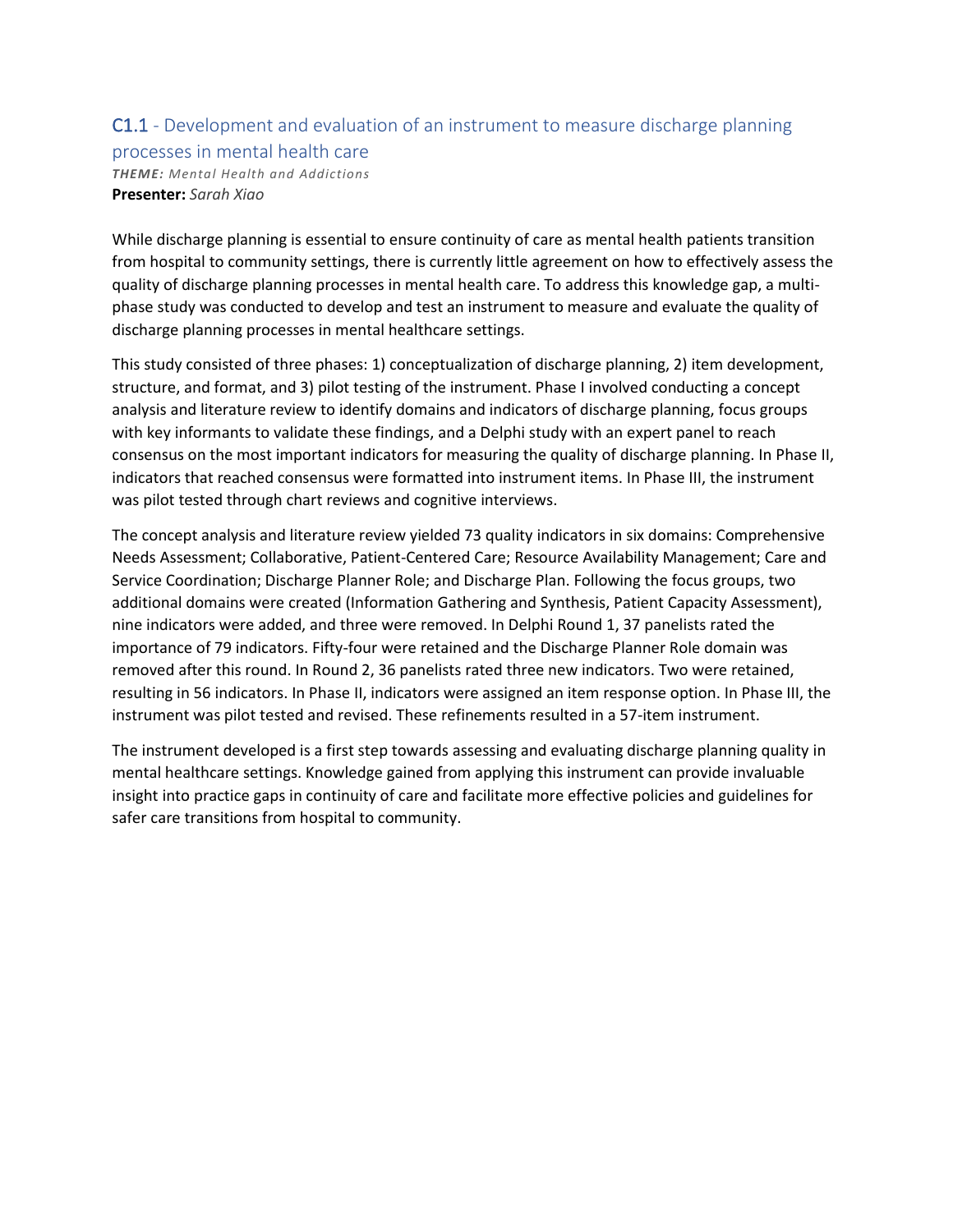## C1.1 - Development and evaluation of an instrument to measure discharge planning processes in mental health care

***THEME:*** *Mental Health and Addictions*

**Presenter:** *Sarah Xiao*

While discharge planning is essential to ensure continuity of care as mental health patients transition from hospital to community settings, there is currently little agreement on how to effectively assess the quality of discharge planning processes in mental health care. To address this knowledge gap, a multi-phase study was conducted to develop and test an instrument to measure and evaluate the quality of discharge planning processes in mental healthcare settings.

This study consisted of three phases: 1) conceptualization of discharge planning, 2) item development, structure, and format, and 3) pilot testing of the instrument. Phase I involved conducting a concept analysis and literature review to identify domains and indicators of discharge planning, focus groups with key informants to validate these findings, and a Delphi study with an expert panel to reach consensus on the most important indicators for measuring the quality of discharge planning. In Phase II, indicators that reached consensus were formatted into instrument items. In Phase III, the instrument was pilot tested through chart reviews and cognitive interviews.

The concept analysis and literature review yielded 73 quality indicators in six domains: Comprehensive Needs Assessment; Collaborative, Patient-Centered Care; Resource Availability Management; Care and Service Coordination; Discharge Planner Role; and Discharge Plan. Following the focus groups, two additional domains were created (Information Gathering and Synthesis, Patient Capacity Assessment), nine indicators were added, and three were removed. In Delphi Round 1, 37 panelists rated the importance of 79 indicators. Fifty-four were retained and the Discharge Planner Role domain was removed after this round. In Round 2, 36 panelists rated three new indicators. Two were retained, resulting in 56 indicators. In Phase II, indicators were assigned an item response option. In Phase III, the instrument was pilot tested and revised. These refinements resulted in a 57-item instrument.

The instrument developed is a first step towards assessing and evaluating discharge planning quality in mental healthcare settings. Knowledge gained from applying this instrument can provide invaluable insight into practice gaps in continuity of care and facilitate more effective policies and guidelines for safer care transitions from hospital to community.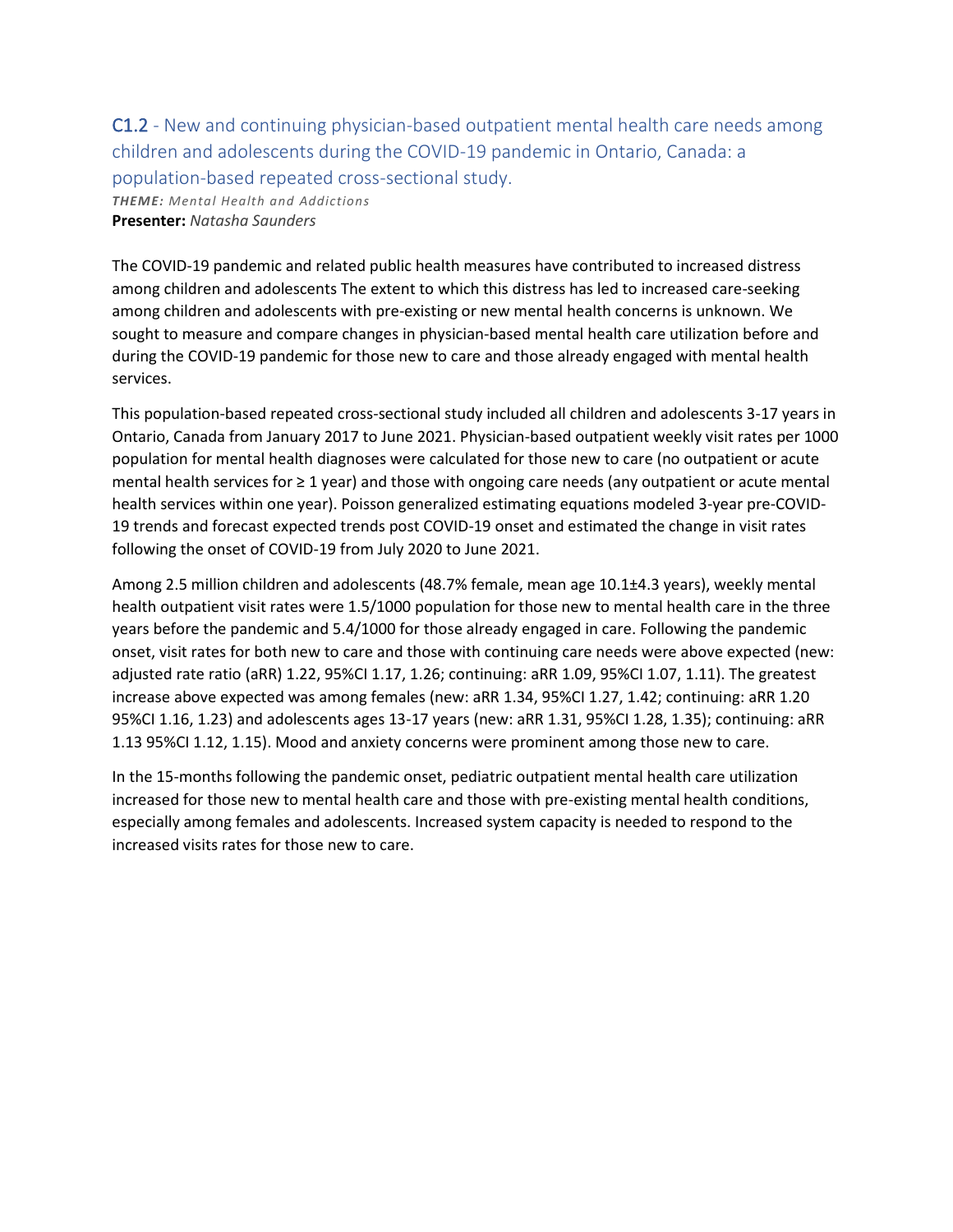## C1.2 - New and continuing physician-based outpatient mental health care needs among children and adolescents during the COVID-19 pandemic in Ontario, Canada: a population-based repeated cross-sectional study.

***THEME:*** *Mental Health and Addictions*
**Presenter:** *Natasha Saunders*

The COVID-19 pandemic and related public health measures have contributed to increased distress among children and adolescents The extent to which this distress has led to increased care-seeking among children and adolescents with pre-existing or new mental health concerns is unknown. We sought to measure and compare changes in physician-based mental health care utilization before and during the COVID-19 pandemic for those new to care and those already engaged with mental health services.

This population-based repeated cross-sectional study included all children and adolescents 3-17 years in Ontario, Canada from January 2017 to June 2021. Physician-based outpatient weekly visit rates per 1000 population for mental health diagnoses were calculated for those new to care (no outpatient or acute mental health services for ≥ 1 year) and those with ongoing care needs (any outpatient or acute mental health services within one year). Poisson generalized estimating equations modeled 3-year pre-COVID-19 trends and forecast expected trends post COVID-19 onset and estimated the change in visit rates following the onset of COVID-19 from July 2020 to June 2021.

Among 2.5 million children and adolescents (48.7% female, mean age 10.1±4.3 years), weekly mental health outpatient visit rates were 1.5/1000 population for those new to mental health care in the three years before the pandemic and 5.4/1000 for those already engaged in care. Following the pandemic onset, visit rates for both new to care and those with continuing care needs were above expected (new: adjusted rate ratio (aRR) 1.22, 95%CI 1.17, 1.26; continuing: aRR 1.09, 95%CI 1.07, 1.11). The greatest increase above expected was among females (new: aRR 1.34, 95%CI 1.27, 1.42; continuing: aRR 1.20 95%CI 1.16, 1.23) and adolescents ages 13-17 years (new: aRR 1.31, 95%CI 1.28, 1.35); continuing: aRR 1.13 95%CI 1.12, 1.15). Mood and anxiety concerns were prominent among those new to care.

In the 15-months following the pandemic onset, pediatric outpatient mental health care utilization increased for those new to mental health care and those with pre-existing mental health conditions, especially among females and adolescents. Increased system capacity is needed to respond to the increased visits rates for those new to care.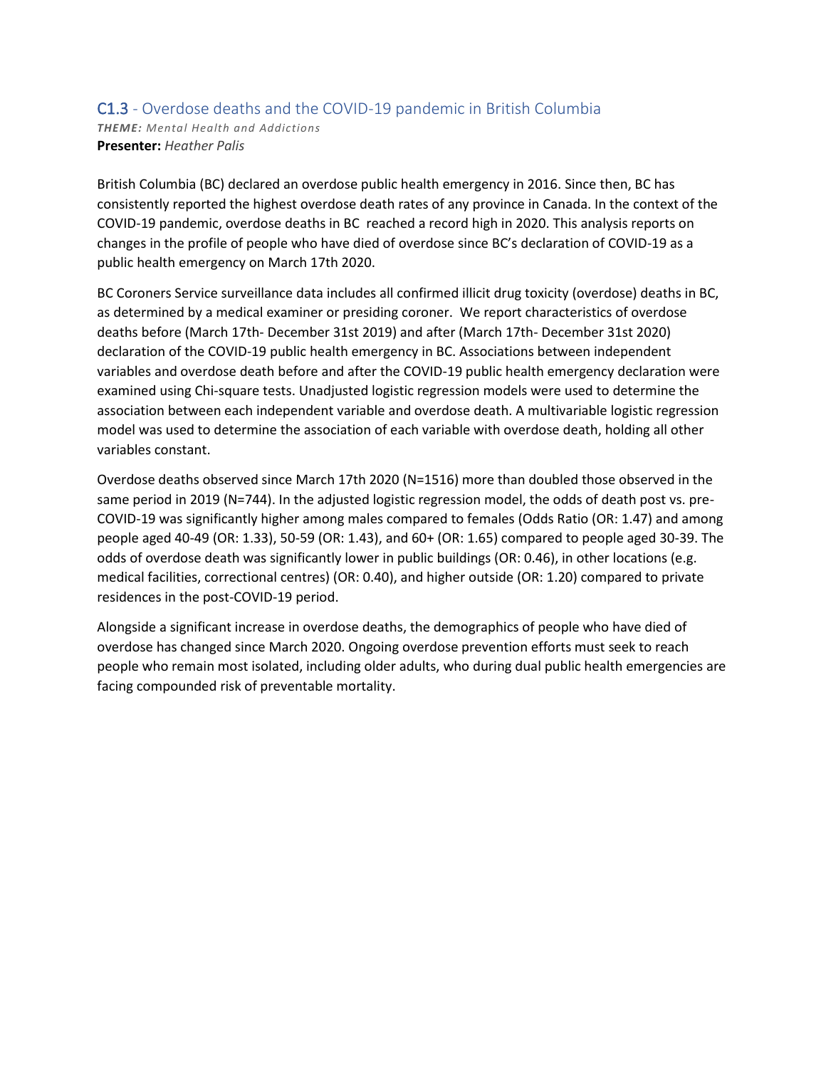## C1.3 - Overdose deaths and the COVID-19 pandemic in British Columbia

***THEME:** Mental Health and Addictions*
**Presenter:** *Heather Palis*

British Columbia (BC) declared an overdose public health emergency in 2016. Since then, BC has consistently reported the highest overdose death rates of any province in Canada. In the context of the COVID-19 pandemic, overdose deaths in BC reached a record high in 2020. This analysis reports on changes in the profile of people who have died of overdose since BC's declaration of COVID-19 as a public health emergency on March 17th 2020.

BC Coroners Service surveillance data includes all confirmed illicit drug toxicity (overdose) deaths in BC, as determined by a medical examiner or presiding coroner. We report characteristics of overdose deaths before (March 17th- December 31st 2019) and after (March 17th- December 31st 2020) declaration of the COVID-19 public health emergency in BC. Associations between independent variables and overdose death before and after the COVID-19 public health emergency declaration were examined using Chi-square tests. Unadjusted logistic regression models were used to determine the association between each independent variable and overdose death. A multivariable logistic regression model was used to determine the association of each variable with overdose death, holding all other variables constant.

Overdose deaths observed since March 17th 2020 (N=1516) more than doubled those observed in the same period in 2019 (N=744). In the adjusted logistic regression model, the odds of death post vs. pre-COVID-19 was significantly higher among males compared to females (Odds Ratio (OR: 1.47) and among people aged 40-49 (OR: 1.33), 50-59 (OR: 1.43), and 60+ (OR: 1.65) compared to people aged 30-39. The odds of overdose death was significantly lower in public buildings (OR: 0.46), in other locations (e.g. medical facilities, correctional centres) (OR: 0.40), and higher outside (OR: 1.20) compared to private residences in the post-COVID-19 period.

Alongside a significant increase in overdose deaths, the demographics of people who have died of overdose has changed since March 2020. Ongoing overdose prevention efforts must seek to reach people who remain most isolated, including older adults, who during dual public health emergencies are facing compounded risk of preventable mortality.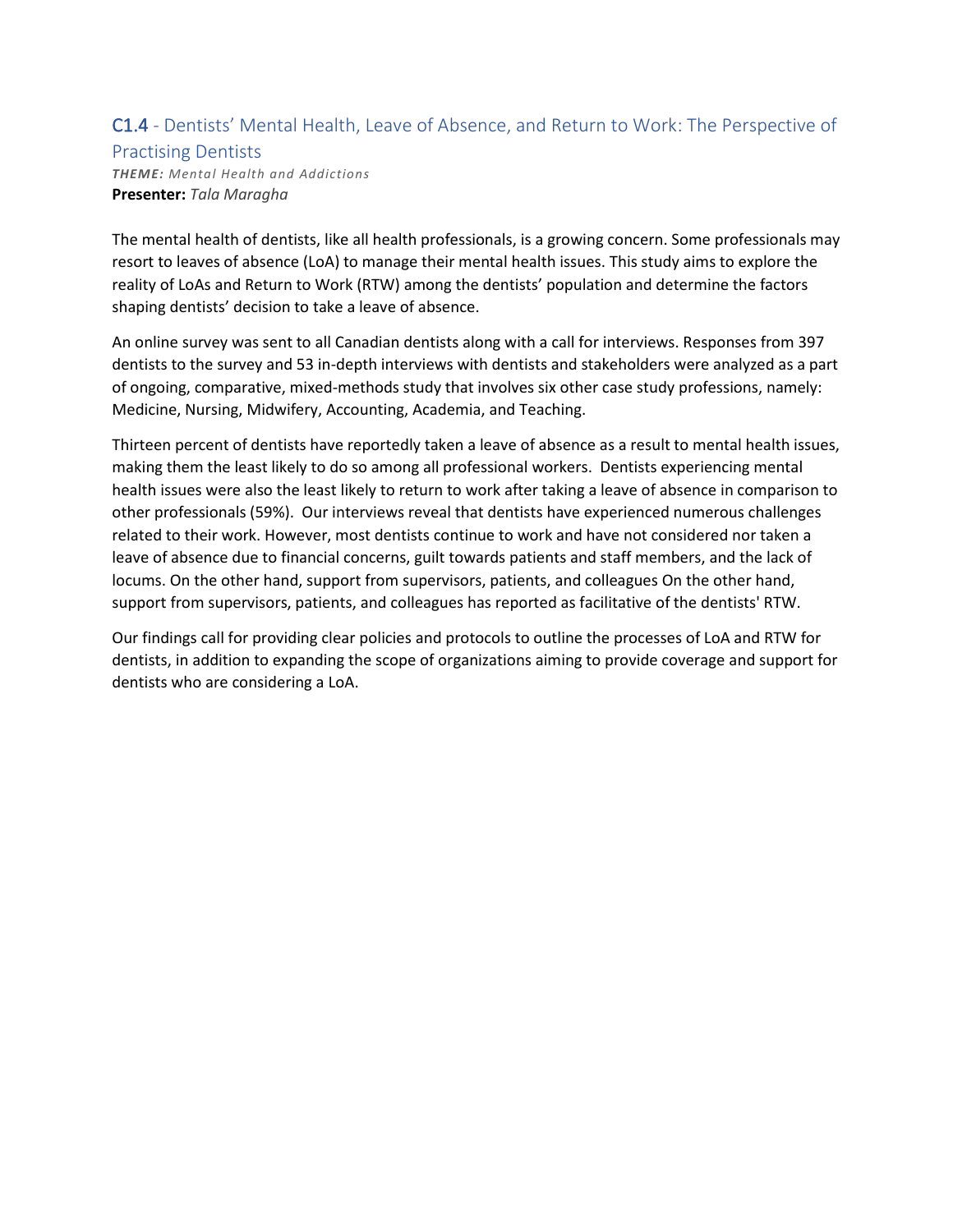## C1.4 - Dentists' Mental Health, Leave of Absence, and Return to Work: The Perspective of Practising Dentists

***THEME:*** *Mental Health and Addictions*

**Presenter:** *Tala Maragha*

The mental health of dentists, like all health professionals, is a growing concern. Some professionals may resort to leaves of absence (LoA) to manage their mental health issues. This study aims to explore the reality of LoAs and Return to Work (RTW) among the dentists' population and determine the factors shaping dentists' decision to take a leave of absence.

An online survey was sent to all Canadian dentists along with a call for interviews. Responses from 397 dentists to the survey and 53 in-depth interviews with dentists and stakeholders were analyzed as a part of ongoing, comparative, mixed-methods study that involves six other case study professions, namely: Medicine, Nursing, Midwifery, Accounting, Academia, and Teaching.

Thirteen percent of dentists have reportedly taken a leave of absence as a result to mental health issues, making them the least likely to do so among all professional workers. Dentists experiencing mental health issues were also the least likely to return to work after taking a leave of absence in comparison to other professionals (59%). Our interviews reveal that dentists have experienced numerous challenges related to their work. However, most dentists continue to work and have not considered nor taken a leave of absence due to financial concerns, guilt towards patients and staff members, and the lack of locums. On the other hand, support from supervisors, patients, and colleagues On the other hand, support from supervisors, patients, and colleagues has reported as facilitative of the dentists' RTW.

Our findings call for providing clear policies and protocols to outline the processes of LoA and RTW for dentists, in addition to expanding the scope of organizations aiming to provide coverage and support for dentists who are considering a LoA.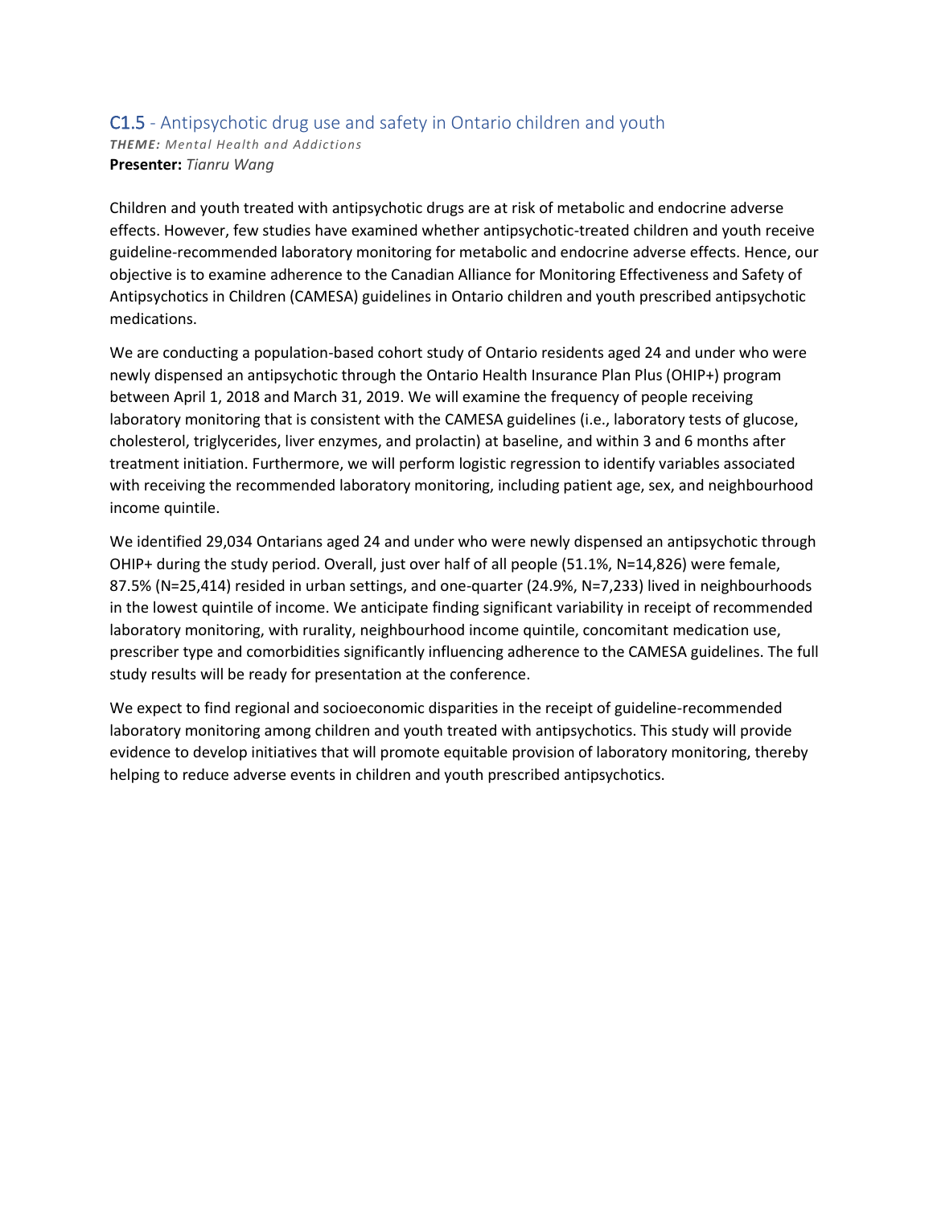## C1.5 - Antipsychotic drug use and safety in Ontario children and youth

***THEME:*** *Mental Health and Addictions*

**Presenter:** *Tianru Wang*

Children and youth treated with antipsychotic drugs are at risk of metabolic and endocrine adverse effects. However, few studies have examined whether antipsychotic-treated children and youth receive guideline-recommended laboratory monitoring for metabolic and endocrine adverse effects. Hence, our objective is to examine adherence to the Canadian Alliance for Monitoring Effectiveness and Safety of Antipsychotics in Children (CAMESA) guidelines in Ontario children and youth prescribed antipsychotic medications.

We are conducting a population-based cohort study of Ontario residents aged 24 and under who were newly dispensed an antipsychotic through the Ontario Health Insurance Plan Plus (OHIP+) program between April 1, 2018 and March 31, 2019. We will examine the frequency of people receiving laboratory monitoring that is consistent with the CAMESA guidelines (i.e., laboratory tests of glucose, cholesterol, triglycerides, liver enzymes, and prolactin) at baseline, and within 3 and 6 months after treatment initiation. Furthermore, we will perform logistic regression to identify variables associated with receiving the recommended laboratory monitoring, including patient age, sex, and neighbourhood income quintile.

We identified 29,034 Ontarians aged 24 and under who were newly dispensed an antipsychotic through OHIP+ during the study period. Overall, just over half of all people (51.1%, N=14,826) were female, 87.5% (N=25,414) resided in urban settings, and one-quarter (24.9%, N=7,233) lived in neighbourhoods in the lowest quintile of income. We anticipate finding significant variability in receipt of recommended laboratory monitoring, with rurality, neighbourhood income quintile, concomitant medication use, prescriber type and comorbidities significantly influencing adherence to the CAMESA guidelines. The full study results will be ready for presentation at the conference.

We expect to find regional and socioeconomic disparities in the receipt of guideline-recommended laboratory monitoring among children and youth treated with antipsychotics. This study will provide evidence to develop initiatives that will promote equitable provision of laboratory monitoring, thereby helping to reduce adverse events in children and youth prescribed antipsychotics.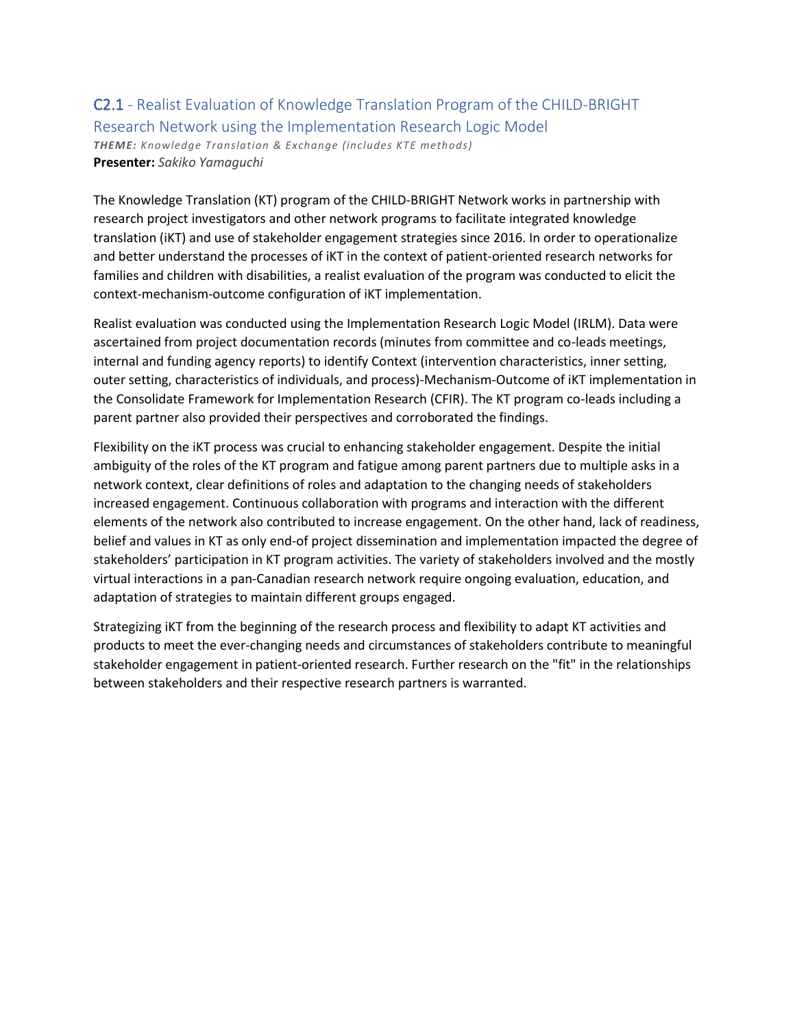## C2.1 - Realist Evaluation of Knowledge Translation Program of the CHILD-BRIGHT Research Network using the Implementation Research Logic Model

***THEME:*** *Knowledge Translation & Exchange (includes KTE methods)*

**Presenter:** *Sakiko Yamaguchi*

The Knowledge Translation (KT) program of the CHILD-BRIGHT Network works in partnership with research project investigators and other network programs to facilitate integrated knowledge translation (iKT) and use of stakeholder engagement strategies since 2016. In order to operationalize and better understand the processes of iKT in the context of patient-oriented research networks for families and children with disabilities, a realist evaluation of the program was conducted to elicit the context-mechanism-outcome configuration of iKT implementation.

Realist evaluation was conducted using the Implementation Research Logic Model (IRLM). Data were ascertained from project documentation records (minutes from committee and co-leads meetings, internal and funding agency reports) to identify Context (intervention characteristics, inner setting, outer setting, characteristics of individuals, and process)-Mechanism-Outcome of iKT implementation in the Consolidate Framework for Implementation Research (CFIR). The KT program co-leads including a parent partner also provided their perspectives and corroborated the findings.

Flexibility on the iKT process was crucial to enhancing stakeholder engagement. Despite the initial ambiguity of the roles of the KT program and fatigue among parent partners due to multiple asks in a network context, clear definitions of roles and adaptation to the changing needs of stakeholders increased engagement. Continuous collaboration with programs and interaction with the different elements of the network also contributed to increase engagement. On the other hand, lack of readiness, belief and values in KT as only end-of project dissemination and implementation impacted the degree of stakeholders' participation in KT program activities. The variety of stakeholders involved and the mostly virtual interactions in a pan-Canadian research network require ongoing evaluation, education, and adaptation of strategies to maintain different groups engaged.

Strategizing iKT from the beginning of the research process and flexibility to adapt KT activities and products to meet the ever-changing needs and circumstances of stakeholders contribute to meaningful stakeholder engagement in patient-oriented research. Further research on the "fit" in the relationships between stakeholders and their respective research partners is warranted.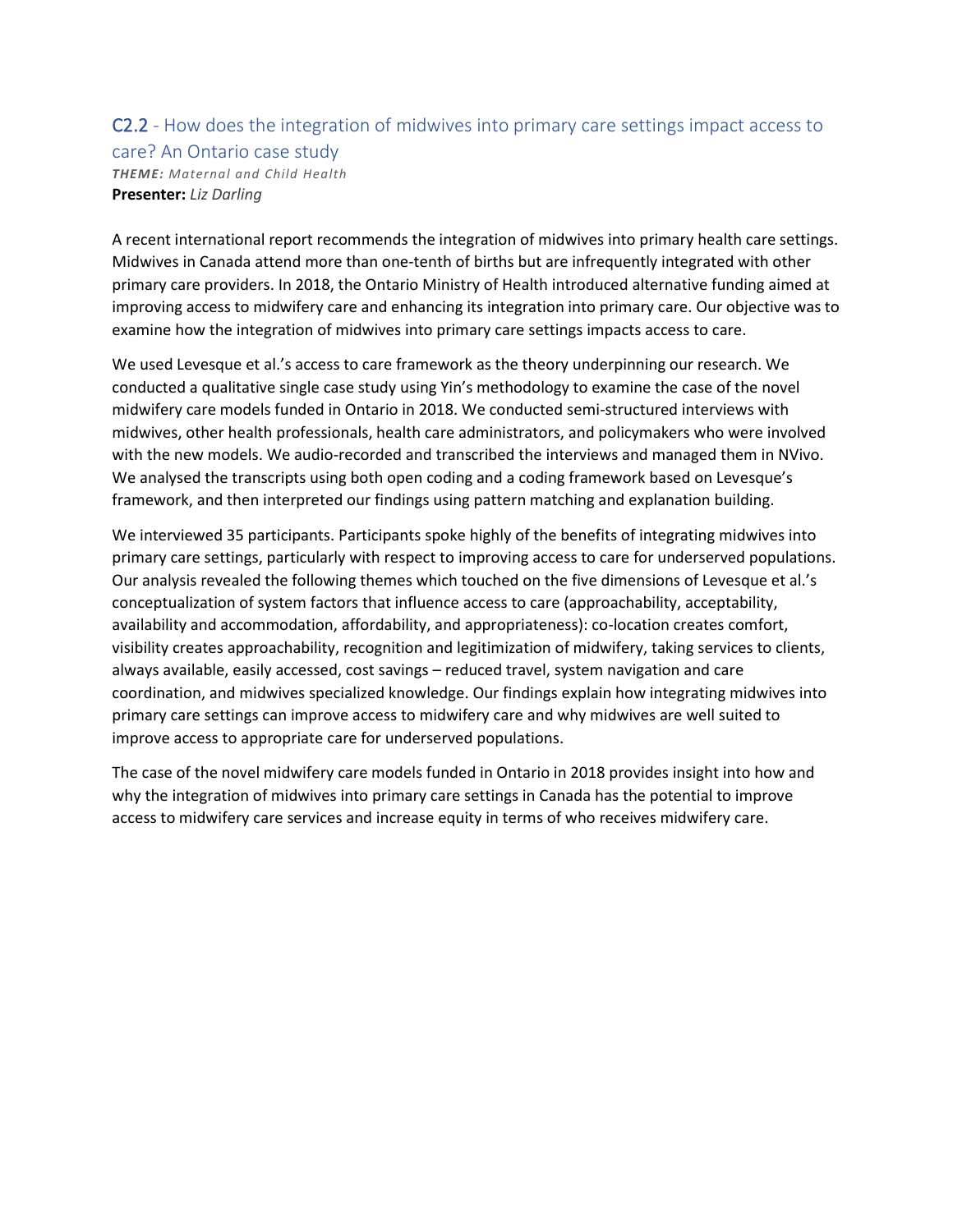## C2.2 - How does the integration of midwives into primary care settings impact access to care? An Ontario case study

***THEME:** Maternal and Child Health*

**Presenter:** *Liz Darling*

A recent international report recommends the integration of midwives into primary health care settings. Midwives in Canada attend more than one-tenth of births but are infrequently integrated with other primary care providers. In 2018, the Ontario Ministry of Health introduced alternative funding aimed at improving access to midwifery care and enhancing its integration into primary care. Our objective was to examine how the integration of midwives into primary care settings impacts access to care.

We used Levesque et al.'s access to care framework as the theory underpinning our research. We conducted a qualitative single case study using Yin's methodology to examine the case of the novel midwifery care models funded in Ontario in 2018. We conducted semi-structured interviews with midwives, other health professionals, health care administrators, and policymakers who were involved with the new models. We audio-recorded and transcribed the interviews and managed them in NVivo. We analysed the transcripts using both open coding and a coding framework based on Levesque's framework, and then interpreted our findings using pattern matching and explanation building.

We interviewed 35 participants. Participants spoke highly of the benefits of integrating midwives into primary care settings, particularly with respect to improving access to care for underserved populations. Our analysis revealed the following themes which touched on the five dimensions of Levesque et al.'s conceptualization of system factors that influence access to care (approachability, acceptability, availability and accommodation, affordability, and appropriateness): co-location creates comfort, visibility creates approachability, recognition and legitimization of midwifery, taking services to clients, always available, easily accessed, cost savings – reduced travel, system navigation and care coordination, and midwives specialized knowledge. Our findings explain how integrating midwives into primary care settings can improve access to midwifery care and why midwives are well suited to improve access to appropriate care for underserved populations.

The case of the novel midwifery care models funded in Ontario in 2018 provides insight into how and why the integration of midwives into primary care settings in Canada has the potential to improve access to midwifery care services and increase equity in terms of who receives midwifery care.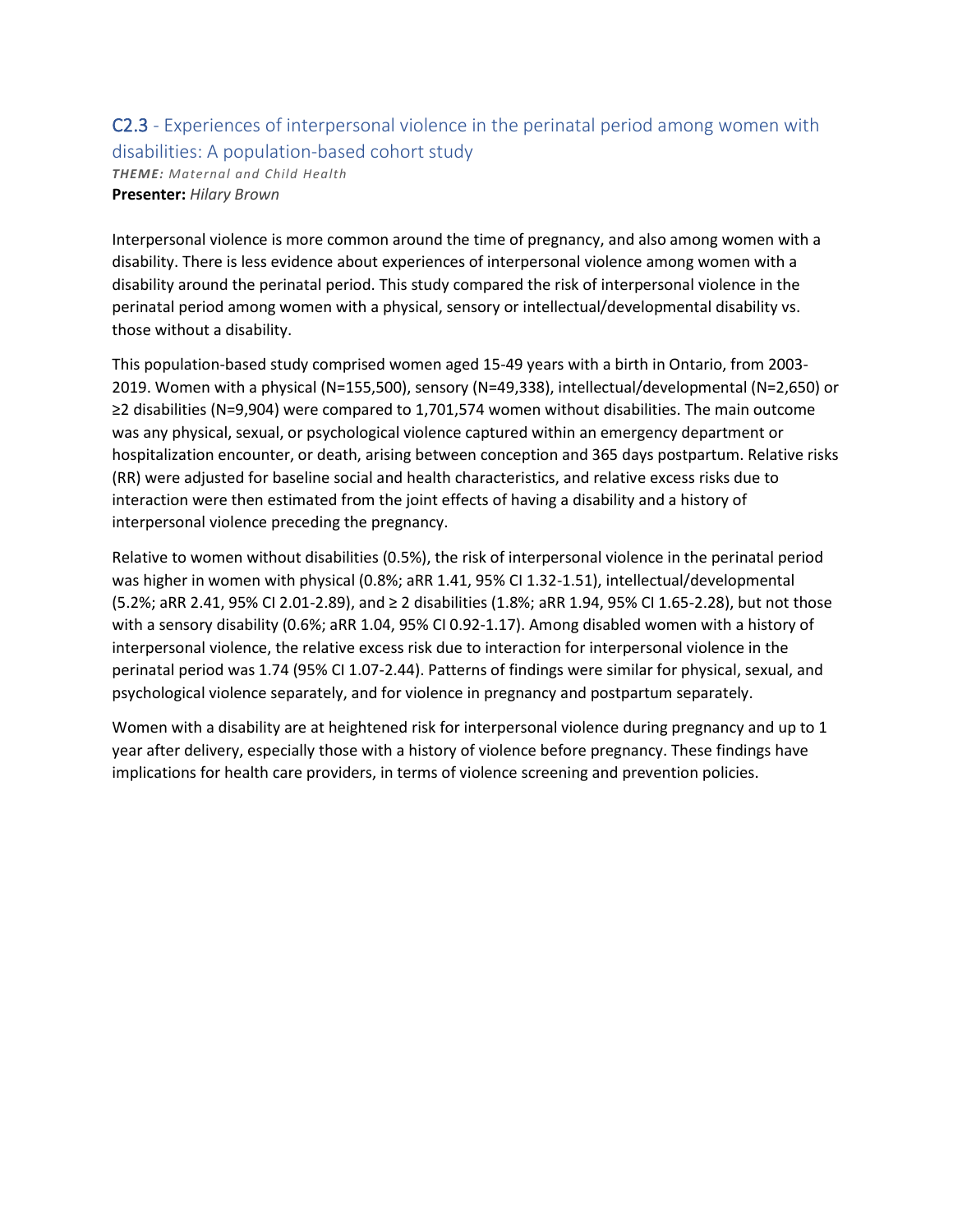## C2.3 - Experiences of interpersonal violence in the perinatal period among women with disabilities: A population-based cohort study

***THEME:*** *Maternal and Child Health*
**Presenter:** *Hilary Brown*

Interpersonal violence is more common around the time of pregnancy, and also among women with a disability. There is less evidence about experiences of interpersonal violence among women with a disability around the perinatal period. This study compared the risk of interpersonal violence in the perinatal period among women with a physical, sensory or intellectual/developmental disability vs. those without a disability.

This population-based study comprised women aged 15-49 years with a birth in Ontario, from 2003-2019. Women with a physical (N=155,500), sensory (N=49,338), intellectual/developmental (N=2,650) or ≥2 disabilities (N=9,904) were compared to 1,701,574 women without disabilities. The main outcome was any physical, sexual, or psychological violence captured within an emergency department or hospitalization encounter, or death, arising between conception and 365 days postpartum. Relative risks (RR) were adjusted for baseline social and health characteristics, and relative excess risks due to interaction were then estimated from the joint effects of having a disability and a history of interpersonal violence preceding the pregnancy.

Relative to women without disabilities (0.5%), the risk of interpersonal violence in the perinatal period was higher in women with physical (0.8%; aRR 1.41, 95% CI 1.32-1.51), intellectual/developmental (5.2%; aRR 2.41, 95% CI 2.01-2.89), and ≥ 2 disabilities (1.8%; aRR 1.94, 95% CI 1.65-2.28), but not those with a sensory disability (0.6%; aRR 1.04, 95% CI 0.92-1.17). Among disabled women with a history of interpersonal violence, the relative excess risk due to interaction for interpersonal violence in the perinatal period was 1.74 (95% CI 1.07-2.44). Patterns of findings were similar for physical, sexual, and psychological violence separately, and for violence in pregnancy and postpartum separately.

Women with a disability are at heightened risk for interpersonal violence during pregnancy and up to 1 year after delivery, especially those with a history of violence before pregnancy. These findings have implications for health care providers, in terms of violence screening and prevention policies.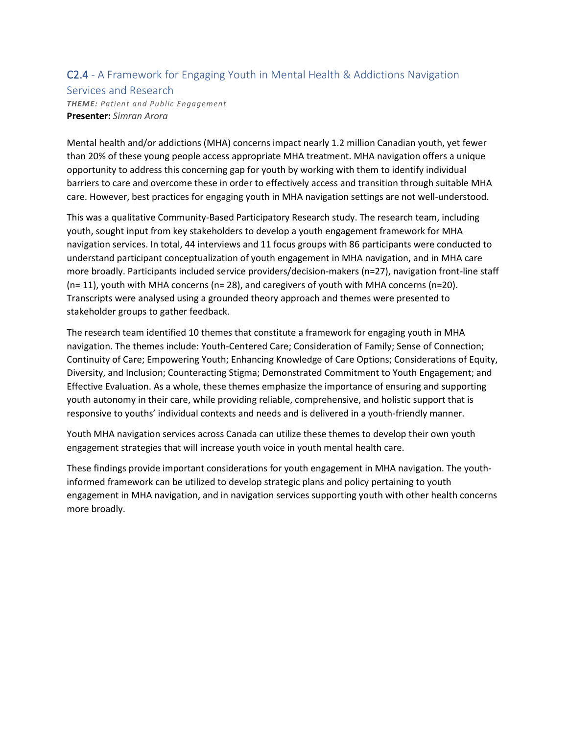## C2.4 - A Framework for Engaging Youth in Mental Health & Addictions Navigation Services and Research

***THEME:*** *Patient and Public Engagement*
**Presenter:** *Simran Arora*

Mental health and/or addictions (MHA) concerns impact nearly 1.2 million Canadian youth, yet fewer than 20% of these young people access appropriate MHA treatment. MHA navigation offers a unique opportunity to address this concerning gap for youth by working with them to identify individual barriers to care and overcome these in order to effectively access and transition through suitable MHA care. However, best practices for engaging youth in MHA navigation settings are not well-understood.

This was a qualitative Community-Based Participatory Research study. The research team, including youth, sought input from key stakeholders to develop a youth engagement framework for MHA navigation services. In total, 44 interviews and 11 focus groups with 86 participants were conducted to understand participant conceptualization of youth engagement in MHA navigation, and in MHA care more broadly. Participants included service providers/decision-makers (n=27), navigation front-line staff (n= 11), youth with MHA concerns (n= 28), and caregivers of youth with MHA concerns (n=20). Transcripts were analysed using a grounded theory approach and themes were presented to stakeholder groups to gather feedback.

The research team identified 10 themes that constitute a framework for engaging youth in MHA navigation. The themes include: Youth-Centered Care; Consideration of Family; Sense of Connection; Continuity of Care; Empowering Youth; Enhancing Knowledge of Care Options; Considerations of Equity, Diversity, and Inclusion; Counteracting Stigma; Demonstrated Commitment to Youth Engagement; and Effective Evaluation. As a whole, these themes emphasize the importance of ensuring and supporting youth autonomy in their care, while providing reliable, comprehensive, and holistic support that is responsive to youths' individual contexts and needs and is delivered in a youth-friendly manner.

Youth MHA navigation services across Canada can utilize these themes to develop their own youth engagement strategies that will increase youth voice in youth mental health care.

These findings provide important considerations for youth engagement in MHA navigation. The youth-informed framework can be utilized to develop strategic plans and policy pertaining to youth engagement in MHA navigation, and in navigation services supporting youth with other health concerns more broadly.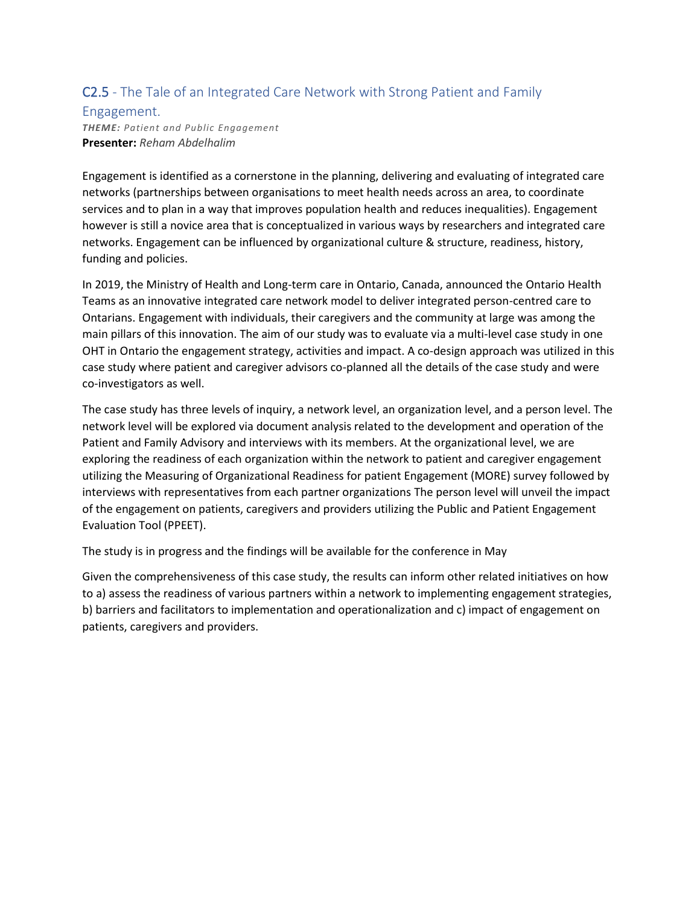## C2.5 - The Tale of an Integrated Care Network with Strong Patient and Family Engagement.

***THEME:*** *Patient and Public Engagement*
**Presenter:** *Reham Abdelhalim*

Engagement is identified as a cornerstone in the planning, delivering and evaluating of integrated care networks (partnerships between organisations to meet health needs across an area, to coordinate services and to plan in a way that improves population health and reduces inequalities). Engagement however is still a novice area that is conceptualized in various ways by researchers and integrated care networks. Engagement can be influenced by organizational culture & structure, readiness, history, funding and policies.

In 2019, the Ministry of Health and Long-term care in Ontario, Canada, announced the Ontario Health Teams as an innovative integrated care network model to deliver integrated person-centred care to Ontarians. Engagement with individuals, their caregivers and the community at large was among the main pillars of this innovation. The aim of our study was to evaluate via a multi-level case study in one OHT in Ontario the engagement strategy, activities and impact. A co-design approach was utilized in this case study where patient and caregiver advisors co-planned all the details of the case study and were co-investigators as well.

The case study has three levels of inquiry, a network level, an organization level, and a person level. The network level will be explored via document analysis related to the development and operation of the Patient and Family Advisory and interviews with its members. At the organizational level, we are exploring the readiness of each organization within the network to patient and caregiver engagement utilizing the Measuring of Organizational Readiness for patient Engagement (MORE) survey followed by interviews with representatives from each partner organizations The person level will unveil the impact of the engagement on patients, caregivers and providers utilizing the Public and Patient Engagement Evaluation Tool (PPEET).

The study is in progress and the findings will be available for the conference in May

Given the comprehensiveness of this case study, the results can inform other related initiatives on how to a) assess the readiness of various partners within a network to implementing engagement strategies, b) barriers and facilitators to implementation and operationalization and c) impact of engagement on patients, caregivers and providers.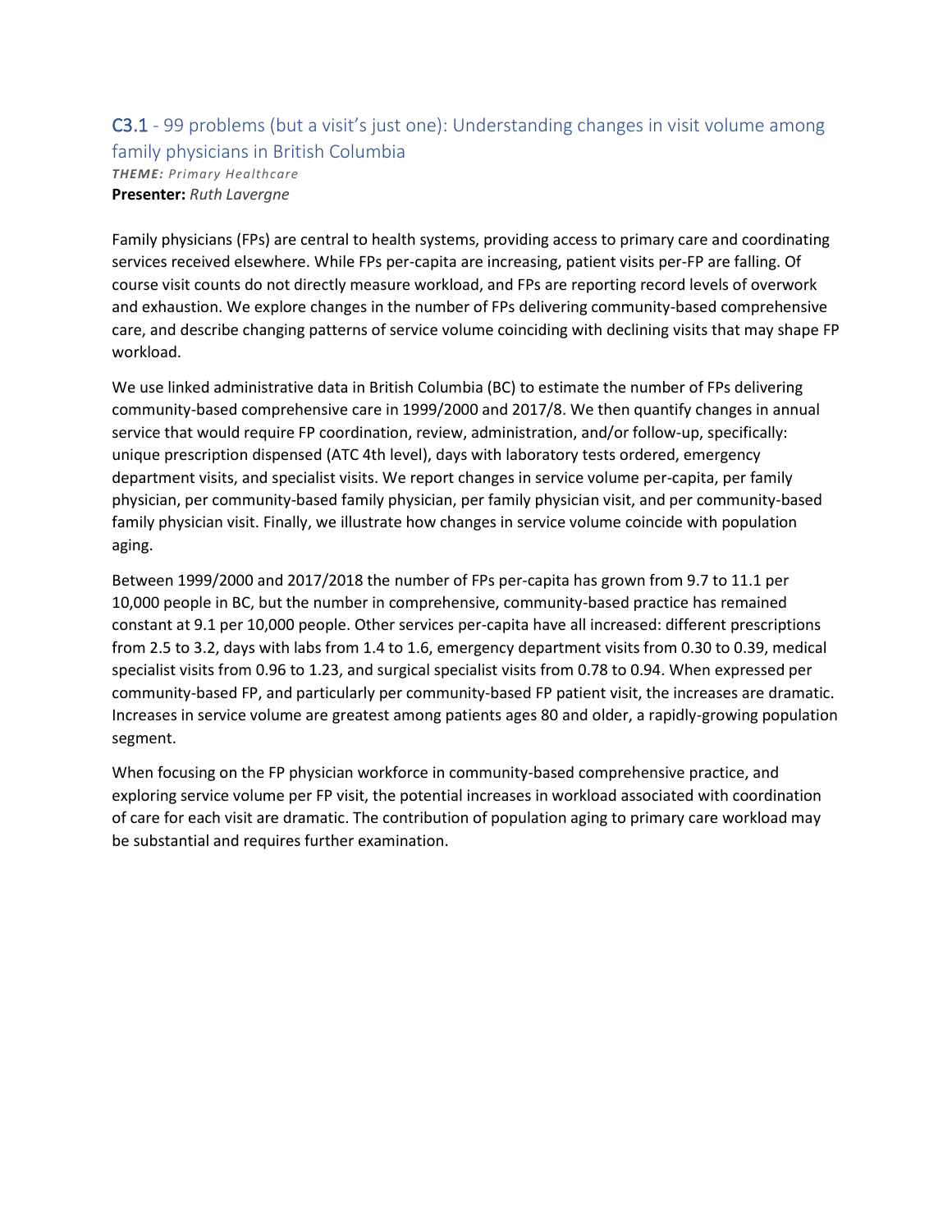## C3.1 - 99 problems (but a visit's just one): Understanding changes in visit volume among family physicians in British Columbia

***THEME:*** *Primary Healthcare*
**Presenter:** *Ruth Lavergne*

Family physicians (FPs) are central to health systems, providing access to primary care and coordinating services received elsewhere. While FPs per-capita are increasing, patient visits per-FP are falling. Of course visit counts do not directly measure workload, and FPs are reporting record levels of overwork and exhaustion. We explore changes in the number of FPs delivering community-based comprehensive care, and describe changing patterns of service volume coinciding with declining visits that may shape FP workload.

We use linked administrative data in British Columbia (BC) to estimate the number of FPs delivering community-based comprehensive care in 1999/2000 and 2017/8. We then quantify changes in annual service that would require FP coordination, review, administration, and/or follow-up, specifically: unique prescription dispensed (ATC 4th level), days with laboratory tests ordered, emergency department visits, and specialist visits. We report changes in service volume per-capita, per family physician, per community-based family physician, per family physician visit, and per community-based family physician visit. Finally, we illustrate how changes in service volume coincide with population aging.

Between 1999/2000 and 2017/2018 the number of FPs per-capita has grown from 9.7 to 11.1 per 10,000 people in BC, but the number in comprehensive, community-based practice has remained constant at 9.1 per 10,000 people. Other services per-capita have all increased: different prescriptions from 2.5 to 3.2, days with labs from 1.4 to 1.6, emergency department visits from 0.30 to 0.39, medical specialist visits from 0.96 to 1.23, and surgical specialist visits from 0.78 to 0.94. When expressed per community-based FP, and particularly per community-based FP patient visit, the increases are dramatic. Increases in service volume are greatest among patients ages 80 and older, a rapidly-growing population segment.

When focusing on the FP physician workforce in community-based comprehensive practice, and exploring service volume per FP visit, the potential increases in workload associated with coordination of care for each visit are dramatic. The contribution of population aging to primary care workload may be substantial and requires further examination.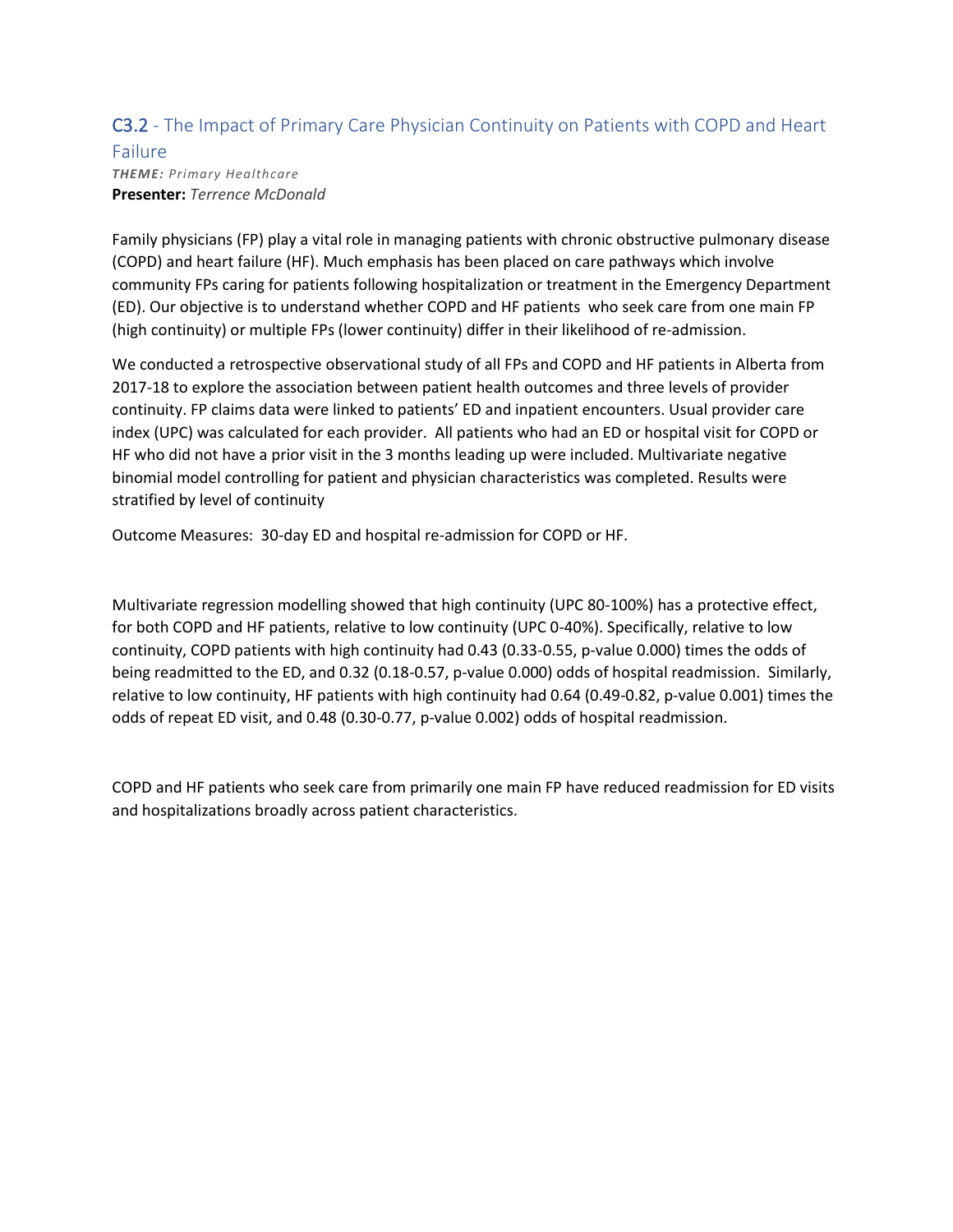## C3.2 - The Impact of Primary Care Physician Continuity on Patients with COPD and Heart Failure

***THEME:*** *Primary Healthcare*
**Presenter:** *Terrence McDonald*

Family physicians (FP) play a vital role in managing patients with chronic obstructive pulmonary disease (COPD) and heart failure (HF). Much emphasis has been placed on care pathways which involve community FPs caring for patients following hospitalization or treatment in the Emergency Department (ED). Our objective is to understand whether COPD and HF patients who seek care from one main FP (high continuity) or multiple FPs (lower continuity) differ in their likelihood of re-admission.

We conducted a retrospective observational study of all FPs and COPD and HF patients in Alberta from 2017-18 to explore the association between patient health outcomes and three levels of provider continuity. FP claims data were linked to patients' ED and inpatient encounters. Usual provider care index (UPC) was calculated for each provider. All patients who had an ED or hospital visit for COPD or HF who did not have a prior visit in the 3 months leading up were included. Multivariate negative binomial model controlling for patient and physician characteristics was completed. Results were stratified by level of continuity

Outcome Measures: 30-day ED and hospital re-admission for COPD or HF.

Multivariate regression modelling showed that high continuity (UPC 80-100%) has a protective effect, for both COPD and HF patients, relative to low continuity (UPC 0-40%). Specifically, relative to low continuity, COPD patients with high continuity had 0.43 (0.33-0.55, p-value 0.000) times the odds of being readmitted to the ED, and 0.32 (0.18-0.57, p-value 0.000) odds of hospital readmission. Similarly, relative to low continuity, HF patients with high continuity had 0.64 (0.49-0.82, p-value 0.001) times the odds of repeat ED visit, and 0.48 (0.30-0.77, p-value 0.002) odds of hospital readmission.

COPD and HF patients who seek care from primarily one main FP have reduced readmission for ED visits and hospitalizations broadly across patient characteristics.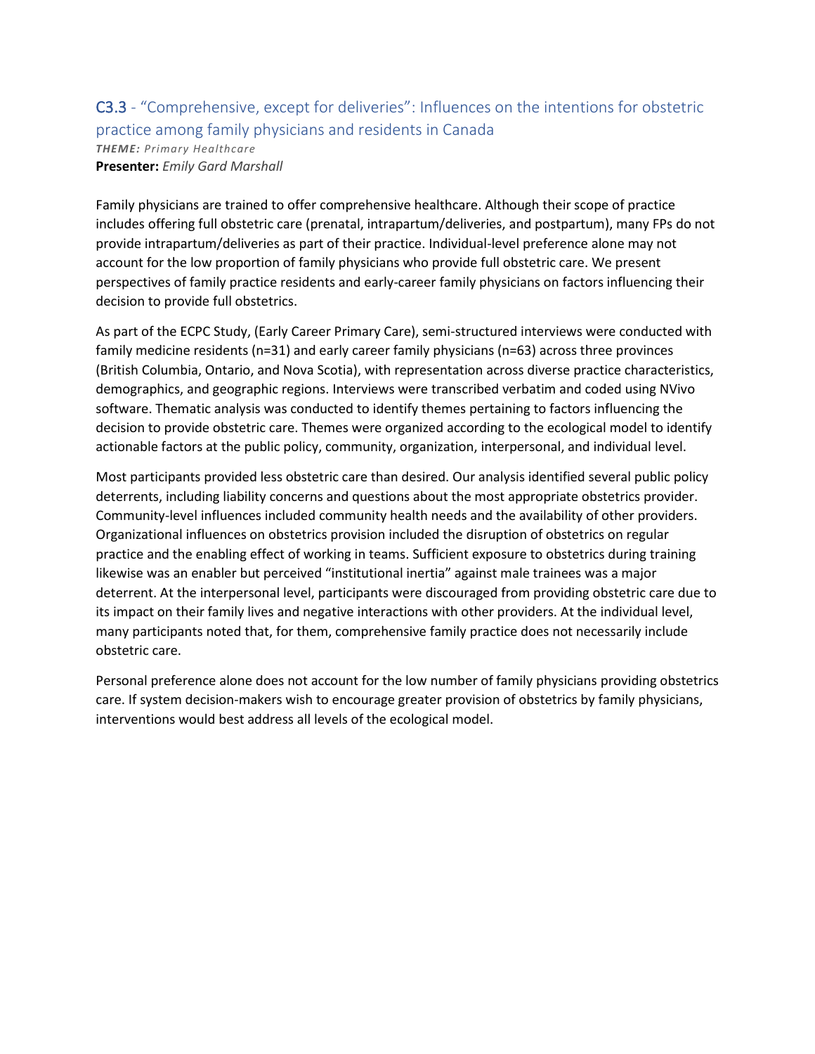## C3.3 - "Comprehensive, except for deliveries": Influences on the intentions for obstetric practice among family physicians and residents in Canada

***THEME:*** *Primary Healthcare*
**Presenter:** *Emily Gard Marshall*

Family physicians are trained to offer comprehensive healthcare. Although their scope of practice includes offering full obstetric care (prenatal, intrapartum/deliveries, and postpartum), many FPs do not provide intrapartum/deliveries as part of their practice. Individual-level preference alone may not account for the low proportion of family physicians who provide full obstetric care. We present perspectives of family practice residents and early-career family physicians on factors influencing their decision to provide full obstetrics.

As part of the ECPC Study, (Early Career Primary Care), semi-structured interviews were conducted with family medicine residents (n=31) and early career family physicians (n=63) across three provinces (British Columbia, Ontario, and Nova Scotia), with representation across diverse practice characteristics, demographics, and geographic regions. Interviews were transcribed verbatim and coded using NVivo software. Thematic analysis was conducted to identify themes pertaining to factors influencing the decision to provide obstetric care. Themes were organized according to the ecological model to identify actionable factors at the public policy, community, organization, interpersonal, and individual level.

Most participants provided less obstetric care than desired. Our analysis identified several public policy deterrents, including liability concerns and questions about the most appropriate obstetrics provider. Community-level influences included community health needs and the availability of other providers. Organizational influences on obstetrics provision included the disruption of obstetrics on regular practice and the enabling effect of working in teams. Sufficient exposure to obstetrics during training likewise was an enabler but perceived "institutional inertia" against male trainees was a major deterrent. At the interpersonal level, participants were discouraged from providing obstetric care due to its impact on their family lives and negative interactions with other providers. At the individual level, many participants noted that, for them, comprehensive family practice does not necessarily include obstetric care.

Personal preference alone does not account for the low number of family physicians providing obstetrics care. If system decision-makers wish to encourage greater provision of obstetrics by family physicians, interventions would best address all levels of the ecological model.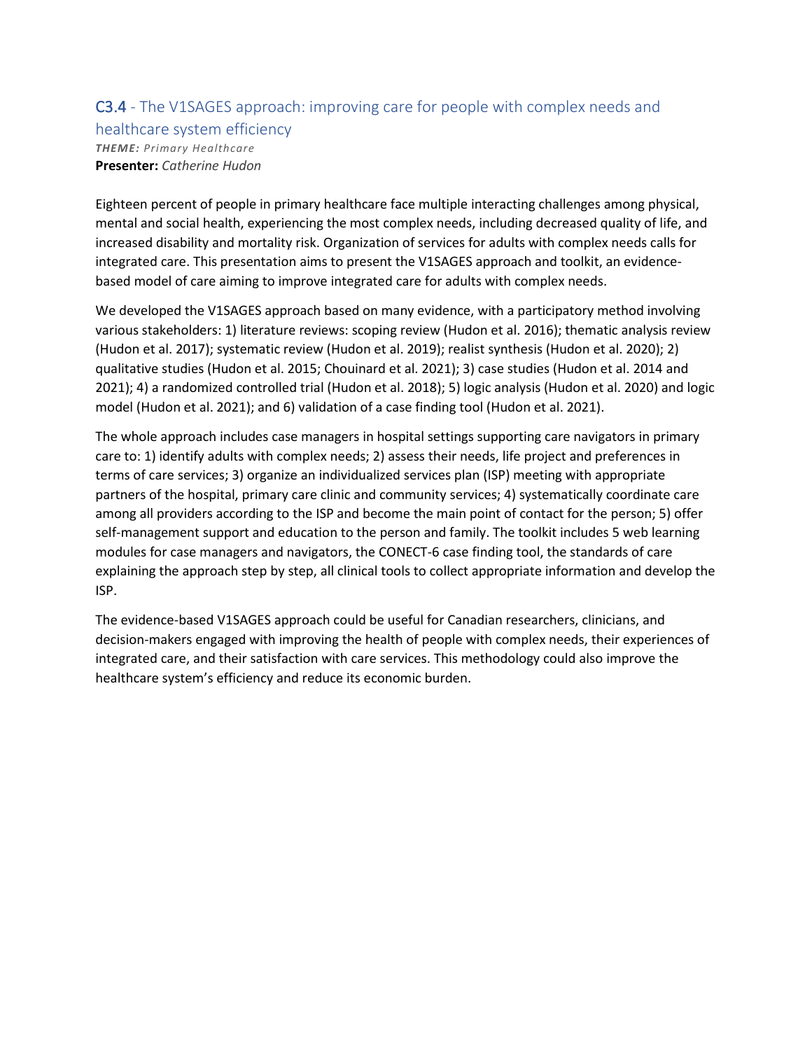## C3.4 - The V1SAGES approach: improving care for people with complex needs and healthcare system efficiency

***THEME:*** *Primary Healthcare*
**Presenter:** *Catherine Hudon*

Eighteen percent of people in primary healthcare face multiple interacting challenges among physical, mental and social health, experiencing the most complex needs, including decreased quality of life, and increased disability and mortality risk. Organization of services for adults with complex needs calls for integrated care. This presentation aims to present the V1SAGES approach and toolkit, an evidence-based model of care aiming to improve integrated care for adults with complex needs.

We developed the V1SAGES approach based on many evidence, with a participatory method involving various stakeholders: 1) literature reviews: scoping review (Hudon et al. 2016); thematic analysis review (Hudon et al. 2017); systematic review (Hudon et al. 2019); realist synthesis (Hudon et al. 2020); 2) qualitative studies (Hudon et al. 2015; Chouinard et al. 2021); 3) case studies (Hudon et al. 2014 and 2021); 4) a randomized controlled trial (Hudon et al. 2018); 5) logic analysis (Hudon et al. 2020) and logic model (Hudon et al. 2021); and 6) validation of a case finding tool (Hudon et al. 2021).

The whole approach includes case managers in hospital settings supporting care navigators in primary care to: 1) identify adults with complex needs; 2) assess their needs, life project and preferences in terms of care services; 3) organize an individualized services plan (ISP) meeting with appropriate partners of the hospital, primary care clinic and community services; 4) systematically coordinate care among all providers according to the ISP and become the main point of contact for the person; 5) offer self-management support and education to the person and family. The toolkit includes 5 web learning modules for case managers and navigators, the CONECT-6 case finding tool, the standards of care explaining the approach step by step, all clinical tools to collect appropriate information and develop the ISP.

The evidence-based V1SAGES approach could be useful for Canadian researchers, clinicians, and decision-makers engaged with improving the health of people with complex needs, their experiences of integrated care, and their satisfaction with care services. This methodology could also improve the healthcare system's efficiency and reduce its economic burden.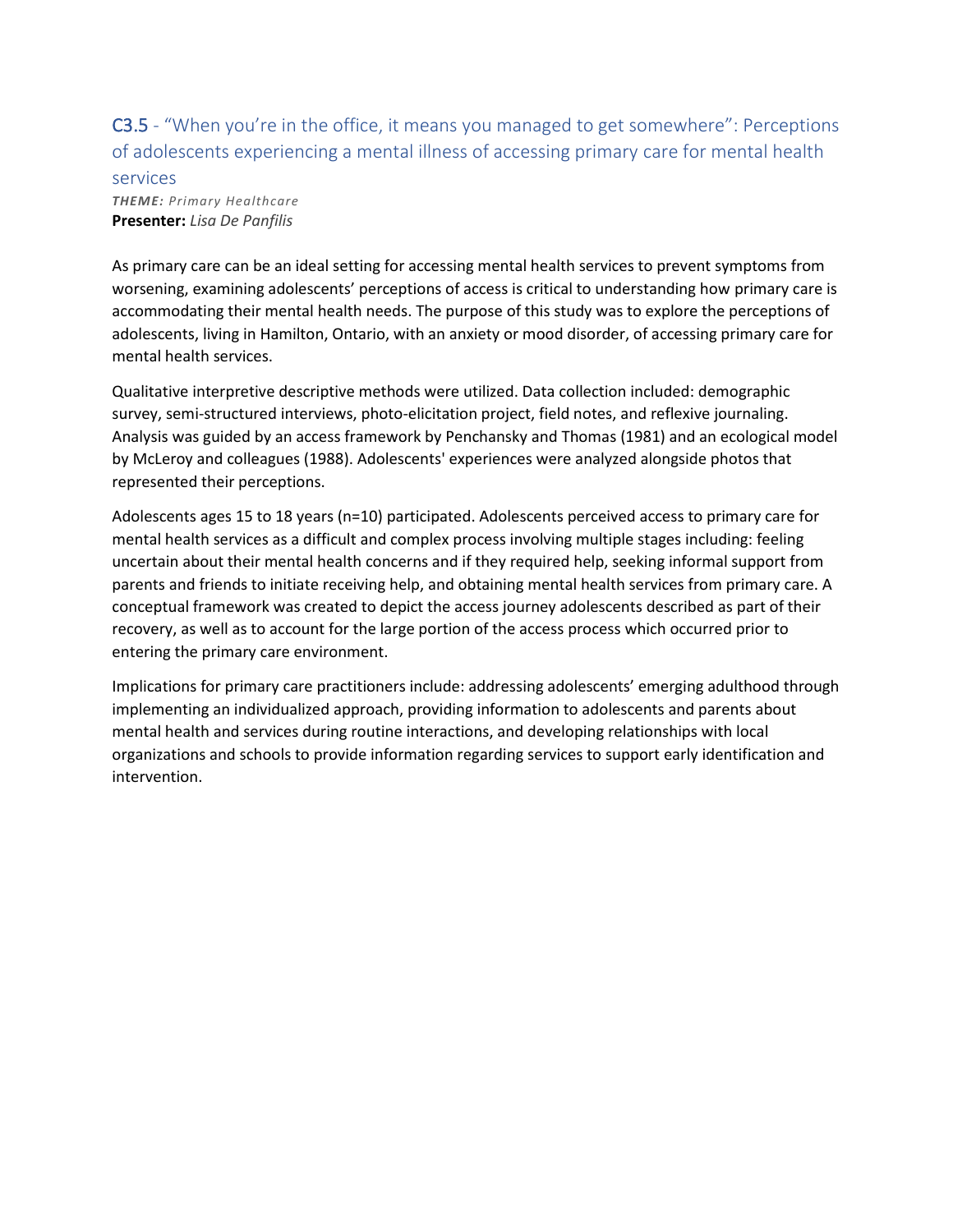## C3.5 - "When you're in the office, it means you managed to get somewhere": Perceptions of adolescents experiencing a mental illness of accessing primary care for mental health services

***THEME:*** *Primary Healthcare*
**Presenter:** *Lisa De Panfilis*

As primary care can be an ideal setting for accessing mental health services to prevent symptoms from worsening, examining adolescents' perceptions of access is critical to understanding how primary care is accommodating their mental health needs. The purpose of this study was to explore the perceptions of adolescents, living in Hamilton, Ontario, with an anxiety or mood disorder, of accessing primary care for mental health services.

Qualitative interpretive descriptive methods were utilized. Data collection included: demographic survey, semi-structured interviews, photo-elicitation project, field notes, and reflexive journaling. Analysis was guided by an access framework by Penchansky and Thomas (1981) and an ecological model by McLeroy and colleagues (1988). Adolescents' experiences were analyzed alongside photos that represented their perceptions.

Adolescents ages 15 to 18 years (n=10) participated. Adolescents perceived access to primary care for mental health services as a difficult and complex process involving multiple stages including: feeling uncertain about their mental health concerns and if they required help, seeking informal support from parents and friends to initiate receiving help, and obtaining mental health services from primary care. A conceptual framework was created to depict the access journey adolescents described as part of their recovery, as well as to account for the large portion of the access process which occurred prior to entering the primary care environment.

Implications for primary care practitioners include: addressing adolescents' emerging adulthood through implementing an individualized approach, providing information to adolescents and parents about mental health and services during routine interactions, and developing relationships with local organizations and schools to provide information regarding services to support early identification and intervention.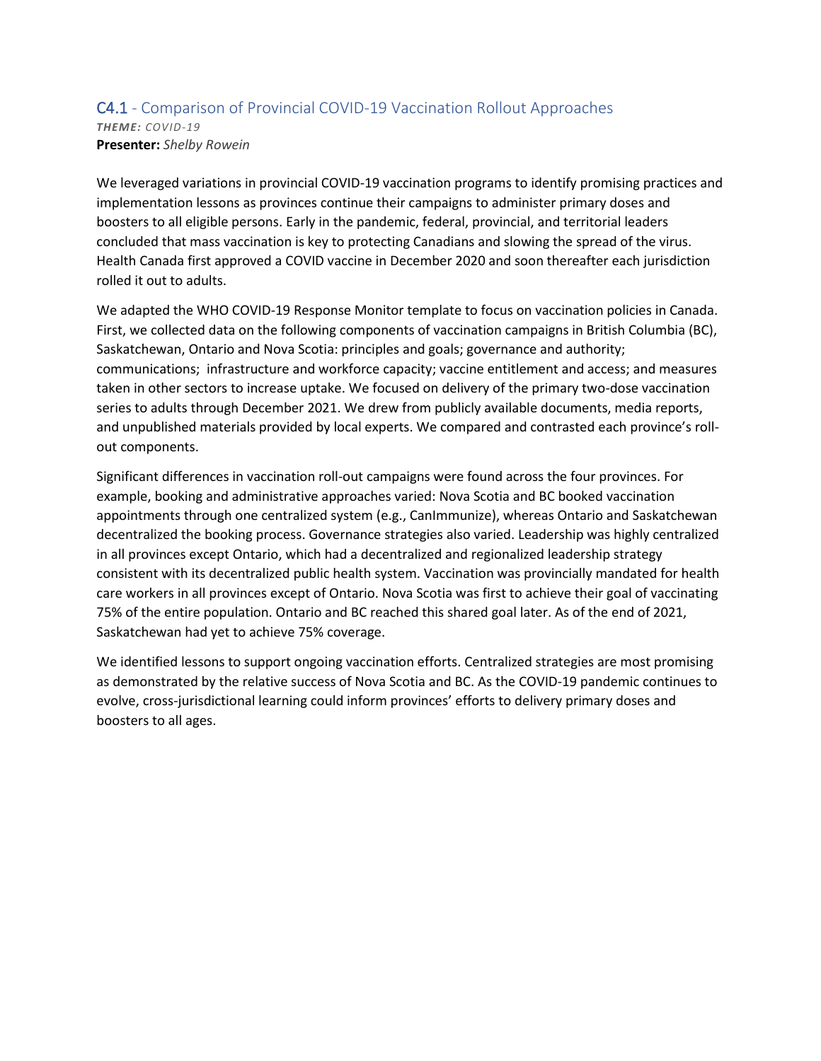## C4.1 - Comparison of Provincial COVID-19 Vaccination Rollout Approaches

***THEME:** COVID-19*

**Presenter:** *Shelby Rowein*

We leveraged variations in provincial COVID-19 vaccination programs to identify promising practices and implementation lessons as provinces continue their campaigns to administer primary doses and boosters to all eligible persons. Early in the pandemic, federal, provincial, and territorial leaders concluded that mass vaccination is key to protecting Canadians and slowing the spread of the virus. Health Canada first approved a COVID vaccine in December 2020 and soon thereafter each jurisdiction rolled it out to adults.

We adapted the WHO COVID-19 Response Monitor template to focus on vaccination policies in Canada. First, we collected data on the following components of vaccination campaigns in British Columbia (BC), Saskatchewan, Ontario and Nova Scotia: principles and goals; governance and authority; communications; infrastructure and workforce capacity; vaccine entitlement and access; and measures taken in other sectors to increase uptake. We focused on delivery of the primary two-dose vaccination series to adults through December 2021. We drew from publicly available documents, media reports, and unpublished materials provided by local experts. We compared and contrasted each province's roll-out components.

Significant differences in vaccination roll-out campaigns were found across the four provinces. For example, booking and administrative approaches varied: Nova Scotia and BC booked vaccination appointments through one centralized system (e.g., CanImmunize), whereas Ontario and Saskatchewan decentralized the booking process. Governance strategies also varied. Leadership was highly centralized in all provinces except Ontario, which had a decentralized and regionalized leadership strategy consistent with its decentralized public health system. Vaccination was provincially mandated for health care workers in all provinces except of Ontario. Nova Scotia was first to achieve their goal of vaccinating 75% of the entire population. Ontario and BC reached this shared goal later. As of the end of 2021, Saskatchewan had yet to achieve 75% coverage.

We identified lessons to support ongoing vaccination efforts. Centralized strategies are most promising as demonstrated by the relative success of Nova Scotia and BC. As the COVID-19 pandemic continues to evolve, cross-jurisdictional learning could inform provinces' efforts to delivery primary doses and boosters to all ages.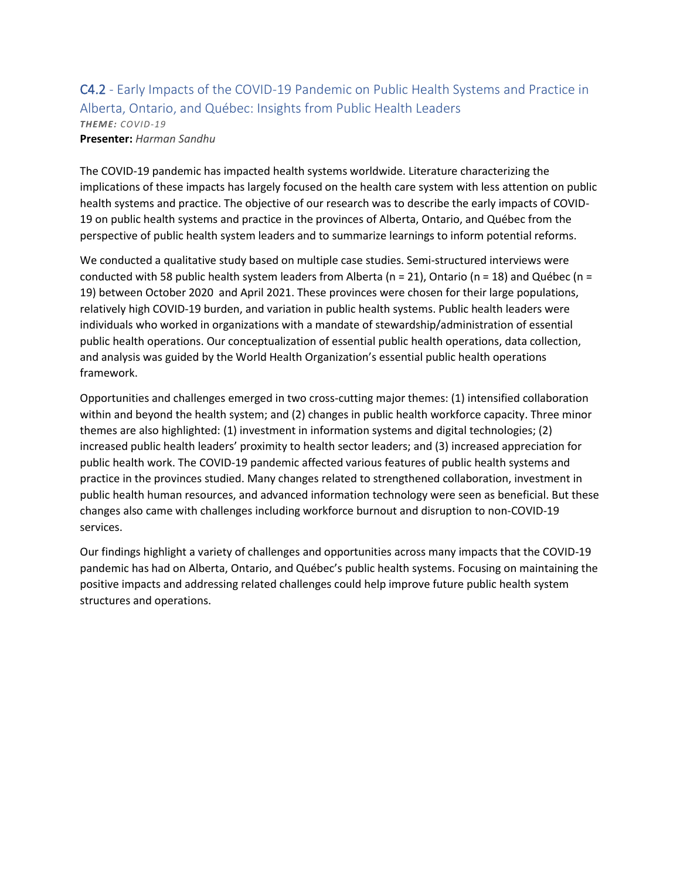## C4.2 - Early Impacts of the COVID-19 Pandemic on Public Health Systems and Practice in Alberta, Ontario, and Québec: Insights from Public Health Leaders

***THEME:** COVID-19*

**Presenter:** *Harman Sandhu*

The COVID-19 pandemic has impacted health systems worldwide. Literature characterizing the implications of these impacts has largely focused on the health care system with less attention on public health systems and practice. The objective of our research was to describe the early impacts of COVID-19 on public health systems and practice in the provinces of Alberta, Ontario, and Québec from the perspective of public health system leaders and to summarize learnings to inform potential reforms.

We conducted a qualitative study based on multiple case studies. Semi-structured interviews were conducted with 58 public health system leaders from Alberta (n = 21), Ontario (n = 18) and Québec (n = 19) between October 2020 and April 2021. These provinces were chosen for their large populations, relatively high COVID-19 burden, and variation in public health systems. Public health leaders were individuals who worked in organizations with a mandate of stewardship/administration of essential public health operations. Our conceptualization of essential public health operations, data collection, and analysis was guided by the World Health Organization's essential public health operations framework.

Opportunities and challenges emerged in two cross-cutting major themes: (1) intensified collaboration within and beyond the health system; and (2) changes in public health workforce capacity. Three minor themes are also highlighted: (1) investment in information systems and digital technologies; (2) increased public health leaders' proximity to health sector leaders; and (3) increased appreciation for public health work. The COVID-19 pandemic affected various features of public health systems and practice in the provinces studied. Many changes related to strengthened collaboration, investment in public health human resources, and advanced information technology were seen as beneficial. But these changes also came with challenges including workforce burnout and disruption to non-COVID-19 services.

Our findings highlight a variety of challenges and opportunities across many impacts that the COVID-19 pandemic has had on Alberta, Ontario, and Québec's public health systems. Focusing on maintaining the positive impacts and addressing related challenges could help improve future public health system structures and operations.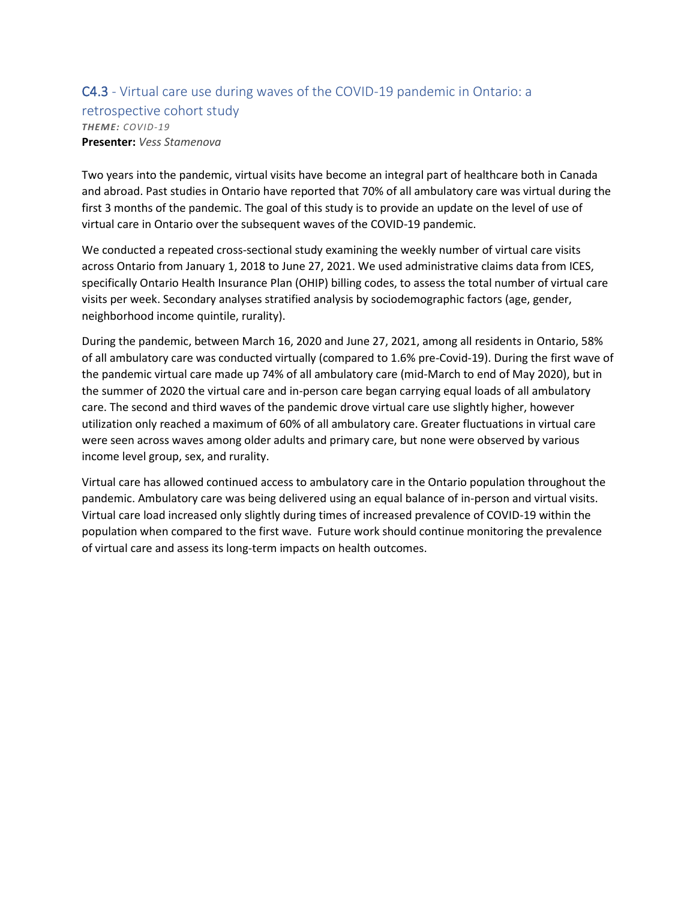## C4.3 - Virtual care use during waves of the COVID-19 pandemic in Ontario: a retrospective cohort study

***THEME:** COVID-19*

**Presenter:** *Vess Stamenova*

Two years into the pandemic, virtual visits have become an integral part of healthcare both in Canada and abroad. Past studies in Ontario have reported that 70% of all ambulatory care was virtual during the first 3 months of the pandemic. The goal of this study is to provide an update on the level of use of virtual care in Ontario over the subsequent waves of the COVID-19 pandemic.

We conducted a repeated cross-sectional study examining the weekly number of virtual care visits across Ontario from January 1, 2018 to June 27, 2021. We used administrative claims data from ICES, specifically Ontario Health Insurance Plan (OHIP) billing codes, to assess the total number of virtual care visits per week. Secondary analyses stratified analysis by sociodemographic factors (age, gender, neighborhood income quintile, rurality).

During the pandemic, between March 16, 2020 and June 27, 2021, among all residents in Ontario, 58% of all ambulatory care was conducted virtually (compared to 1.6% pre-Covid-19). During the first wave of the pandemic virtual care made up 74% of all ambulatory care (mid-March to end of May 2020), but in the summer of 2020 the virtual care and in-person care began carrying equal loads of all ambulatory care. The second and third waves of the pandemic drove virtual care use slightly higher, however utilization only reached a maximum of 60% of all ambulatory care. Greater fluctuations in virtual care were seen across waves among older adults and primary care, but none were observed by various income level group, sex, and rurality.

Virtual care has allowed continued access to ambulatory care in the Ontario population throughout the pandemic. Ambulatory care was being delivered using an equal balance of in-person and virtual visits. Virtual care load increased only slightly during times of increased prevalence of COVID-19 within the population when compared to the first wave. Future work should continue monitoring the prevalence of virtual care and assess its long-term impacts on health outcomes.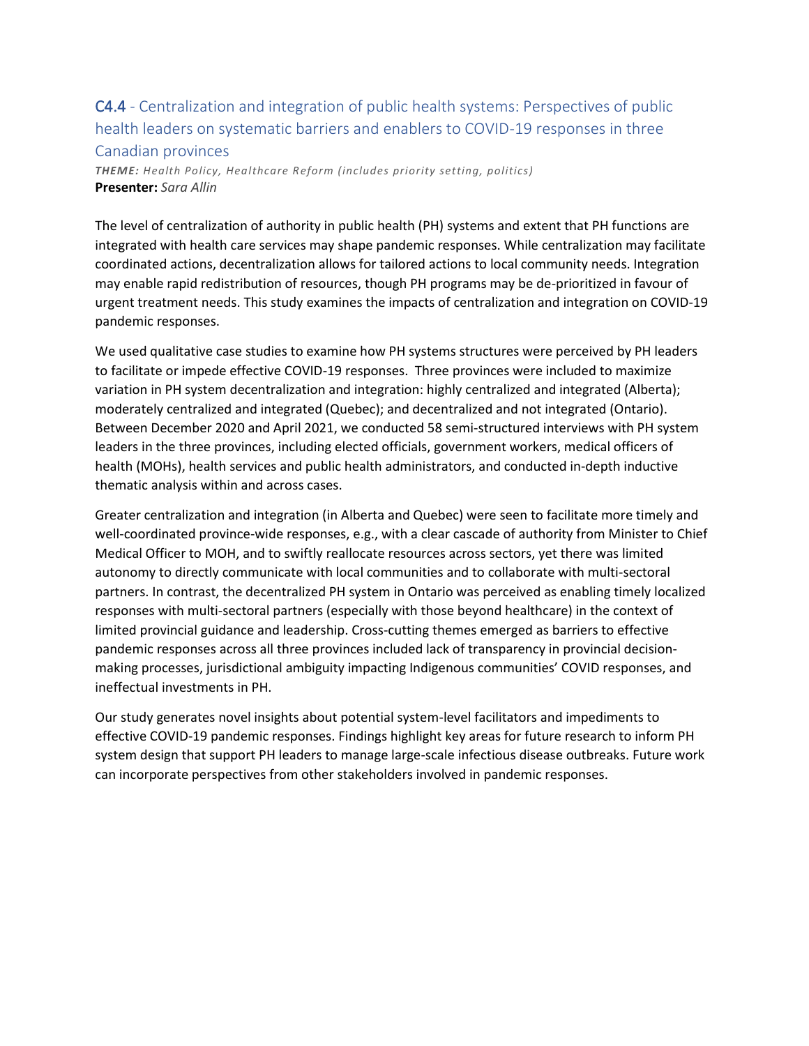## C4.4 - Centralization and integration of public health systems: Perspectives of public health leaders on systematic barriers and enablers to COVID-19 responses in three Canadian provinces

***THEME:*** *Health Policy, Healthcare Reform (includes priority setting, politics)*
**Presenter:** *Sara Allin*

The level of centralization of authority in public health (PH) systems and extent that PH functions are integrated with health care services may shape pandemic responses. While centralization may facilitate coordinated actions, decentralization allows for tailored actions to local community needs. Integration may enable rapid redistribution of resources, though PH programs may be de-prioritized in favour of urgent treatment needs. This study examines the impacts of centralization and integration on COVID-19 pandemic responses.

We used qualitative case studies to examine how PH systems structures were perceived by PH leaders to facilitate or impede effective COVID-19 responses. Three provinces were included to maximize variation in PH system decentralization and integration: highly centralized and integrated (Alberta); moderately centralized and integrated (Quebec); and decentralized and not integrated (Ontario). Between December 2020 and April 2021, we conducted 58 semi-structured interviews with PH system leaders in the three provinces, including elected officials, government workers, medical officers of health (MOHs), health services and public health administrators, and conducted in-depth inductive thematic analysis within and across cases.

Greater centralization and integration (in Alberta and Quebec) were seen to facilitate more timely and well-coordinated province-wide responses, e.g., with a clear cascade of authority from Minister to Chief Medical Officer to MOH, and to swiftly reallocate resources across sectors, yet there was limited autonomy to directly communicate with local communities and to collaborate with multi-sectoral partners. In contrast, the decentralized PH system in Ontario was perceived as enabling timely localized responses with multi-sectoral partners (especially with those beyond healthcare) in the context of limited provincial guidance and leadership. Cross-cutting themes emerged as barriers to effective pandemic responses across all three provinces included lack of transparency in provincial decision-making processes, jurisdictional ambiguity impacting Indigenous communities' COVID responses, and ineffectual investments in PH.

Our study generates novel insights about potential system-level facilitators and impediments to effective COVID-19 pandemic responses. Findings highlight key areas for future research to inform PH system design that support PH leaders to manage large-scale infectious disease outbreaks. Future work can incorporate perspectives from other stakeholders involved in pandemic responses.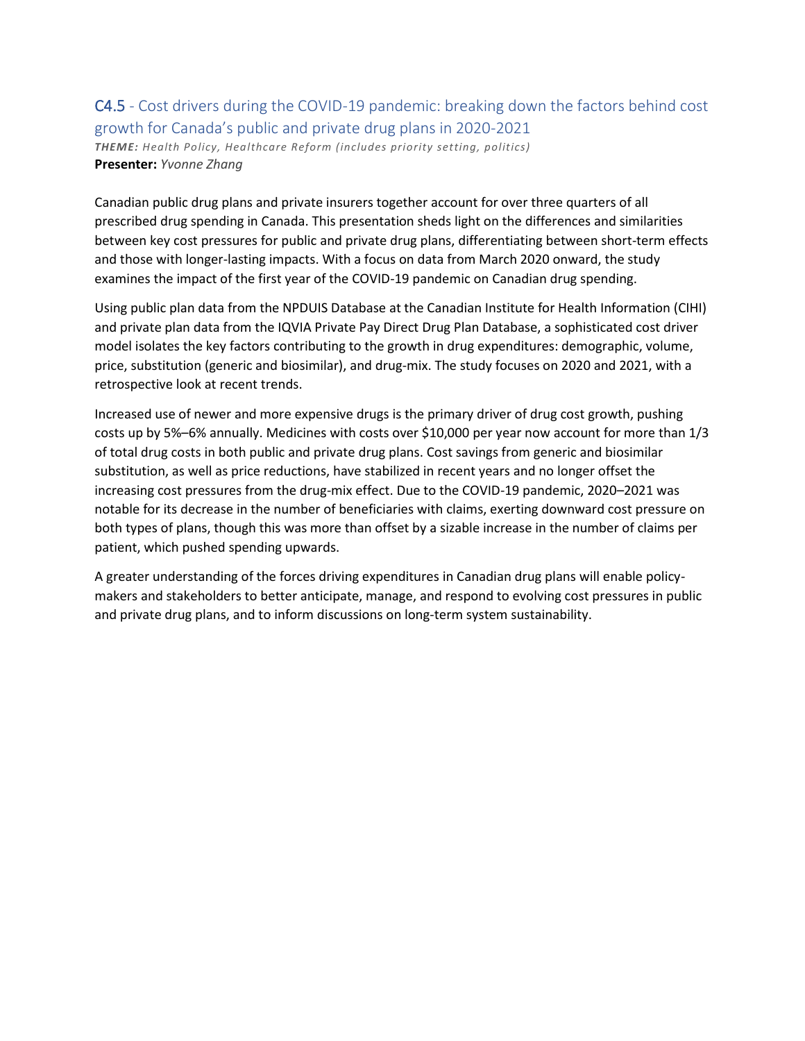## C4.5 - Cost drivers during the COVID-19 pandemic: breaking down the factors behind cost growth for Canada's public and private drug plans in 2020-2021

***THEME:*** *Health Policy, Healthcare Reform (includes priority setting, politics)*
**Presenter:** *Yvonne Zhang*

Canadian public drug plans and private insurers together account for over three quarters of all prescribed drug spending in Canada. This presentation sheds light on the differences and similarities between key cost pressures for public and private drug plans, differentiating between short-term effects and those with longer-lasting impacts. With a focus on data from March 2020 onward, the study examines the impact of the first year of the COVID-19 pandemic on Canadian drug spending.

Using public plan data from the NPDUIS Database at the Canadian Institute for Health Information (CIHI) and private plan data from the IQVIA Private Pay Direct Drug Plan Database, a sophisticated cost driver model isolates the key factors contributing to the growth in drug expenditures: demographic, volume, price, substitution (generic and biosimilar), and drug-mix. The study focuses on 2020 and 2021, with a retrospective look at recent trends.

Increased use of newer and more expensive drugs is the primary driver of drug cost growth, pushing costs up by 5%–6% annually. Medicines with costs over $10,000 per year now account for more than 1/3 of total drug costs in both public and private drug plans. Cost savings from generic and biosimilar substitution, as well as price reductions, have stabilized in recent years and no longer offset the increasing cost pressures from the drug-mix effect. Due to the COVID-19 pandemic, 2020–2021 was notable for its decrease in the number of beneficiaries with claims, exerting downward cost pressure on both types of plans, though this was more than offset by a sizable increase in the number of claims per patient, which pushed spending upwards.

A greater understanding of the forces driving expenditures in Canadian drug plans will enable policy-makers and stakeholders to better anticipate, manage, and respond to evolving cost pressures in public and private drug plans, and to inform discussions on long-term system sustainability.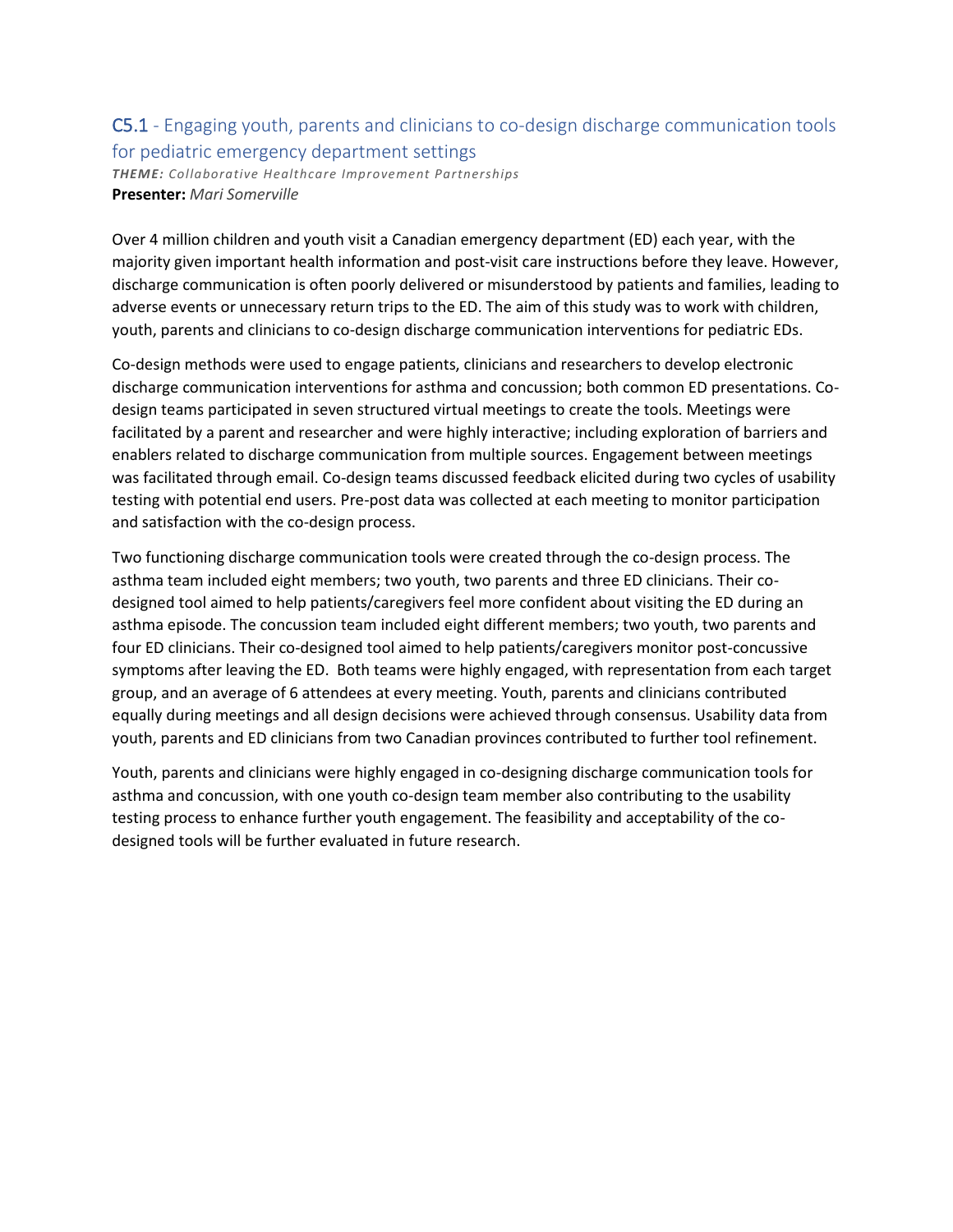## C5.1 - Engaging youth, parents and clinicians to co-design discharge communication tools for pediatric emergency department settings

***THEME:*** *Collaborative Healthcare Improvement Partnerships*
**Presenter:** *Mari Somerville*

Over 4 million children and youth visit a Canadian emergency department (ED) each year, with the majority given important health information and post-visit care instructions before they leave. However, discharge communication is often poorly delivered or misunderstood by patients and families, leading to adverse events or unnecessary return trips to the ED. The aim of this study was to work with children, youth, parents and clinicians to co-design discharge communication interventions for pediatric EDs.

Co-design methods were used to engage patients, clinicians and researchers to develop electronic discharge communication interventions for asthma and concussion; both common ED presentations. Co-design teams participated in seven structured virtual meetings to create the tools. Meetings were facilitated by a parent and researcher and were highly interactive; including exploration of barriers and enablers related to discharge communication from multiple sources. Engagement between meetings was facilitated through email. Co-design teams discussed feedback elicited during two cycles of usability testing with potential end users. Pre-post data was collected at each meeting to monitor participation and satisfaction with the co-design process.

Two functioning discharge communication tools were created through the co-design process. The asthma team included eight members; two youth, two parents and three ED clinicians. Their co-designed tool aimed to help patients/caregivers feel more confident about visiting the ED during an asthma episode. The concussion team included eight different members; two youth, two parents and four ED clinicians. Their co-designed tool aimed to help patients/caregivers monitor post-concussive symptoms after leaving the ED. Both teams were highly engaged, with representation from each target group, and an average of 6 attendees at every meeting. Youth, parents and clinicians contributed equally during meetings and all design decisions were achieved through consensus. Usability data from youth, parents and ED clinicians from two Canadian provinces contributed to further tool refinement.

Youth, parents and clinicians were highly engaged in co-designing discharge communication tools for asthma and concussion, with one youth co-design team member also contributing to the usability testing process to enhance further youth engagement. The feasibility and acceptability of the co-designed tools will be further evaluated in future research.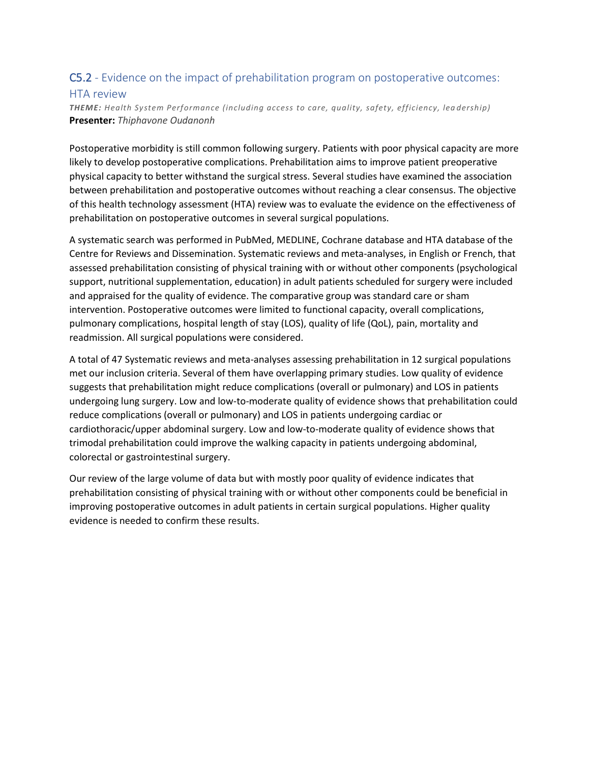## C5.2 - Evidence on the impact of prehabilitation program on postoperative outcomes: HTA review

***THEME:*** *Health System Performance (including access to care, quality, safety, efficiency, leadership)*
**Presenter:** *Thiphavone Oudanonh*

Postoperative morbidity is still common following surgery. Patients with poor physical capacity are more likely to develop postoperative complications. Prehabilitation aims to improve patient preoperative physical capacity to better withstand the surgical stress. Several studies have examined the association between prehabilitation and postoperative outcomes without reaching a clear consensus. The objective of this health technology assessment (HTA) review was to evaluate the evidence on the effectiveness of prehabilitation on postoperative outcomes in several surgical populations.

A systematic search was performed in PubMed, MEDLINE, Cochrane database and HTA database of the Centre for Reviews and Dissemination. Systematic reviews and meta-analyses, in English or French, that assessed prehabilitation consisting of physical training with or without other components (psychological support, nutritional supplementation, education) in adult patients scheduled for surgery were included and appraised for the quality of evidence. The comparative group was standard care or sham intervention. Postoperative outcomes were limited to functional capacity, overall complications, pulmonary complications, hospital length of stay (LOS), quality of life (QoL), pain, mortality and readmission. All surgical populations were considered.

A total of 47 Systematic reviews and meta-analyses assessing prehabilitation in 12 surgical populations met our inclusion criteria. Several of them have overlapping primary studies. Low quality of evidence suggests that prehabilitation might reduce complications (overall or pulmonary) and LOS in patients undergoing lung surgery. Low and low-to-moderate quality of evidence shows that prehabilitation could reduce complications (overall or pulmonary) and LOS in patients undergoing cardiac or cardiothoracic/upper abdominal surgery. Low and low-to-moderate quality of evidence shows that trimodal prehabilitation could improve the walking capacity in patients undergoing abdominal, colorectal or gastrointestinal surgery.

Our review of the large volume of data but with mostly poor quality of evidence indicates that prehabilitation consisting of physical training with or without other components could be beneficial in improving postoperative outcomes in adult patients in certain surgical populations. Higher quality evidence is needed to confirm these results.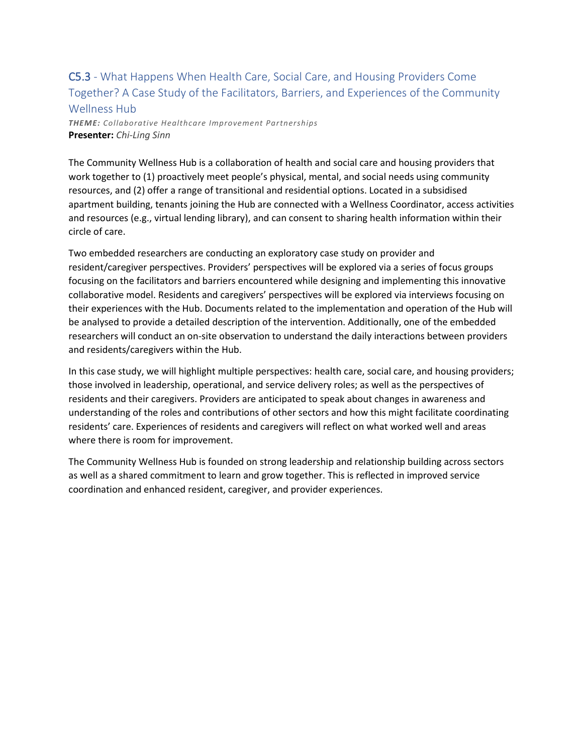## C5.3 - What Happens When Health Care, Social Care, and Housing Providers Come Together? A Case Study of the Facilitators, Barriers, and Experiences of the Community Wellness Hub

***THEME:*** *Collaborative Healthcare Improvement Partnerships*

**Presenter:** *Chi-Ling Sinn*

The Community Wellness Hub is a collaboration of health and social care and housing providers that work together to (1) proactively meet people's physical, mental, and social needs using community resources, and (2) offer a range of transitional and residential options. Located in a subsidised apartment building, tenants joining the Hub are connected with a Wellness Coordinator, access activities and resources (e.g., virtual lending library), and can consent to sharing health information within their circle of care.

Two embedded researchers are conducting an exploratory case study on provider and resident/caregiver perspectives. Providers' perspectives will be explored via a series of focus groups focusing on the facilitators and barriers encountered while designing and implementing this innovative collaborative model. Residents and caregivers' perspectives will be explored via interviews focusing on their experiences with the Hub. Documents related to the implementation and operation of the Hub will be analysed to provide a detailed description of the intervention. Additionally, one of the embedded researchers will conduct an on-site observation to understand the daily interactions between providers and residents/caregivers within the Hub.

In this case study, we will highlight multiple perspectives: health care, social care, and housing providers; those involved in leadership, operational, and service delivery roles; as well as the perspectives of residents and their caregivers. Providers are anticipated to speak about changes in awareness and understanding of the roles and contributions of other sectors and how this might facilitate coordinating residents' care. Experiences of residents and caregivers will reflect on what worked well and areas where there is room for improvement.

The Community Wellness Hub is founded on strong leadership and relationship building across sectors as well as a shared commitment to learn and grow together. This is reflected in improved service coordination and enhanced resident, caregiver, and provider experiences.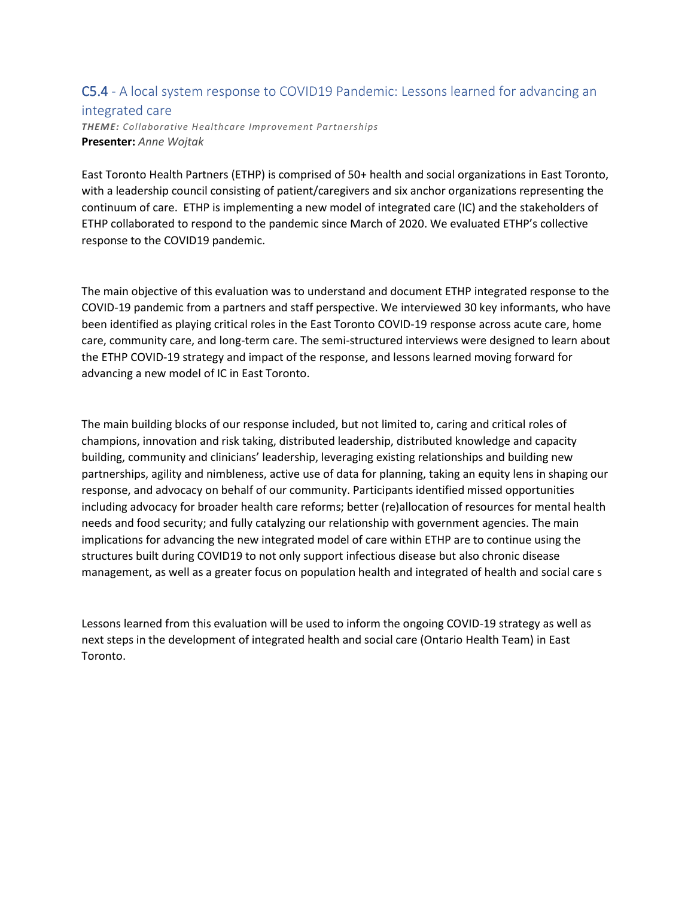## C5.4 - A local system response to COVID19 Pandemic: Lessons learned for advancing an integrated care

***THEME:*** *Collaborative Healthcare Improvement Partnerships*
**Presenter:** *Anne Wojtak*

East Toronto Health Partners (ETHP) is comprised of 50+ health and social organizations in East Toronto, with a leadership council consisting of patient/caregivers and six anchor organizations representing the continuum of care. ETHP is implementing a new model of integrated care (IC) and the stakeholders of ETHP collaborated to respond to the pandemic since March of 2020. We evaluated ETHP's collective response to the COVID19 pandemic.

The main objective of this evaluation was to understand and document ETHP integrated response to the COVID-19 pandemic from a partners and staff perspective. We interviewed 30 key informants, who have been identified as playing critical roles in the East Toronto COVID-19 response across acute care, home care, community care, and long-term care. The semi-structured interviews were designed to learn about the ETHP COVID-19 strategy and impact of the response, and lessons learned moving forward for advancing a new model of IC in East Toronto.

The main building blocks of our response included, but not limited to, caring and critical roles of champions, innovation and risk taking, distributed leadership, distributed knowledge and capacity building, community and clinicians' leadership, leveraging existing relationships and building new partnerships, agility and nimbleness, active use of data for planning, taking an equity lens in shaping our response, and advocacy on behalf of our community. Participants identified missed opportunities including advocacy for broader health care reforms; better (re)allocation of resources for mental health needs and food security; and fully catalyzing our relationship with government agencies. The main implications for advancing the new integrated model of care within ETHP are to continue using the structures built during COVID19 to not only support infectious disease but also chronic disease management, as well as a greater focus on population health and integrated of health and social care s

Lessons learned from this evaluation will be used to inform the ongoing COVID-19 strategy as well as next steps in the development of integrated health and social care (Ontario Health Team) in East Toronto.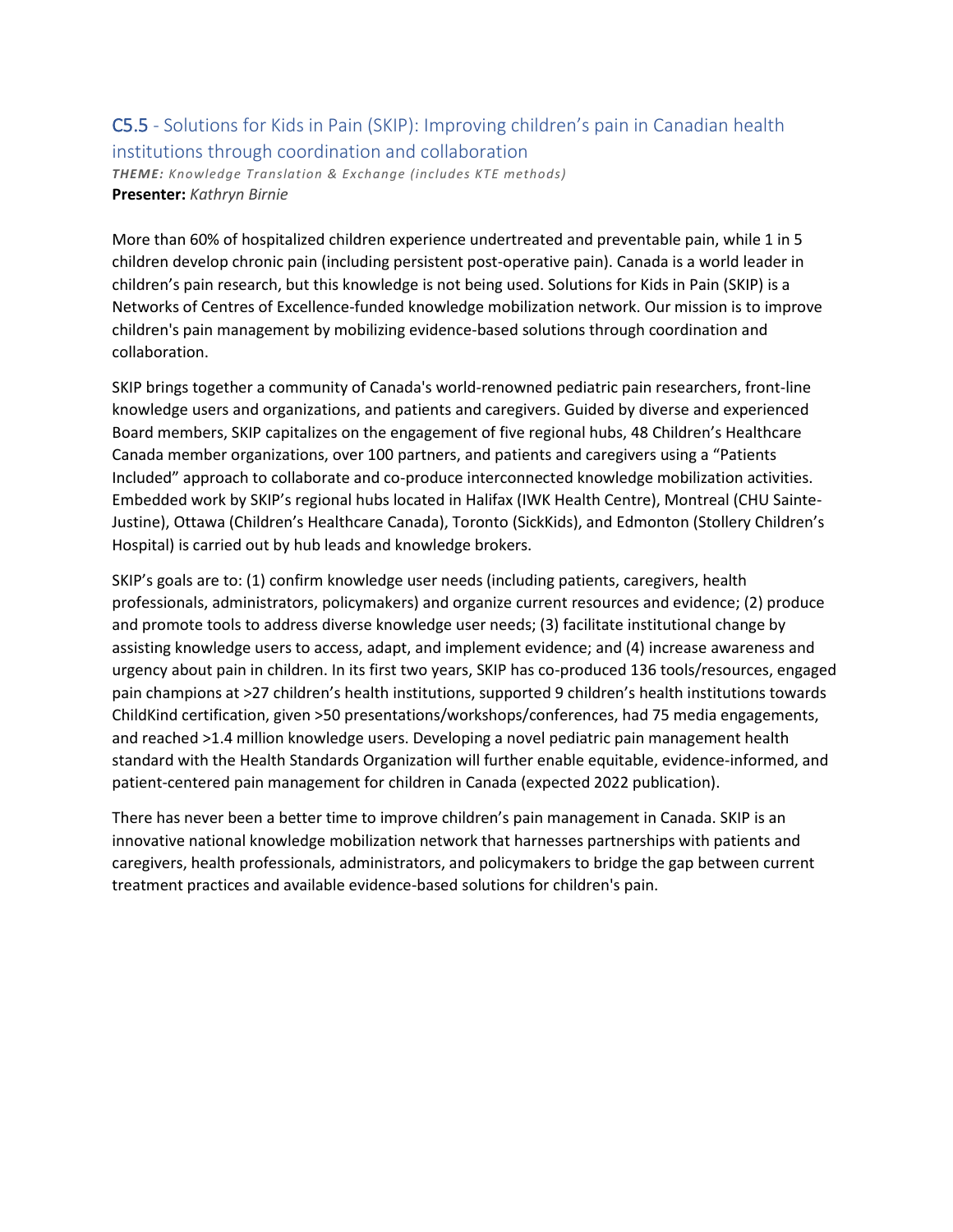## C5.5 - Solutions for Kids in Pain (SKIP): Improving children's pain in Canadian health institutions through coordination and collaboration

***THEME:*** *Knowledge Translation & Exchange (includes KTE methods)*
**Presenter:** *Kathryn Birnie*

More than 60% of hospitalized children experience undertreated and preventable pain, while 1 in 5 children develop chronic pain (including persistent post-operative pain). Canada is a world leader in children's pain research, but this knowledge is not being used. Solutions for Kids in Pain (SKIP) is a Networks of Centres of Excellence-funded knowledge mobilization network. Our mission is to improve children's pain management by mobilizing evidence-based solutions through coordination and collaboration.

SKIP brings together a community of Canada's world-renowned pediatric pain researchers, front-line knowledge users and organizations, and patients and caregivers. Guided by diverse and experienced Board members, SKIP capitalizes on the engagement of five regional hubs, 48 Children's Healthcare Canada member organizations, over 100 partners, and patients and caregivers using a "Patients Included" approach to collaborate and co-produce interconnected knowledge mobilization activities. Embedded work by SKIP's regional hubs located in Halifax (IWK Health Centre), Montreal (CHU Sainte-Justine), Ottawa (Children's Healthcare Canada), Toronto (SickKids), and Edmonton (Stollery Children's Hospital) is carried out by hub leads and knowledge brokers.

SKIP's goals are to: (1) confirm knowledge user needs (including patients, caregivers, health professionals, administrators, policymakers) and organize current resources and evidence; (2) produce and promote tools to address diverse knowledge user needs; (3) facilitate institutional change by assisting knowledge users to access, adapt, and implement evidence; and (4) increase awareness and urgency about pain in children. In its first two years, SKIP has co-produced 136 tools/resources, engaged pain champions at >27 children's health institutions, supported 9 children's health institutions towards ChildKind certification, given >50 presentations/workshops/conferences, had 75 media engagements, and reached >1.4 million knowledge users. Developing a novel pediatric pain management health standard with the Health Standards Organization will further enable equitable, evidence-informed, and patient-centered pain management for children in Canada (expected 2022 publication).

There has never been a better time to improve children's pain management in Canada. SKIP is an innovative national knowledge mobilization network that harnesses partnerships with patients and caregivers, health professionals, administrators, and policymakers to bridge the gap between current treatment practices and available evidence-based solutions for children's pain.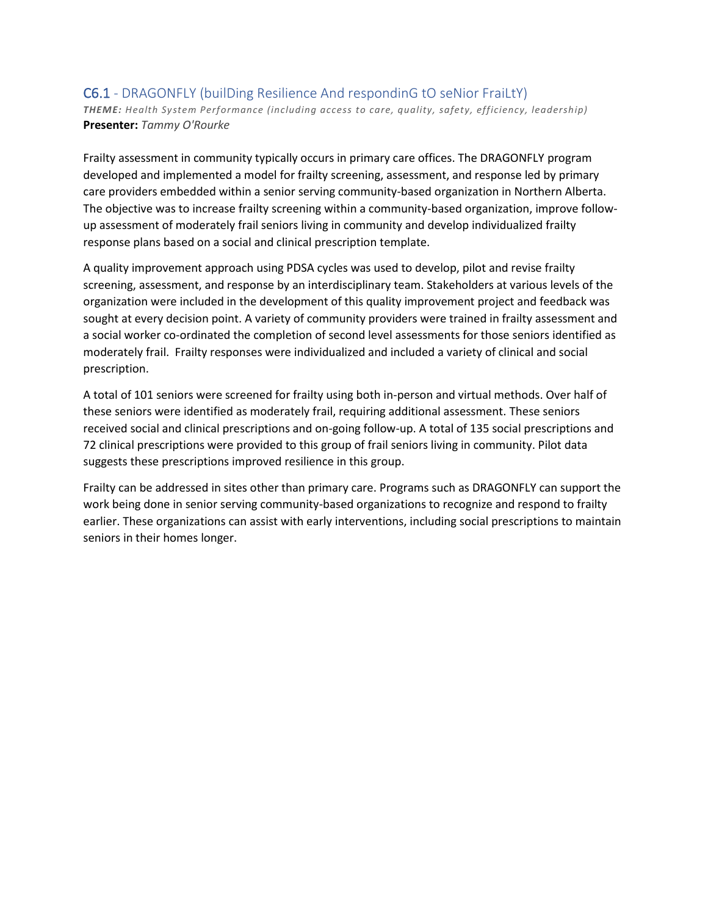## C6.1 - DRAGONFLY (builDing Resilience And respondinG tO seNior FraiLtY)

***THEME:*** *Health System Performance (including access to care, quality, safety, efficiency, leadership)*
**Presenter:** *Tammy O'Rourke*

Frailty assessment in community typically occurs in primary care offices. The DRAGONFLY program developed and implemented a model for frailty screening, assessment, and response led by primary care providers embedded within a senior serving community-based organization in Northern Alberta. The objective was to increase frailty screening within a community-based organization, improve follow-up assessment of moderately frail seniors living in community and develop individualized frailty response plans based on a social and clinical prescription template.

A quality improvement approach using PDSA cycles was used to develop, pilot and revise frailty screening, assessment, and response by an interdisciplinary team. Stakeholders at various levels of the organization were included in the development of this quality improvement project and feedback was sought at every decision point. A variety of community providers were trained in frailty assessment and a social worker co-ordinated the completion of second level assessments for those seniors identified as moderately frail. Frailty responses were individualized and included a variety of clinical and social prescription.

A total of 101 seniors were screened for frailty using both in-person and virtual methods. Over half of these seniors were identified as moderately frail, requiring additional assessment. These seniors received social and clinical prescriptions and on-going follow-up. A total of 135 social prescriptions and 72 clinical prescriptions were provided to this group of frail seniors living in community. Pilot data suggests these prescriptions improved resilience in this group.

Frailty can be addressed in sites other than primary care. Programs such as DRAGONFLY can support the work being done in senior serving community-based organizations to recognize and respond to frailty earlier. These organizations can assist with early interventions, including social prescriptions to maintain seniors in their homes longer.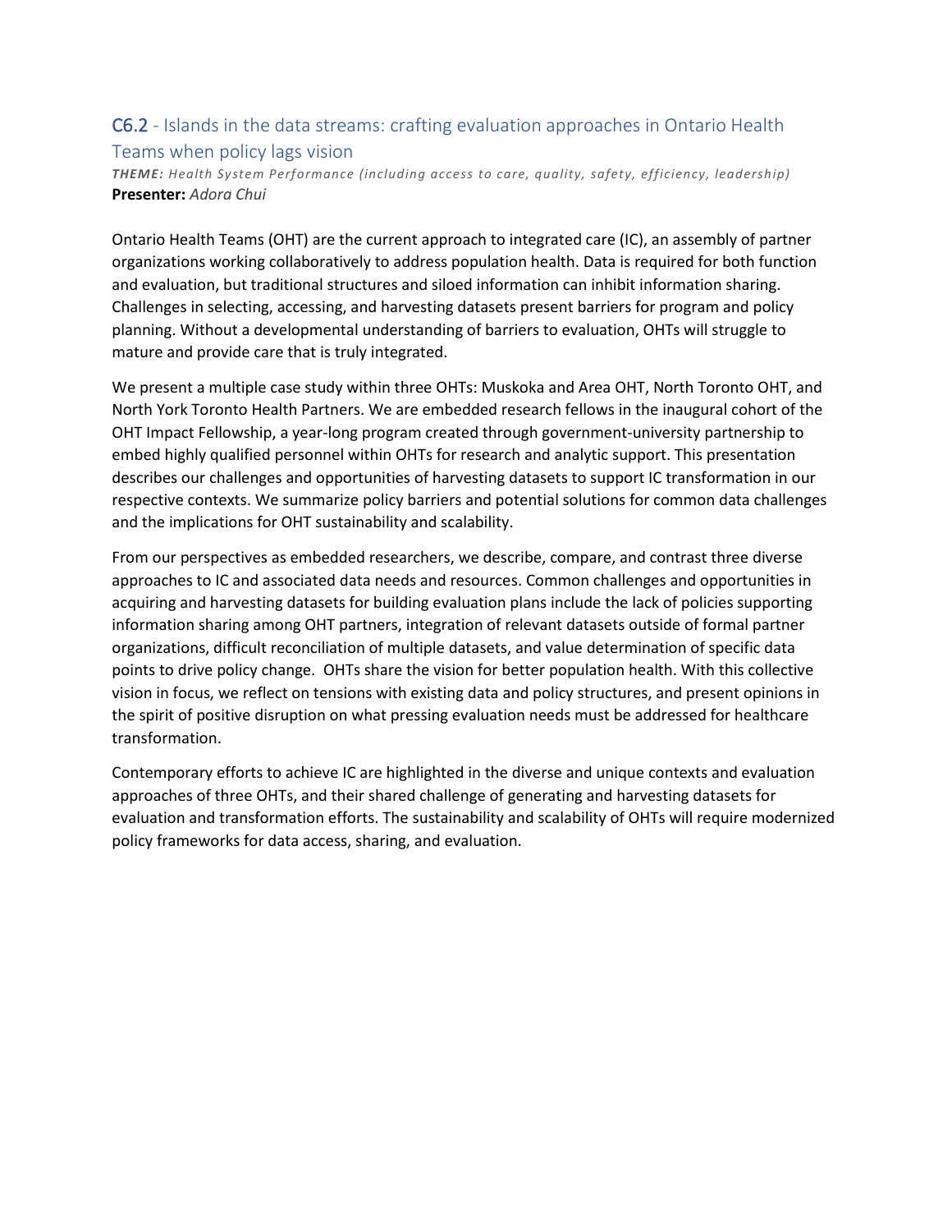## C6.2 - Islands in the data streams: crafting evaluation approaches in Ontario Health Teams when policy lags vision

***THEME:*** *Health System Performance (including access to care, quality, safety, efficiency, leadership)*
**Presenter:** *Adora Chui*

Ontario Health Teams (OHT) are the current approach to integrated care (IC), an assembly of partner organizations working collaboratively to address population health. Data is required for both function and evaluation, but traditional structures and siloed information can inhibit information sharing. Challenges in selecting, accessing, and harvesting datasets present barriers for program and policy planning. Without a developmental understanding of barriers to evaluation, OHTs will struggle to mature and provide care that is truly integrated.

We present a multiple case study within three OHTs: Muskoka and Area OHT, North Toronto OHT, and North York Toronto Health Partners. We are embedded research fellows in the inaugural cohort of the OHT Impact Fellowship, a year-long program created through government-university partnership to embed highly qualified personnel within OHTs for research and analytic support. This presentation describes our challenges and opportunities of harvesting datasets to support IC transformation in our respective contexts. We summarize policy barriers and potential solutions for common data challenges and the implications for OHT sustainability and scalability.

From our perspectives as embedded researchers, we describe, compare, and contrast three diverse approaches to IC and associated data needs and resources. Common challenges and opportunities in acquiring and harvesting datasets for building evaluation plans include the lack of policies supporting information sharing among OHT partners, integration of relevant datasets outside of formal partner organizations, difficult reconciliation of multiple datasets, and value determination of specific data points to drive policy change. OHTs share the vision for better population health. With this collective vision in focus, we reflect on tensions with existing data and policy structures, and present opinions in the spirit of positive disruption on what pressing evaluation needs must be addressed for healthcare transformation.

Contemporary efforts to achieve IC are highlighted in the diverse and unique contexts and evaluation approaches of three OHTs, and their shared challenge of generating and harvesting datasets for evaluation and transformation efforts. The sustainability and scalability of OHTs will require modernized policy frameworks for data access, sharing, and evaluation.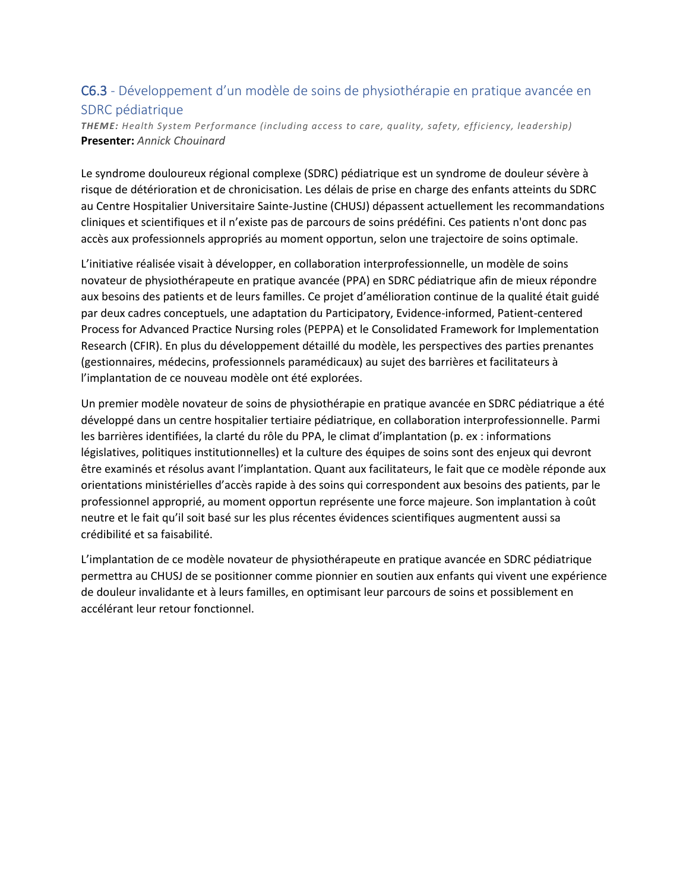## C6.3 - Développement d'un modèle de soins de physiothérapie en pratique avancée en SDRC pédiatrique

***THEME:*** *Health System Performance (including access to care, quality, safety, efficiency, leadership)*
**Presenter:** *Annick Chouinard*

Le syndrome douloureux régional complexe (SDRC) pédiatrique est un syndrome de douleur sévère à risque de détérioration et de chronicisation. Les délais de prise en charge des enfants atteints du SDRC au Centre Hospitalier Universitaire Sainte-Justine (CHUSJ) dépassent actuellement les recommandations cliniques et scientifiques et il n'existe pas de parcours de soins prédéfini. Ces patients n'ont donc pas accès aux professionnels appropriés au moment opportun, selon une trajectoire de soins optimale.

L'initiative réalisée visait à développer, en collaboration interprofessionnelle, un modèle de soins novateur de physiothérapeute en pratique avancée (PPA) en SDRC pédiatrique afin de mieux répondre aux besoins des patients et de leurs familles. Ce projet d'amélioration continue de la qualité était guidé par deux cadres conceptuels, une adaptation du Participatory, Evidence-informed, Patient-centered Process for Advanced Practice Nursing roles (PEPPA) et le Consolidated Framework for Implementation Research (CFIR). En plus du développement détaillé du modèle, les perspectives des parties prenantes (gestionnaires, médecins, professionnels paramédicaux) au sujet des barrières et facilitateurs à l'implantation de ce nouveau modèle ont été explorées.

Un premier modèle novateur de soins de physiothérapie en pratique avancée en SDRC pédiatrique a été développé dans un centre hospitalier tertiaire pédiatrique, en collaboration interprofessionnelle. Parmi les barrières identifiées, la clarté du rôle du PPA, le climat d'implantation (p. ex : informations législatives, politiques institutionnelles) et la culture des équipes de soins sont des enjeux qui devront être examinés et résolus avant l'implantation. Quant aux facilitateurs, le fait que ce modèle réponde aux orientations ministérielles d'accès rapide à des soins qui correspondent aux besoins des patients, par le professionnel approprié, au moment opportun représente une force majeure. Son implantation à coût neutre et le fait qu'il soit basé sur les plus récentes évidences scientifiques augmentent aussi sa crédibilité et sa faisabilité.

L'implantation de ce modèle novateur de physiothérapeute en pratique avancée en SDRC pédiatrique permettra au CHUSJ de se positionner comme pionnier en soutien aux enfants qui vivent une expérience de douleur invalidante et à leurs familles, en optimisant leur parcours de soins et possiblement en accélérant leur retour fonctionnel.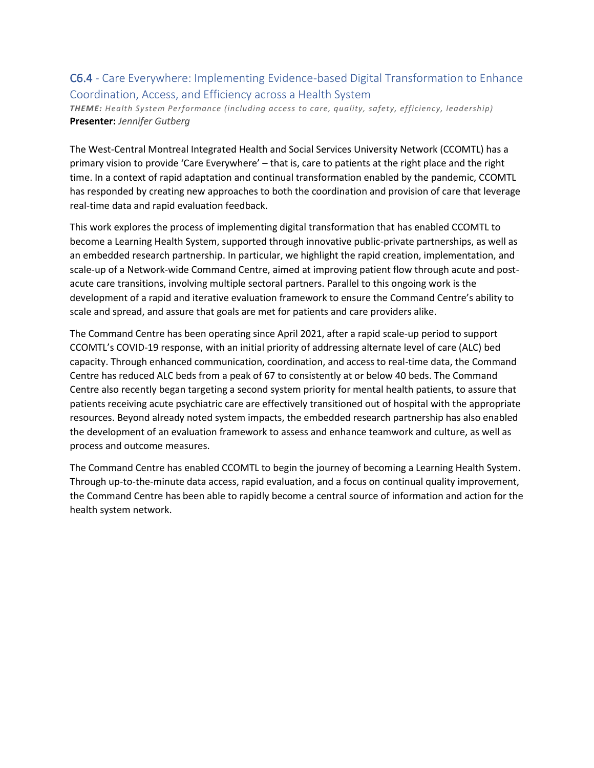## C6.4 - Care Everywhere: Implementing Evidence-based Digital Transformation to Enhance Coordination, Access, and Efficiency across a Health System

***THEME:*** *Health System Performance (including access to care, quality, safety, efficiency, leadership)*
**Presenter:** *Jennifer Gutberg*

The West-Central Montreal Integrated Health and Social Services University Network (CCOMTL) has a primary vision to provide 'Care Everywhere' – that is, care to patients at the right place and the right time. In a context of rapid adaptation and continual transformation enabled by the pandemic, CCOMTL has responded by creating new approaches to both the coordination and provision of care that leverage real-time data and rapid evaluation feedback.

This work explores the process of implementing digital transformation that has enabled CCOMTL to become a Learning Health System, supported through innovative public-private partnerships, as well as an embedded research partnership. In particular, we highlight the rapid creation, implementation, and scale-up of a Network-wide Command Centre, aimed at improving patient flow through acute and post-acute care transitions, involving multiple sectoral partners. Parallel to this ongoing work is the development of a rapid and iterative evaluation framework to ensure the Command Centre's ability to scale and spread, and assure that goals are met for patients and care providers alike.

The Command Centre has been operating since April 2021, after a rapid scale-up period to support CCOMTL's COVID-19 response, with an initial priority of addressing alternate level of care (ALC) bed capacity. Through enhanced communication, coordination, and access to real-time data, the Command Centre has reduced ALC beds from a peak of 67 to consistently at or below 40 beds. The Command Centre also recently began targeting a second system priority for mental health patients, to assure that patients receiving acute psychiatric care are effectively transitioned out of hospital with the appropriate resources. Beyond already noted system impacts, the embedded research partnership has also enabled the development of an evaluation framework to assess and enhance teamwork and culture, as well as process and outcome measures.

The Command Centre has enabled CCOMTL to begin the journey of becoming a Learning Health System. Through up-to-the-minute data access, rapid evaluation, and a focus on continual quality improvement, the Command Centre has been able to rapidly become a central source of information and action for the health system network.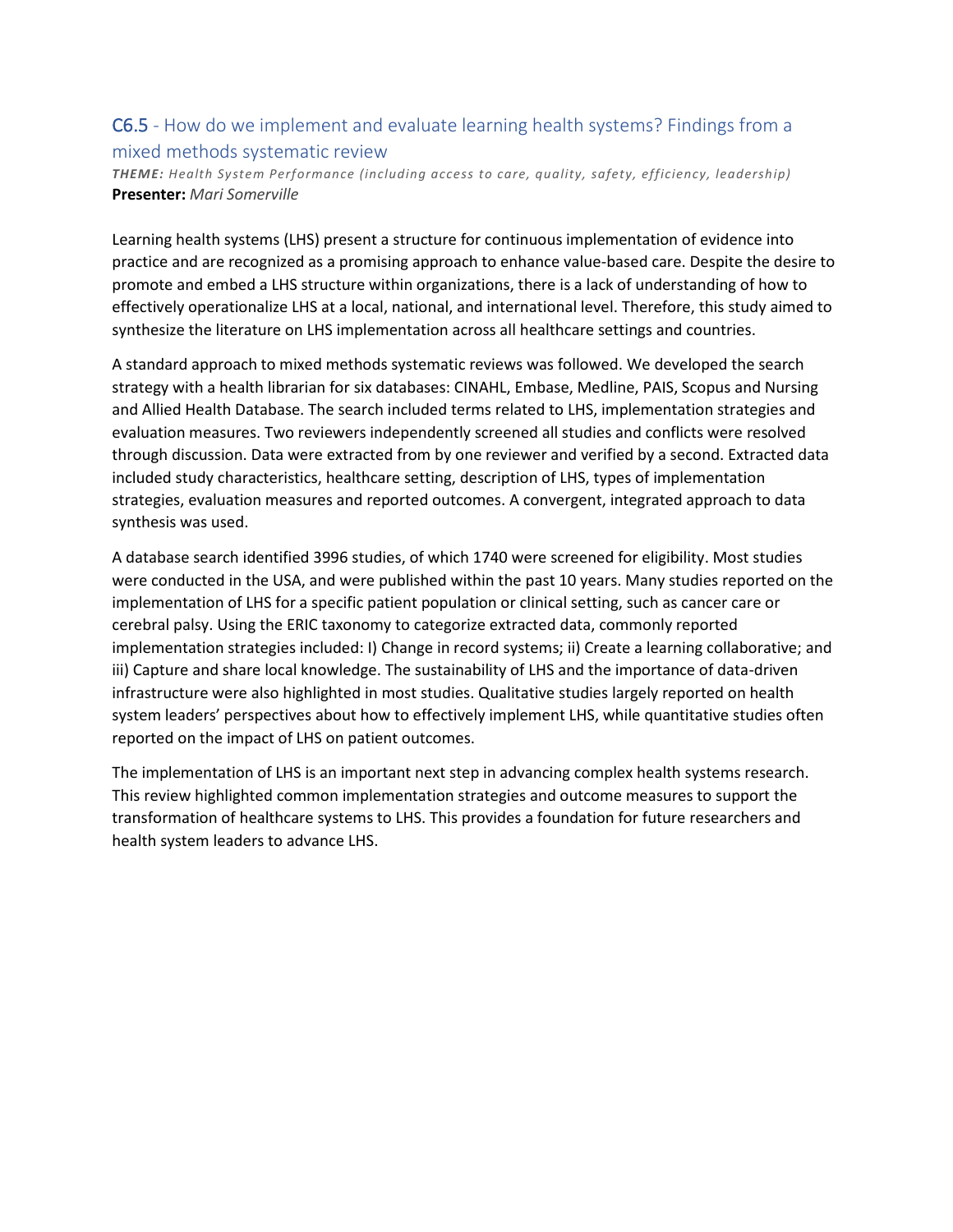## C6.5 - How do we implement and evaluate learning health systems? Findings from a mixed methods systematic review

***THEME:*** *Health System Performance (including access to care, quality, safety, efficiency, leadership)*
**Presenter:** *Mari Somerville*

Learning health systems (LHS) present a structure for continuous implementation of evidence into practice and are recognized as a promising approach to enhance value-based care. Despite the desire to promote and embed a LHS structure within organizations, there is a lack of understanding of how to effectively operationalize LHS at a local, national, and international level. Therefore, this study aimed to synthesize the literature on LHS implementation across all healthcare settings and countries.

A standard approach to mixed methods systematic reviews was followed. We developed the search strategy with a health librarian for six databases: CINAHL, Embase, Medline, PAIS, Scopus and Nursing and Allied Health Database. The search included terms related to LHS, implementation strategies and evaluation measures. Two reviewers independently screened all studies and conflicts were resolved through discussion. Data were extracted from by one reviewer and verified by a second. Extracted data included study characteristics, healthcare setting, description of LHS, types of implementation strategies, evaluation measures and reported outcomes. A convergent, integrated approach to data synthesis was used.

A database search identified 3996 studies, of which 1740 were screened for eligibility. Most studies were conducted in the USA, and were published within the past 10 years. Many studies reported on the implementation of LHS for a specific patient population or clinical setting, such as cancer care or cerebral palsy. Using the ERIC taxonomy to categorize extracted data, commonly reported implementation strategies included: I) Change in record systems; ii) Create a learning collaborative; and iii) Capture and share local knowledge. The sustainability of LHS and the importance of data-driven infrastructure were also highlighted in most studies. Qualitative studies largely reported on health system leaders' perspectives about how to effectively implement LHS, while quantitative studies often reported on the impact of LHS on patient outcomes.

The implementation of LHS is an important next step in advancing complex health systems research. This review highlighted common implementation strategies and outcome measures to support the transformation of healthcare systems to LHS. This provides a foundation for future researchers and health system leaders to advance LHS.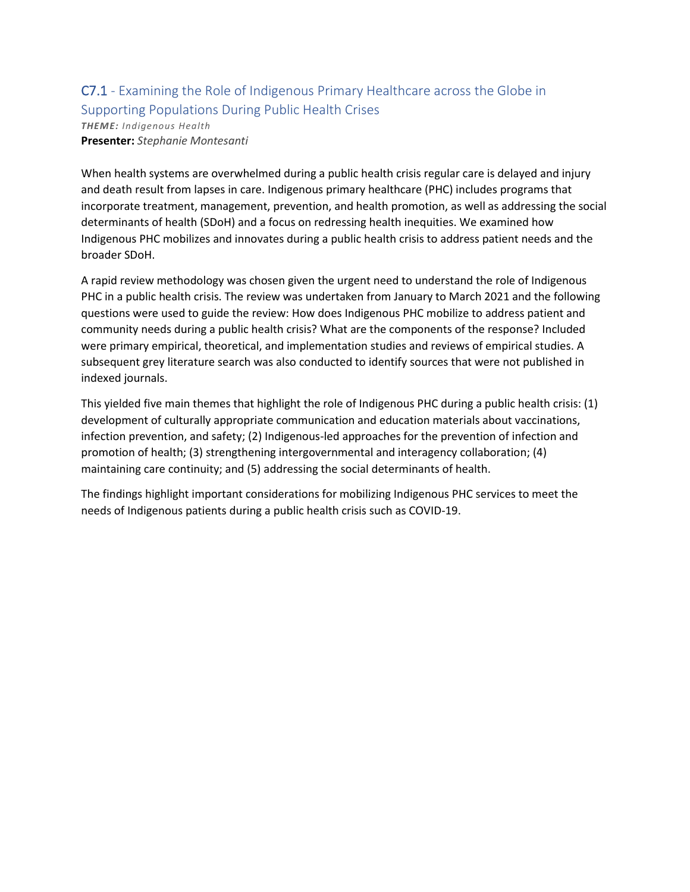## C7.1 - Examining the Role of Indigenous Primary Healthcare across the Globe in Supporting Populations During Public Health Crises

***THEME:*** *Indigenous Health*

**Presenter:** *Stephanie Montesanti*

When health systems are overwhelmed during a public health crisis regular care is delayed and injury and death result from lapses in care. Indigenous primary healthcare (PHC) includes programs that incorporate treatment, management, prevention, and health promotion, as well as addressing the social determinants of health (SDoH) and a focus on redressing health inequities. We examined how Indigenous PHC mobilizes and innovates during a public health crisis to address patient needs and the broader SDoH.

A rapid review methodology was chosen given the urgent need to understand the role of Indigenous PHC in a public health crisis. The review was undertaken from January to March 2021 and the following questions were used to guide the review: How does Indigenous PHC mobilize to address patient and community needs during a public health crisis? What are the components of the response? Included were primary empirical, theoretical, and implementation studies and reviews of empirical studies. A subsequent grey literature search was also conducted to identify sources that were not published in indexed journals.

This yielded five main themes that highlight the role of Indigenous PHC during a public health crisis: (1) development of culturally appropriate communication and education materials about vaccinations, infection prevention, and safety; (2) Indigenous-led approaches for the prevention of infection and promotion of health; (3) strengthening intergovernmental and interagency collaboration; (4) maintaining care continuity; and (5) addressing the social determinants of health.

The findings highlight important considerations for mobilizing Indigenous PHC services to meet the needs of Indigenous patients during a public health crisis such as COVID-19.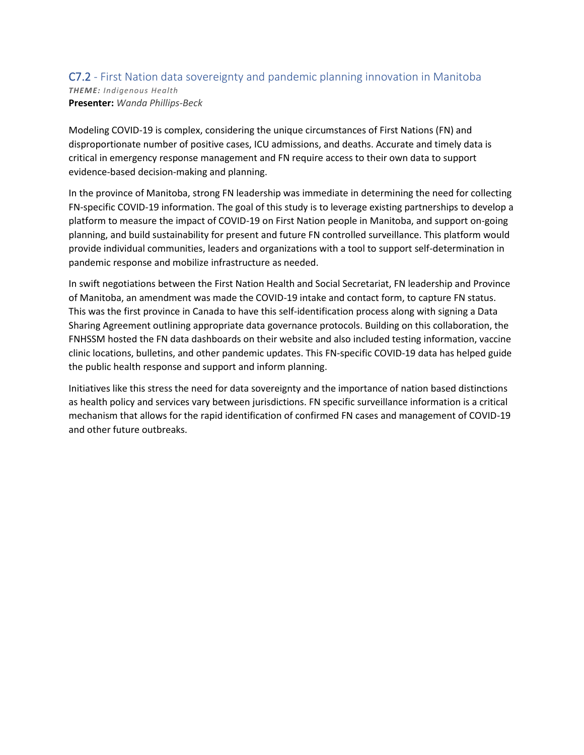## C7.2 - First Nation data sovereignty and pandemic planning innovation in Manitoba

***THEME:*** *Indigenous Health*
**Presenter:** *Wanda Phillips-Beck*

Modeling COVID-19 is complex, considering the unique circumstances of First Nations (FN) and disproportionate number of positive cases, ICU admissions, and deaths. Accurate and timely data is critical in emergency response management and FN require access to their own data to support evidence-based decision-making and planning.

In the province of Manitoba, strong FN leadership was immediate in determining the need for collecting FN-specific COVID-19 information. The goal of this study is to leverage existing partnerships to develop a platform to measure the impact of COVID-19 on First Nation people in Manitoba, and support on-going planning, and build sustainability for present and future FN controlled surveillance. This platform would provide individual communities, leaders and organizations with a tool to support self-determination in pandemic response and mobilize infrastructure as needed.

In swift negotiations between the First Nation Health and Social Secretariat, FN leadership and Province of Manitoba, an amendment was made the COVID-19 intake and contact form, to capture FN status. This was the first province in Canada to have this self-identification process along with signing a Data Sharing Agreement outlining appropriate data governance protocols. Building on this collaboration, the FNHSSM hosted the FN data dashboards on their website and also included testing information, vaccine clinic locations, bulletins, and other pandemic updates. This FN-specific COVID-19 data has helped guide the public health response and support and inform planning.

Initiatives like this stress the need for data sovereignty and the importance of nation based distinctions as health policy and services vary between jurisdictions. FN specific surveillance information is a critical mechanism that allows for the rapid identification of confirmed FN cases and management of COVID-19 and other future outbreaks.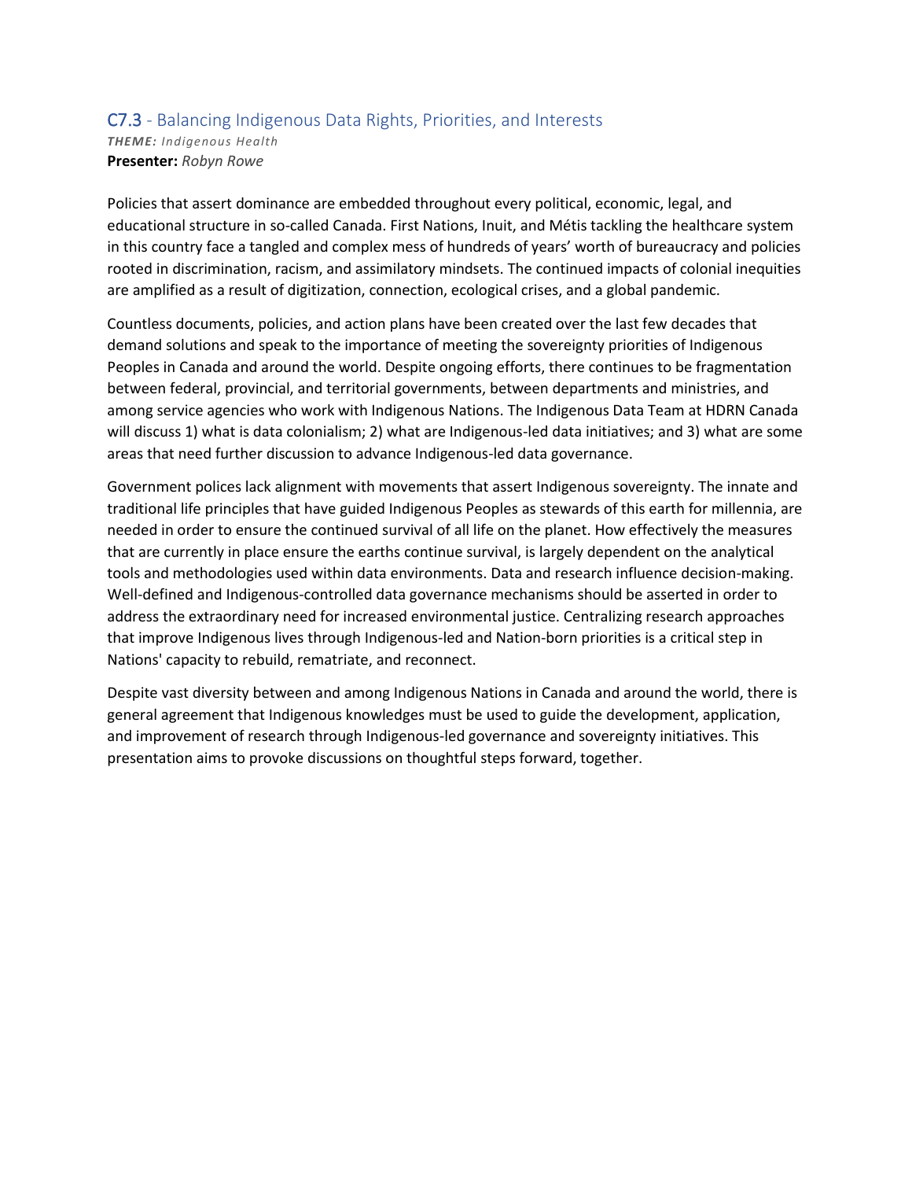## C7.3 - Balancing Indigenous Data Rights, Priorities, and Interests

***THEME:*** *Indigenous Health*
**Presenter:** *Robyn Rowe*

Policies that assert dominance are embedded throughout every political, economic, legal, and educational structure in so-called Canada. First Nations, Inuit, and Métis tackling the healthcare system in this country face a tangled and complex mess of hundreds of years' worth of bureaucracy and policies rooted in discrimination, racism, and assimilatory mindsets. The continued impacts of colonial inequities are amplified as a result of digitization, connection, ecological crises, and a global pandemic.

Countless documents, policies, and action plans have been created over the last few decades that demand solutions and speak to the importance of meeting the sovereignty priorities of Indigenous Peoples in Canada and around the world. Despite ongoing efforts, there continues to be fragmentation between federal, provincial, and territorial governments, between departments and ministries, and among service agencies who work with Indigenous Nations. The Indigenous Data Team at HDRN Canada will discuss 1) what is data colonialism; 2) what are Indigenous-led data initiatives; and 3) what are some areas that need further discussion to advance Indigenous-led data governance.

Government polices lack alignment with movements that assert Indigenous sovereignty. The innate and traditional life principles that have guided Indigenous Peoples as stewards of this earth for millennia, are needed in order to ensure the continued survival of all life on the planet. How effectively the measures that are currently in place ensure the earths continue survival, is largely dependent on the analytical tools and methodologies used within data environments. Data and research influence decision-making. Well-defined and Indigenous-controlled data governance mechanisms should be asserted in order to address the extraordinary need for increased environmental justice. Centralizing research approaches that improve Indigenous lives through Indigenous-led and Nation-born priorities is a critical step in Nations' capacity to rebuild, rematriate, and reconnect.

Despite vast diversity between and among Indigenous Nations in Canada and around the world, there is general agreement that Indigenous knowledges must be used to guide the development, application, and improvement of research through Indigenous-led governance and sovereignty initiatives. This presentation aims to provoke discussions on thoughtful steps forward, together.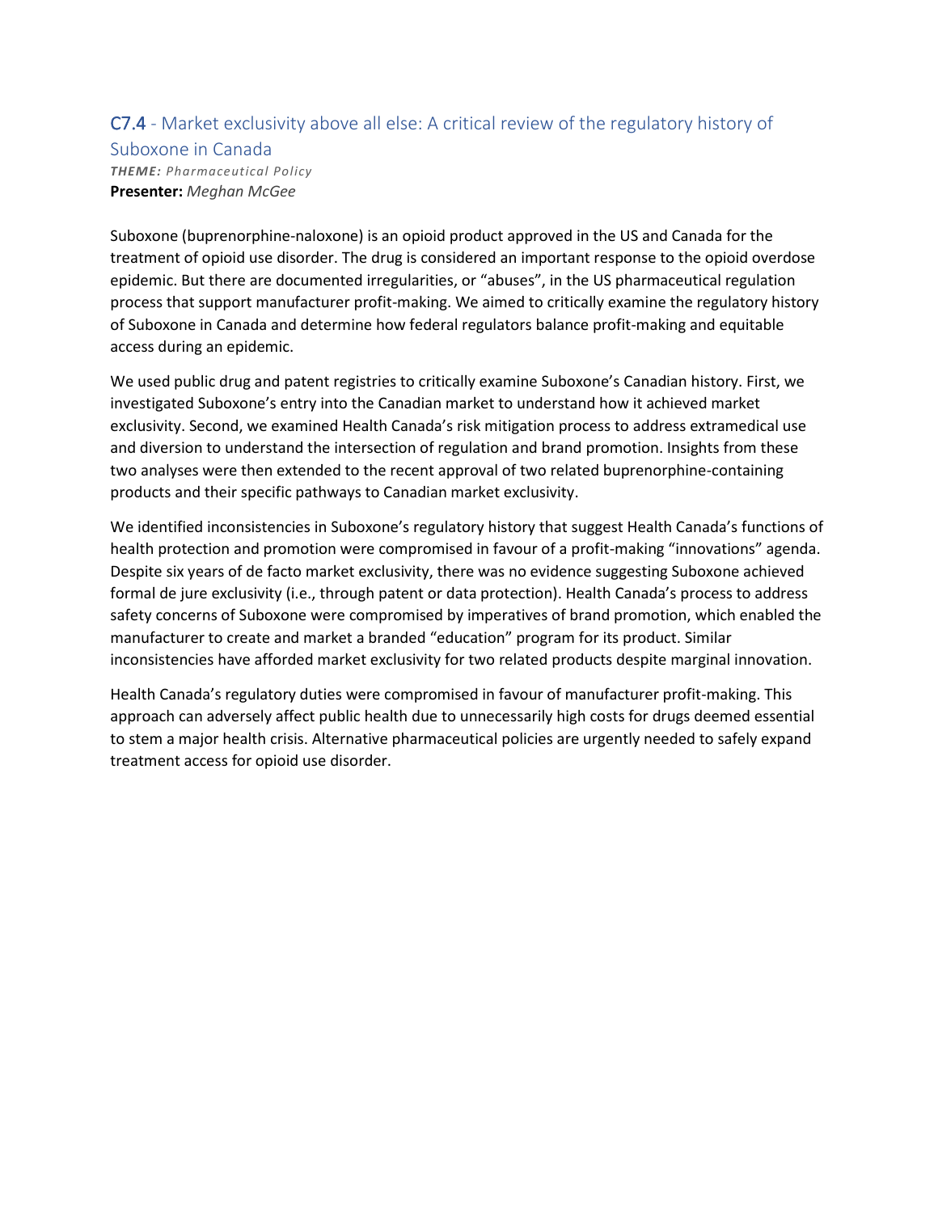## C7.4 - Market exclusivity above all else: A critical review of the regulatory history of Suboxone in Canada

***THEME:*** *Pharmaceutical Policy*
**Presenter:** *Meghan McGee*

Suboxone (buprenorphine-naloxone) is an opioid product approved in the US and Canada for the treatment of opioid use disorder. The drug is considered an important response to the opioid overdose epidemic. But there are documented irregularities, or "abuses", in the US pharmaceutical regulation process that support manufacturer profit-making. We aimed to critically examine the regulatory history of Suboxone in Canada and determine how federal regulators balance profit-making and equitable access during an epidemic.

We used public drug and patent registries to critically examine Suboxone's Canadian history. First, we investigated Suboxone's entry into the Canadian market to understand how it achieved market exclusivity. Second, we examined Health Canada's risk mitigation process to address extramedical use and diversion to understand the intersection of regulation and brand promotion. Insights from these two analyses were then extended to the recent approval of two related buprenorphine-containing products and their specific pathways to Canadian market exclusivity.

We identified inconsistencies in Suboxone's regulatory history that suggest Health Canada's functions of health protection and promotion were compromised in favour of a profit-making "innovations" agenda. Despite six years of de facto market exclusivity, there was no evidence suggesting Suboxone achieved formal de jure exclusivity (i.e., through patent or data protection). Health Canada's process to address safety concerns of Suboxone were compromised by imperatives of brand promotion, which enabled the manufacturer to create and market a branded "education" program for its product. Similar inconsistencies have afforded market exclusivity for two related products despite marginal innovation.

Health Canada's regulatory duties were compromised in favour of manufacturer profit-making. This approach can adversely affect public health due to unnecessarily high costs for drugs deemed essential to stem a major health crisis. Alternative pharmaceutical policies are urgently needed to safely expand treatment access for opioid use disorder.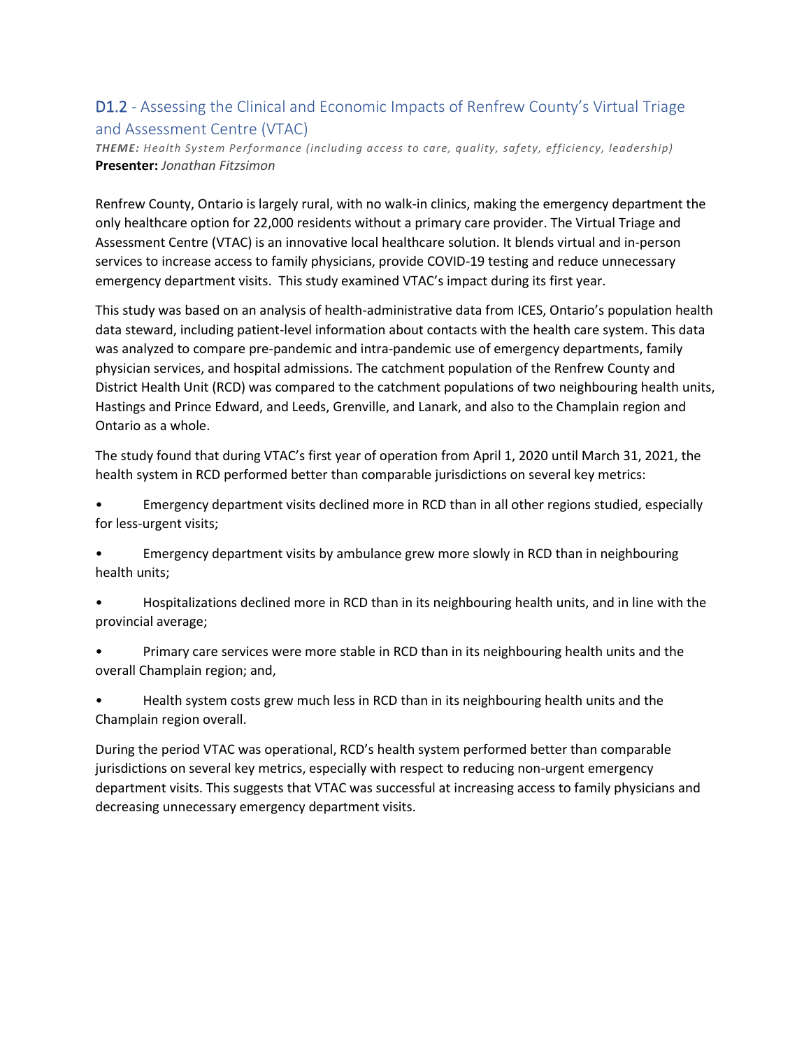## D1.2 - Assessing the Clinical and Economic Impacts of Renfrew County's Virtual Triage and Assessment Centre (VTAC)

***THEME:** Health System Performance (including access to care, quality, safety, efficiency, leadership)*

**Presenter:** *Jonathan Fitzsimon*

Renfrew County, Ontario is largely rural, with no walk-in clinics, making the emergency department the only healthcare option for 22,000 residents without a primary care provider. The Virtual Triage and Assessment Centre (VTAC) is an innovative local healthcare solution. It blends virtual and in-person services to increase access to family physicians, provide COVID-19 testing and reduce unnecessary emergency department visits. This study examined VTAC's impact during its first year.

This study was based on an analysis of health-administrative data from ICES, Ontario's population health data steward, including patient-level information about contacts with the health care system. This data was analyzed to compare pre-pandemic and intra-pandemic use of emergency departments, family physician services, and hospital admissions. The catchment population of the Renfrew County and District Health Unit (RCD) was compared to the catchment populations of two neighbouring health units, Hastings and Prince Edward, and Leeds, Grenville, and Lanark, and also to the Champlain region and Ontario as a whole.

The study found that during VTAC's first year of operation from April 1, 2020 until March 31, 2021, the health system in RCD performed better than comparable jurisdictions on several key metrics:

- Emergency department visits declined more in RCD than in all other regions studied, especially for less-urgent visits;
- Emergency department visits by ambulance grew more slowly in RCD than in neighbouring health units;
- Hospitalizations declined more in RCD than in its neighbouring health units, and in line with the provincial average;
- Primary care services were more stable in RCD than in its neighbouring health units and the overall Champlain region; and,
- Health system costs grew much less in RCD than in its neighbouring health units and the Champlain region overall.

During the period VTAC was operational, RCD's health system performed better than comparable jurisdictions on several key metrics, especially with respect to reducing non-urgent emergency department visits. This suggests that VTAC was successful at increasing access to family physicians and decreasing unnecessary emergency department visits.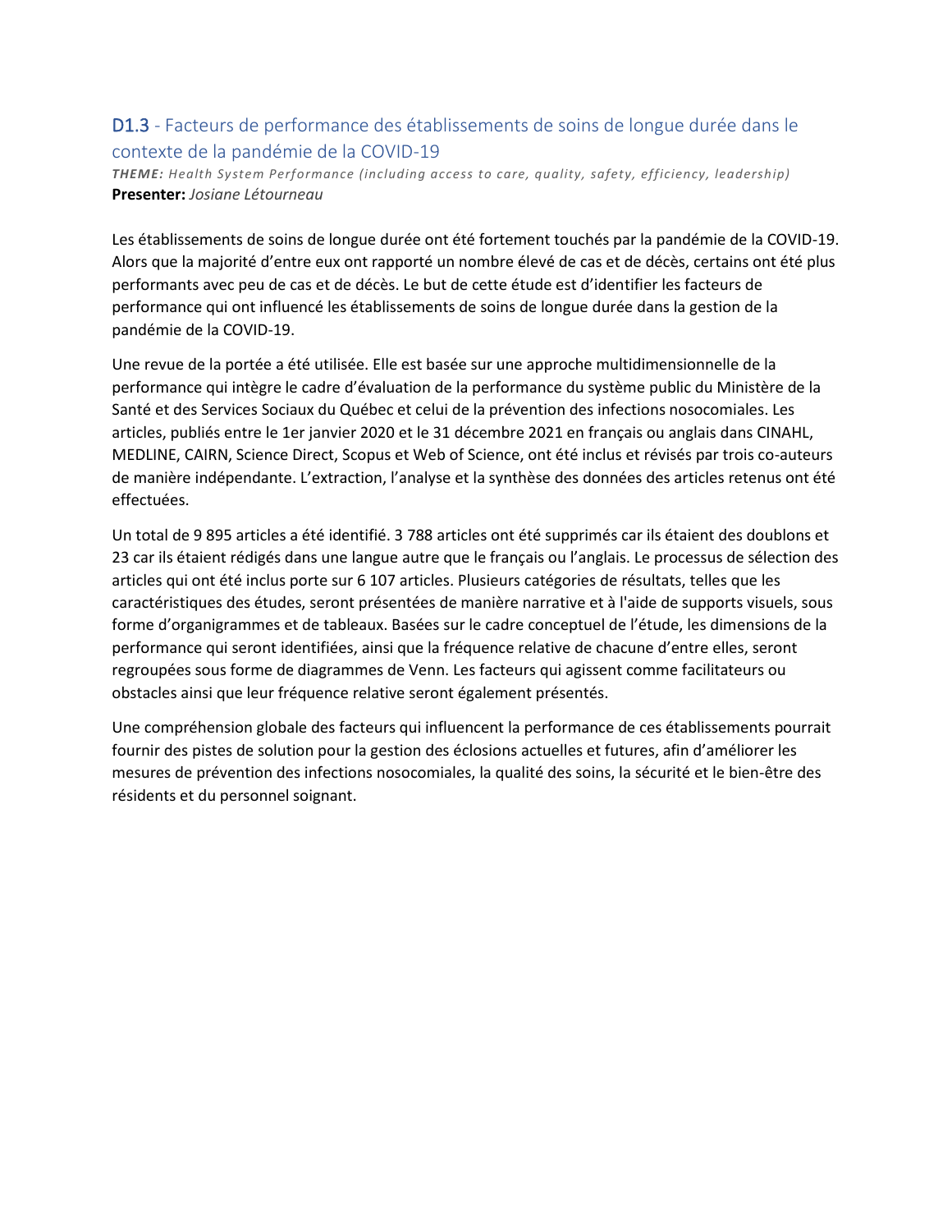## D1.3 - Facteurs de performance des établissements de soins de longue durée dans le contexte de la pandémie de la COVID-19

***THEME:*** *Health System Performance (including access to care, quality, safety, efficiency, leadership)*
**Presenter:** *Josiane Létourneau*

Les établissements de soins de longue durée ont été fortement touchés par la pandémie de la COVID-19. Alors que la majorité d'entre eux ont rapporté un nombre élevé de cas et de décès, certains ont été plus performants avec peu de cas et de décès. Le but de cette étude est d'identifier les facteurs de performance qui ont influencé les établissements de soins de longue durée dans la gestion de la pandémie de la COVID-19.

Une revue de la portée a été utilisée. Elle est basée sur une approche multidimensionnelle de la performance qui intègre le cadre d'évaluation de la performance du système public du Ministère de la Santé et des Services Sociaux du Québec et celui de la prévention des infections nosocomiales. Les articles, publiés entre le 1er janvier 2020 et le 31 décembre 2021 en français ou anglais dans CINAHL, MEDLINE, CAIRN, Science Direct, Scopus et Web of Science, ont été inclus et révisés par trois co-auteurs de manière indépendante. L'extraction, l'analyse et la synthèse des données des articles retenus ont été effectuées.

Un total de 9 895 articles a été identifié. 3 788 articles ont été supprimés car ils étaient des doublons et 23 car ils étaient rédigés dans une langue autre que le français ou l'anglais. Le processus de sélection des articles qui ont été inclus porte sur 6 107 articles. Plusieurs catégories de résultats, telles que les caractéristiques des études, seront présentées de manière narrative et à l'aide de supports visuels, sous forme d'organigrammes et de tableaux. Basées sur le cadre conceptuel de l'étude, les dimensions de la performance qui seront identifiées, ainsi que la fréquence relative de chacune d'entre elles, seront regroupées sous forme de diagrammes de Venn. Les facteurs qui agissent comme facilitateurs ou obstacles ainsi que leur fréquence relative seront également présentés.

Une compréhension globale des facteurs qui influencent la performance de ces établissements pourrait fournir des pistes de solution pour la gestion des éclosions actuelles et futures, afin d'améliorer les mesures de prévention des infections nosocomiales, la qualité des soins, la sécurité et le bien-être des résidents et du personnel soignant.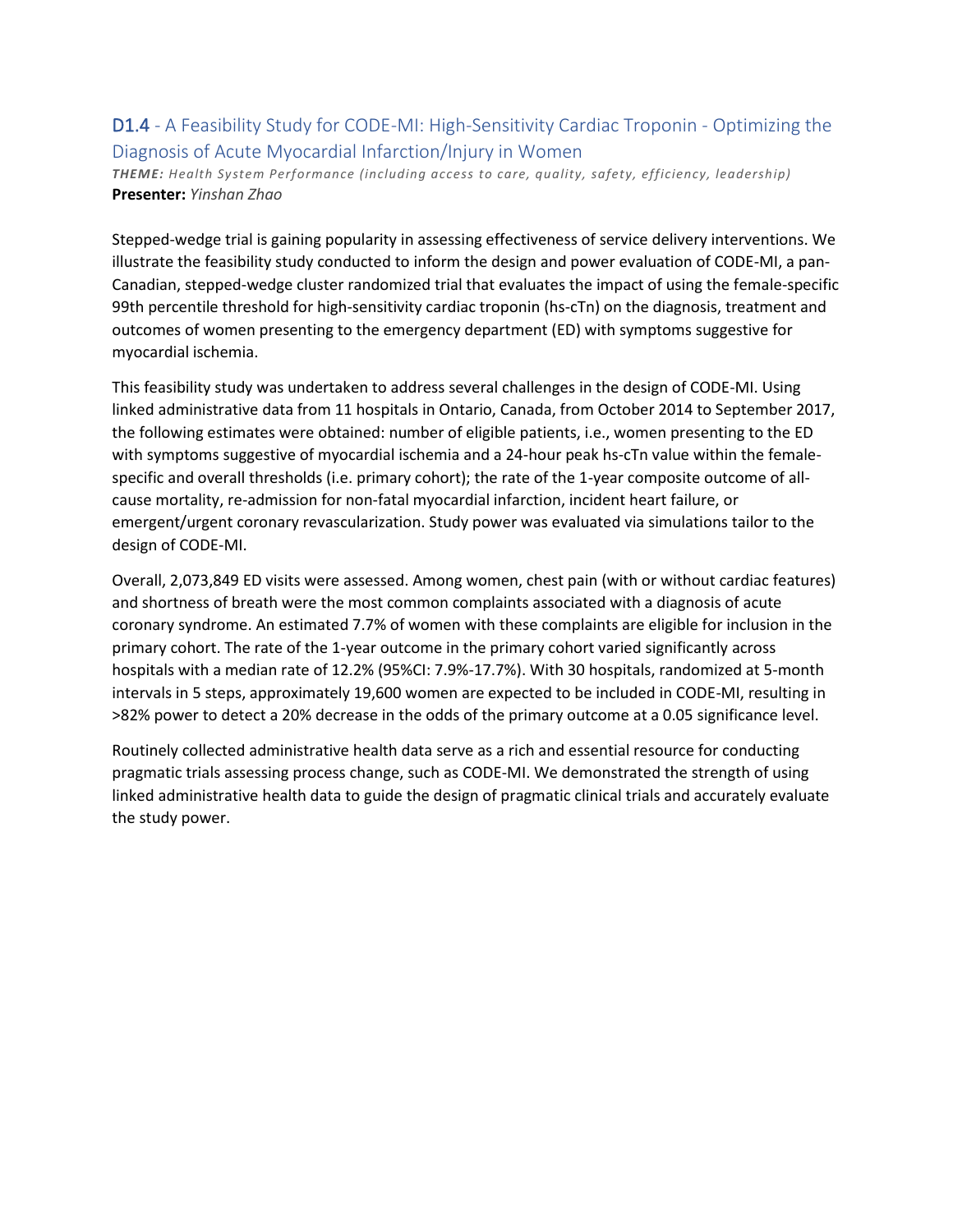## D1.4 - A Feasibility Study for CODE-MI: High-Sensitivity Cardiac Troponin - Optimizing the Diagnosis of Acute Myocardial Infarction/Injury in Women

***THEME:*** *Health System Performance (including access to care, quality, safety, efficiency, leadership)*
**Presenter:** *Yinshan Zhao*

Stepped-wedge trial is gaining popularity in assessing effectiveness of service delivery interventions. We illustrate the feasibility study conducted to inform the design and power evaluation of CODE-MI, a pan-Canadian, stepped-wedge cluster randomized trial that evaluates the impact of using the female-specific 99th percentile threshold for high-sensitivity cardiac troponin (hs-cTn) on the diagnosis, treatment and outcomes of women presenting to the emergency department (ED) with symptoms suggestive for myocardial ischemia.

This feasibility study was undertaken to address several challenges in the design of CODE-MI. Using linked administrative data from 11 hospitals in Ontario, Canada, from October 2014 to September 2017, the following estimates were obtained: number of eligible patients, i.e., women presenting to the ED with symptoms suggestive of myocardial ischemia and a 24-hour peak hs-cTn value within the female-specific and overall thresholds (i.e. primary cohort); the rate of the 1-year composite outcome of all-cause mortality, re-admission for non-fatal myocardial infarction, incident heart failure, or emergent/urgent coronary revascularization. Study power was evaluated via simulations tailor to the design of CODE-MI.

Overall, 2,073,849 ED visits were assessed. Among women, chest pain (with or without cardiac features) and shortness of breath were the most common complaints associated with a diagnosis of acute coronary syndrome. An estimated 7.7% of women with these complaints are eligible for inclusion in the primary cohort. The rate of the 1-year outcome in the primary cohort varied significantly across hospitals with a median rate of 12.2% (95%CI: 7.9%-17.7%). With 30 hospitals, randomized at 5-month intervals in 5 steps, approximately 19,600 women are expected to be included in CODE-MI, resulting in >82% power to detect a 20% decrease in the odds of the primary outcome at a 0.05 significance level.

Routinely collected administrative health data serve as a rich and essential resource for conducting pragmatic trials assessing process change, such as CODE-MI. We demonstrated the strength of using linked administrative health data to guide the design of pragmatic clinical trials and accurately evaluate the study power.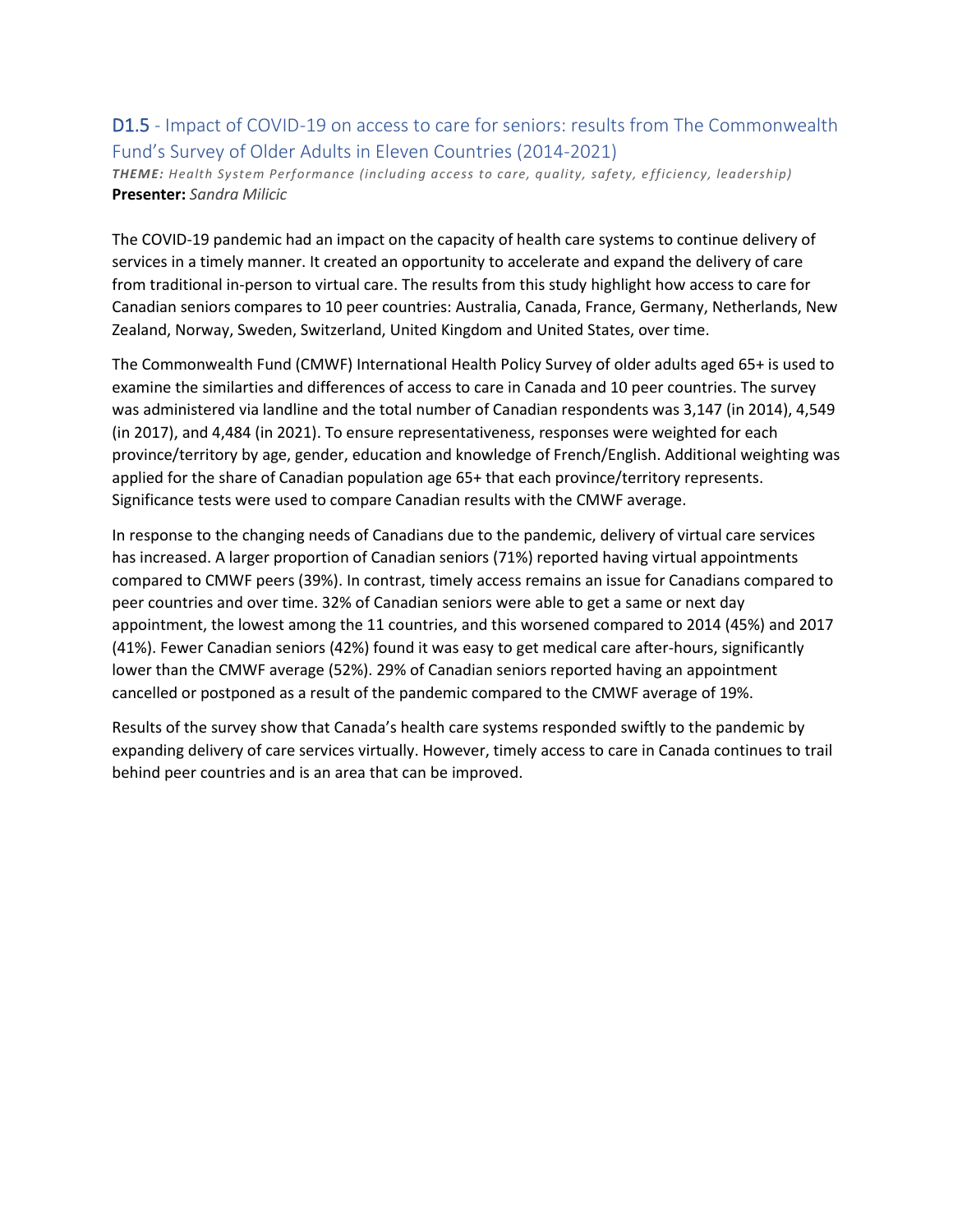## D1.5 - Impact of COVID-19 on access to care for seniors: results from The Commonwealth Fund's Survey of Older Adults in Eleven Countries (2014-2021)

***THEME:*** *Health System Performance (including access to care, quality, safety, efficiency, leadership)*
**Presenter:** *Sandra Milicic*

The COVID-19 pandemic had an impact on the capacity of health care systems to continue delivery of services in a timely manner. It created an opportunity to accelerate and expand the delivery of care from traditional in-person to virtual care. The results from this study highlight how access to care for Canadian seniors compares to 10 peer countries: Australia, Canada, France, Germany, Netherlands, New Zealand, Norway, Sweden, Switzerland, United Kingdom and United States, over time.

The Commonwealth Fund (CMWF) International Health Policy Survey of older adults aged 65+ is used to examine the similarties and differences of access to care in Canada and 10 peer countries. The survey was administered via landline and the total number of Canadian respondents was 3,147 (in 2014), 4,549 (in 2017), and 4,484 (in 2021). To ensure representativeness, responses were weighted for each province/territory by age, gender, education and knowledge of French/English. Additional weighting was applied for the share of Canadian population age 65+ that each province/territory represents. Significance tests were used to compare Canadian results with the CMWF average.

In response to the changing needs of Canadians due to the pandemic, delivery of virtual care services has increased. A larger proportion of Canadian seniors (71%) reported having virtual appointments compared to CMWF peers (39%). In contrast, timely access remains an issue for Canadians compared to peer countries and over time. 32% of Canadian seniors were able to get a same or next day appointment, the lowest among the 11 countries, and this worsened compared to 2014 (45%) and 2017 (41%). Fewer Canadian seniors (42%) found it was easy to get medical care after-hours, significantly lower than the CMWF average (52%). 29% of Canadian seniors reported having an appointment cancelled or postponed as a result of the pandemic compared to the CMWF average of 19%.

Results of the survey show that Canada's health care systems responded swiftly to the pandemic by expanding delivery of care services virtually. However, timely access to care in Canada continues to trail behind peer countries and is an area that can be improved.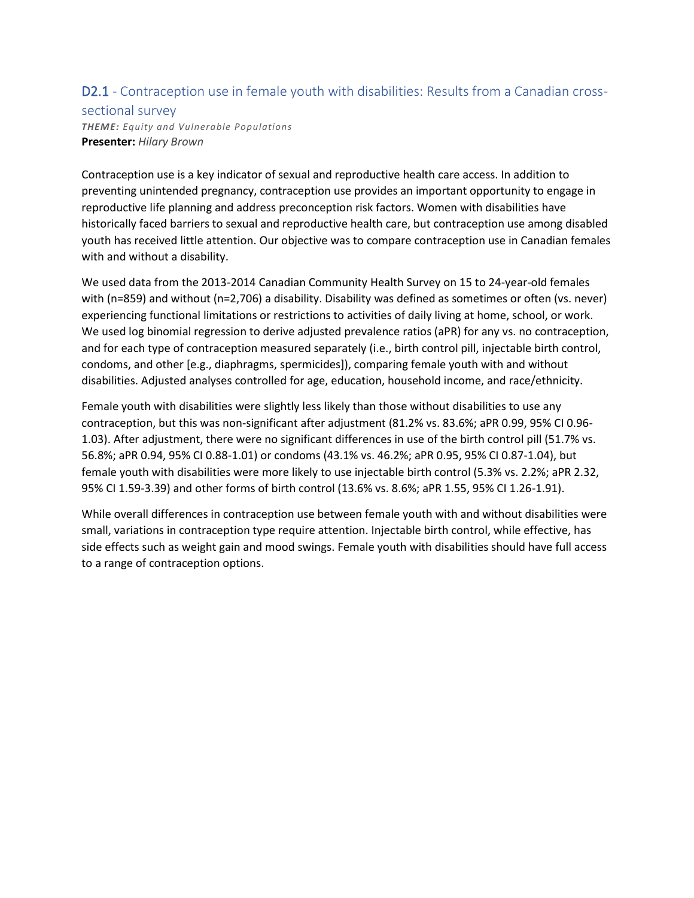## D2.1 - Contraception use in female youth with disabilities: Results from a Canadian cross-sectional survey

***THEME:*** *Equity and Vulnerable Populations*
**Presenter:** *Hilary Brown*

Contraception use is a key indicator of sexual and reproductive health care access. In addition to preventing unintended pregnancy, contraception use provides an important opportunity to engage in reproductive life planning and address preconception risk factors. Women with disabilities have historically faced barriers to sexual and reproductive health care, but contraception use among disabled youth has received little attention. Our objective was to compare contraception use in Canadian females with and without a disability.

We used data from the 2013-2014 Canadian Community Health Survey on 15 to 24-year-old females with (n=859) and without (n=2,706) a disability. Disability was defined as sometimes or often (vs. never) experiencing functional limitations or restrictions to activities of daily living at home, school, or work. We used log binomial regression to derive adjusted prevalence ratios (aPR) for any vs. no contraception, and for each type of contraception measured separately (i.e., birth control pill, injectable birth control, condoms, and other [e.g., diaphragms, spermicides]), comparing female youth with and without disabilities. Adjusted analyses controlled for age, education, household income, and race/ethnicity.

Female youth with disabilities were slightly less likely than those without disabilities to use any contraception, but this was non-significant after adjustment (81.2% vs. 83.6%; aPR 0.99, 95% CI 0.96-1.03). After adjustment, there were no significant differences in use of the birth control pill (51.7% vs. 56.8%; aPR 0.94, 95% CI 0.88-1.01) or condoms (43.1% vs. 46.2%; aPR 0.95, 95% CI 0.87-1.04), but female youth with disabilities were more likely to use injectable birth control (5.3% vs. 2.2%; aPR 2.32, 95% CI 1.59-3.39) and other forms of birth control (13.6% vs. 8.6%; aPR 1.55, 95% CI 1.26-1.91).

While overall differences in contraception use between female youth with and without disabilities were small, variations in contraception type require attention. Injectable birth control, while effective, has side effects such as weight gain and mood swings. Female youth with disabilities should have full access to a range of contraception options.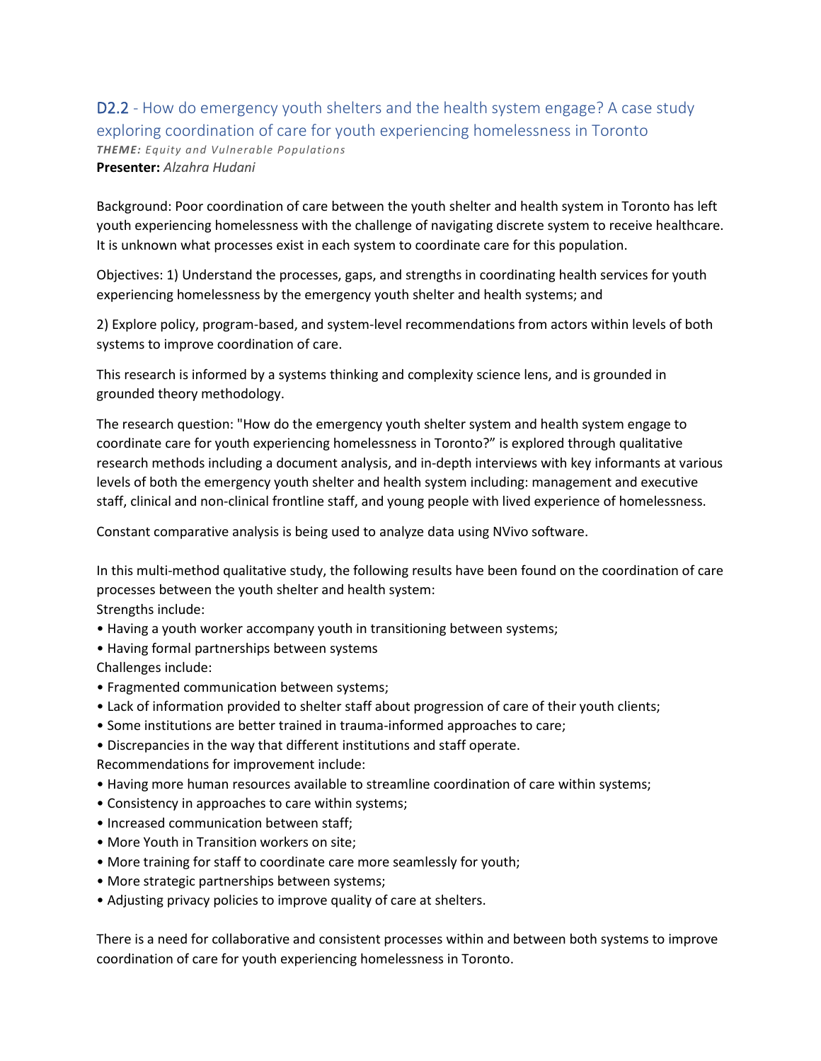## D2.2 - How do emergency youth shelters and the health system engage? A case study exploring coordination of care for youth experiencing homelessness in Toronto

***THEME:*** *Equity and Vulnerable Populations*

**Presenter:** *Alzahra Hudani*

Background: Poor coordination of care between the youth shelter and health system in Toronto has left youth experiencing homelessness with the challenge of navigating discrete system to receive healthcare. It is unknown what processes exist in each system to coordinate care for this population.

Objectives: 1) Understand the processes, gaps, and strengths in coordinating health services for youth experiencing homelessness by the emergency youth shelter and health systems; and

2) Explore policy, program-based, and system-level recommendations from actors within levels of both systems to improve coordination of care.

This research is informed by a systems thinking and complexity science lens, and is grounded in grounded theory methodology.

The research question: "How do the emergency youth shelter system and health system engage to coordinate care for youth experiencing homelessness in Toronto?" is explored through qualitative research methods including a document analysis, and in-depth interviews with key informants at various levels of both the emergency youth shelter and health system including: management and executive staff, clinical and non-clinical frontline staff, and young people with lived experience of homelessness.

Constant comparative analysis is being used to analyze data using NVivo software.

In this multi-method qualitative study, the following results have been found on the coordination of care processes between the youth shelter and health system:

Strengths include:

- Having a youth worker accompany youth in transitioning between systems;
- Having formal partnerships between systems

Challenges include:

- Fragmented communication between systems;
- Lack of information provided to shelter staff about progression of care of their youth clients;
- Some institutions are better trained in trauma-informed approaches to care;
- Discrepancies in the way that different institutions and staff operate.

Recommendations for improvement include:

- Having more human resources available to streamline coordination of care within systems;
- Consistency in approaches to care within systems;
- Increased communication between staff;
- More Youth in Transition workers on site;
- More training for staff to coordinate care more seamlessly for youth;
- More strategic partnerships between systems;
- Adjusting privacy policies to improve quality of care at shelters.

There is a need for collaborative and consistent processes within and between both systems to improve coordination of care for youth experiencing homelessness in Toronto.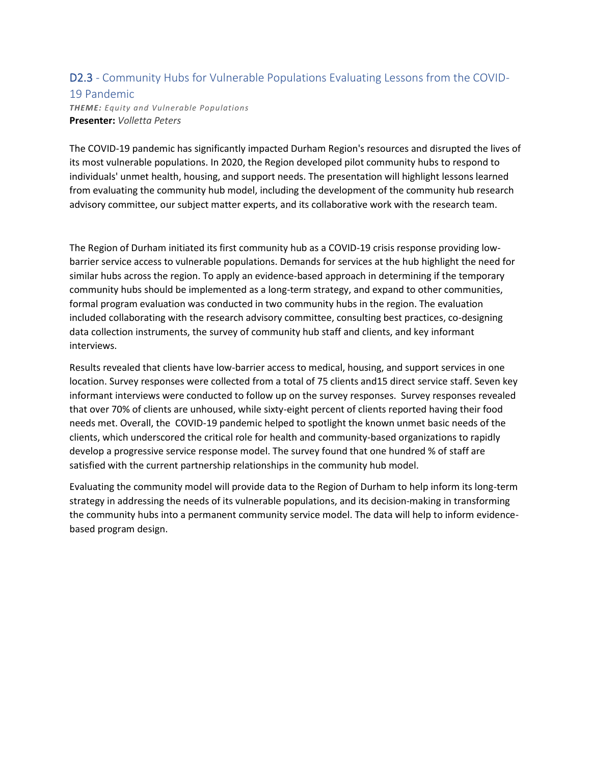## D2.3 - Community Hubs for Vulnerable Populations Evaluating Lessons from the COVID-19 Pandemic

***THEME:*** *Equity and Vulnerable Populations*
**Presenter:** *Volletta Peters*

The COVID-19 pandemic has significantly impacted Durham Region's resources and disrupted the lives of its most vulnerable populations. In 2020, the Region developed pilot community hubs to respond to individuals' unmet health, housing, and support needs. The presentation will highlight lessons learned from evaluating the community hub model, including the development of the community hub research advisory committee, our subject matter experts, and its collaborative work with the research team.

The Region of Durham initiated its first community hub as a COVID-19 crisis response providing low-barrier service access to vulnerable populations. Demands for services at the hub highlight the need for similar hubs across the region. To apply an evidence-based approach in determining if the temporary community hubs should be implemented as a long-term strategy, and expand to other communities, formal program evaluation was conducted in two community hubs in the region. The evaluation included collaborating with the research advisory committee, consulting best practices, co-designing data collection instruments, the survey of community hub staff and clients, and key informant interviews.

Results revealed that clients have low-barrier access to medical, housing, and support services in one location. Survey responses were collected from a total of 75 clients and15 direct service staff. Seven key informant interviews were conducted to follow up on the survey responses. Survey responses revealed that over 70% of clients are unhoused, while sixty-eight percent of clients reported having their food needs met. Overall, the COVID-19 pandemic helped to spotlight the known unmet basic needs of the clients, which underscored the critical role for health and community-based organizations to rapidly develop a progressive service response model. The survey found that one hundred % of staff are satisfied with the current partnership relationships in the community hub model.

Evaluating the community model will provide data to the Region of Durham to help inform its long-term strategy in addressing the needs of its vulnerable populations, and its decision-making in transforming the community hubs into a permanent community service model. The data will help to inform evidence-based program design.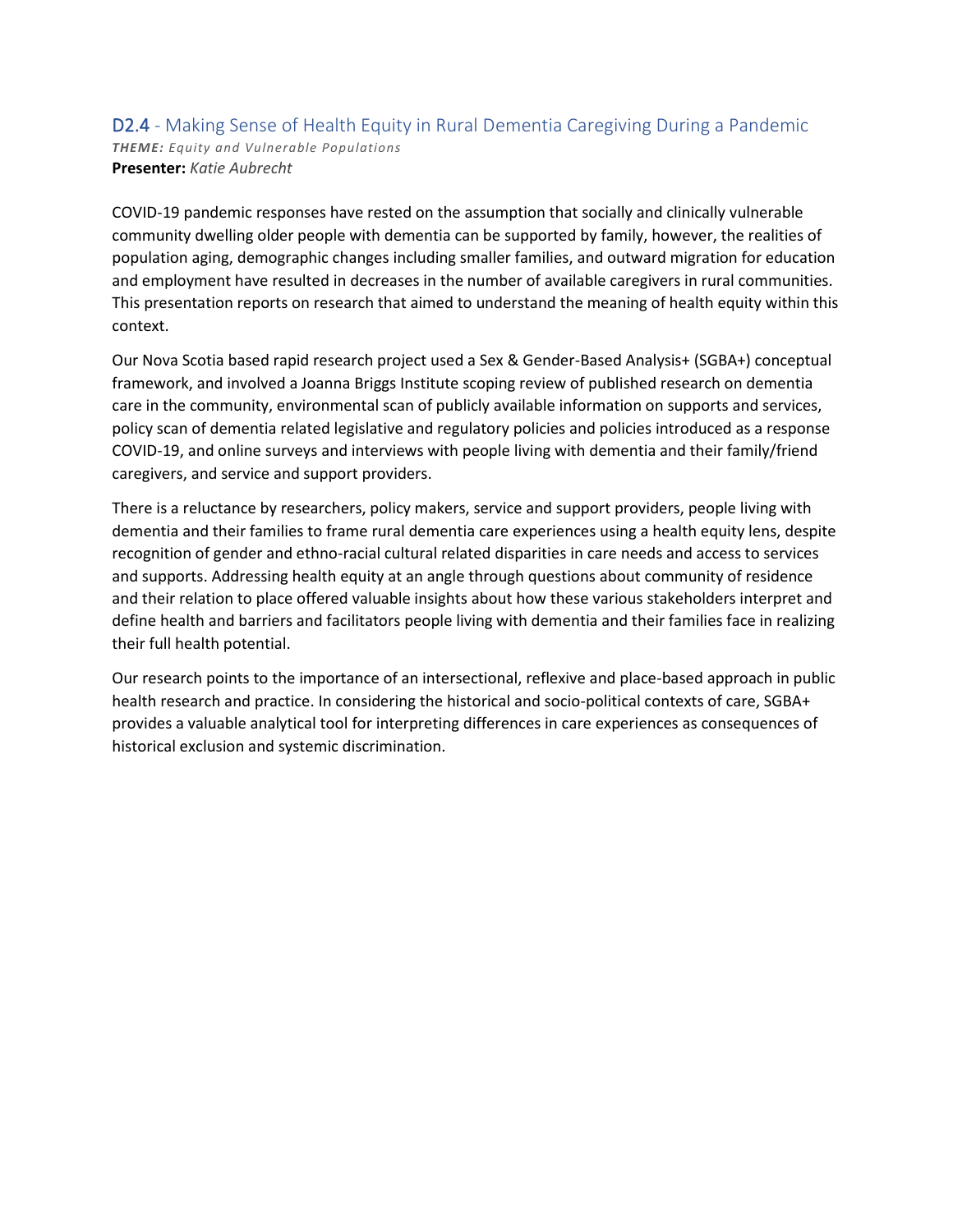## D2.4 - Making Sense of Health Equity in Rural Dementia Caregiving During a Pandemic

***THEME:*** *Equity and Vulnerable Populations*
**Presenter:** *Katie Aubrecht*

COVID-19 pandemic responses have rested on the assumption that socially and clinically vulnerable community dwelling older people with dementia can be supported by family, however, the realities of population aging, demographic changes including smaller families, and outward migration for education and employment have resulted in decreases in the number of available caregivers in rural communities. This presentation reports on research that aimed to understand the meaning of health equity within this context.

Our Nova Scotia based rapid research project used a Sex & Gender-Based Analysis+ (SGBA+) conceptual framework, and involved a Joanna Briggs Institute scoping review of published research on dementia care in the community, environmental scan of publicly available information on supports and services, policy scan of dementia related legislative and regulatory policies and policies introduced as a response COVID-19, and online surveys and interviews with people living with dementia and their family/friend caregivers, and service and support providers.

There is a reluctance by researchers, policy makers, service and support providers, people living with dementia and their families to frame rural dementia care experiences using a health equity lens, despite recognition of gender and ethno-racial cultural related disparities in care needs and access to services and supports. Addressing health equity at an angle through questions about community of residence and their relation to place offered valuable insights about how these various stakeholders interpret and define health and barriers and facilitators people living with dementia and their families face in realizing their full health potential.

Our research points to the importance of an intersectional, reflexive and place-based approach in public health research and practice. In considering the historical and socio-political contexts of care, SGBA+ provides a valuable analytical tool for interpreting differences in care experiences as consequences of historical exclusion and systemic discrimination.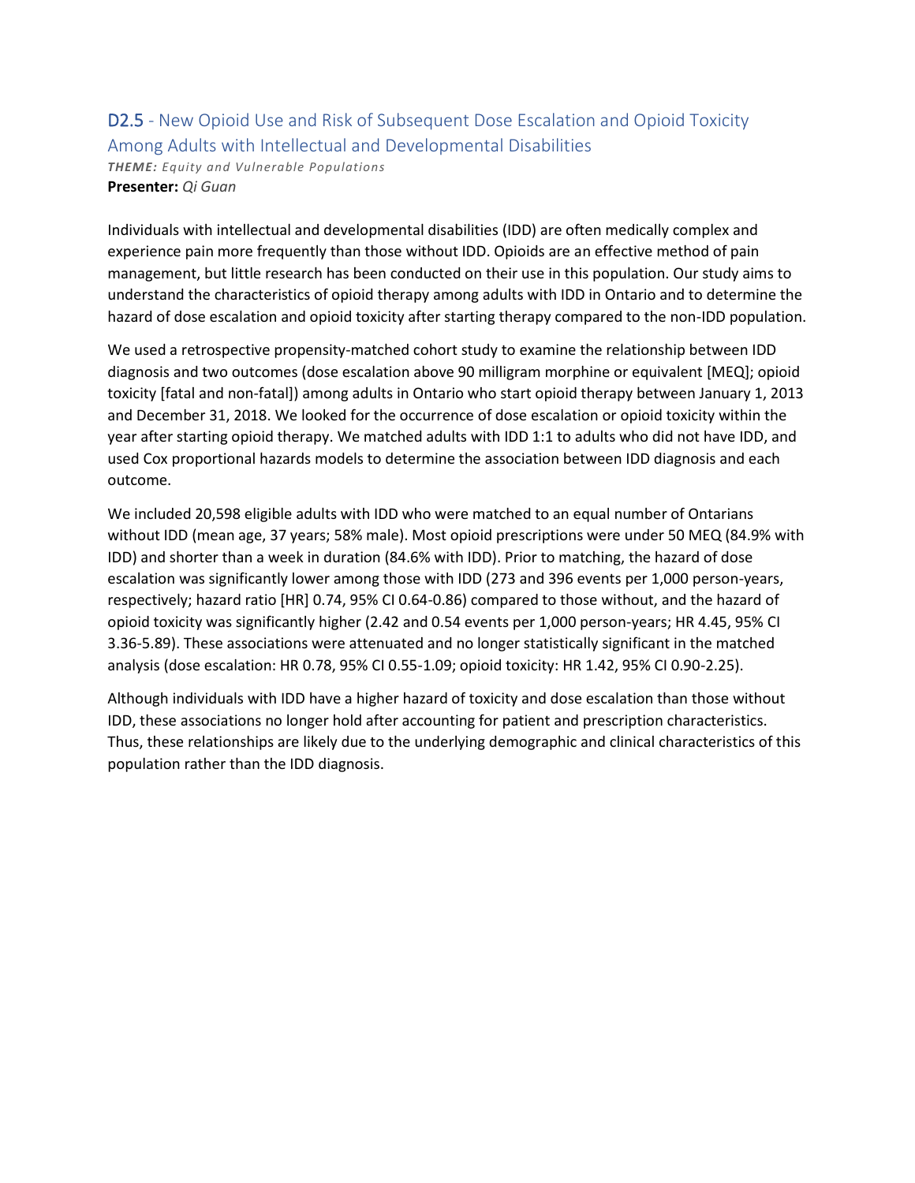## D2.5 - New Opioid Use and Risk of Subsequent Dose Escalation and Opioid Toxicity Among Adults with Intellectual and Developmental Disabilities

***THEME:*** *Equity and Vulnerable Populations*

**Presenter:** *Qi Guan*

Individuals with intellectual and developmental disabilities (IDD) are often medically complex and experience pain more frequently than those without IDD. Opioids are an effective method of pain management, but little research has been conducted on their use in this population. Our study aims to understand the characteristics of opioid therapy among adults with IDD in Ontario and to determine the hazard of dose escalation and opioid toxicity after starting therapy compared to the non-IDD population.

We used a retrospective propensity-matched cohort study to examine the relationship between IDD diagnosis and two outcomes (dose escalation above 90 milligram morphine or equivalent [MEQ]; opioid toxicity [fatal and non-fatal]) among adults in Ontario who start opioid therapy between January 1, 2013 and December 31, 2018. We looked for the occurrence of dose escalation or opioid toxicity within the year after starting opioid therapy. We matched adults with IDD 1:1 to adults who did not have IDD, and used Cox proportional hazards models to determine the association between IDD diagnosis and each outcome.

We included 20,598 eligible adults with IDD who were matched to an equal number of Ontarians without IDD (mean age, 37 years; 58% male). Most opioid prescriptions were under 50 MEQ (84.9% with IDD) and shorter than a week in duration (84.6% with IDD). Prior to matching, the hazard of dose escalation was significantly lower among those with IDD (273 and 396 events per 1,000 person-years, respectively; hazard ratio [HR] 0.74, 95% CI 0.64-0.86) compared to those without, and the hazard of opioid toxicity was significantly higher (2.42 and 0.54 events per 1,000 person-years; HR 4.45, 95% CI 3.36-5.89). These associations were attenuated and no longer statistically significant in the matched analysis (dose escalation: HR 0.78, 95% CI 0.55-1.09; opioid toxicity: HR 1.42, 95% CI 0.90-2.25).

Although individuals with IDD have a higher hazard of toxicity and dose escalation than those without IDD, these associations no longer hold after accounting for patient and prescription characteristics. Thus, these relationships are likely due to the underlying demographic and clinical characteristics of this population rather than the IDD diagnosis.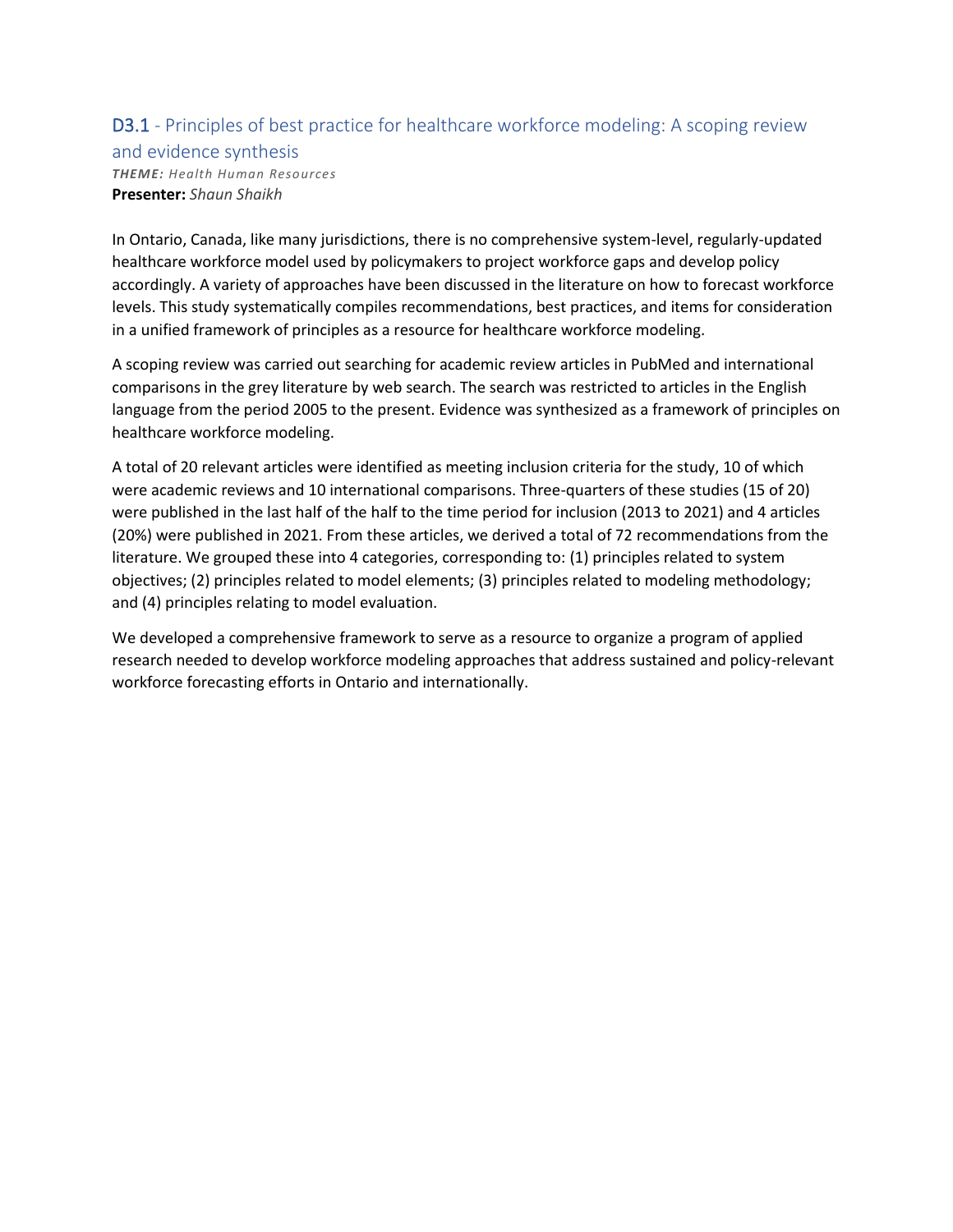## D3.1 - Principles of best practice for healthcare workforce modeling: A scoping review and evidence synthesis

***THEME:*** *Health Human Resources*
**Presenter:** *Shaun Shaikh*

In Ontario, Canada, like many jurisdictions, there is no comprehensive system-level, regularly-updated healthcare workforce model used by policymakers to project workforce gaps and develop policy accordingly. A variety of approaches have been discussed in the literature on how to forecast workforce levels. This study systematically compiles recommendations, best practices, and items for consideration in a unified framework of principles as a resource for healthcare workforce modeling.

A scoping review was carried out searching for academic review articles in PubMed and international comparisons in the grey literature by web search. The search was restricted to articles in the English language from the period 2005 to the present. Evidence was synthesized as a framework of principles on healthcare workforce modeling.

A total of 20 relevant articles were identified as meeting inclusion criteria for the study, 10 of which were academic reviews and 10 international comparisons. Three-quarters of these studies (15 of 20) were published in the last half of the half to the time period for inclusion (2013 to 2021) and 4 articles (20%) were published in 2021. From these articles, we derived a total of 72 recommendations from the literature. We grouped these into 4 categories, corresponding to: (1) principles related to system objectives; (2) principles related to model elements; (3) principles related to modeling methodology; and (4) principles relating to model evaluation.

We developed a comprehensive framework to serve as a resource to organize a program of applied research needed to develop workforce modeling approaches that address sustained and policy-relevant workforce forecasting efforts in Ontario and internationally.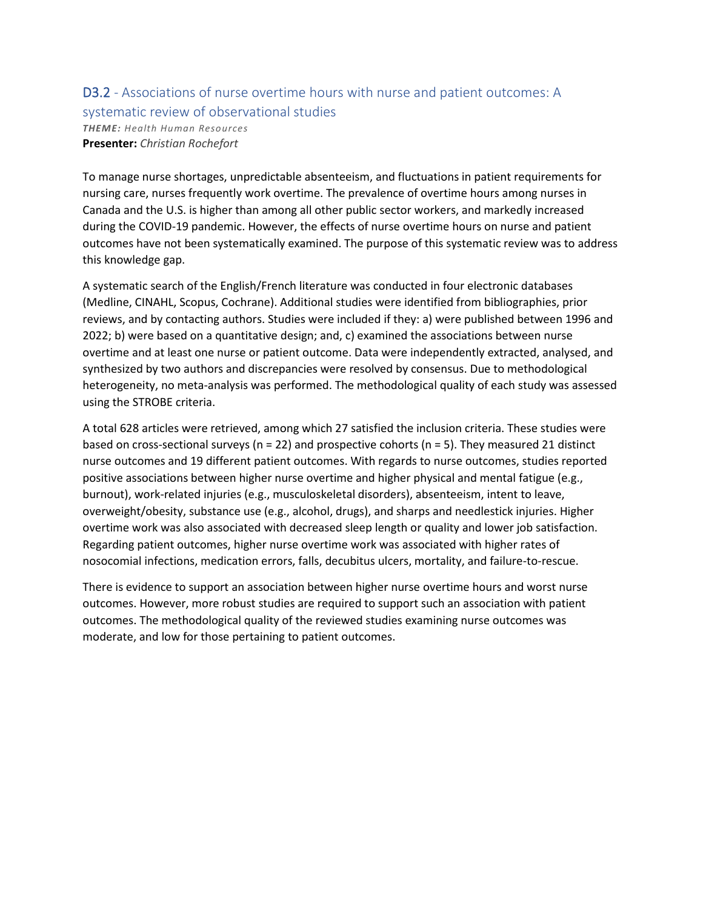## D3.2 - Associations of nurse overtime hours with nurse and patient outcomes: A systematic review of observational studies

***THEME:*** *Health Human Resources*

**Presenter:** *Christian Rochefort*

To manage nurse shortages, unpredictable absenteeism, and fluctuations in patient requirements for nursing care, nurses frequently work overtime. The prevalence of overtime hours among nurses in Canada and the U.S. is higher than among all other public sector workers, and markedly increased during the COVID-19 pandemic. However, the effects of nurse overtime hours on nurse and patient outcomes have not been systematically examined. The purpose of this systematic review was to address this knowledge gap.

A systematic search of the English/French literature was conducted in four electronic databases (Medline, CINAHL, Scopus, Cochrane). Additional studies were identified from bibliographies, prior reviews, and by contacting authors. Studies were included if they: a) were published between 1996 and 2022; b) were based on a quantitative design; and, c) examined the associations between nurse overtime and at least one nurse or patient outcome. Data were independently extracted, analysed, and synthesized by two authors and discrepancies were resolved by consensus. Due to methodological heterogeneity, no meta-analysis was performed. The methodological quality of each study was assessed using the STROBE criteria.

A total 628 articles were retrieved, among which 27 satisfied the inclusion criteria. These studies were based on cross-sectional surveys (n = 22) and prospective cohorts (n = 5). They measured 21 distinct nurse outcomes and 19 different patient outcomes. With regards to nurse outcomes, studies reported positive associations between higher nurse overtime and higher physical and mental fatigue (e.g., burnout), work-related injuries (e.g., musculoskeletal disorders), absenteeism, intent to leave, overweight/obesity, substance use (e.g., alcohol, drugs), and sharps and needlestick injuries. Higher overtime work was also associated with decreased sleep length or quality and lower job satisfaction. Regarding patient outcomes, higher nurse overtime work was associated with higher rates of nosocomial infections, medication errors, falls, decubitus ulcers, mortality, and failure-to-rescue.

There is evidence to support an association between higher nurse overtime hours and worst nurse outcomes. However, more robust studies are required to support such an association with patient outcomes. The methodological quality of the reviewed studies examining nurse outcomes was moderate, and low for those pertaining to patient outcomes.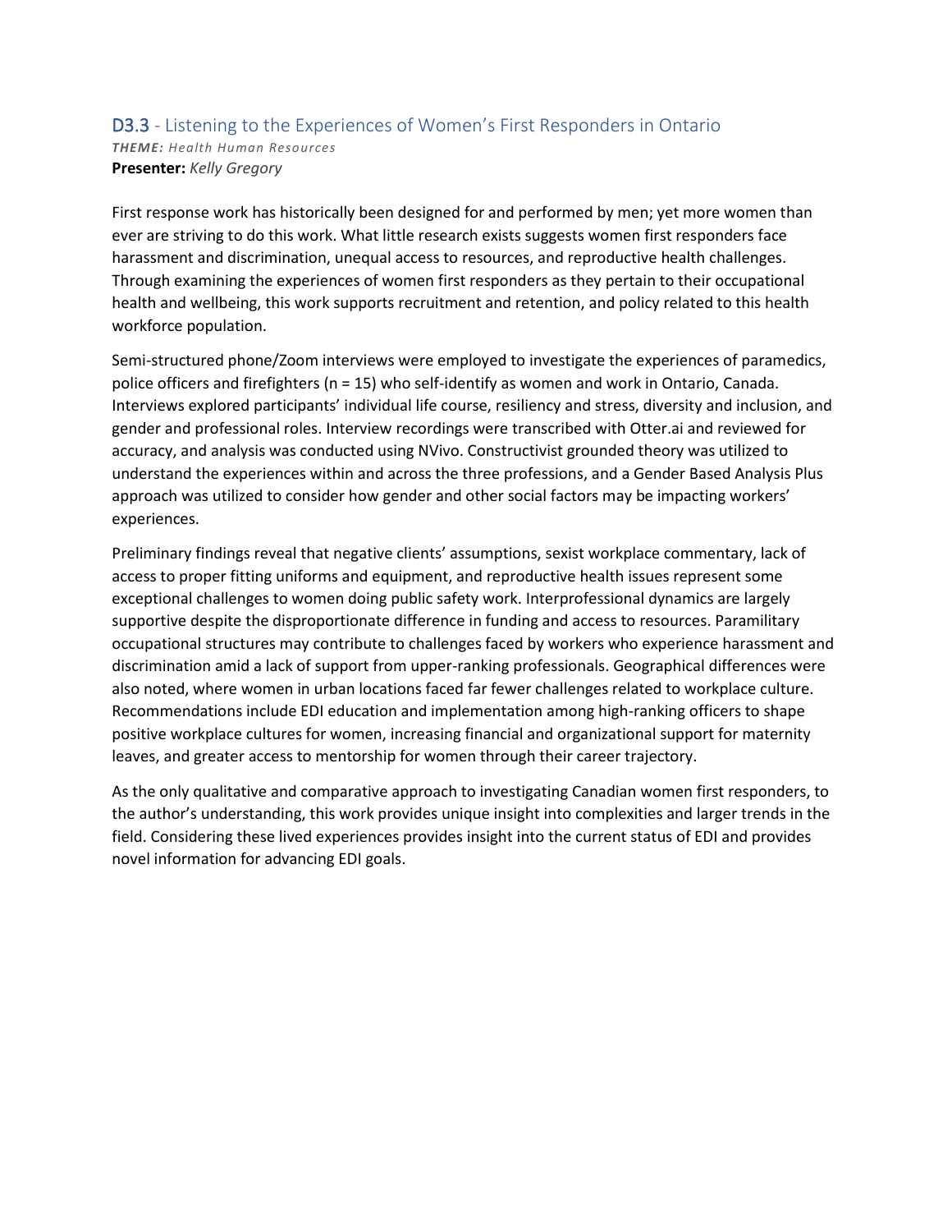## D3.3 - Listening to the Experiences of Women's First Responders in Ontario

***THEME:*** *Health Human Resources*
**Presenter:** *Kelly Gregory*

First response work has historically been designed for and performed by men; yet more women than ever are striving to do this work. What little research exists suggests women first responders face harassment and discrimination, unequal access to resources, and reproductive health challenges. Through examining the experiences of women first responders as they pertain to their occupational health and wellbeing, this work supports recruitment and retention, and policy related to this health workforce population.

Semi-structured phone/Zoom interviews were employed to investigate the experiences of paramedics, police officers and firefighters (n = 15) who self-identify as women and work in Ontario, Canada. Interviews explored participants' individual life course, resiliency and stress, diversity and inclusion, and gender and professional roles. Interview recordings were transcribed with Otter.ai and reviewed for accuracy, and analysis was conducted using NVivo. Constructivist grounded theory was utilized to understand the experiences within and across the three professions, and a Gender Based Analysis Plus approach was utilized to consider how gender and other social factors may be impacting workers' experiences.

Preliminary findings reveal that negative clients' assumptions, sexist workplace commentary, lack of access to proper fitting uniforms and equipment, and reproductive health issues represent some exceptional challenges to women doing public safety work. Interprofessional dynamics are largely supportive despite the disproportionate difference in funding and access to resources. Paramilitary occupational structures may contribute to challenges faced by workers who experience harassment and discrimination amid a lack of support from upper-ranking professionals. Geographical differences were also noted, where women in urban locations faced far fewer challenges related to workplace culture. Recommendations include EDI education and implementation among high-ranking officers to shape positive workplace cultures for women, increasing financial and organizational support for maternity leaves, and greater access to mentorship for women through their career trajectory.

As the only qualitative and comparative approach to investigating Canadian women first responders, to the author's understanding, this work provides unique insight into complexities and larger trends in the field. Considering these lived experiences provides insight into the current status of EDI and provides novel information for advancing EDI goals.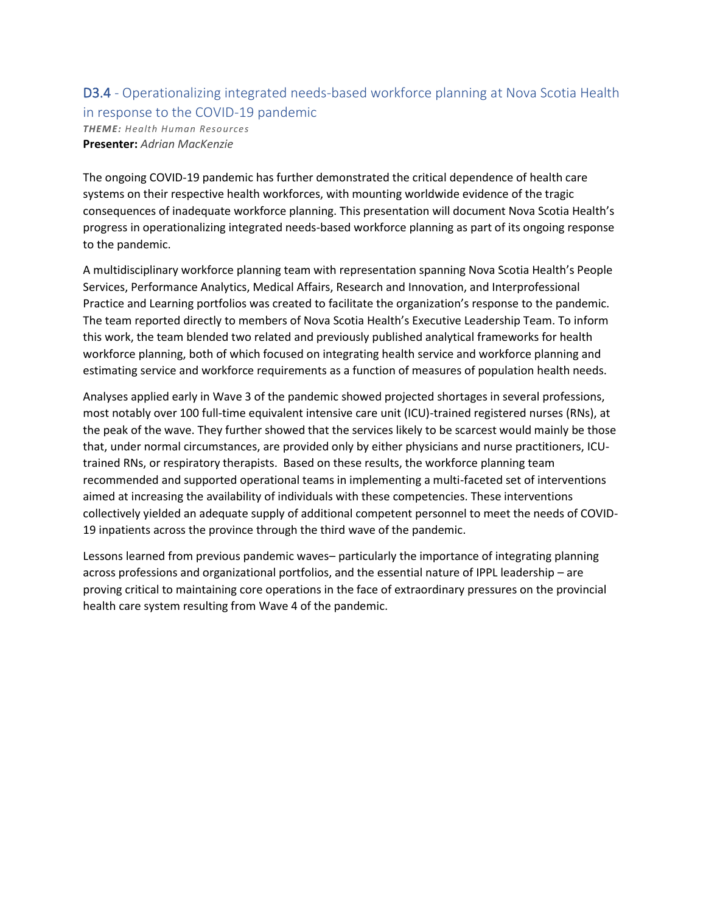## D3.4 - Operationalizing integrated needs-based workforce planning at Nova Scotia Health in response to the COVID-19 pandemic

***THEME:*** *Health Human Resources*
**Presenter:** *Adrian MacKenzie*

The ongoing COVID-19 pandemic has further demonstrated the critical dependence of health care systems on their respective health workforces, with mounting worldwide evidence of the tragic consequences of inadequate workforce planning. This presentation will document Nova Scotia Health's progress in operationalizing integrated needs-based workforce planning as part of its ongoing response to the pandemic.

A multidisciplinary workforce planning team with representation spanning Nova Scotia Health's People Services, Performance Analytics, Medical Affairs, Research and Innovation, and Interprofessional Practice and Learning portfolios was created to facilitate the organization's response to the pandemic. The team reported directly to members of Nova Scotia Health's Executive Leadership Team. To inform this work, the team blended two related and previously published analytical frameworks for health workforce planning, both of which focused on integrating health service and workforce planning and estimating service and workforce requirements as a function of measures of population health needs.

Analyses applied early in Wave 3 of the pandemic showed projected shortages in several professions, most notably over 100 full-time equivalent intensive care unit (ICU)-trained registered nurses (RNs), at the peak of the wave. They further showed that the services likely to be scarcest would mainly be those that, under normal circumstances, are provided only by either physicians and nurse practitioners, ICU-trained RNs, or respiratory therapists. Based on these results, the workforce planning team recommended and supported operational teams in implementing a multi-faceted set of interventions aimed at increasing the availability of individuals with these competencies. These interventions collectively yielded an adequate supply of additional competent personnel to meet the needs of COVID-19 inpatients across the province through the third wave of the pandemic.

Lessons learned from previous pandemic waves– particularly the importance of integrating planning across professions and organizational portfolios, and the essential nature of IPPL leadership – are proving critical to maintaining core operations in the face of extraordinary pressures on the provincial health care system resulting from Wave 4 of the pandemic.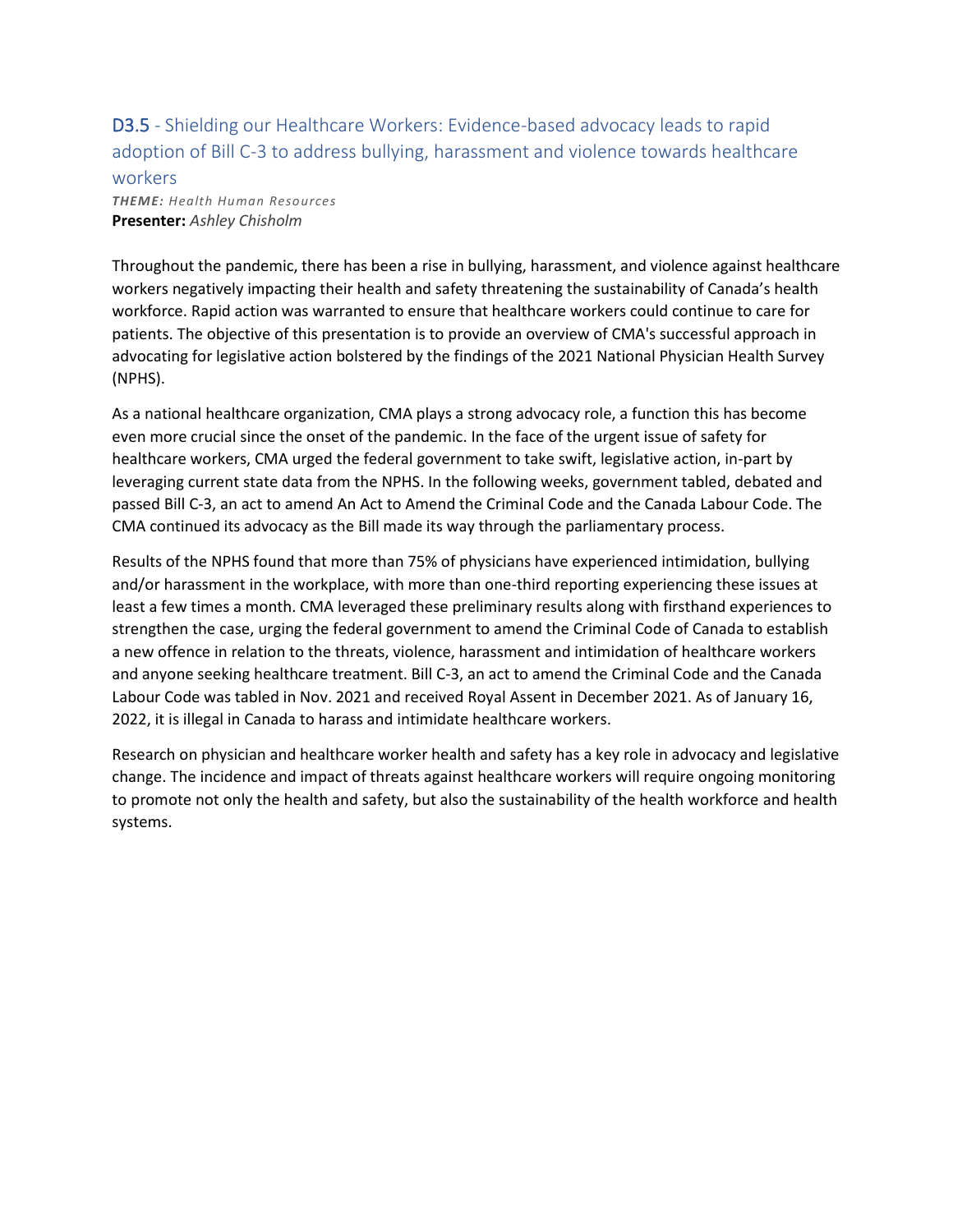## D3.5 - Shielding our Healthcare Workers: Evidence-based advocacy leads to rapid adoption of Bill C-3 to address bullying, harassment and violence towards healthcare workers

***THEME:*** *Health Human Resources*
**Presenter:** *Ashley Chisholm*

Throughout the pandemic, there has been a rise in bullying, harassment, and violence against healthcare workers negatively impacting their health and safety threatening the sustainability of Canada's health workforce. Rapid action was warranted to ensure that healthcare workers could continue to care for patients. The objective of this presentation is to provide an overview of CMA's successful approach in advocating for legislative action bolstered by the findings of the 2021 National Physician Health Survey (NPHS).

As a national healthcare organization, CMA plays a strong advocacy role, a function this has become even more crucial since the onset of the pandemic. In the face of the urgent issue of safety for healthcare workers, CMA urged the federal government to take swift, legislative action, in-part by leveraging current state data from the NPHS. In the following weeks, government tabled, debated and passed Bill C-3, an act to amend An Act to Amend the Criminal Code and the Canada Labour Code. The CMA continued its advocacy as the Bill made its way through the parliamentary process.

Results of the NPHS found that more than 75% of physicians have experienced intimidation, bullying and/or harassment in the workplace, with more than one-third reporting experiencing these issues at least a few times a month. CMA leveraged these preliminary results along with firsthand experiences to strengthen the case, urging the federal government to amend the Criminal Code of Canada to establish a new offence in relation to the threats, violence, harassment and intimidation of healthcare workers and anyone seeking healthcare treatment. Bill C-3, an act to amend the Criminal Code and the Canada Labour Code was tabled in Nov. 2021 and received Royal Assent in December 2021. As of January 16, 2022, it is illegal in Canada to harass and intimidate healthcare workers.

Research on physician and healthcare worker health and safety has a key role in advocacy and legislative change. The incidence and impact of threats against healthcare workers will require ongoing monitoring to promote not only the health and safety, but also the sustainability of the health workforce and health systems.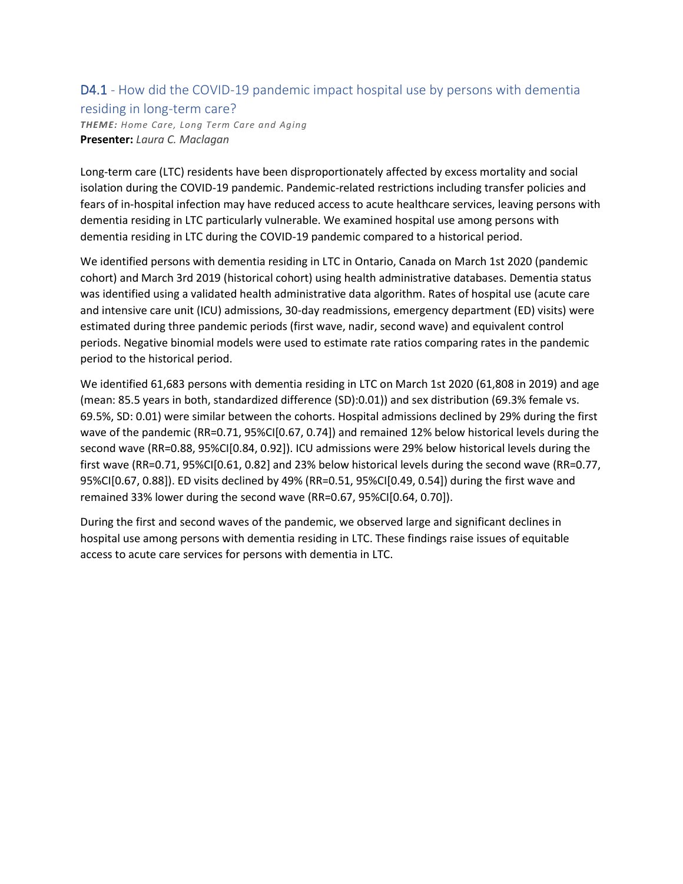## D4.1 - How did the COVID-19 pandemic impact hospital use by persons with dementia residing in long-term care?

***THEME:*** *Home Care, Long Term Care and Aging*
**Presenter:** *Laura C. Maclagan*

Long-term care (LTC) residents have been disproportionately affected by excess mortality and social isolation during the COVID-19 pandemic. Pandemic-related restrictions including transfer policies and fears of in-hospital infection may have reduced access to acute healthcare services, leaving persons with dementia residing in LTC particularly vulnerable. We examined hospital use among persons with dementia residing in LTC during the COVID-19 pandemic compared to a historical period.

We identified persons with dementia residing in LTC in Ontario, Canada on March 1st 2020 (pandemic cohort) and March 3rd 2019 (historical cohort) using health administrative databases. Dementia status was identified using a validated health administrative data algorithm. Rates of hospital use (acute care and intensive care unit (ICU) admissions, 30-day readmissions, emergency department (ED) visits) were estimated during three pandemic periods (first wave, nadir, second wave) and equivalent control periods. Negative binomial models were used to estimate rate ratios comparing rates in the pandemic period to the historical period.

We identified 61,683 persons with dementia residing in LTC on March 1st 2020 (61,808 in 2019) and age (mean: 85.5 years in both, standardized difference (SD):0.01)) and sex distribution (69.3% female vs. 69.5%, SD: 0.01) were similar between the cohorts. Hospital admissions declined by 29% during the first wave of the pandemic (RR=0.71, 95%CI[0.67, 0.74]) and remained 12% below historical levels during the second wave (RR=0.88, 95%CI[0.84, 0.92]). ICU admissions were 29% below historical levels during the first wave (RR=0.71, 95%CI[0.61, 0.82] and 23% below historical levels during the second wave (RR=0.77, 95%CI[0.67, 0.88]). ED visits declined by 49% (RR=0.51, 95%CI[0.49, 0.54]) during the first wave and remained 33% lower during the second wave (RR=0.67, 95%CI[0.64, 0.70]).

During the first and second waves of the pandemic, we observed large and significant declines in hospital use among persons with dementia residing in LTC. These findings raise issues of equitable access to acute care services for persons with dementia in LTC.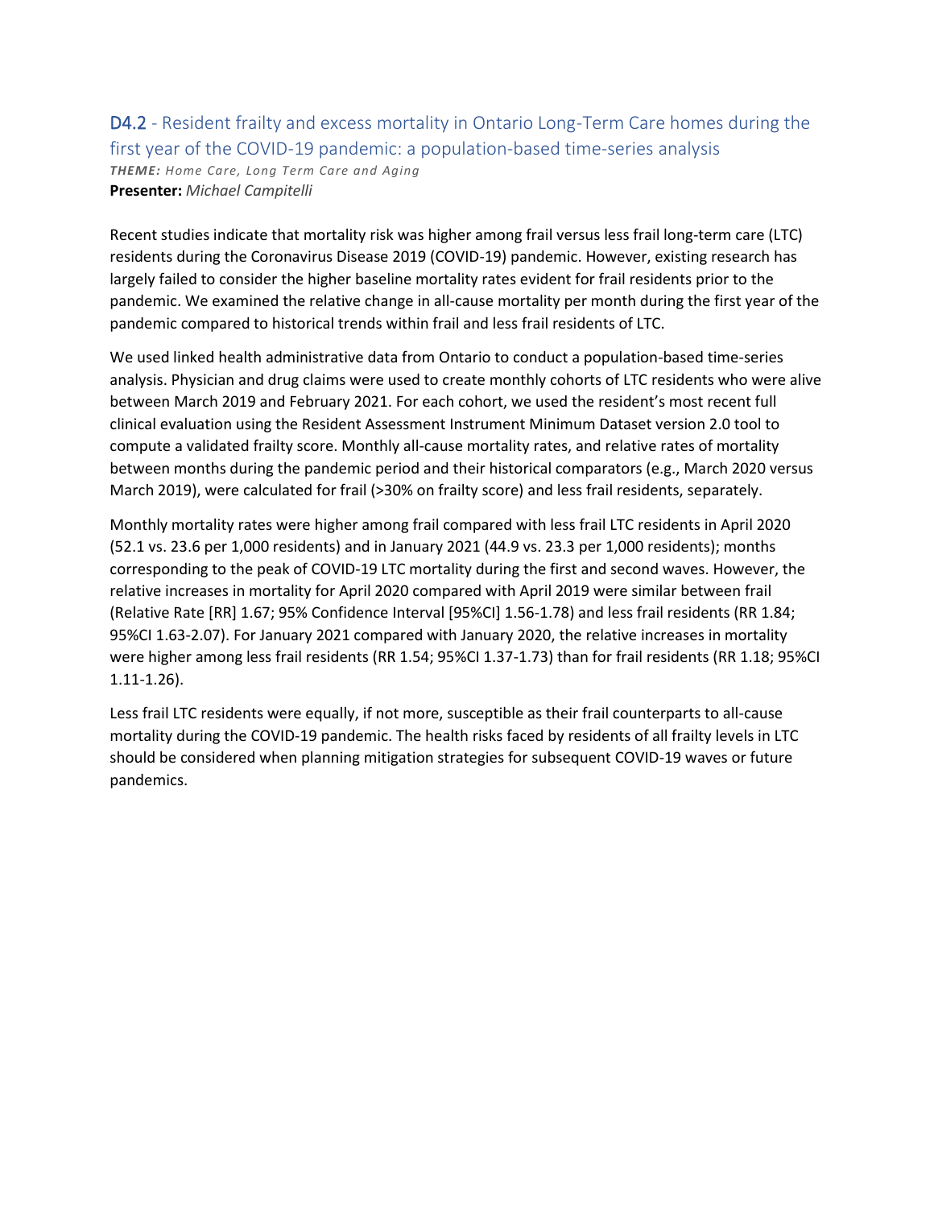## D4.2 - Resident frailty and excess mortality in Ontario Long-Term Care homes during the first year of the COVID-19 pandemic: a population-based time-series analysis

***THEME:*** *Home Care, Long Term Care and Aging*

**Presenter:** *Michael Campitelli*

Recent studies indicate that mortality risk was higher among frail versus less frail long-term care (LTC) residents during the Coronavirus Disease 2019 (COVID-19) pandemic. However, existing research has largely failed to consider the higher baseline mortality rates evident for frail residents prior to the pandemic. We examined the relative change in all-cause mortality per month during the first year of the pandemic compared to historical trends within frail and less frail residents of LTC.

We used linked health administrative data from Ontario to conduct a population-based time-series analysis. Physician and drug claims were used to create monthly cohorts of LTC residents who were alive between March 2019 and February 2021. For each cohort, we used the resident's most recent full clinical evaluation using the Resident Assessment Instrument Minimum Dataset version 2.0 tool to compute a validated frailty score. Monthly all-cause mortality rates, and relative rates of mortality between months during the pandemic period and their historical comparators (e.g., March 2020 versus March 2019), were calculated for frail (>30% on frailty score) and less frail residents, separately.

Monthly mortality rates were higher among frail compared with less frail LTC residents in April 2020 (52.1 vs. 23.6 per 1,000 residents) and in January 2021 (44.9 vs. 23.3 per 1,000 residents); months corresponding to the peak of COVID-19 LTC mortality during the first and second waves. However, the relative increases in mortality for April 2020 compared with April 2019 were similar between frail (Relative Rate [RR] 1.67; 95% Confidence Interval [95%CI] 1.56-1.78) and less frail residents (RR 1.84; 95%CI 1.63-2.07). For January 2021 compared with January 2020, the relative increases in mortality were higher among less frail residents (RR 1.54; 95%CI 1.37-1.73) than for frail residents (RR 1.18; 95%CI 1.11-1.26).

Less frail LTC residents were equally, if not more, susceptible as their frail counterparts to all-cause mortality during the COVID-19 pandemic. The health risks faced by residents of all frailty levels in LTC should be considered when planning mitigation strategies for subsequent COVID-19 waves or future pandemics.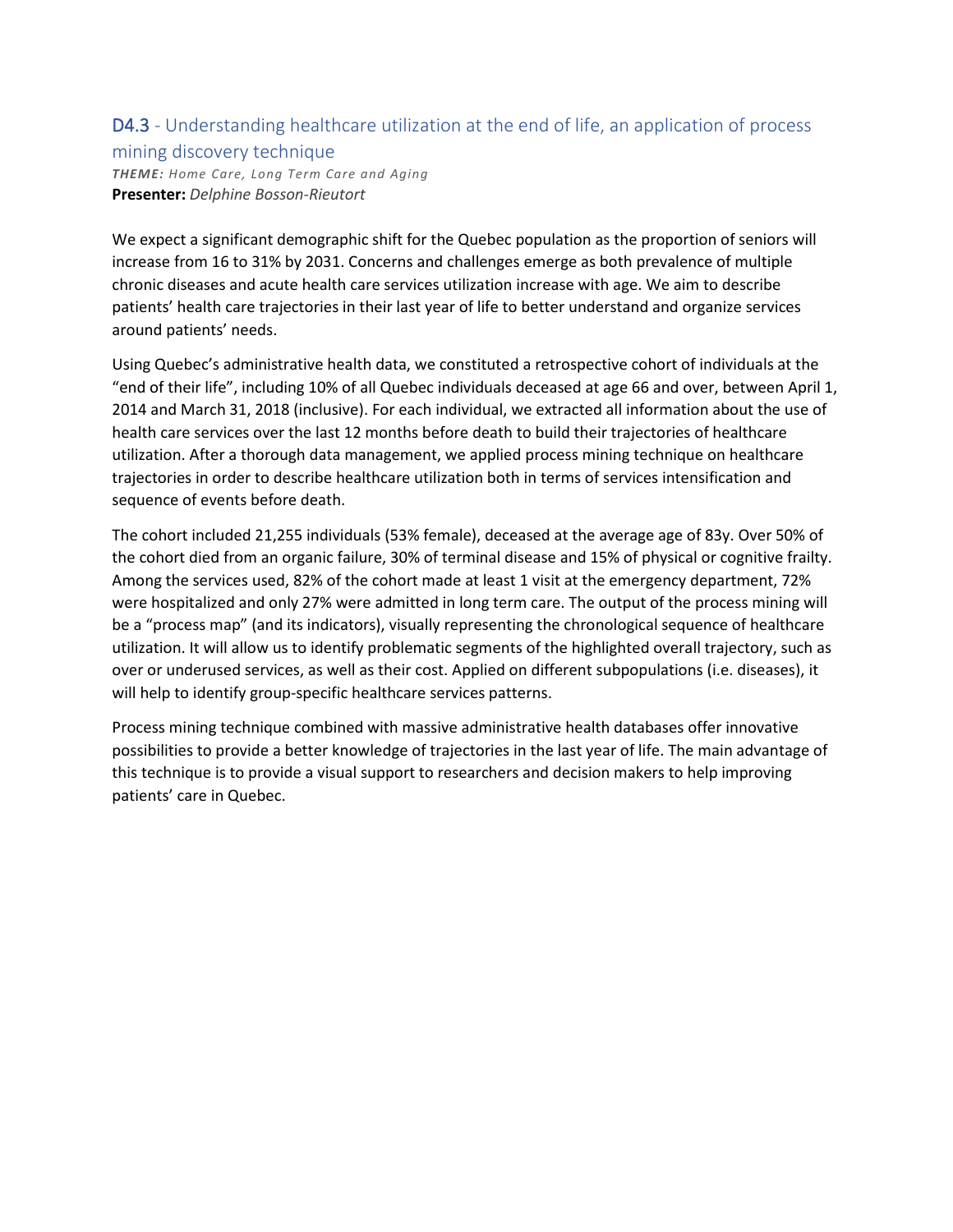## D4.3 - Understanding healthcare utilization at the end of life, an application of process mining discovery technique

***THEME:*** *Home Care, Long Term Care and Aging*
**Presenter:** *Delphine Bosson-Rieutort*

We expect a significant demographic shift for the Quebec population as the proportion of seniors will increase from 16 to 31% by 2031. Concerns and challenges emerge as both prevalence of multiple chronic diseases and acute health care services utilization increase with age. We aim to describe patients' health care trajectories in their last year of life to better understand and organize services around patients' needs.

Using Quebec's administrative health data, we constituted a retrospective cohort of individuals at the "end of their life", including 10% of all Quebec individuals deceased at age 66 and over, between April 1, 2014 and March 31, 2018 (inclusive). For each individual, we extracted all information about the use of health care services over the last 12 months before death to build their trajectories of healthcare utilization. After a thorough data management, we applied process mining technique on healthcare trajectories in order to describe healthcare utilization both in terms of services intensification and sequence of events before death.

The cohort included 21,255 individuals (53% female), deceased at the average age of 83y. Over 50% of the cohort died from an organic failure, 30% of terminal disease and 15% of physical or cognitive frailty. Among the services used, 82% of the cohort made at least 1 visit at the emergency department, 72% were hospitalized and only 27% were admitted in long term care. The output of the process mining will be a "process map" (and its indicators), visually representing the chronological sequence of healthcare utilization. It will allow us to identify problematic segments of the highlighted overall trajectory, such as over or underused services, as well as their cost. Applied on different subpopulations (i.e. diseases), it will help to identify group-specific healthcare services patterns.

Process mining technique combined with massive administrative health databases offer innovative possibilities to provide a better knowledge of trajectories in the last year of life. The main advantage of this technique is to provide a visual support to researchers and decision makers to help improving patients' care in Quebec.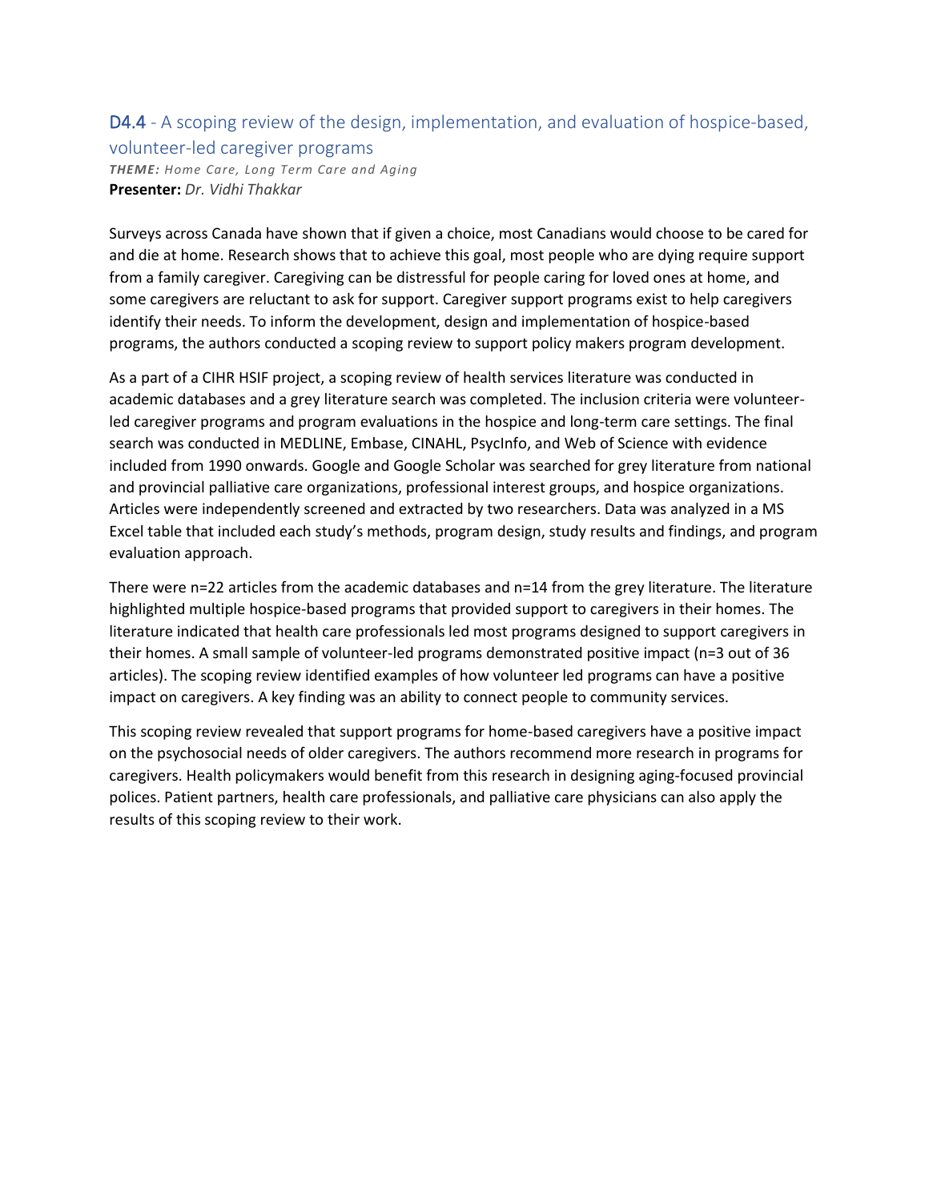## D4.4 - A scoping review of the design, implementation, and evaluation of hospice-based, volunteer-led caregiver programs

***THEME:*** *Home Care, Long Term Care and Aging*
**Presenter:** *Dr. Vidhi Thakkar*

Surveys across Canada have shown that if given a choice, most Canadians would choose to be cared for and die at home. Research shows that to achieve this goal, most people who are dying require support from a family caregiver. Caregiving can be distressful for people caring for loved ones at home, and some caregivers are reluctant to ask for support. Caregiver support programs exist to help caregivers identify their needs. To inform the development, design and implementation of hospice-based programs, the authors conducted a scoping review to support policy makers program development.

As a part of a CIHR HSIF project, a scoping review of health services literature was conducted in academic databases and a grey literature search was completed. The inclusion criteria were volunteer-led caregiver programs and program evaluations in the hospice and long-term care settings. The final search was conducted in MEDLINE, Embase, CINAHL, PsycInfo, and Web of Science with evidence included from 1990 onwards. Google and Google Scholar was searched for grey literature from national and provincial palliative care organizations, professional interest groups, and hospice organizations. Articles were independently screened and extracted by two researchers. Data was analyzed in a MS Excel table that included each study's methods, program design, study results and findings, and program evaluation approach.

There were n=22 articles from the academic databases and n=14 from the grey literature. The literature highlighted multiple hospice-based programs that provided support to caregivers in their homes. The literature indicated that health care professionals led most programs designed to support caregivers in their homes. A small sample of volunteer-led programs demonstrated positive impact (n=3 out of 36 articles). The scoping review identified examples of how volunteer led programs can have a positive impact on caregivers. A key finding was an ability to connect people to community services.

This scoping review revealed that support programs for home-based caregivers have a positive impact on the psychosocial needs of older caregivers. The authors recommend more research in programs for caregivers. Health policymakers would benefit from this research in designing aging-focused provincial polices. Patient partners, health care professionals, and palliative care physicians can also apply the results of this scoping review to their work.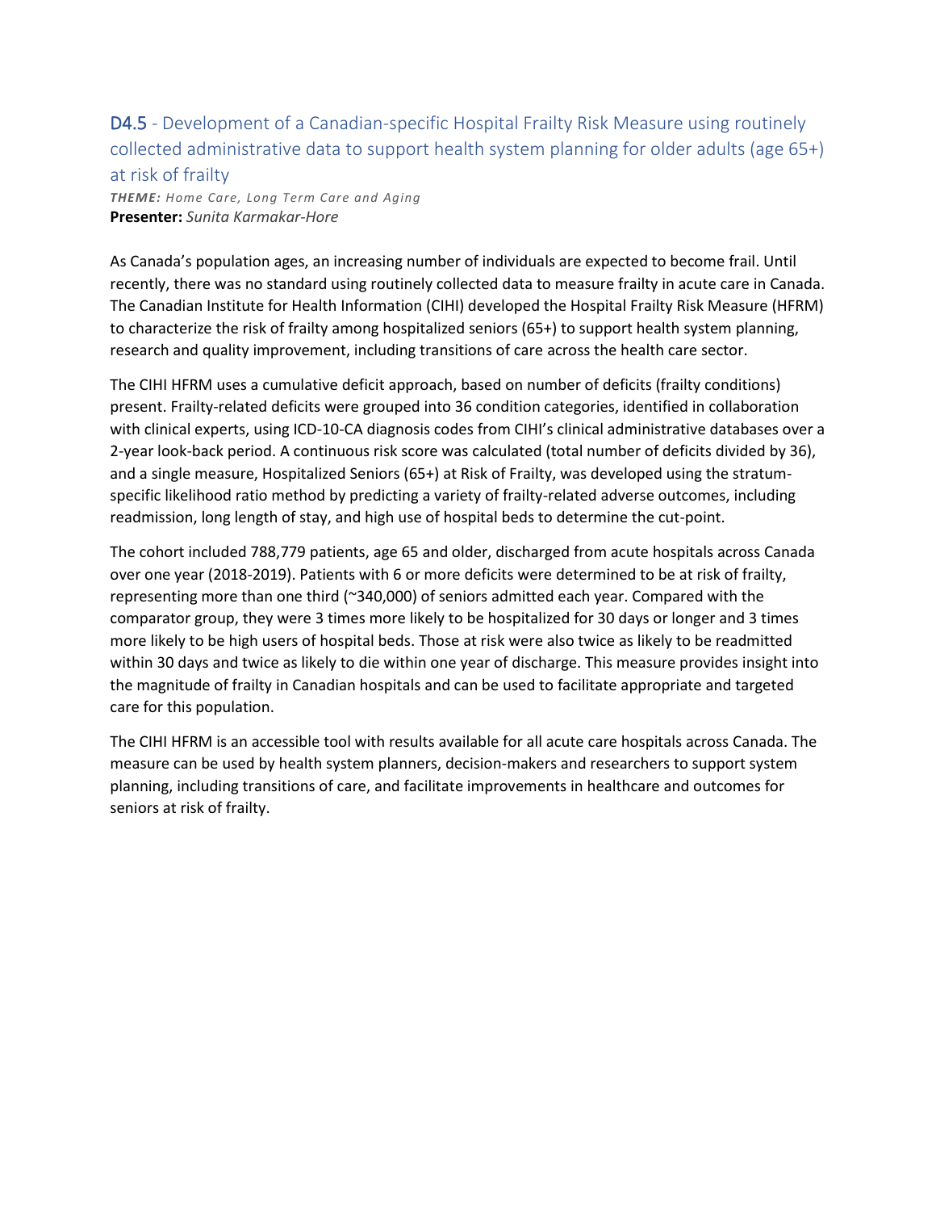## D4.5 - Development of a Canadian-specific Hospital Frailty Risk Measure using routinely collected administrative data to support health system planning for older adults (age 65+) at risk of frailty

***THEME:** Home Care, Long Term Care and Aging*

**Presenter:** *Sunita Karmakar-Hore*

As Canada's population ages, an increasing number of individuals are expected to become frail. Until recently, there was no standard using routinely collected data to measure frailty in acute care in Canada. The Canadian Institute for Health Information (CIHI) developed the Hospital Frailty Risk Measure (HFRM) to characterize the risk of frailty among hospitalized seniors (65+) to support health system planning, research and quality improvement, including transitions of care across the health care sector.

The CIHI HFRM uses a cumulative deficit approach, based on number of deficits (frailty conditions) present. Frailty-related deficits were grouped into 36 condition categories, identified in collaboration with clinical experts, using ICD-10-CA diagnosis codes from CIHI's clinical administrative databases over a 2-year look-back period. A continuous risk score was calculated (total number of deficits divided by 36), and a single measure, Hospitalized Seniors (65+) at Risk of Frailty, was developed using the stratum-specific likelihood ratio method by predicting a variety of frailty-related adverse outcomes, including readmission, long length of stay, and high use of hospital beds to determine the cut-point.

The cohort included 788,779 patients, age 65 and older, discharged from acute hospitals across Canada over one year (2018-2019). Patients with 6 or more deficits were determined to be at risk of frailty, representing more than one third (~340,000) of seniors admitted each year. Compared with the comparator group, they were 3 times more likely to be hospitalized for 30 days or longer and 3 times more likely to be high users of hospital beds. Those at risk were also twice as likely to be readmitted within 30 days and twice as likely to die within one year of discharge. This measure provides insight into the magnitude of frailty in Canadian hospitals and can be used to facilitate appropriate and targeted care for this population.

The CIHI HFRM is an accessible tool with results available for all acute care hospitals across Canada. The measure can be used by health system planners, decision-makers and researchers to support system planning, including transitions of care, and facilitate improvements in healthcare and outcomes for seniors at risk of frailty.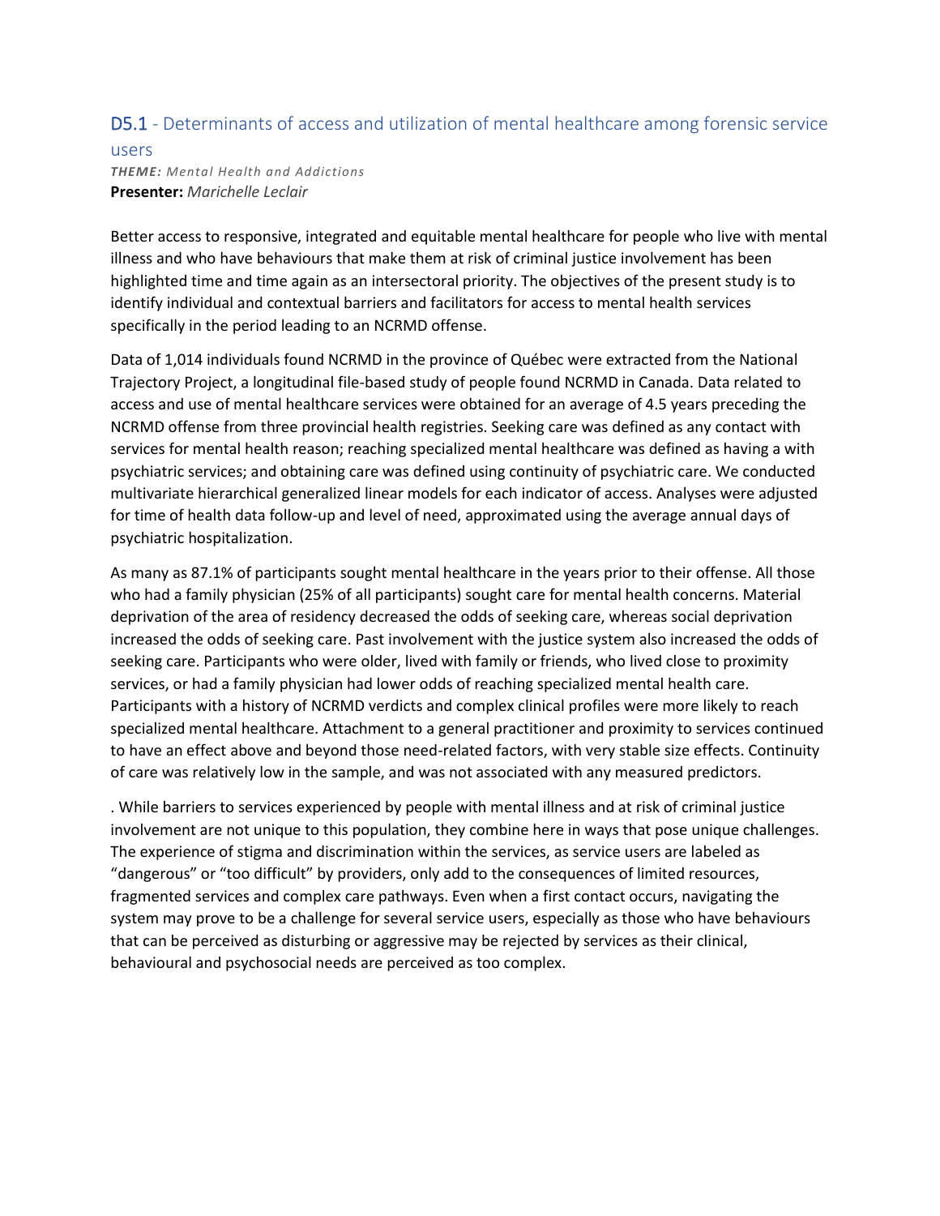## D5.1 - Determinants of access and utilization of mental healthcare among forensic service users

***THEME:*** *Mental Health and Addictions*
**Presenter:** *Marichelle Leclair*

Better access to responsive, integrated and equitable mental healthcare for people who live with mental illness and who have behaviours that make them at risk of criminal justice involvement has been highlighted time and time again as an intersectoral priority. The objectives of the present study is to identify individual and contextual barriers and facilitators for access to mental health services specifically in the period leading to an NCRMD offense.

Data of 1,014 individuals found NCRMD in the province of Québec were extracted from the National Trajectory Project, a longitudinal file-based study of people found NCRMD in Canada. Data related to access and use of mental healthcare services were obtained for an average of 4.5 years preceding the NCRMD offense from three provincial health registries. Seeking care was defined as any contact with services for mental health reason; reaching specialized mental healthcare was defined as having a with psychiatric services; and obtaining care was defined using continuity of psychiatric care. We conducted multivariate hierarchical generalized linear models for each indicator of access. Analyses were adjusted for time of health data follow-up and level of need, approximated using the average annual days of psychiatric hospitalization.

As many as 87.1% of participants sought mental healthcare in the years prior to their offense. All those who had a family physician (25% of all participants) sought care for mental health concerns. Material deprivation of the area of residency decreased the odds of seeking care, whereas social deprivation increased the odds of seeking care. Past involvement with the justice system also increased the odds of seeking care. Participants who were older, lived with family or friends, who lived close to proximity services, or had a family physician had lower odds of reaching specialized mental health care. Participants with a history of NCRMD verdicts and complex clinical profiles were more likely to reach specialized mental healthcare. Attachment to a general practitioner and proximity to services continued to have an effect above and beyond those need-related factors, with very stable size effects. Continuity of care was relatively low in the sample, and was not associated with any measured predictors.

. While barriers to services experienced by people with mental illness and at risk of criminal justice involvement are not unique to this population, they combine here in ways that pose unique challenges. The experience of stigma and discrimination within the services, as service users are labeled as "dangerous" or "too difficult" by providers, only add to the consequences of limited resources, fragmented services and complex care pathways. Even when a first contact occurs, navigating the system may prove to be a challenge for several service users, especially as those who have behaviours that can be perceived as disturbing or aggressive may be rejected by services as their clinical, behavioural and psychosocial needs are perceived as too complex.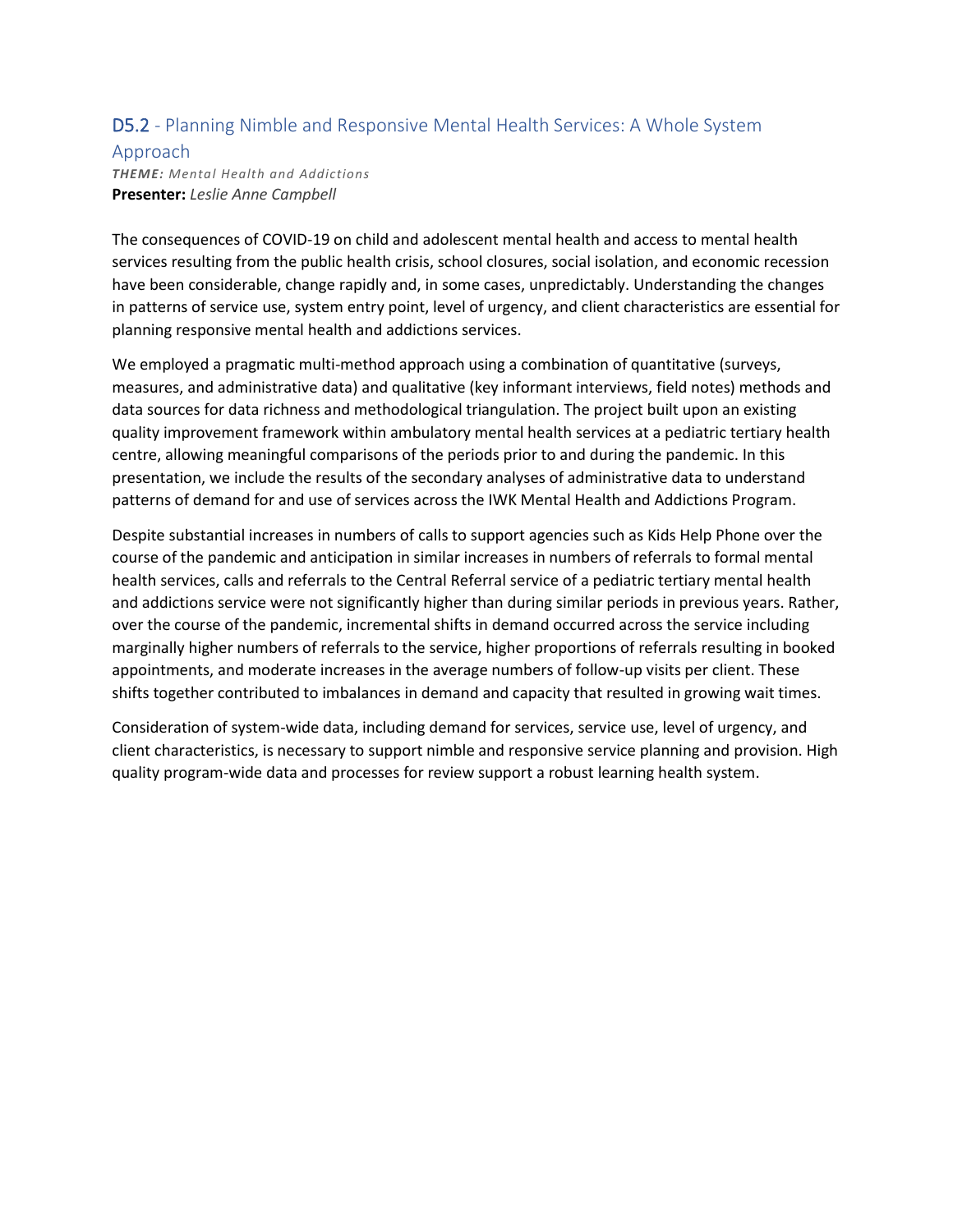## D5.2 - Planning Nimble and Responsive Mental Health Services: A Whole System Approach

***THEME:** Mental Health and Addictions*

**Presenter:** *Leslie Anne Campbell*

The consequences of COVID-19 on child and adolescent mental health and access to mental health services resulting from the public health crisis, school closures, social isolation, and economic recession have been considerable, change rapidly and, in some cases, unpredictably. Understanding the changes in patterns of service use, system entry point, level of urgency, and client characteristics are essential for planning responsive mental health and addictions services.

We employed a pragmatic multi-method approach using a combination of quantitative (surveys, measures, and administrative data) and qualitative (key informant interviews, field notes) methods and data sources for data richness and methodological triangulation. The project built upon an existing quality improvement framework within ambulatory mental health services at a pediatric tertiary health centre, allowing meaningful comparisons of the periods prior to and during the pandemic. In this presentation, we include the results of the secondary analyses of administrative data to understand patterns of demand for and use of services across the IWK Mental Health and Addictions Program.

Despite substantial increases in numbers of calls to support agencies such as Kids Help Phone over the course of the pandemic and anticipation in similar increases in numbers of referrals to formal mental health services, calls and referrals to the Central Referral service of a pediatric tertiary mental health and addictions service were not significantly higher than during similar periods in previous years. Rather, over the course of the pandemic, incremental shifts in demand occurred across the service including marginally higher numbers of referrals to the service, higher proportions of referrals resulting in booked appointments, and moderate increases in the average numbers of follow-up visits per client. These shifts together contributed to imbalances in demand and capacity that resulted in growing wait times.

Consideration of system-wide data, including demand for services, service use, level of urgency, and client characteristics, is necessary to support nimble and responsive service planning and provision. High quality program-wide data and processes for review support a robust learning health system.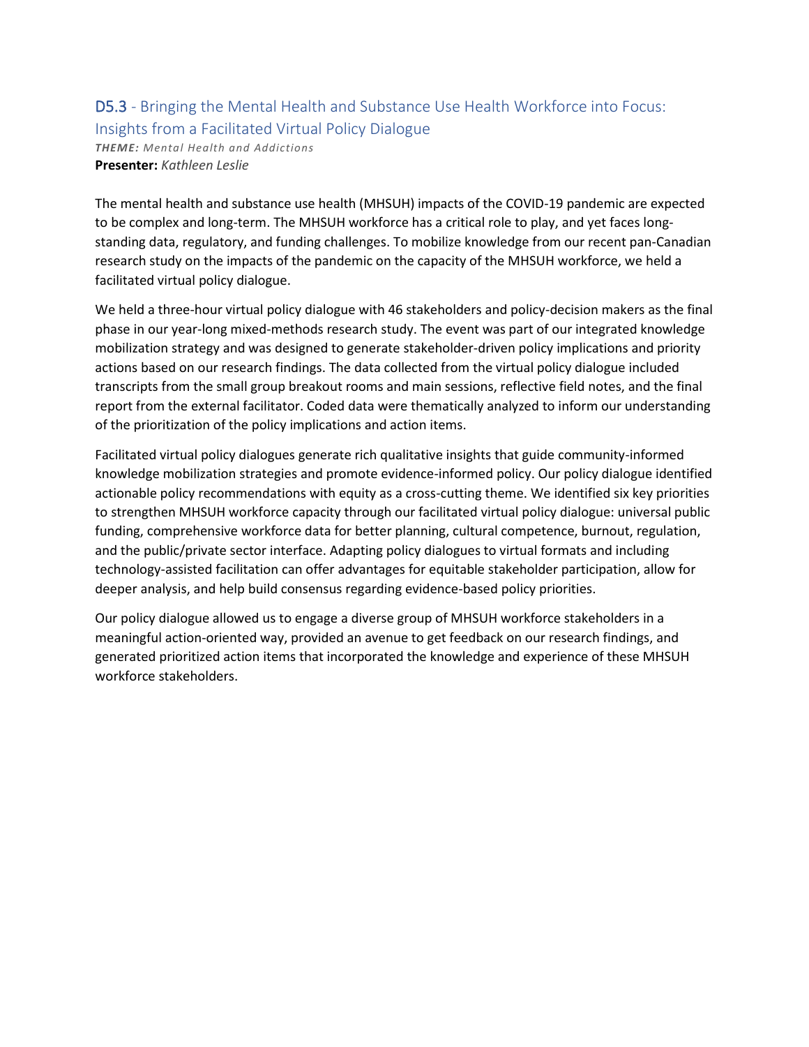## D5.3 - Bringing the Mental Health and Substance Use Health Workforce into Focus: Insights from a Facilitated Virtual Policy Dialogue

***THEME:*** *Mental Health and Addictions*
**Presenter:** *Kathleen Leslie*

The mental health and substance use health (MHSUH) impacts of the COVID-19 pandemic are expected to be complex and long-term. The MHSUH workforce has a critical role to play, and yet faces long-standing data, regulatory, and funding challenges. To mobilize knowledge from our recent pan-Canadian research study on the impacts of the pandemic on the capacity of the MHSUH workforce, we held a facilitated virtual policy dialogue.

We held a three-hour virtual policy dialogue with 46 stakeholders and policy-decision makers as the final phase in our year-long mixed-methods research study. The event was part of our integrated knowledge mobilization strategy and was designed to generate stakeholder-driven policy implications and priority actions based on our research findings. The data collected from the virtual policy dialogue included transcripts from the small group breakout rooms and main sessions, reflective field notes, and the final report from the external facilitator. Coded data were thematically analyzed to inform our understanding of the prioritization of the policy implications and action items.

Facilitated virtual policy dialogues generate rich qualitative insights that guide community-informed knowledge mobilization strategies and promote evidence-informed policy. Our policy dialogue identified actionable policy recommendations with equity as a cross-cutting theme. We identified six key priorities to strengthen MHSUH workforce capacity through our facilitated virtual policy dialogue: universal public funding, comprehensive workforce data for better planning, cultural competence, burnout, regulation, and the public/private sector interface. Adapting policy dialogues to virtual formats and including technology-assisted facilitation can offer advantages for equitable stakeholder participation, allow for deeper analysis, and help build consensus regarding evidence-based policy priorities.

Our policy dialogue allowed us to engage a diverse group of MHSUH workforce stakeholders in a meaningful action-oriented way, provided an avenue to get feedback on our research findings, and generated prioritized action items that incorporated the knowledge and experience of these MHSUH workforce stakeholders.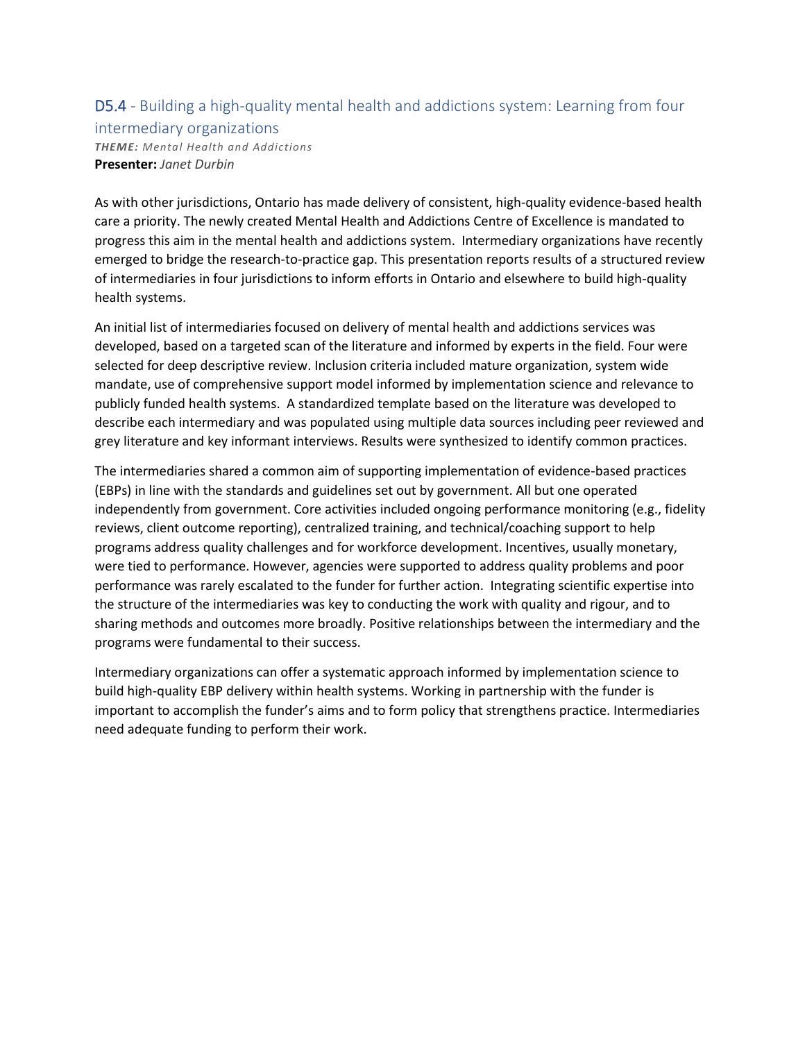## D5.4 - Building a high-quality mental health and addictions system: Learning from four intermediary organizations

***THEME:*** *Mental Health and Addictions*
**Presenter:** *Janet Durbin*

As with other jurisdictions, Ontario has made delivery of consistent, high-quality evidence-based health care a priority. The newly created Mental Health and Addictions Centre of Excellence is mandated to progress this aim in the mental health and addictions system. Intermediary organizations have recently emerged to bridge the research-to-practice gap. This presentation reports results of a structured review of intermediaries in four jurisdictions to inform efforts in Ontario and elsewhere to build high-quality health systems.

An initial list of intermediaries focused on delivery of mental health and addictions services was developed, based on a targeted scan of the literature and informed by experts in the field. Four were selected for deep descriptive review. Inclusion criteria included mature organization, system wide mandate, use of comprehensive support model informed by implementation science and relevance to publicly funded health systems. A standardized template based on the literature was developed to describe each intermediary and was populated using multiple data sources including peer reviewed and grey literature and key informant interviews. Results were synthesized to identify common practices.

The intermediaries shared a common aim of supporting implementation of evidence-based practices (EBPs) in line with the standards and guidelines set out by government. All but one operated independently from government. Core activities included ongoing performance monitoring (e.g., fidelity reviews, client outcome reporting), centralized training, and technical/coaching support to help programs address quality challenges and for workforce development. Incentives, usually monetary, were tied to performance. However, agencies were supported to address quality problems and poor performance was rarely escalated to the funder for further action. Integrating scientific expertise into the structure of the intermediaries was key to conducting the work with quality and rigour, and to sharing methods and outcomes more broadly. Positive relationships between the intermediary and the programs were fundamental to their success.

Intermediary organizations can offer a systematic approach informed by implementation science to build high-quality EBP delivery within health systems. Working in partnership with the funder is important to accomplish the funder's aims and to form policy that strengthens practice. Intermediaries need adequate funding to perform their work.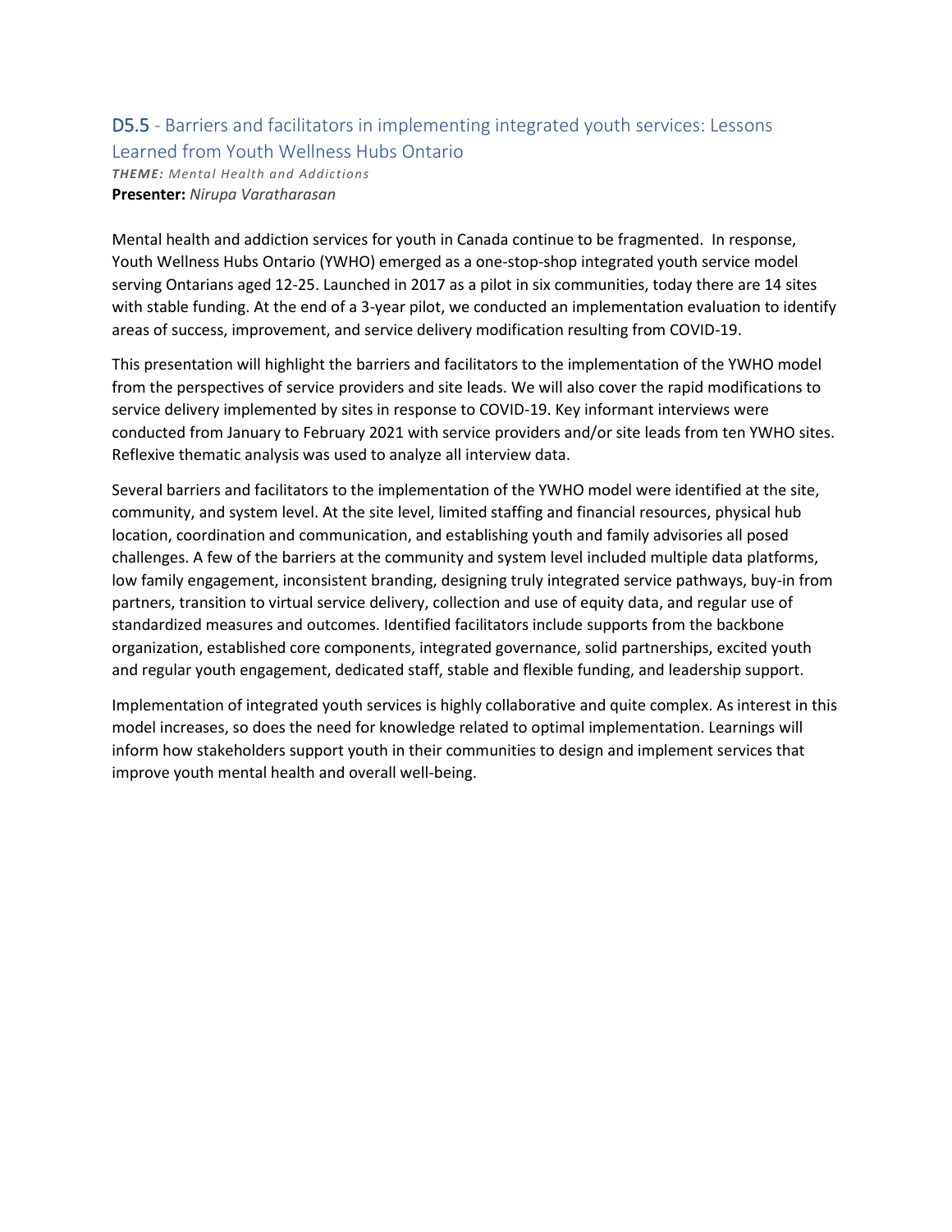## D5.5 - Barriers and facilitators in implementing integrated youth services: Lessons Learned from Youth Wellness Hubs Ontario

***THEME:*** *Mental Health and Addictions*

**Presenter:** *Nirupa Varatharasan*

Mental health and addiction services for youth in Canada continue to be fragmented. In response, Youth Wellness Hubs Ontario (YWHO) emerged as a one-stop-shop integrated youth service model serving Ontarians aged 12-25. Launched in 2017 as a pilot in six communities, today there are 14 sites with stable funding. At the end of a 3-year pilot, we conducted an implementation evaluation to identify areas of success, improvement, and service delivery modification resulting from COVID-19.

This presentation will highlight the barriers and facilitators to the implementation of the YWHO model from the perspectives of service providers and site leads. We will also cover the rapid modifications to service delivery implemented by sites in response to COVID-19. Key informant interviews were conducted from January to February 2021 with service providers and/or site leads from ten YWHO sites. Reflexive thematic analysis was used to analyze all interview data.

Several barriers and facilitators to the implementation of the YWHO model were identified at the site, community, and system level. At the site level, limited staffing and financial resources, physical hub location, coordination and communication, and establishing youth and family advisories all posed challenges. A few of the barriers at the community and system level included multiple data platforms, low family engagement, inconsistent branding, designing truly integrated service pathways, buy-in from partners, transition to virtual service delivery, collection and use of equity data, and regular use of standardized measures and outcomes. Identified facilitators include supports from the backbone organization, established core components, integrated governance, solid partnerships, excited youth and regular youth engagement, dedicated staff, stable and flexible funding, and leadership support.

Implementation of integrated youth services is highly collaborative and quite complex. As interest in this model increases, so does the need for knowledge related to optimal implementation. Learnings will inform how stakeholders support youth in their communities to design and implement services that improve youth mental health and overall well-being.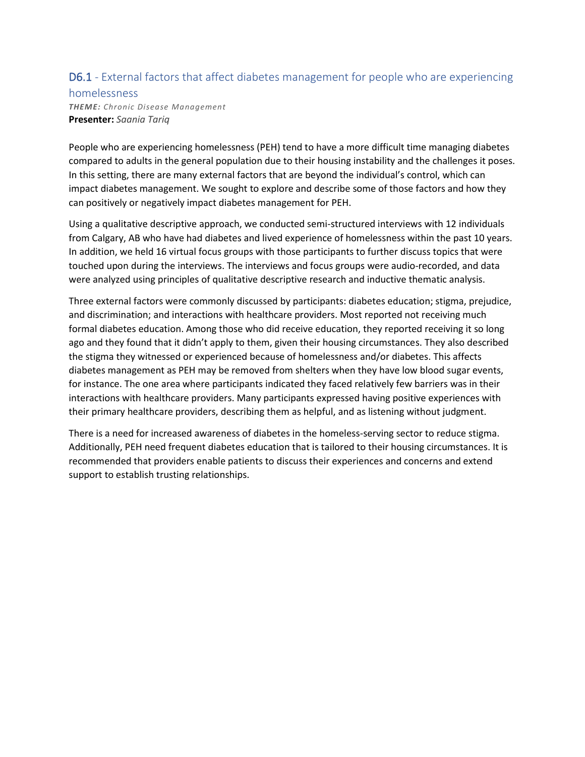## D6.1 - External factors that affect diabetes management for people who are experiencing homelessness

***THEME:*** *Chronic Disease Management*
**Presenter:** *Saania Tariq*

People who are experiencing homelessness (PEH) tend to have a more difficult time managing diabetes compared to adults in the general population due to their housing instability and the challenges it poses. In this setting, there are many external factors that are beyond the individual's control, which can impact diabetes management. We sought to explore and describe some of those factors and how they can positively or negatively impact diabetes management for PEH.

Using a qualitative descriptive approach, we conducted semi-structured interviews with 12 individuals from Calgary, AB who have had diabetes and lived experience of homelessness within the past 10 years. In addition, we held 16 virtual focus groups with those participants to further discuss topics that were touched upon during the interviews. The interviews and focus groups were audio-recorded, and data were analyzed using principles of qualitative descriptive research and inductive thematic analysis.

Three external factors were commonly discussed by participants: diabetes education; stigma, prejudice, and discrimination; and interactions with healthcare providers. Most reported not receiving much formal diabetes education. Among those who did receive education, they reported receiving it so long ago and they found that it didn't apply to them, given their housing circumstances. They also described the stigma they witnessed or experienced because of homelessness and/or diabetes. This affects diabetes management as PEH may be removed from shelters when they have low blood sugar events, for instance. The one area where participants indicated they faced relatively few barriers was in their interactions with healthcare providers. Many participants expressed having positive experiences with their primary healthcare providers, describing them as helpful, and as listening without judgment.

There is a need for increased awareness of diabetes in the homeless-serving sector to reduce stigma. Additionally, PEH need frequent diabetes education that is tailored to their housing circumstances. It is recommended that providers enable patients to discuss their experiences and concerns and extend support to establish trusting relationships.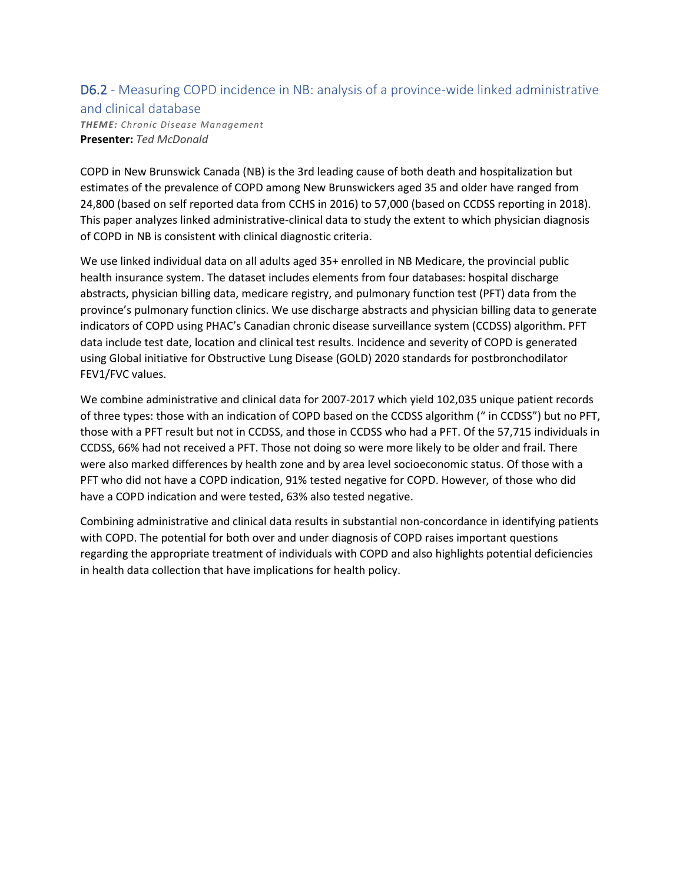## D6.2 - Measuring COPD incidence in NB: analysis of a province-wide linked administrative and clinical database

***THEME:*** *Chronic Disease Management*
**Presenter:** *Ted McDonald*

COPD in New Brunswick Canada (NB) is the 3rd leading cause of both death and hospitalization but estimates of the prevalence of COPD among New Brunswickers aged 35 and older have ranged from 24,800 (based on self reported data from CCHS in 2016) to 57,000 (based on CCDSS reporting in 2018). This paper analyzes linked administrative-clinical data to study the extent to which physician diagnosis of COPD in NB is consistent with clinical diagnostic criteria.

We use linked individual data on all adults aged 35+ enrolled in NB Medicare, the provincial public health insurance system. The dataset includes elements from four databases: hospital discharge abstracts, physician billing data, medicare registry, and pulmonary function test (PFT) data from the province's pulmonary function clinics. We use discharge abstracts and physician billing data to generate indicators of COPD using PHAC's Canadian chronic disease surveillance system (CCDSS) algorithm. PFT data include test date, location and clinical test results. Incidence and severity of COPD is generated using Global initiative for Obstructive Lung Disease (GOLD) 2020 standards for postbronchodilator FEV1/FVC values.

We combine administrative and clinical data for 2007-2017 which yield 102,035 unique patient records of three types: those with an indication of COPD based on the CCDSS algorithm (" in CCDSS") but no PFT, those with a PFT result but not in CCDSS, and those in CCDSS who had a PFT. Of the 57,715 individuals in CCDSS, 66% had not received a PFT. Those not doing so were more likely to be older and frail. There were also marked differences by health zone and by area level socioeconomic status. Of those with a PFT who did not have a COPD indication, 91% tested negative for COPD. However, of those who did have a COPD indication and were tested, 63% also tested negative.

Combining administrative and clinical data results in substantial non-concordance in identifying patients with COPD. The potential for both over and under diagnosis of COPD raises important questions regarding the appropriate treatment of individuals with COPD and also highlights potential deficiencies in health data collection that have implications for health policy.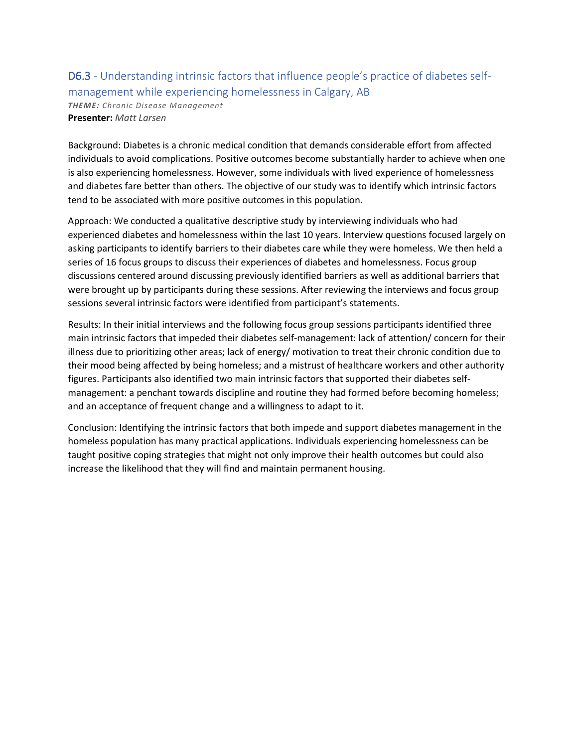## D6.3 - Understanding intrinsic factors that influence people's practice of diabetes self-management while experiencing homelessness in Calgary, AB

***THEME:** Chronic Disease Management*

**Presenter:** *Matt Larsen*

Background: Diabetes is a chronic medical condition that demands considerable effort from affected individuals to avoid complications. Positive outcomes become substantially harder to achieve when one is also experiencing homelessness. However, some individuals with lived experience of homelessness and diabetes fare better than others. The objective of our study was to identify which intrinsic factors tend to be associated with more positive outcomes in this population.

Approach: We conducted a qualitative descriptive study by interviewing individuals who had experienced diabetes and homelessness within the last 10 years. Interview questions focused largely on asking participants to identify barriers to their diabetes care while they were homeless. We then held a series of 16 focus groups to discuss their experiences of diabetes and homelessness. Focus group discussions centered around discussing previously identified barriers as well as additional barriers that were brought up by participants during these sessions. After reviewing the interviews and focus group sessions several intrinsic factors were identified from participant's statements.

Results: In their initial interviews and the following focus group sessions participants identified three main intrinsic factors that impeded their diabetes self-management: lack of attention/ concern for their illness due to prioritizing other areas; lack of energy/ motivation to treat their chronic condition due to their mood being affected by being homeless; and a mistrust of healthcare workers and other authority figures. Participants also identified two main intrinsic factors that supported their diabetes self-management: a penchant towards discipline and routine they had formed before becoming homeless; and an acceptance of frequent change and a willingness to adapt to it.

Conclusion: Identifying the intrinsic factors that both impede and support diabetes management in the homeless population has many practical applications. Individuals experiencing homelessness can be taught positive coping strategies that might not only improve their health outcomes but could also increase the likelihood that they will find and maintain permanent housing.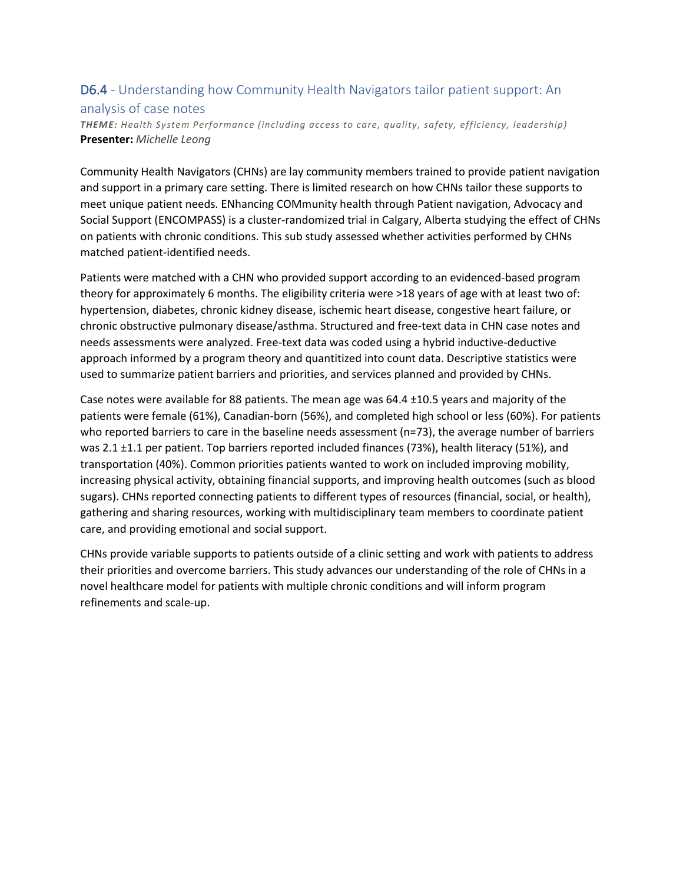## D6.4 - Understanding how Community Health Navigators tailor patient support: An analysis of case notes

***THEME:*** *Health System Performance (including access to care, quality, safety, efficiency, leadership)*
**Presenter:** *Michelle Leong*

Community Health Navigators (CHNs) are lay community members trained to provide patient navigation and support in a primary care setting. There is limited research on how CHNs tailor these supports to meet unique patient needs. ENhancing COMmunity health through Patient navigation, Advocacy and Social Support (ENCOMPASS) is a cluster-randomized trial in Calgary, Alberta studying the effect of CHNs on patients with chronic conditions. This sub study assessed whether activities performed by CHNs matched patient-identified needs.

Patients were matched with a CHN who provided support according to an evidenced-based program theory for approximately 6 months. The eligibility criteria were >18 years of age with at least two of: hypertension, diabetes, chronic kidney disease, ischemic heart disease, congestive heart failure, or chronic obstructive pulmonary disease/asthma. Structured and free-text data in CHN case notes and needs assessments were analyzed. Free-text data was coded using a hybrid inductive-deductive approach informed by a program theory and quantitized into count data. Descriptive statistics were used to summarize patient barriers and priorities, and services planned and provided by CHNs.

Case notes were available for 88 patients. The mean age was 64.4 ±10.5 years and majority of the patients were female (61%), Canadian-born (56%), and completed high school or less (60%). For patients who reported barriers to care in the baseline needs assessment (n=73), the average number of barriers was 2.1 ±1.1 per patient. Top barriers reported included finances (73%), health literacy (51%), and transportation (40%). Common priorities patients wanted to work on included improving mobility, increasing physical activity, obtaining financial supports, and improving health outcomes (such as blood sugars). CHNs reported connecting patients to different types of resources (financial, social, or health), gathering and sharing resources, working with multidisciplinary team members to coordinate patient care, and providing emotional and social support.

CHNs provide variable supports to patients outside of a clinic setting and work with patients to address their priorities and overcome barriers. This study advances our understanding of the role of CHNs in a novel healthcare model for patients with multiple chronic conditions and will inform program refinements and scale-up.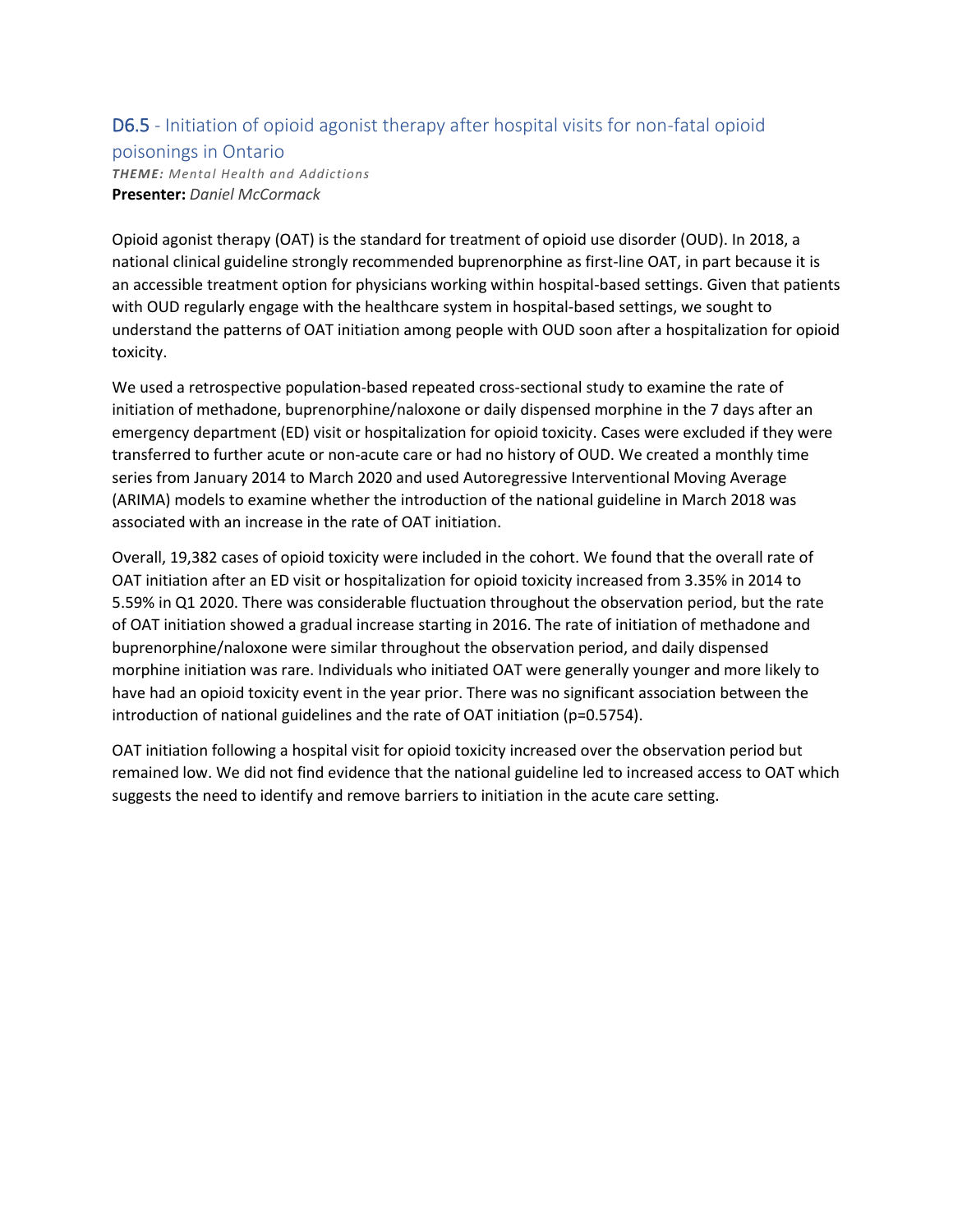## D6.5 - Initiation of opioid agonist therapy after hospital visits for non-fatal opioid poisonings in Ontario

***THEME:*** *Mental Health and Addictions*
**Presenter:** *Daniel McCormack*

Opioid agonist therapy (OAT) is the standard for treatment of opioid use disorder (OUD). In 2018, a national clinical guideline strongly recommended buprenorphine as first-line OAT, in part because it is an accessible treatment option for physicians working within hospital-based settings. Given that patients with OUD regularly engage with the healthcare system in hospital-based settings, we sought to understand the patterns of OAT initiation among people with OUD soon after a hospitalization for opioid toxicity.

We used a retrospective population-based repeated cross-sectional study to examine the rate of initiation of methadone, buprenorphine/naloxone or daily dispensed morphine in the 7 days after an emergency department (ED) visit or hospitalization for opioid toxicity. Cases were excluded if they were transferred to further acute or non-acute care or had no history of OUD. We created a monthly time series from January 2014 to March 2020 and used Autoregressive Interventional Moving Average (ARIMA) models to examine whether the introduction of the national guideline in March 2018 was associated with an increase in the rate of OAT initiation.

Overall, 19,382 cases of opioid toxicity were included in the cohort. We found that the overall rate of OAT initiation after an ED visit or hospitalization for opioid toxicity increased from 3.35% in 2014 to 5.59% in Q1 2020. There was considerable fluctuation throughout the observation period, but the rate of OAT initiation showed a gradual increase starting in 2016. The rate of initiation of methadone and buprenorphine/naloxone were similar throughout the observation period, and daily dispensed morphine initiation was rare. Individuals who initiated OAT were generally younger and more likely to have had an opioid toxicity event in the year prior. There was no significant association between the introduction of national guidelines and the rate of OAT initiation ($p=0.5754$).

OAT initiation following a hospital visit for opioid toxicity increased over the observation period but remained low. We did not find evidence that the national guideline led to increased access to OAT which suggests the need to identify and remove barriers to initiation in the acute care setting.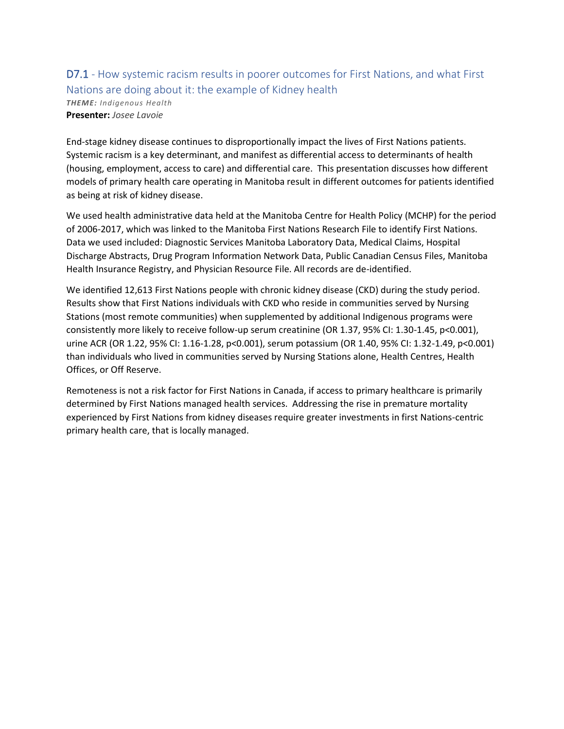## D7.1 - How systemic racism results in poorer outcomes for First Nations, and what First Nations are doing about it: the example of Kidney health

***THEME:*** *Indigenous Health*

**Presenter:** *Josee Lavoie*

End-stage kidney disease continues to disproportionally impact the lives of First Nations patients. Systemic racism is a key determinant, and manifest as differential access to determinants of health (housing, employment, access to care) and differential care. This presentation discusses how different models of primary health care operating in Manitoba result in different outcomes for patients identified as being at risk of kidney disease.

We used health administrative data held at the Manitoba Centre for Health Policy (MCHP) for the period of 2006-2017, which was linked to the Manitoba First Nations Research File to identify First Nations. Data we used included: Diagnostic Services Manitoba Laboratory Data, Medical Claims, Hospital Discharge Abstracts, Drug Program Information Network Data, Public Canadian Census Files, Manitoba Health Insurance Registry, and Physician Resource File. All records are de-identified.

We identified 12,613 First Nations people with chronic kidney disease (CKD) during the study period. Results show that First Nations individuals with CKD who reside in communities served by Nursing Stations (most remote communities) when supplemented by additional Indigenous programs were consistently more likely to receive follow-up serum creatinine (OR 1.37, 95% CI: 1.30-1.45, $p<0.001$), urine ACR (OR 1.22, 95% CI: 1.16-1.28, $p<0.001$), serum potassium (OR 1.40, 95% CI: 1.32-1.49, $p<0.001$) than individuals who lived in communities served by Nursing Stations alone, Health Centres, Health Offices, or Off Reserve.

Remoteness is not a risk factor for First Nations in Canada, if access to primary healthcare is primarily determined by First Nations managed health services. Addressing the rise in premature mortality experienced by First Nations from kidney diseases require greater investments in first Nations-centric primary health care, that is locally managed.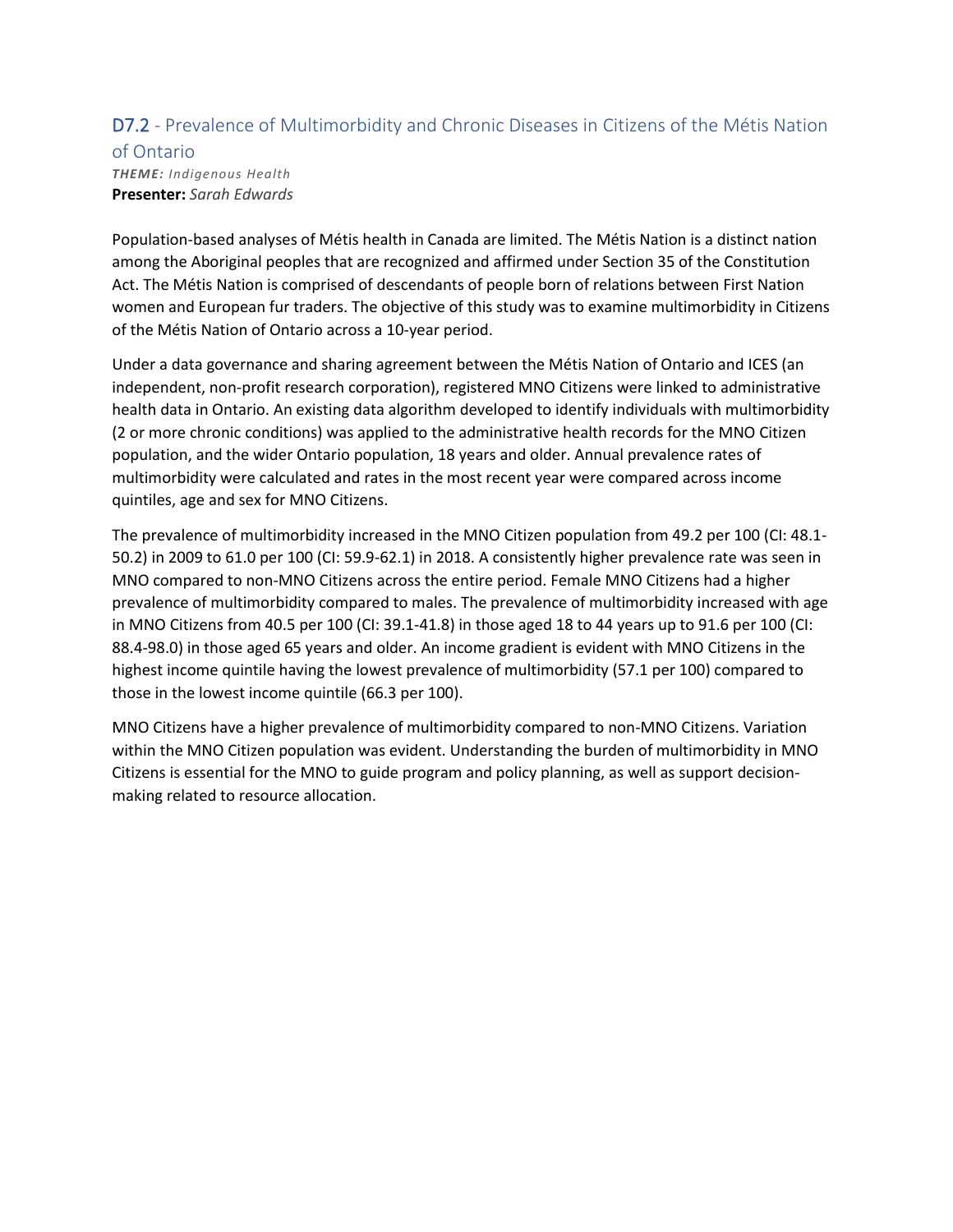## D7.2 - Prevalence of Multimorbidity and Chronic Diseases in Citizens of the Métis Nation of Ontario

***THEME:*** *Indigenous Health*
**Presenter:** *Sarah Edwards*

Population-based analyses of Métis health in Canada are limited. The Métis Nation is a distinct nation among the Aboriginal peoples that are recognized and affirmed under Section 35 of the Constitution Act. The Métis Nation is comprised of descendants of people born of relations between First Nation women and European fur traders. The objective of this study was to examine multimorbidity in Citizens of the Métis Nation of Ontario across a 10-year period.

Under a data governance and sharing agreement between the Métis Nation of Ontario and ICES (an independent, non-profit research corporation), registered MNO Citizens were linked to administrative health data in Ontario. An existing data algorithm developed to identify individuals with multimorbidity (2 or more chronic conditions) was applied to the administrative health records for the MNO Citizen population, and the wider Ontario population, 18 years and older. Annual prevalence rates of multimorbidity were calculated and rates in the most recent year were compared across income quintiles, age and sex for MNO Citizens.

The prevalence of multimorbidity increased in the MNO Citizen population from 49.2 per 100 (CI: 48.1-50.2) in 2009 to 61.0 per 100 (CI: 59.9-62.1) in 2018. A consistently higher prevalence rate was seen in MNO compared to non-MNO Citizens across the entire period. Female MNO Citizens had a higher prevalence of multimorbidity compared to males. The prevalence of multimorbidity increased with age in MNO Citizens from 40.5 per 100 (CI: 39.1-41.8) in those aged 18 to 44 years up to 91.6 per 100 (CI: 88.4-98.0) in those aged 65 years and older. An income gradient is evident with MNO Citizens in the highest income quintile having the lowest prevalence of multimorbidity (57.1 per 100) compared to those in the lowest income quintile (66.3 per 100).

MNO Citizens have a higher prevalence of multimorbidity compared to non-MNO Citizens. Variation within the MNO Citizen population was evident. Understanding the burden of multimorbidity in MNO Citizens is essential for the MNO to guide program and policy planning, as well as support decision-making related to resource allocation.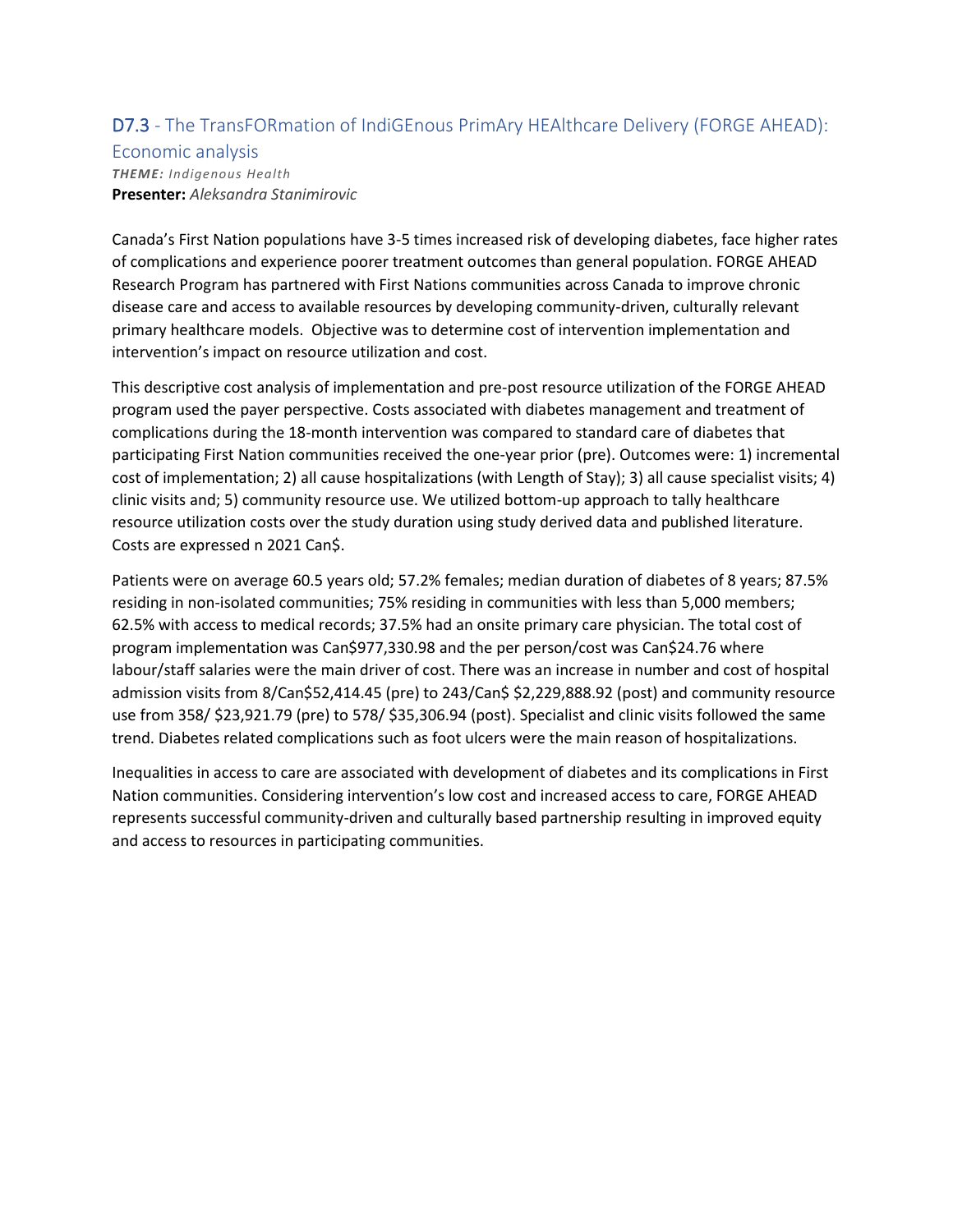## D7.3 - The TransFORmation of IndiGEnous PrimAry HEAlthcare Delivery (FORGE AHEAD): Economic analysis

***THEME:*** *Indigenous Health*
**Presenter:** *Aleksandra Stanimirovic*

Canada's First Nation populations have 3-5 times increased risk of developing diabetes, face higher rates of complications and experience poorer treatment outcomes than general population. FORGE AHEAD Research Program has partnered with First Nations communities across Canada to improve chronic disease care and access to available resources by developing community-driven, culturally relevant primary healthcare models. Objective was to determine cost of intervention implementation and intervention's impact on resource utilization and cost.

This descriptive cost analysis of implementation and pre-post resource utilization of the FORGE AHEAD program used the payer perspective. Costs associated with diabetes management and treatment of complications during the 18-month intervention was compared to standard care of diabetes that participating First Nation communities received the one-year prior (pre). Outcomes were: 1) incremental cost of implementation; 2) all cause hospitalizations (with Length of Stay); 3) all cause specialist visits; 4) clinic visits and; 5) community resource use. We utilized bottom-up approach to tally healthcare resource utilization costs over the study duration using study derived data and published literature. Costs are expressed n 2021 Can$.

Patients were on average 60.5 years old; 57.2% females; median duration of diabetes of 8 years; 87.5% residing in non-isolated communities; 75% residing in communities with less than 5,000 members; 62.5% with access to medical records; 37.5% had an onsite primary care physician. The total cost of program implementation was Can$977,330.98 and the per person/cost was Can$24.76 where labour/staff salaries were the main driver of cost. There was an increase in number and cost of hospital admission visits from 8/Can$52,414.45 (pre) to 243/Can$ $2,229,888.92 (post) and community resource use from 358/ $23,921.79 (pre) to 578/ $35,306.94 (post). Specialist and clinic visits followed the same trend. Diabetes related complications such as foot ulcers were the main reason of hospitalizations.

Inequalities in access to care are associated with development of diabetes and its complications in First Nation communities. Considering intervention's low cost and increased access to care, FORGE AHEAD represents successful community-driven and culturally based partnership resulting in improved equity and access to resources in participating communities.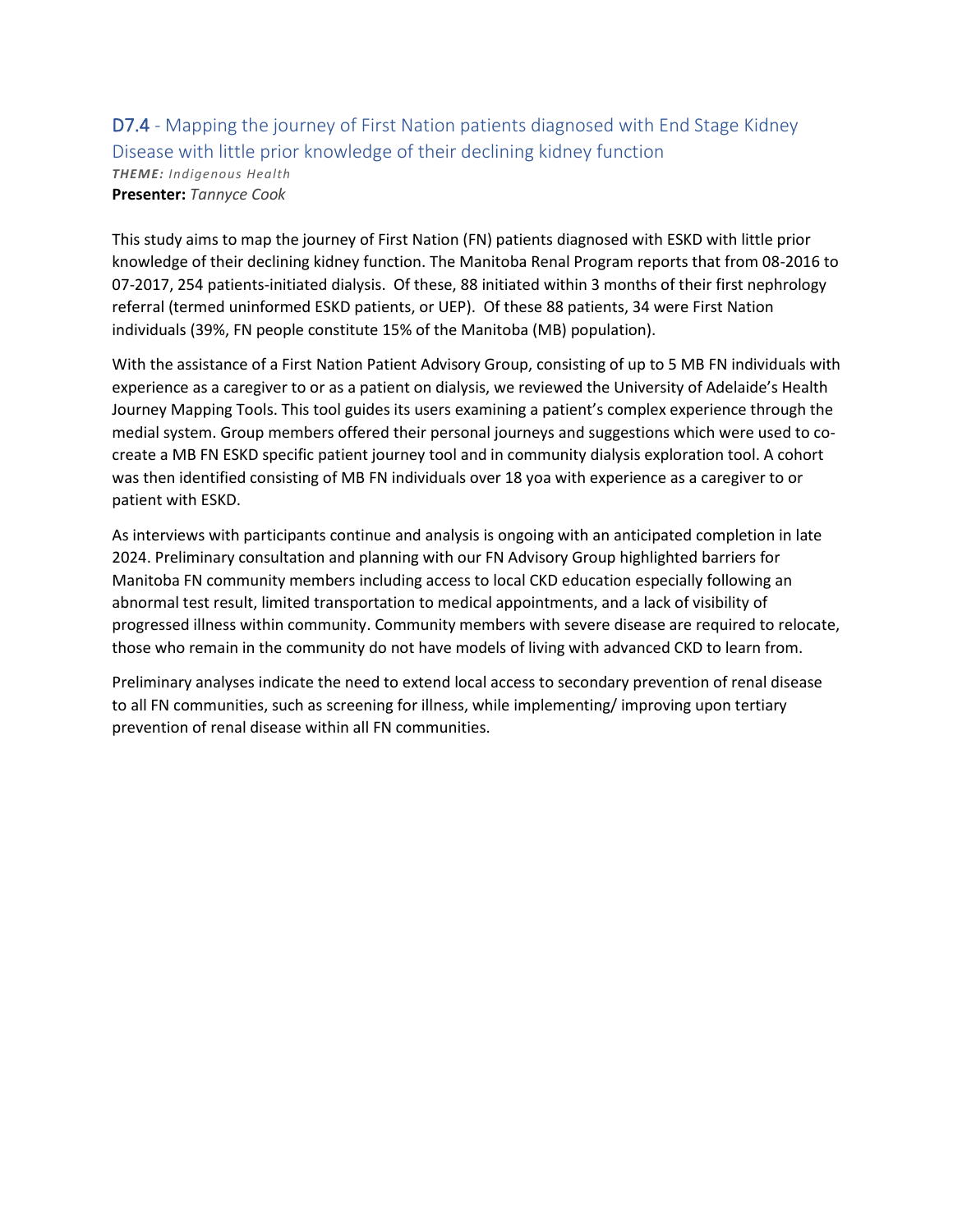## D7.4 - Mapping the journey of First Nation patients diagnosed with End Stage Kidney Disease with little prior knowledge of their declining kidney function

***THEME:** Indigenous Health*

**Presenter:** *Tannyce Cook*

This study aims to map the journey of First Nation (FN) patients diagnosed with ESKD with little prior knowledge of their declining kidney function. The Manitoba Renal Program reports that from 08-2016 to 07-2017, 254 patients-initiated dialysis. Of these, 88 initiated within 3 months of their first nephrology referral (termed uninformed ESKD patients, or UEP). Of these 88 patients, 34 were First Nation individuals (39%, FN people constitute 15% of the Manitoba (MB) population).

With the assistance of a First Nation Patient Advisory Group, consisting of up to 5 MB FN individuals with experience as a caregiver to or as a patient on dialysis, we reviewed the University of Adelaide's Health Journey Mapping Tools. This tool guides its users examining a patient's complex experience through the medial system. Group members offered their personal journeys and suggestions which were used to co-create a MB FN ESKD specific patient journey tool and in community dialysis exploration tool. A cohort was then identified consisting of MB FN individuals over 18 yoa with experience as a caregiver to or patient with ESKD.

As interviews with participants continue and analysis is ongoing with an anticipated completion in late 2024. Preliminary consultation and planning with our FN Advisory Group highlighted barriers for Manitoba FN community members including access to local CKD education especially following an abnormal test result, limited transportation to medical appointments, and a lack of visibility of progressed illness within community. Community members with severe disease are required to relocate, those who remain in the community do not have models of living with advanced CKD to learn from.

Preliminary analyses indicate the need to extend local access to secondary prevention of renal disease to all FN communities, such as screening for illness, while implementing/ improving upon tertiary prevention of renal disease within all FN communities.